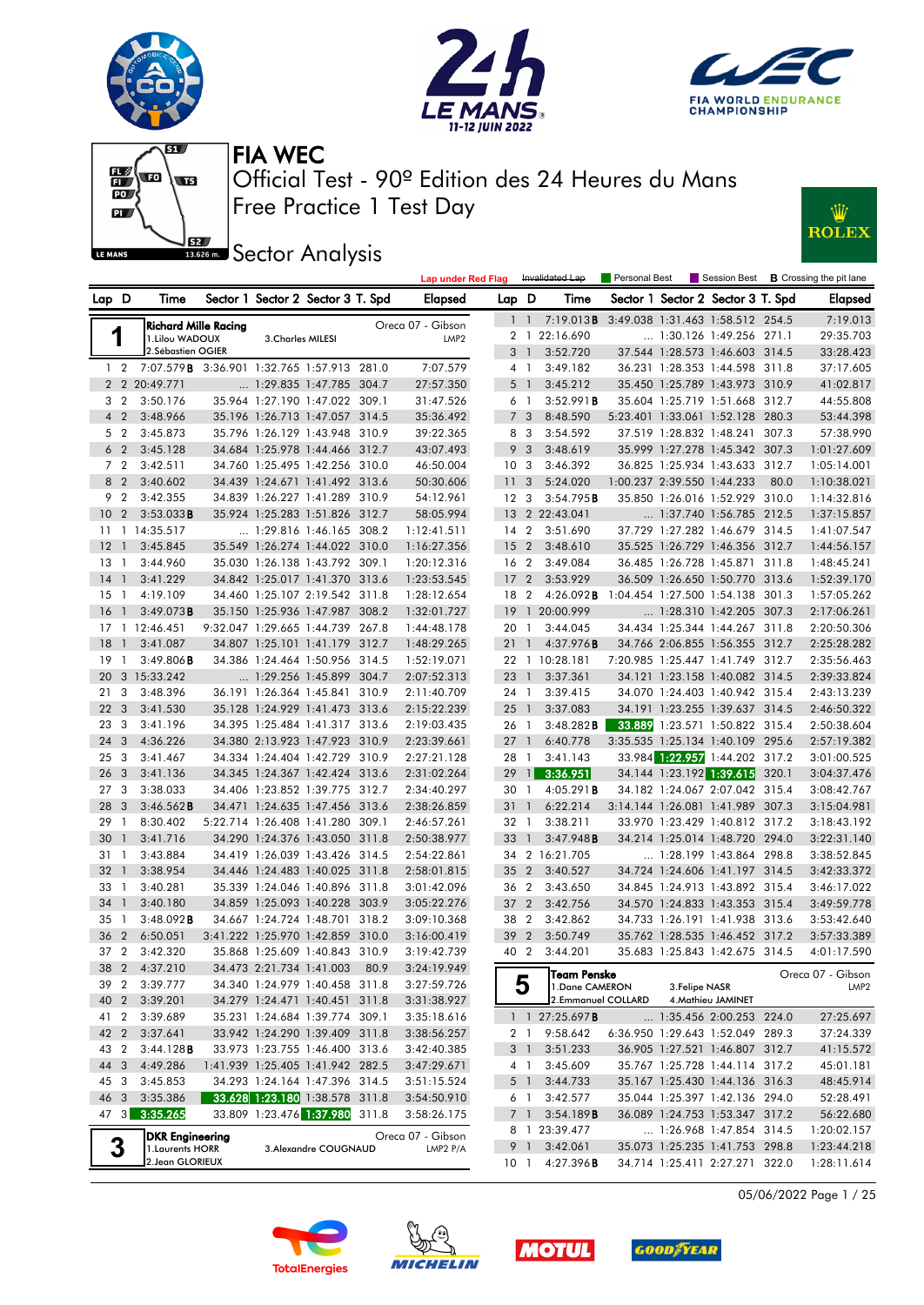# FIA WEC

## Official Test - 90º Edition des 24 Heures du Mans
## Free Practice 1 Test Day
## Sector Analysis

Lap under Red Flag | Invalidated Lap | Personal Best | Session Best | B Crossing the pit lane

### 1 — Richard Mille Racing — Oreca 07 - Gibson — LMP2
1.Lilou WADOUX, 2.Sébastien OGIER, 3.Charles MILESI

| Lap | D | Time | Sector 1 | Sector 2 | Sector 3 | T. Spd | Elapsed |
|---|---|---|---|---|---|---|---|
| 1 | 2 | 7:07.579B | 3:36.901 | 1:32.765 | 1:57.913 | 281.0 | 7:07.579 |
| 2 | 2 | 20:49.771 | ... | 1:29.835 | 1:47.785 | 304.7 | 27:57.350 |
| 3 | 2 | 3:50.176 | 35.964 | 1:27.190 | 1:47.022 | 309.1 | 31:47.526 |
| 4 | 2 | 3:48.966 | 35.196 | 1:26.713 | 1:47.057 | 314.5 | 35:36.492 |
| 5 | 2 | 3:45.873 | 35.796 | 1:26.129 | 1:43.948 | 310.9 | 39:22.365 |
| 6 | 2 | 3:45.128 | 34.684 | 1:25.978 | 1:44.466 | 312.7 | 43:07.493 |
| 7 | 2 | 3:42.511 | 34.760 | 1:25.495 | 1:42.256 | 310.0 | 46:50.004 |
| 8 | 2 | 3:40.602 | 34.439 | 1:24.671 | 1:41.492 | 313.6 | 50:30.606 |
| 9 | 2 | 3:42.355 | 34.839 | 1:26.227 | 1:41.289 | 310.9 | 54:12.961 |
| 10 | 2 | 3:53.033B | 35.924 | 1:25.283 | 1:51.826 | 312.7 | 58:05.994 |
| 11 | 1 | 14:35.517 | ... | 1:29.816 | 1:46.165 | 308.2 | 1:12:41.511 |
| 12 | 1 | 3:45.845 | 35.549 | 1:26.274 | 1:44.022 | 310.0 | 1:16:27.356 |
| 13 | 1 | 3:44.960 | 35.030 | 1:26.138 | 1:43.792 | 309.1 | 1:20:12.316 |
| 14 | 1 | 3:41.229 | 34.842 | 1:25.017 | 1:41.370 | 313.6 | 1:23:53.545 |
| 15 | 1 | 4:19.109 | 34.460 | 1:25.107 | 2:19.542 | 311.8 | 1:28:12.654 |
| 16 | 1 | 3:49.073B | 35.150 | 1:25.936 | 1:47.987 | 308.2 | 1:32:01.727 |
| 17 | 1 | 12:46.451 | 9:32.047 | 1:29.665 | 1:44.739 | 267.8 | 1:44:48.178 |
| 18 | 1 | 3:41.087 | 34.807 | 1:25.101 | 1:41.179 | 312.7 | 1:48:29.265 |
| 19 | 1 | 3:49.806B | 34.386 | 1:24.464 | 1:50.956 | 314.5 | 1:52:19.071 |
| 20 | 3 | 15:33.242 | ... | 1:29.256 | 1:45.899 | 304.7 | 2:07:52.313 |
| 21 | 3 | 3:48.396 | 36.191 | 1:26.364 | 1:45.841 | 310.9 | 2:11:40.709 |
| 22 | 3 | 3:41.530 | 35.128 | 1:24.929 | 1:41.473 | 313.6 | 2:15:22.239 |
| 23 | 3 | 3:41.196 | 34.395 | 1:25.484 | 1:41.317 | 313.6 | 2:19:03.435 |
| 24 | 3 | 4:36.226 | 34.380 | 2:13.923 | 1:47.923 | 310.9 | 2:23:39.661 |
| 25 | 3 | 3:41.467 | 34.334 | 1:24.404 | 1:42.729 | 310.9 | 2:27:21.128 |
| 26 | 3 | 3:41.136 | 34.345 | 1:24.367 | 1:42.424 | 313.6 | 2:31:02.264 |
| 27 | 3 | 3:38.033 | 34.406 | 1:23.852 | 1:39.775 | 312.7 | 2:34:40.297 |
| 28 | 3 | 3:46.562B | 34.471 | 1:24.635 | 1:47.456 | 313.6 | 2:38:26.859 |
| 29 | 1 | 8:30.402 | 5:22.714 | 1:26.408 | 1:41.280 | 309.1 | 2:46:57.261 |
| 30 | 1 | 3:41.716 | 34.290 | 1:24.376 | 1:43.050 | 311.8 | 2:50:38.977 |
| 31 | 1 | 3:43.884 | 34.419 | 1:26.039 | 1:43.426 | 314.5 | 2:54:22.861 |
| 32 | 1 | 3:38.954 | 34.446 | 1:24.483 | 1:40.025 | 311.8 | 2:58:01.815 |
| 33 | 1 | 3:40.281 | 35.339 | 1:24.046 | 1:40.896 | 311.8 | 3:01:42.096 |
| 34 | 1 | 3:40.180 | 34.859 | 1:25.093 | 1:40.228 | 303.9 | 3:05:22.276 |
| 35 | 1 | 3:48.092B | 34.667 | 1:24.724 | 1:48.701 | 318.2 | 3:09:10.368 |
| 36 | 2 | 6:50.051 | 3:41.222 | 1:25.970 | 1:42.859 | 310.0 | 3:16:00.419 |
| 37 | 2 | 3:42.320 | 35.868 | 1:25.609 | 1:40.843 | 310.9 | 3:19:42.739 |
| 38 | 2 | 4:37.210 | 34.473 | 2:21.734 | 1:41.003 | 80.9 | 3:24:19.949 |
| 39 | 2 | 3:39.777 | 34.340 | 1:24.979 | 1:40.458 | 311.8 | 3:27:59.726 |
| 40 | 2 | 3:39.201 | 34.279 | 1:24.471 | 1:40.451 | 311.8 | 3:31:38.927 |
| 41 | 2 | 3:39.689 | 35.231 | 1:24.684 | 1:39.774 | 309.1 | 3:35:18.616 |
| 42 | 2 | 3:37.641 | 33.942 | 1:24.290 | 1:39.409 | 311.8 | 3:38:56.257 |
| 43 | 2 | 3:44.128B | 33.973 | 1:23.755 | 1:46.400 | 313.6 | 3:42:40.385 |
| 44 | 3 | 4:49.286 | 1:41.942 | 1:25.405 | 1:41.942 | 282.5 | 3:47:29.671 |
| 45 | 3 | 3:45.853 | 34.293 | 1:24.164 | 1:47.396 | 314.5 | 3:51:15.524 |
| 46 | 3 | 3:35.386 | 33.628 | 1:23.180 | 1:38.578 | 311.8 | 3:54:50.910 |
| 47 | 3 | 3:35.265 | 33.809 | 1:23.476 | 1:37.980 | 311.8 | 3:58:26.175 |

### 3 — DKR Engineering — Oreca 07 - Gibson — LMP2 P/A
1.Laurents HORR, 2.Jean GLORIEUX, 3.Alexandre COUGNAUD

| Lap | D | Time | Sector 1 | Sector 2 | Sector 3 | T. Spd | Elapsed |
|---|---|---|---|---|---|---|---|
| 1 | 1 | 7:19.013B | 3:49.038 | 1:31.463 | 1:58.512 | 254.5 | 7:19.013 |
| 2 | 1 | 22:16.690 | ... | 1:30.126 | 1:49.256 | 271.1 | 29:35.703 |
| 3 | 1 | 3:52.720 | 37.544 | 1:28.573 | 1:46.603 | 314.5 | 33:28.423 |
| 4 | 1 | 3:49.182 | 36.231 | 1:28.353 | 1:44.598 | 311.8 | 37:17.605 |
| 5 | 1 | 3:45.212 | 35.450 | 1:25.789 | 1:43.973 | 310.9 | 41:02.817 |
| 6 | 1 | 3:52.991B | 35.604 | 1:25.719 | 1:51.668 | 312.7 | 44:55.808 |
| 7 | 3 | 8:48.590 | 5:23.401 | 1:33.061 | 1:52.128 | 280.3 | 53:44.398 |
| 8 | 3 | 3:54.592 | 37.519 | 1:28.832 | 1:48.241 | 307.3 | 57:38.990 |
| 9 | 3 | 3:48.619 | 35.999 | 1:27.278 | 1:45.342 | 307.3 | 1:01:27.609 |
| 10 | 3 | 3:46.392 | 36.825 | 1:25.934 | 1:43.633 | 312.7 | 1:05:14.001 |
| 11 | 3 | 5:24.020 | 1:00.237 | 2:39.550 | 1:44.233 | 80.0 | 1:10:38.021 |
| 12 | 3 | 3:54.795B | 35.850 | 1:26.016 | 1:52.929 | 310.0 | 1:14:32.816 |
| 13 | 2 | 22:43.041 | ... | 1:37.740 | 1:56.785 | 212.5 | 1:37:15.857 |
| 14 | 2 | 3:51.690 | 37.729 | 1:27.282 | 1:46.679 | 314.5 | 1:41:07.547 |
| 15 | 2 | 3:48.610 | 35.525 | 1:26.729 | 1:46.356 | 312.7 | 1:44:56.157 |
| 16 | 2 | 3:49.084 | 36.485 | 1:26.728 | 1:45.871 | 311.8 | 1:48:45.241 |
| 17 | 2 | 3:53.929 | 36.509 | 1:26.650 | 1:50.770 | 313.6 | 1:52:39.170 |
| 18 | 2 | 4:26.092B | 1:04.454 | 1:27.500 | 1:54.138 | 301.3 | 1:57:05.262 |
| 19 | 1 | 20:00.999 | ... | 1:28.310 | 1:42.205 | 307.3 | 2:17:06.261 |
| 20 | 1 | 3:44.045 | 34.434 | 1:25.344 | 1:44.267 | 311.8 | 2:20:50.306 |
| 21 | 1 | 4:37.976B | 34.766 | 2:06.855 | 1:56.355 | 312.7 | 2:25:28.282 |
| 22 | 1 | 10:28.181 | 7:20.985 | 1:25.447 | 1:41.749 | 312.7 | 2:35:56.463 |
| 23 | 1 | 3:37.361 | 34.121 | 1:23.158 | 1:40.082 | 314.5 | 2:39:33.824 |
| 24 | 1 | 3:39.415 | 34.070 | 1:24.403 | 1:40.942 | 315.4 | 2:43:13.239 |
| 25 | 1 | 3:37.083 | 34.191 | 1:23.255 | 1:39.637 | 314.5 | 2:46:50.322 |
| 26 | 1 | 3:48.282B | 33.889 | 1:23.571 | 1:50.822 | 315.4 | 2:50:38.604 |
| 27 | 1 | 6:40.778 | 3:35.535 | 1:25.134 | 1:40.109 | 295.6 | 2:57:19.382 |
| 28 | 1 | 3:41.143 | 33.984 | 1:22.957 | 1:44.202 | 317.2 | 3:01:00.525 |
| 29 | 1 | 3:36.951 | 34.144 | 1:23.192 | 1:39.615 | 320.1 | 3:04:37.476 |
| 30 | 1 | 4:05.291B | 34.182 | 1:24.067 | 2:07.042 | 315.4 | 3:08:42.767 |
| 31 | 1 | 6:22.214 | 3:14.144 | 1:26.081 | 1:41.989 | 307.3 | 3:15:04.981 |
| 32 | 1 | 3:38.211 | 33.970 | 1:23.429 | 1:40.812 | 317.2 | 3:18:43.192 |
| 33 | 1 | 3:47.948B | 34.214 | 1:25.014 | 1:48.720 | 294.0 | 3:22:31.140 |
| 34 | 2 | 16:21.705 | ... | 1:28.199 | 1:43.864 | 298.8 | 3:38:52.845 |
| 35 | 2 | 3:40.527 | 34.724 | 1:24.606 | 1:41.197 | 314.5 | 3:42:33.372 |
| 36 | 2 | 3:43.650 | 34.845 | 1:24.913 | 1:43.892 | 315.4 | 3:46:17.022 |
| 37 | 2 | 3:42.756 | 34.570 | 1:24.833 | 1:43.353 | 315.4 | 3:49:59.778 |
| 38 | 2 | 3:42.862 | 34.733 | 1:26.191 | 1:41.938 | 313.6 | 3:53:42.640 |
| 39 | 2 | 3:50.749 | 35.762 | 1:28.535 | 1:46.452 | 317.2 | 3:57:33.389 |
| 40 | 2 | 3:44.201 | 35.683 | 1:25.843 | 1:42.675 | 314.5 | 4:01:17.590 |

### 5 — Team Penske — Oreca 07 - Gibson — LMP2
1.Dane CAMERON, 2.Emmanuel COLLARD, 3.Felipe NASR, 4.Mathieu JAMINET

| Lap | D | Time | Sector 1 | Sector 2 | Sector 3 | T. Spd | Elapsed |
|---|---|---|---|---|---|---|---|
| 1 | 1 | 27:25.697B | ... | 1:35.456 | 2:00.253 | 224.0 | 27:25.697 |
| 2 | 1 | 9:58.642 | 6:36.950 | 1:29.643 | 1:52.049 | 289.3 | 37:24.339 |
| 3 | 1 | 3:51.233 | 36.905 | 1:27.521 | 1:46.807 | 312.7 | 41:15.572 |
| 4 | 1 | 3:45.609 | 35.767 | 1:25.728 | 1:44.114 | 317.2 | 45:01.181 |
| 5 | 1 | 3:44.733 | 35.167 | 1:25.430 | 1:44.136 | 316.3 | 48:45.914 |
| 6 | 1 | 3:42.577 | 35.044 | 1:25.397 | 1:42.136 | 294.0 | 52:28.491 |
| 7 | 1 | 3:54.189B | 36.089 | 1:24.753 | 1:53.347 | 317.2 | 56:22.680 |
| 8 | 1 | 23:39.477 | ... | 1:26.968 | 1:47.854 | 314.5 | 1:20:02.157 |
| 9 | 1 | 3:42.061 | 35.073 | 1:25.235 | 1:41.753 | 298.8 | 1:23:44.218 |
| 10 | 1 | 4:27.396B | 34.714 | 1:25.411 | 2:27.271 | 322.0 | 1:28:11.614 |

05/06/2022 Page 1 / 25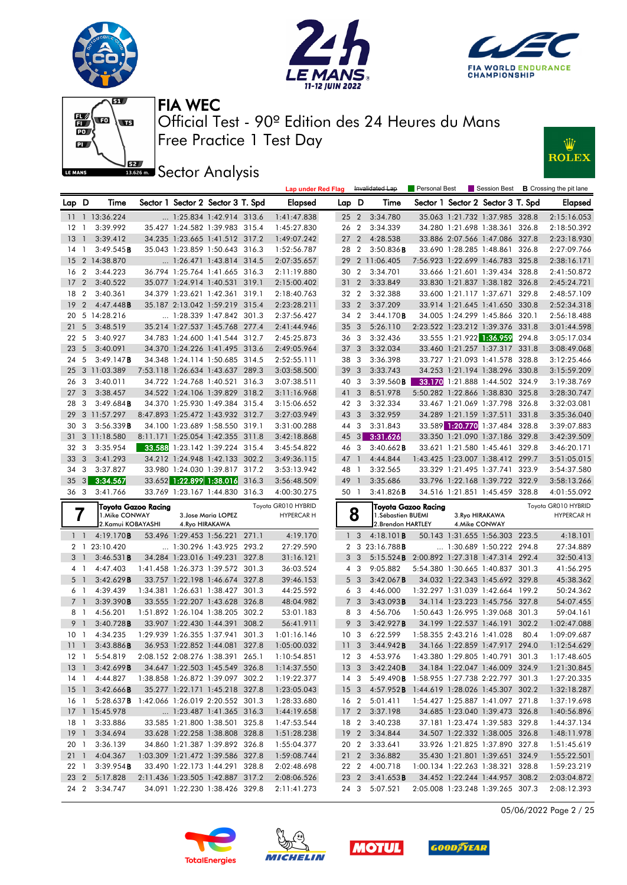# FIA WEC

## Official Test - 90º Edition des 24 Heures du Mans

## Free Practice 1 Test Day

## Sector Analysis

Lap under Red Flag | Invalidated Lap | Personal Best | Session Best | B Crossing the pit lane

| Lap | D | Time | Sector 1 | Sector 2 | Sector 3 | T. Spd | Elapsed |
|---|---|---|---|---|---|---|---|
| 11 | 1 | 13:36.224 | ... | 1:25.834 | 1:42.914 | 313.6 | 1:41:47.838 |
| 12 | 1 | 3:39.992 | 35.427 | 1:24.582 | 1:39.983 | 315.4 | 1:45:27.830 |
| 13 | 1 | 3:39.412 | 34.235 | 1:23.665 | 1:41.512 | 317.2 | 1:49:07.242 |
| 14 | 1 | 3:49.545B | 35.043 | 1:23.859 | 1:50.643 | 316.3 | 1:52:56.787 |
| 15 | 2 | 14:38.870 | ... | 1:26.471 | 1:43.814 | 314.5 | 2:07:35.657 |
| 16 | 2 | 3:44.223 | 36.794 | 1:25.764 | 1:41.665 | 316.3 | 2:11:19.880 |
| 17 | 2 | 3:40.522 | 35.077 | 1:24.914 | 1:40.531 | 319.1 | 2:15:00.402 |
| 18 | 2 | 3:40.361 | 34.379 | 1:23.621 | 1:42.361 | 319.1 | 2:18:40.763 |
| 19 | 2 | 4:47.448B | 35.187 | 2:13.042 | 1:59.219 | 315.4 | 2:23:28.211 |
| 20 | 5 | 14:28.216 | ... | 1:28.339 | 1:47.842 | 301.3 | 2:37:56.427 |
| 21 | 5 | 3:48.519 | 35.214 | 1:27.537 | 1:45.768 | 277.4 | 2:41:44.946 |
| 22 | 5 | 3:40.927 | 34.783 | 1:24.600 | 1:41.544 | 312.7 | 2:45:25.873 |
| 23 | 5 | 3:40.091 | 34.370 | 1:24.226 | 1:41.495 | 313.6 | 2:49:05.964 |
| 24 | 5 | 3:49.147B | 34.348 | 1:24.114 | 1:50.685 | 314.5 | 2:52:55.111 |
| 25 | 3 | 11:03.389 | 7:53.118 | 1:26.634 | 1:43.637 | 289.3 | 3:03:58.500 |
| 26 | 3 | 3:40.011 | 34.722 | 1:24.768 | 1:40.521 | 316.3 | 3:07:38.511 |
| 27 | 3 | 3:38.457 | 34.522 | 1:24.106 | 1:39.829 | 318.2 | 3:11:16.968 |
| 28 | 3 | 3:49.684B | 34.370 | 1:25.930 | 1:49.384 | 315.4 | 3:15:06.652 |
| 29 | 3 | 11:57.297 | 8:47.893 | 1:25.472 | 1:43.932 | 312.7 | 3:27:03.949 |
| 30 | 3 | 3:56.339B | 34.100 | 1:23.689 | 1:58.550 | 319.1 | 3:31:00.288 |
| 31 | 3 | 11:18.580 | 8:11.171 | 1:25.054 | 1:42.355 | 311.8 | 3:42:18.868 |
| 32 | 3 | 3:35.954 | 33.588 | 1:23.142 | 1:39.224 | 315.4 | 3:45:54.822 |
| 33 | 3 | 3:41.293 | 34.212 | 1:24.948 | 1:42.133 | 302.2 | 3:49:36.115 |
| 34 | 3 | 3:37.827 | 33.980 | 1:24.030 | 1:39.817 | 317.2 | 3:53:13.942 |
| 35 | 3 | 3:34.567 | 33.652 | 1:22.899 | 1:38.016 | 316.3 | 3:56:48.509 |
| 36 | 3 | 3:41.766 | 33.769 | 1:23.167 | 1:44.830 | 316.3 | 4:00:30.275 |

| Lap | D | Time | Sector 1 | Sector 2 | Sector 3 | T. Spd | Elapsed |
|---|---|---|---|---|---|---|---|
| 25 | 2 | 3:34.780 | 35.063 | 1:21.732 | 1:37.985 | 328.8 | 2:15:16.053 |
| 26 | 2 | 3:34.339 | 34.280 | 1:21.698 | 1:38.361 | 326.8 | 2:18:50.392 |
| 27 | 2 | 4:28.538 | 33.886 | 2:07.566 | 1:47.086 | 327.8 | 2:23:18.930 |
| 28 | 2 | 3:50.836B | 33.690 | 1:28.285 | 1:48.861 | 326.8 | 2:27:09.766 |
| 29 | 2 | 11:06.405 | 7:56.923 | 1:22.699 | 1:46.783 | 325.8 | 2:38:16.171 |
| 30 | 2 | 3:34.701 | 33.666 | 1:21.601 | 1:39.434 | 328.8 | 2:41:50.872 |
| 31 | 2 | 3:33.849 | 33.830 | 1:21.837 | 1:38.182 | 326.8 | 2:45:24.721 |
| 32 | 2 | 3:32.388 | 33.600 | 1:21.117 | 1:37.671 | 329.8 | 2:48:57.109 |
| 33 | 2 | 3:37.209 | 33.914 | 1:21.645 | 1:41.650 | 330.8 | 2:52:34.318 |
| 34 | 2 | 3:44.170B | 34.005 | 1:24.299 | 1:45.866 | 320.1 | 2:56:18.488 |
| 35 | 3 | 5:26.110 | 2:23.522 | 1:23.212 | 1:39.376 | 331.8 | 3:01:44.598 |
| 36 | 3 | 3:32.436 | 33.555 | 1:21.922 | 1:36.959 | 294.8 | 3:05:17.034 |
| 37 | 3 | 3:32.034 | 33.460 | 1:21.257 | 1:37.317 | 331.8 | 3:08:49.068 |
| 38 | 3 | 3:36.398 | 33.727 | 1:21.093 | 1:41.578 | 328.8 | 3:12:25.466 |
| 39 | 3 | 3:33.743 | 34.253 | 1:21.194 | 1:38.296 | 330.8 | 3:15:59.209 |
| 40 | 3 | 3:39.560B | 33.170 | 1:21.888 | 1:44.502 | 324.9 | 3:19:38.769 |
| 41 | 3 | 8:51.978 | 5:50.282 | 1:22.866 | 1:38.830 | 325.8 | 3:28:30.747 |
| 42 | 3 | 3:32.334 | 33.467 | 1:21.069 | 1:37.798 | 326.8 | 3:32:03.081 |
| 43 | 3 | 3:32.959 | 34.289 | 1:21.159 | 1:37.511 | 331.8 | 3:35:36.040 |
| 44 | 3 | 3:31.843 | 33.589 | 1:20.770 | 1:37.484 | 328.8 | 3:39:07.883 |
| 45 | 3 | 3:31.626 | 33.350 | 1:21.090 | 1:37.186 | 329.8 | 3:42:39.509 |
| 46 | 3 | 3:40.662B | 33.621 | 1:21.580 | 1:45.461 | 329.8 | 3:46:20.171 |
| 47 | 1 | 4:44.844 | 1:43.425 | 1:23.007 | 1:38.412 | 299.7 | 3:51:05.015 |
| 48 | 1 | 3:32.565 | 33.329 | 1:21.495 | 1:37.741 | 323.9 | 3:54:37.580 |
| 49 | 1 | 3:35.686 | 33.796 | 1:22.168 | 1:39.722 | 322.9 | 3:58:13.266 |
| 50 | 1 | 3:41.826B | 34.516 | 1:21.851 | 1:45.459 | 328.8 | 4:01:55.092 |

### 7 — Toyota Gazoo Racing — Toyota GR010 HYBRID — HYPERCAR H

1.Mike CONWAY, 2.Kamui KOBAYASHI, 3.Jose Maria LOPEZ, 4.Ryo HIRAKAWA

| Lap | D | Time | Sector 1 | Sector 2 | Sector 3 | T. Spd | Elapsed |
|---|---|---|---|---|---|---|---|
| 1 | 1 | 4:19.170B | 53.496 | 1:29.453 | 1:56.221 | 271.1 | 4:19.170 |
| 2 | 1 | 23:10.420 | ... | 1:30.296 | 1:43.925 | 293.2 | 27:29.590 |
| 3 | 1 | 3:46.531B | 34.284 | 1:23.016 | 1:49.231 | 327.8 | 31:16.121 |
| 4 | 1 | 4:47.403 | 1:41.458 | 1:26.373 | 1:39.572 | 301.3 | 36:03.524 |
| 5 | 1 | 3:42.629B | 33.757 | 1:22.198 | 1:46.674 | 327.8 | 39:46.153 |
| 6 | 1 | 4:39.439 | 1:34.381 | 1:26.631 | 1:38.427 | 301.3 | 44:25.592 |
| 7 | 1 | 3:39.390B | 33.555 | 1:22.207 | 1:43.628 | 326.8 | 48:04.982 |
| 8 | 1 | 4:56.201 | 1:51.892 | 1:26.112 | 1:38.197 | 302.2 | 53:01.183 |
| 9 | 1 | 3:40.728B | 33.907 | 1:22.430 | 1:44.391 | 308.2 | 56:41.911 |
| 10 | 1 | 4:34.235 | 1:29.939 | 1:26.355 | 1:37.941 | 301.3 | 1:01:16.146 |
| 11 | 1 | 3:43.886B | 36.953 | 1:22.852 | 1:44.081 | 327.8 | 1:05:00.032 |
| 12 | 1 | 5:54.819 | 2:08.152 | 2:08.276 | 1:38.391 | 265.1 | 1:10:54.851 |
| 13 | 1 | 3:42.699B | 34.647 | 1:22.503 | 1:45.549 | 326.8 | 1:14:37.550 |
| 14 | 1 | 4:44.827 | 1:38.858 | 1:26.872 | 1:39.097 | 302.2 | 1:19:22.377 |
| 15 | 1 | 3:42.666B | 35.277 | 1:22.171 | 1:45.218 | 327.8 | 1:23:05.043 |
| 16 | 1 | 5:28.637B | 1:42.066 | 1:26.019 | 2:20.552 | 301.3 | 1:28:33.680 |
| 17 | 1 | 15:45.978 | ... | 1:23.487 | 1:41.365 | 316.3 | 1:44:19.658 |
| 18 | 1 | 3:33.886 | 33.585 | 1:21.800 | 1:38.501 | 325.8 | 1:47:53.544 |
| 19 | 1 | 3:34.694 | 33.628 | 1:22.258 | 1:38.808 | 328.8 | 1:51:28.238 |
| 20 | 1 | 3:36.139 | 34.860 | 1:21.387 | 1:39.892 | 326.8 | 1:55:04.377 |
| 21 | 1 | 4:04.367 | 1:03.309 | 1:21.472 | 1:39.586 | 327.8 | 1:59:08.744 |
| 22 | 1 | 3:39.954B | 33.490 | 1:22.173 | 1:44.291 | 328.8 | 2:02:48.698 |
| 23 | 2 | 5:17.828 | 2:11.436 | 1:23.505 | 1:42.887 | 317.2 | 2:08:06.526 |
| 24 | 2 | 3:34.747 | 34.091 | 1:22.230 | 1:38.426 | 329.8 | 2:11:41.273 |

### 8 — Toyota Gazoo Racing — Toyota GR010 HYBRID — HYPERCAR H

1.Sébastien BUEMI, 2.Brendon HARTLEY, 3.Ryo HIRAKAWA, 4.Mike CONWAY

| Lap | D | Time | Sector 1 | Sector 2 | Sector 3 | T. Spd | Elapsed |
|---|---|---|---|---|---|---|---|
| 1 | 3 | 4:18.101B | 50.143 | 1:31.655 | 1:56.303 | 223.5 | 4:18.101 |
| 2 | 3 | 23:16.788B | ... | 1:30.689 | 1:50.222 | 294.8 | 27:34.889 |
| 3 | 3 | 5:15.524B | 2:00.892 | 1:27.318 | 1:47.314 | 292.4 | 32:50.413 |
| 4 | 3 | 9:05.882 | 5:54.380 | 1:30.665 | 1:40.837 | 301.3 | 41:56.295 |
| 5 | 3 | 3:42.067B | 34.032 | 1:22.343 | 1:45.692 | 329.8 | 45:38.362 |
| 6 | 3 | 4:46.000 | 1:32.297 | 1:31.039 | 1:42.664 | 199.2 | 50:24.362 |
| 7 | 3 | 3:43.093B | 34.114 | 1:23.223 | 1:45.756 | 327.8 | 54:07.455 |
| 8 | 3 | 4:56.706 | 1:50.643 | 1:26.995 | 1:39.068 | 301.3 | 59:04.161 |
| 9 | 3 | 3:42.927B | 34.199 | 1:22.537 | 1:46.191 | 302.2 | 1:02:47.088 |
| 10 | 3 | 6:22.599 | 1:58.355 | 2:43.216 | 1:41.028 | 80.4 | 1:09:09.687 |
| 11 | 3 | 3:44.942B | 34.166 | 1:22.859 | 1:47.917 | 294.0 | 1:12:54.629 |
| 12 | 3 | 4:53.976 | 1:43.380 | 1:29.805 | 1:40.791 | 301.3 | 1:17:48.605 |
| 13 | 3 | 3:42.240B | 34.184 | 1:22.047 | 1:46.009 | 324.9 | 1:21:30.845 |
| 14 | 3 | 5:49.490B | 1:58.955 | 1:27.738 | 2:22.797 | 301.3 | 1:27:20.335 |
| 15 | 3 | 4:57.952B | 1:44.619 | 1:28.026 | 1:45.307 | 302.2 | 1:32:18.287 |
| 16 | 2 | 5:01.411 | 1:54.427 | 1:25.887 | 1:41.097 | 271.8 | 1:37:19.698 |
| 17 | 2 | 3:37.198 | 34.685 | 1:23.040 | 1:39.473 | 326.8 | 1:40:56.896 |
| 18 | 2 | 3:40.238 | 37.181 | 1:23.474 | 1:39.583 | 329.8 | 1:44:37.134 |
| 19 | 2 | 3:34.844 | 34.507 | 1:22.332 | 1:38.005 | 326.8 | 1:48:11.978 |
| 20 | 2 | 3:33.641 | 33.926 | 1:21.825 | 1:37.890 | 327.8 | 1:51:45.619 |
| 21 | 2 | 3:36.882 | 35.430 | 1:21.801 | 1:39.651 | 324.9 | 1:55:22.501 |
| 22 | 2 | 4:00.718 | 1:00.134 | 1:22.263 | 1:38.321 | 328.8 | 1:59:23.219 |
| 23 | 2 | 3:41.653B | 34.452 | 1:22.244 | 1:44.957 | 308.2 | 2:03:04.872 |
| 24 | 3 | 5:07.521 | 2:05.008 | 1:23.248 | 1:39.265 | 307.3 | 2:08:12.393 |

05/06/2022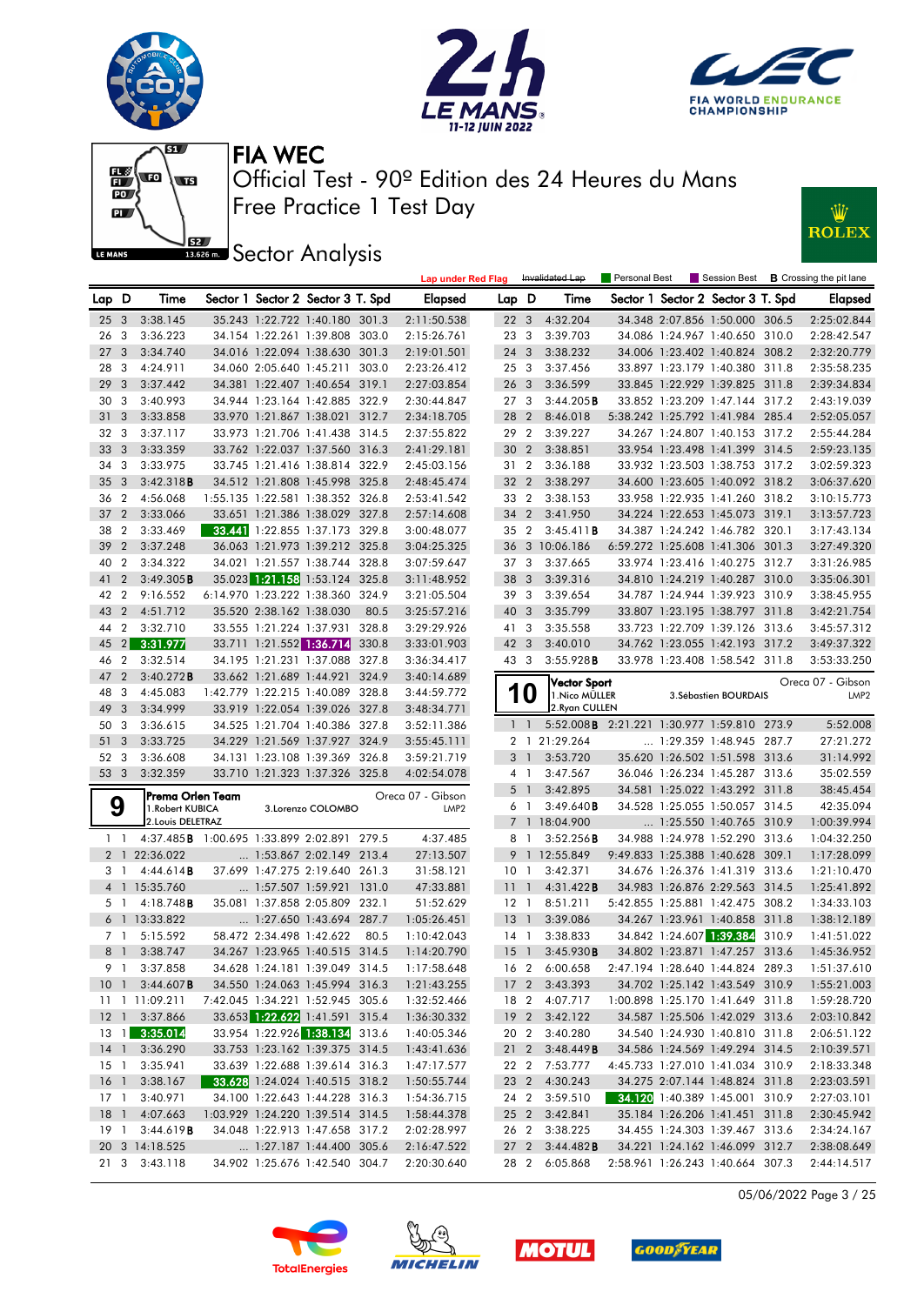# FIA WEC

Official Test - 90º Edition des 24 Heures du Mans

Free Practice 1 Test Day

## Sector Analysis

Lap under Red Flag | Invalidated Lap | Personal Best | Session Best | B Crossing the pit lane

| Lap | D | Time | Sector 1 | Sector 2 | Sector 3 | T. Spd | Elapsed |
|---|---|---|---|---|---|---|---|
| 25 | 3 | 3:38.145 | 35.243 | 1:22.722 | 1:40.180 | 301.3 | 2:11:50.538 |
| 26 | 3 | 3:36.223 | 34.154 | 1:22.261 | 1:39.808 | 303.0 | 2:15:26.761 |
| 27 | 3 | 3:34.740 | 34.016 | 1:22.094 | 1:38.630 | 301.3 | 2:19:01.501 |
| 28 | 3 | 4:24.911 | 34.060 | 2:05.640 | 1:45.211 | 303.0 | 2:23:26.412 |
| 29 | 3 | 3:37.442 | 34.381 | 1:22.407 | 1:40.654 | 319.1 | 2:27:03.854 |
| 30 | 3 | 3:40.993 | 34.944 | 1:23.164 | 1:42.885 | 322.9 | 2:30:44.847 |
| 31 | 3 | 3:33.858 | 33.970 | 1:21.867 | 1:38.021 | 312.7 | 2:34:18.705 |
| 32 | 3 | 3:37.117 | 33.973 | 1:21.706 | 1:41.438 | 314.5 | 2:37:55.822 |
| 33 | 3 | 3:33.359 | 33.762 | 1:22.037 | 1:37.560 | 316.3 | 2:41:29.181 |
| 34 | 3 | 3:33.975 | 33.745 | 1:21.416 | 1:38.814 | 322.9 | 2:45:03.156 |
| 35 | 3 | 3:42.318B | 34.512 | 1:21.808 | 1:45.998 | 325.8 | 2:48:45.474 |
| 36 | 2 | 4:56.068 | 1:55.135 | 1:22.581 | 1:38.352 | 326.8 | 2:53:41.542 |
| 37 | 2 | 3:33.066 | 33.651 | 1:21.386 | 1:38.029 | 327.8 | 2:57:14.608 |
| 38 | 2 | 3:33.469 | 33.441 | 1:22.855 | 1:37.173 | 329.8 | 3:00:48.077 |
| 39 | 2 | 3:37.248 | 36.063 | 1:21.973 | 1:39.212 | 325.8 | 3:04:25.325 |
| 40 | 2 | 3:34.322 | 34.021 | 1:21.557 | 1:38.744 | 328.8 | 3:07:59.647 |
| 41 | 2 | 3:49.305B | 35.023 | 1:21.158 | 1:53.124 | 325.8 | 3:11:48.952 |
| 42 | 2 | 9:16.552 | 6:14.970 | 1:23.222 | 1:38.360 | 324.9 | 3:21:05.504 |
| 43 | 2 | 4:51.712 | 35.520 | 2:38.162 | 1:38.030 | 80.5 | 3:25:57.216 |
| 44 | 2 | 3:32.710 | 33.555 | 1:21.224 | 1:37.931 | 328.8 | 3:29:29.926 |
| 45 | 2 | 3:31.977 | 33.711 | 1:21.552 | 1:36.714 | 330.8 | 3:33:01.903 |
| 46 | 2 | 3:32.514 | 34.195 | 1:21.231 | 1:37.088 | 327.8 | 3:36:34.417 |
| 47 | 2 | 3:40.272B | 33.662 | 1:21.689 | 1:44.921 | 324.9 | 3:40:14.689 |
| 48 | 3 | 4:45.083 | 1:42.779 | 1:22.215 | 1:40.089 | 328.8 | 3:44:59.772 |
| 49 | 3 | 3:34.999 | 33.919 | 1:22.054 | 1:39.026 | 327.8 | 3:48:34.771 |
| 50 | 3 | 3:36.615 | 34.525 | 1:21.704 | 1:40.386 | 327.8 | 3:52:11.386 |
| 51 | 3 | 3:33.725 | 34.229 | 1:21.569 | 1:37.927 | 324.9 | 3:55:45.111 |
| 52 | 3 | 3:36.608 | 34.131 | 1:23.108 | 1:39.369 | 326.8 | 3:59:21.719 |
| 53 | 3 | 3:32.359 | 33.710 | 1:21.323 | 1:37.326 | 325.8 | 4:02:54.078 |

### 9 - Prema Orlen Team - Oreca 07 - Gibson - LMP2
1.Robert KUBICA, 2.Louis DELETRAZ, 3.Lorenzo COLOMBO

| Lap | D | Time | Sector 1 | Sector 2 | Sector 3 | T. Spd | Elapsed |
|---|---|---|---|---|---|---|---|
| 1 | 1 | 4:37.485B | 1:00.695 | 1:33.899 | 2:02.891 | 279.5 | 4:37.485 |
| 2 | 1 | 22:36.022 | ... | 1:53.867 | 2:02.149 | 213.4 | 27:13.507 |
| 3 | 1 | 4:44.614B | 37.699 | 1:47.275 | 2:19.640 | 261.3 | 31:58.121 |
| 4 | 1 | 15:35.760 | ... | 1:57.507 | 1:59.921 | 131.0 | 47:33.881 |
| 5 | 1 | 4:18.748B | 35.081 | 1:37.858 | 2:05.809 | 232.1 | 51:52.629 |
| 6 | 1 | 13:33.822 | ... | 1:27.650 | 1:43.694 | 287.7 | 1:05:26.451 |
| 7 | 1 | 5:15.592 | 58.472 | 2:34.498 | 1:42.622 | 80.5 | 1:10:42.043 |
| 8 | 1 | 3:38.747 | 34.267 | 1:23.965 | 1:40.515 | 314.5 | 1:14:20.790 |
| 9 | 1 | 3:37.858 | 34.628 | 1:24.181 | 1:39.049 | 314.5 | 1:17:58.648 |
| 10 | 1 | 3:44.607B | 34.550 | 1:24.063 | 1:45.994 | 316.3 | 1:21:43.255 |
| 11 | 1 | 11:09.211 | 7:42.045 | 1:34.221 | 1:52.945 | 305.6 | 1:32:52.466 |
| 12 | 1 | 3:37.866 | 33.653 | 1:22.622 | 1:41.591 | 315.4 | 1:36:30.332 |
| 13 | 1 | 3:35.014 | 33.954 | 1:22.926 | 1:38.134 | 313.6 | 1:40:05.346 |
| 14 | 1 | 3:36.290 | 33.753 | 1:23.162 | 1:39.375 | 314.5 | 1:43:41.636 |
| 15 | 1 | 3:35.941 | 33.639 | 1:22.688 | 1:39.614 | 316.3 | 1:47:17.577 |
| 16 | 1 | 3:38.167 | 33.628 | 1:24.024 | 1:40.515 | 318.2 | 1:50:55.744 |
| 17 | 1 | 3:40.971 | 34.100 | 1:22.643 | 1:44.228 | 316.3 | 1:54:36.715 |
| 18 | 1 | 4:07.663 | 1:03.929 | 1:24.220 | 1:39.514 | 314.5 | 1:58:44.378 |
| 19 | 1 | 3:44.619B | 34.048 | 1:22.913 | 1:47.658 | 317.2 | 2:02:28.997 |
| 20 | 3 | 14:18.525 | ... | 1:27.187 | 1:44.400 | 305.6 | 2:16:47.522 |
| 21 | 3 | 3:43.118 | 34.902 | 1:25.676 | 1:42.540 | 304.7 | 2:20:30.640 |
| 22 | 3 | 4:32.204 | 34.348 | 2:07.856 | 1:50.000 | 306.5 | 2:25:02.844 |
| 23 | 3 | 3:39.703 | 34.086 | 1:24.967 | 1:40.650 | 310.0 | 2:28:42.547 |
| 24 | 3 | 3:38.232 | 34.006 | 1:23.402 | 1:40.824 | 308.2 | 2:32:20.779 |
| 25 | 3 | 3:37.456 | 33.897 | 1:23.179 | 1:40.380 | 311.8 | 2:35:58.235 |
| 26 | 3 | 3:36.599 | 33.845 | 1:22.929 | 1:39.825 | 311.8 | 2:39:34.834 |
| 27 | 3 | 3:44.205B | 33.852 | 1:23.209 | 1:47.144 | 317.2 | 2:43:19.039 |
| 28 | 2 | 8:46.018 | 5:38.242 | 1:25.792 | 1:41.984 | 285.4 | 2:52:05.057 |
| 29 | 2 | 3:39.227 | 34.267 | 1:24.807 | 1:40.153 | 317.2 | 2:55:44.284 |
| 30 | 2 | 3:38.851 | 33.954 | 1:23.498 | 1:41.399 | 314.5 | 2:59:23.135 |
| 31 | 2 | 3:36.188 | 33.932 | 1:23.503 | 1:38.753 | 317.2 | 3:02:59.323 |
| 32 | 2 | 3:38.297 | 34.600 | 1:23.605 | 1:40.092 | 318.2 | 3:06:37.620 |
| 33 | 2 | 3:38.153 | 33.958 | 1:22.935 | 1:41.260 | 318.2 | 3:10:15.773 |
| 34 | 2 | 3:41.950 | 34.224 | 1:22.653 | 1:45.073 | 319.1 | 3:13:57.723 |
| 35 | 2 | 3:45.411B | 34.387 | 1:24.242 | 1:46.782 | 320.1 | 3:17:43.134 |
| 36 | 3 | 10:06.186 | 6:59.272 | 1:25.608 | 1:41.306 | 301.3 | 3:27:49.320 |
| 37 | 3 | 3:37.665 | 33.974 | 1:23.416 | 1:40.275 | 312.7 | 3:31:26.985 |
| 38 | 3 | 3:39.316 | 34.810 | 1:24.219 | 1:40.287 | 310.0 | 3:35:06.301 |
| 39 | 3 | 3:39.654 | 34.787 | 1:24.944 | 1:39.923 | 310.9 | 3:38:45.955 |
| 40 | 3 | 3:35.799 | 33.807 | 1:23.195 | 1:38.797 | 311.8 | 3:42:21.754 |
| 41 | 3 | 3:35.558 | 33.723 | 1:22.709 | 1:39.126 | 313.6 | 3:45:57.312 |
| 42 | 3 | 3:40.010 | 34.762 | 1:23.055 | 1:42.193 | 317.2 | 3:49:37.322 |
| 43 | 3 | 3:55.928B | 33.978 | 1:23.408 | 1:58.542 | 311.8 | 3:53:33.250 |

### 10 - Vector Sport - Oreca 07 - Gibson - LMP2
1.Nico MÜLLER, 2.Ryan CULLEN, 3.Sébastien BOURDAIS

| Lap | D | Time | Sector 1 | Sector 2 | Sector 3 | T. Spd | Elapsed |
|---|---|---|---|---|---|---|---|
| 1 | 1 | 5:52.008B | 2:21.221 | 1:30.977 | 1:59.810 | 273.9 | 5:52.008 |
| 2 | 1 | 21:29.264 | ... | 1:29.359 | 1:48.945 | 287.7 | 27:21.272 |
| 3 | 1 | 3:53.720 | 35.620 | 1:26.502 | 1:51.598 | 313.6 | 31:14.992 |
| 4 | 1 | 3:47.567 | 36.046 | 1:26.234 | 1:45.287 | 313.6 | 35:02.559 |
| 5 | 1 | 3:42.895 | 34.581 | 1:25.022 | 1:43.292 | 311.8 | 38:45.454 |
| 6 | 1 | 3:49.640B | 34.528 | 1:25.055 | 1:50.057 | 314.5 | 42:35.094 |
| 7 | 1 | 18:04.900 | ... | 1:25.550 | 1:40.765 | 310.9 | 1:00:39.994 |
| 8 | 1 | 3:52.256B | 34.988 | 1:24.978 | 1:52.290 | 313.6 | 1:04:32.250 |
| 9 | 1 | 12:55.849 | 9:49.833 | 1:25.388 | 1:40.628 | 309.1 | 1:17:28.099 |
| 10 | 1 | 3:42.371 | 34.676 | 1:26.376 | 1:41.319 | 313.6 | 1:21:10.470 |
| 11 | 1 | 4:31.422B | 34.983 | 1:26.876 | 2:29.563 | 314.5 | 1:25:41.892 |
| 12 | 1 | 8:51.211 | 5:42.855 | 1:25.881 | 1:42.475 | 308.2 | 1:34:33.103 |
| 13 | 1 | 3:39.086 | 34.267 | 1:23.961 | 1:40.858 | 311.8 | 1:38:12.189 |
| 14 | 1 | 3:38.833 | 34.842 | 1:24.607 | 1:39.384 | 310.9 | 1:41:51.022 |
| 15 | 1 | 3:45.930B | 34.802 | 1:23.871 | 1:47.257 | 313.6 | 1:45:36.952 |
| 16 | 2 | 6:00.658 | 2:47.194 | 1:28.640 | 1:44.824 | 289.3 | 1:51:37.610 |
| 17 | 2 | 3:43.393 | 34.702 | 1:25.142 | 1:43.549 | 310.9 | 1:55:21.003 |
| 18 | 2 | 4:07.717 | 1:00.898 | 1:25.170 | 1:41.649 | 311.8 | 1:59:28.720 |
| 19 | 2 | 3:42.122 | 34.587 | 1:25.506 | 1:42.029 | 313.6 | 2:03:10.842 |
| 20 | 2 | 3:40.280 | 34.540 | 1:24.930 | 1:40.810 | 311.8 | 2:06:51.122 |
| 21 | 2 | 3:48.449B | 34.586 | 1:24.569 | 1:49.294 | 314.5 | 2:10:39.571 |
| 22 | 2 | 7:53.777 | 4:45.733 | 1:27.010 | 1:41.034 | 310.9 | 2:18:33.348 |
| 23 | 2 | 4:30.243 | 34.275 | 2:07.144 | 1:48.824 | 311.8 | 2:23:03.591 |
| 24 | 2 | 3:59.510 | 34.120 | 1:40.389 | 1:45.001 | 310.9 | 2:27:03.101 |
| 25 | 2 | 3:42.841 | 35.184 | 1:26.206 | 1:41.451 | 311.8 | 2:30:45.942 |
| 26 | 2 | 3:38.225 | 34.455 | 1:24.303 | 1:39.467 | 313.6 | 2:34:24.167 |
| 27 | 2 | 3:44.482B | 34.221 | 1:24.162 | 1:46.099 | 312.7 | 2:38:08.649 |
| 28 | 2 | 6:05.868 | 2:58.961 | 1:26.243 | 1:40.664 | 307.3 | 2:44:14.517 |

05/06/2022 Page 3 / 25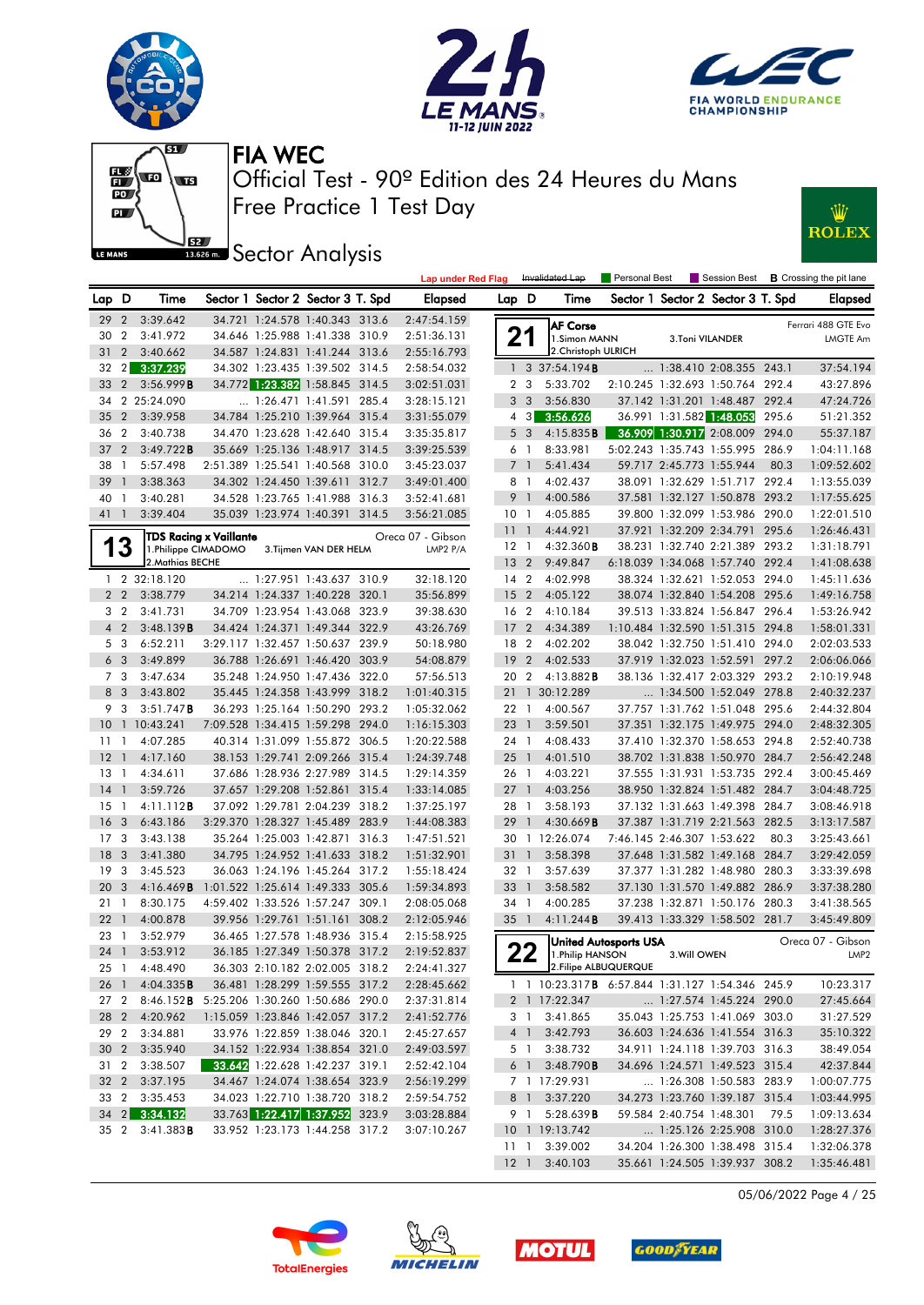# FIA WEC

## Official Test - 90º Edition des 24 Heures du Mans
## Free Practice 1 Test Day
## Sector Analysis

Lap under Red Flag | Invalidated Lap | Personal Best | Session Best | **B** Crossing the pit lane

| Lap | D | Time | Sector 1 | Sector 2 | Sector 3 | T. Spd | Elapsed |
|---|---|---|---|---|---|---|---|
| 29 | 2 | 3:39.642 | 34.721 | 1:24.578 | 1:40.343 | 313.6 | 2:47:54.159 |
| 30 | 2 | 3:41.972 | 34.646 | 1:25.988 | 1:41.338 | 310.9 | 2:51:36.131 |
| 31 | 2 | 3:40.662 | 34.587 | 1:24.831 | 1:41.254 | 313.6 | 2:55:16.793 |
| 32 | 2 | 3:37.239 | 34.302 | 1:23.435 | 1:39.502 | 314.5 | 2:58:54.032 |
| 33 | 2 | 3:56.999**B** | 34.772 | 1:23.382 | 1:58.845 | 314.5 | 3:02:51.031 |
| 34 | 2 | 25:24.090 | ... | 1:26.471 | 1:41.591 | 285.4 | 3:28:15.121 |
| 35 | 2 | 3:39.958 | 34.784 | 1:25.210 | 1:39.964 | 315.4 | 3:31:55.079 |
| 36 | 2 | 3:40.738 | 34.470 | 1:23.628 | 1:42.640 | 315.4 | 3:35:35.817 |
| 37 | 2 | 3:49.722**B** | 35.669 | 1:25.136 | 1:48.917 | 314.5 | 3:39:25.539 |
| 38 | 1 | 5:57.498 | 2:51.389 | 1:25.541 | 1:40.568 | 310.0 | 3:45:23.037 |
| 39 | 1 | 3:38.363 | 34.302 | 1:24.450 | 1:39.611 | 312.7 | 3:49:01.400 |
| 40 | 1 | 3:40.281 | 34.528 | 1:23.765 | 1:41.988 | 316.3 | 3:52:41.681 |
| 41 | 1 | 3:39.404 | 35.039 | 1:23.974 | 1:40.391 | 314.5 | 3:56:21.085 |

### 13 — TDS Racing x Vaillante — Oreca 07 - Gibson — LMP2 P/A
1.Philippe CIMADOMO, 2.Mathias BECHE, 3.Tijmen VAN DER HELM

| Lap | D | Time | Sector 1 | Sector 2 | Sector 3 | T. Spd | Elapsed |
|---|---|---|---|---|---|---|---|
| 1 | 2 | 32:18.120 | ... | 1:27.951 | 1:43.637 | 310.9 | 32:18.120 |
| 2 | 2 | 3:38.779 | 34.214 | 1:24.337 | 1:40.228 | 320.1 | 35:56.899 |
| 3 | 2 | 3:41.731 | 34.709 | 1:23.954 | 1:43.068 | 323.9 | 39:38.630 |
| 4 | 2 | 3:48.139**B** | 34.424 | 1:24.371 | 1:49.344 | 322.9 | 43:26.769 |
| 5 | 3 | 6:52.211 | 3:29.117 | 1:32.457 | 1:50.637 | 239.9 | 50:18.980 |
| 6 | 3 | 3:49.899 | 36.788 | 1:26.691 | 1:46.420 | 303.9 | 54:08.879 |
| 7 | 3 | 3:47.634 | 35.248 | 1:24.950 | 1:47.436 | 322.0 | 57:56.513 |
| 8 | 3 | 3:43.802 | 35.445 | 1:24.358 | 1:43.999 | 318.2 | 1:01:40.315 |
| 9 | 3 | 3:51.747**B** | 36.293 | 1:25.164 | 1:50.290 | 293.2 | 1:05:32.062 |
| 10 | 1 | 10:43.241 | 7:09.528 | 1:34.415 | 1:59.298 | 294.0 | 1:16:15.303 |
| 11 | 1 | 4:07.285 | 40.314 | 1:31.099 | 1:55.872 | 306.5 | 1:20:22.588 |
| 12 | 1 | 4:17.160 | 38.153 | 1:29.741 | 2:09.266 | 315.4 | 1:24:39.748 |
| 13 | 1 | 4:34.611 | 37.686 | 1:28.936 | 2:27.989 | 314.5 | 1:29:14.359 |
| 14 | 1 | 3:59.726 | 37.657 | 1:29.208 | 1:52.861 | 315.4 | 1:33:14.085 |
| 15 | 1 | 4:11.112**B** | 37.092 | 1:29.781 | 2:04.239 | 318.2 | 1:37:25.197 |
| 16 | 3 | 6:43.186 | 3:29.370 | 1:28.327 | 1:45.489 | 283.9 | 1:44:08.383 |
| 17 | 3 | 3:43.138 | 35.264 | 1:25.003 | 1:42.871 | 316.3 | 1:47:51.521 |
| 18 | 3 | 3:41.380 | 34.795 | 1:24.952 | 1:41.633 | 318.2 | 1:51:32.901 |
| 19 | 3 | 3:45.523 | 36.063 | 1:24.196 | 1:45.264 | 317.2 | 1:55:18.424 |
| 20 | 3 | 4:16.469**B** | 1:01.522 | 1:25.614 | 1:49.333 | 305.6 | 1:59:34.893 |
| 21 | 1 | 8:30.175 | 4:59.402 | 1:33.526 | 1:57.247 | 309.1 | 2:08:05.068 |
| 22 | 1 | 4:00.878 | 39.956 | 1:29.761 | 1:51.161 | 308.2 | 2:12:05.946 |
| 23 | 1 | 3:52.979 | 36.465 | 1:27.578 | 1:48.936 | 315.4 | 2:15:58.925 |
| 24 | 1 | 3:53.912 | 36.185 | 1:27.349 | 1:50.378 | 317.2 | 2:19:52.837 |
| 25 | 1 | 4:48.490 | 36.303 | 2:10.182 | 2:02.005 | 318.2 | 2:24:41.327 |
| 26 | 1 | 4:04.335**B** | 36.481 | 1:28.299 | 1:59.555 | 317.2 | 2:28:45.662 |
| 27 | 2 | 8:46.152**B** | 5:25.206 | 1:30.260 | 1:50.686 | 290.0 | 2:37:31.814 |
| 28 | 2 | 4:20.962 | 1:15.059 | 1:23.848 | 1:42.057 | 317.2 | 2:41:52.776 |
| 29 | 2 | 3:34.881 | 33.976 | 1:22.859 | 1:38.046 | 320.1 | 2:45:27.657 |
| 30 | 2 | 3:35.940 | 34.152 | 1:22.934 | 1:38.854 | 321.0 | 2:49:03.597 |
| 31 | 2 | 3:38.507 | 33.642 | 1:22.628 | 1:42.237 | 319.1 | 2:52:42.104 |
| 32 | 2 | 3:37.195 | 34.467 | 1:24.074 | 1:38.654 | 323.9 | 2:56:19.299 |
| 33 | 2 | 3:35.453 | 34.023 | 1:22.710 | 1:38.720 | 318.2 | 2:59:54.752 |
| 34 | 2 | 3:34.132 | 33.763 | 1:22.417 | 1:37.952 | 323.9 | 3:03:28.884 |
| 35 | 2 | 3:41.383**B** | 33.952 | 1:23.173 | 1:44.258 | 317.2 | 3:07:10.267 |

### 21 — AF Corse — Ferrari 488 GTE Evo — LMGTE Am
1.Simon MANN, 2.Christoph ULRICH, 3.Toni VILANDER

| Lap | D | Time | Sector 1 | Sector 2 | Sector 3 | T. Spd | Elapsed |
|---|---|---|---|---|---|---|---|
| 1 | 3 | 37:54.194**B** | ... | 1:38.410 | 2:08.355 | 243.1 | 37:54.194 |
| 2 | 3 | 5:33.702 | 2:10.245 | 1:32.693 | 1:50.764 | 292.4 | 43:27.896 |
| 3 | 3 | 3:56.830 | 37.142 | 1:31.201 | 1:48.487 | 292.4 | 47:24.726 |
| 4 | 3 | 3:56.626 | 36.991 | 1:31.582 | 1:48.053 | 295.6 | 51:21.352 |
| 5 | 3 | 4:15.835**B** | 36.909 | 1:30.917 | 2:08.009 | 294.0 | 55:37.187 |
| 6 | 1 | 8:33.981 | 5:02.243 | 1:35.743 | 1:55.995 | 286.9 | 1:04:11.168 |
| 7 | 1 | 5:41.434 | 59.717 | 2:45.773 | 1:55.944 | 80.3 | 1:09:52.602 |
| 8 | 1 | 4:02.437 | 38.091 | 1:32.629 | 1:51.717 | 292.4 | 1:13:55.039 |
| 9 | 1 | 4:00.586 | 37.581 | 1:32.127 | 1:50.878 | 293.2 | 1:17:55.625 |
| 10 | 1 | 4:05.885 | 39.800 | 1:32.099 | 1:53.986 | 290.0 | 1:22:01.510 |
| 11 | 1 | 4:44.921 | 37.921 | 1:32.209 | 2:34.791 | 295.6 | 1:26:46.431 |
| 12 | 1 | 4:32.360**B** | 38.231 | 1:32.740 | 2:21.389 | 293.2 | 1:31:18.791 |
| 13 | 2 | 9:49.847 | 6:18.039 | 1:34.068 | 1:57.740 | 292.4 | 1:41:08.638 |
| 14 | 2 | 4:02.998 | 38.324 | 1:32.621 | 1:52.053 | 294.0 | 1:45:11.636 |
| 15 | 2 | 4:05.122 | 38.074 | 1:32.840 | 1:54.208 | 295.6 | 1:49:16.758 |
| 16 | 2 | 4:10.184 | 39.513 | 1:33.824 | 1:56.847 | 296.4 | 1:53:26.942 |
| 17 | 2 | 4:34.389 | 1:10.484 | 1:32.590 | 1:51.315 | 294.8 | 1:58:01.331 |
| 18 | 2 | 4:02.202 | 38.042 | 1:32.750 | 1:51.410 | 294.0 | 2:02:03.533 |
| 19 | 2 | 4:02.533 | 37.919 | 1:32.023 | 1:52.591 | 297.2 | 2:06:06.066 |
| 20 | 2 | 4:13.882**B** | 38.136 | 1:32.417 | 2:03.329 | 293.2 | 2:10:19.948 |
| 21 | 1 | 30:12.289 | ... | 1:34.500 | 1:52.049 | 278.8 | 2:40:32.237 |
| 22 | 1 | 4:00.567 | 37.757 | 1:31.762 | 1:51.048 | 295.6 | 2:44:32.804 |
| 23 | 1 | 3:59.501 | 37.351 | 1:32.175 | 1:49.975 | 294.0 | 2:48:32.305 |
| 24 | 1 | 4:08.433 | 37.410 | 1:32.370 | 1:58.653 | 294.8 | 2:52:40.738 |
| 25 | 1 | 4:01.510 | 38.702 | 1:31.838 | 1:50.970 | 284.7 | 2:56:42.248 |
| 26 | 1 | 4:03.221 | 37.555 | 1:31.931 | 1:53.735 | 292.4 | 3:00:45.469 |
| 27 | 1 | 4:03.256 | 38.950 | 1:32.824 | 1:51.482 | 284.7 | 3:04:48.725 |
| 28 | 1 | 3:58.193 | 37.132 | 1:31.663 | 1:49.398 | 284.7 | 3:08:46.918 |
| 29 | 1 | 4:30.669**B** | 37.387 | 1:31.719 | 2:21.563 | 282.5 | 3:13:17.587 |
| 30 | 1 | 12:26.074 | 7:46.145 | 2:46.307 | 1:53.622 | 80.3 | 3:25:43.661 |
| 31 | 1 | 3:58.398 | 37.648 | 1:31.582 | 1:49.168 | 284.7 | 3:29:42.059 |
| 32 | 1 | 3:57.639 | 37.377 | 1:31.282 | 1:48.980 | 280.3 | 3:33:39.698 |
| 33 | 1 | 3:58.582 | 37.130 | 1:31.570 | 1:49.882 | 286.9 | 3:37:38.280 |
| 34 | 1 | 4:00.285 | 37.238 | 1:32.871 | 1:50.176 | 280.3 | 3:41:38.565 |
| 35 | 1 | 4:11.244**B** | 39.413 | 1:33.329 | 1:58.502 | 281.7 | 3:45:49.809 |

### 22 — United Autosports USA — Oreca 07 - Gibson — LMP2
1.Philip HANSON, 2.Filipe ALBUQUERQUE, 3.Will OWEN

| Lap | D | Time | Sector 1 | Sector 2 | Sector 3 | T. Spd | Elapsed |
|---|---|---|---|---|---|---|---|
| 1 | 1 | 10:23.317**B** | 6:57.844 | 1:31.127 | 1:54.346 | 245.9 | 10:23.317 |
| 2 | 1 | 17:22.347 | ... | 1:27.574 | 1:45.224 | 290.0 | 27:45.664 |
| 3 | 1 | 3:41.865 | 35.043 | 1:25.753 | 1:41.069 | 303.0 | 31:27.529 |
| 4 | 1 | 3:42.793 | 36.603 | 1:24.636 | 1:41.554 | 316.3 | 35:10.322 |
| 5 | 1 | 3:38.732 | 34.911 | 1:24.118 | 1:39.703 | 316.3 | 38:49.054 |
| 6 | 1 | 3:48.790**B** | 34.696 | 1:24.571 | 1:49.523 | 315.4 | 42:37.844 |
| 7 | 1 | 17:29.931 | ... | 1:26.308 | 1:50.583 | 283.9 | 1:00:07.775 |
| 8 | 1 | 3:37.220 | 34.273 | 1:23.760 | 1:39.187 | 315.4 | 1:03:44.995 |
| 9 | 1 | 5:28.639**B** | 59.584 | 2:40.754 | 1:48.301 | 79.5 | 1:09:13.634 |
| 10 | 1 | 19:13.742 | ... | 1:25.126 | 2:25.908 | 310.0 | 1:28:27.376 |
| 11 | 1 | 3:39.002 | 34.204 | 1:26.300 | 1:38.498 | 315.4 | 1:32:06.378 |
| 12 | 1 | 3:40.103 | 35.661 | 1:24.505 | 1:39.937 | 308.2 | 1:35:46.481 |

05/06/2022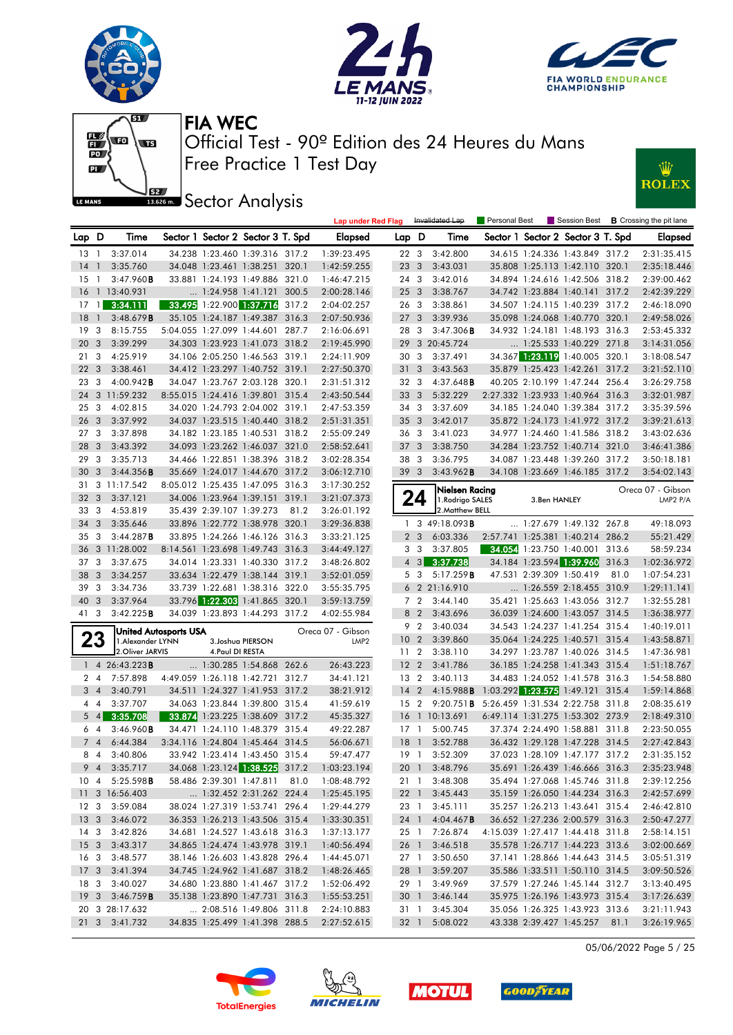# FIA WEC

## Official Test - 90º Edition des 24 Heures du Mans

## Free Practice 1 Test Day

## Sector Analysis

Lap under Red Flag | Invalidated Lap | Personal Best | Session Best | B Crossing the pit lane

| Lap | D | Time | Sector 1 | Sector 2 | Sector 3 | T. Spd | Elapsed |
|---|---|---|---|---|---|---|---|
| 13 | 1 | 3:37.014 | 34.238 | 1:23.460 | 1:39.316 | 317.2 | 1:39:23.495 |
| 14 | 1 | 3:35.760 | 34.048 | 1:23.461 | 1:38.251 | 320.1 | 1:42:59.255 |
| 15 | 1 | 3:47.960B | 33.881 | 1:24.193 | 1:49.886 | 321.0 | 1:46:47.215 |
| 16 | 1 | 13:40.931 | ... | 1:24.958 | 1:41.121 | 300.5 | 2:00:28.146 |
| 17 | 1 | 3:34.111 | 33.495 | 1:22.900 | 1:37.716 | 317.2 | 2:04:02.257 |
| 18 | 1 | 3:48.679B | 35.105 | 1:24.187 | 1:49.387 | 316.3 | 2:07:50.936 |
| 19 | 3 | 8:15.755 | 5:04.055 | 1:27.099 | 1:44.601 | 287.7 | 2:16:06.691 |
| 20 | 3 | 3:39.299 | 34.303 | 1:23.923 | 1:41.073 | 318.2 | 2:19:45.990 |
| 21 | 3 | 4:25.919 | 34.106 | 2:05.250 | 1:46.563 | 319.1 | 2:24:11.909 |
| 22 | 3 | 3:38.461 | 34.412 | 1:23.297 | 1:40.752 | 319.1 | 2:27:50.370 |
| 23 | 3 | 4:00.942B | 34.047 | 1:23.767 | 2:03.128 | 320.1 | 2:31:51.312 |
| 24 | 3 | 11:59.232 | 8:55.015 | 1:24.416 | 1:39.801 | 315.4 | 2:43:50.544 |
| 25 | 3 | 4:02.815 | 34.020 | 1:24.793 | 2:04.002 | 319.1 | 2:47:53.359 |
| 26 | 3 | 3:37.992 | 34.037 | 1:23.515 | 1:40.440 | 318.2 | 2:51:31.351 |
| 27 | 3 | 3:37.898 | 34.182 | 1:23.185 | 1:40.531 | 318.2 | 2:55:09.249 |
| 28 | 3 | 3:43.392 | 34.093 | 1:23.262 | 1:46.037 | 321.0 | 2:58:52.641 |
| 29 | 3 | 3:35.713 | 34.466 | 1:22.851 | 1:38.396 | 318.2 | 3:02:28.354 |
| 30 | 3 | 3:44.356B | 35.669 | 1:24.017 | 1:44.670 | 317.2 | 3:06:12.710 |
| 31 | 3 | 11:17.542 | 8:05.012 | 1:25.435 | 1:47.095 | 316.3 | 3:17:30.252 |
| 32 | 3 | 3:37.121 | 34.006 | 1:23.964 | 1:39.151 | 319.1 | 3:21:07.373 |
| 33 | 3 | 4:53.819 | 35.439 | 2:39.107 | 1:39.273 | 81.2 | 3:26:01.192 |
| 34 | 3 | 3:35.646 | 33.896 | 1:22.772 | 1:38.978 | 320.1 | 3:29:36.838 |
| 35 | 3 | 3:44.287B | 33.895 | 1:24.266 | 1:46.126 | 316.3 | 3:33:21.125 |
| 36 | 3 | 11:28.002 | 8:14.561 | 1:23.698 | 1:49.743 | 316.3 | 3:44:49.127 |
| 37 | 3 | 3:37.675 | 34.014 | 1:23.331 | 1:40.330 | 317.2 | 3:48:26.802 |
| 38 | 3 | 3:34.257 | 33.634 | 1:22.479 | 1:38.144 | 319.1 | 3:52:01.059 |
| 39 | 3 | 3:34.736 | 33.739 | 1:22.681 | 1:38.316 | 322.0 | 3:55:35.795 |
| 40 | 3 | 3:37.964 | 33.796 | 1:22.303 | 1:41.865 | 320.1 | 3:59:13.759 |
| 41 | 3 | 3:42.225B | 34.039 | 1:23.893 | 1:44.293 | 317.2 | 4:02:55.984 |

**23** United Autosports USA — Oreca 07 - Gibson — LMP2
1.Alexander LYNN, 2.Oliver JARVIS, 3.Joshua PIERSON, 4.Paul DI RESTA

| Lap | D | Time | Sector 1 | Sector 2 | Sector 3 | T. Spd | Elapsed |
|---|---|---|---|---|---|---|---|
| 1 | 4 | 26:43.223B | ... | 1:30.285 | 1:54.868 | 262.6 | 26:43.223 |
| 2 | 4 | 7:57.898 | 4:49.059 | 1:26.118 | 1:42.721 | 312.7 | 34:41.121 |
| 3 | 4 | 3:40.791 | 34.511 | 1:24.327 | 1:41.953 | 317.2 | 38:21.912 |
| 4 | 4 | 3:37.707 | 34.063 | 1:23.844 | 1:39.800 | 315.4 | 41:59.619 |
| 5 | 4 | 3:35.708 | 33.874 | 1:23.225 | 1:38.609 | 317.2 | 45:35.327 |
| 6 | 4 | 3:46.960B | 34.471 | 1:24.110 | 1:48.379 | 315.4 | 49:22.287 |
| 7 | 4 | 6:44.384 | 3:34.116 | 1:24.804 | 1:45.464 | 314.5 | 56:06.671 |
| 8 | 4 | 3:40.806 | 33.942 | 1:23.414 | 1:43.450 | 315.4 | 59:47.477 |
| 9 | 4 | 3:35.717 | 34.068 | 1:23.124 | 1:38.525 | 317.2 | 1:03:23.194 |
| 10 | 4 | 5:25.598B | 58.486 | 2:39.301 | 1:47.811 | 81.0 | 1:08:48.792 |
| 11 | 3 | 16:56.403 | ... | 1:32.452 | 2:31.262 | 224.4 | 1:25:45.195 |
| 12 | 3 | 3:59.084 | 38.024 | 1:27.319 | 1:53.741 | 296.4 | 1:29:44.279 |
| 13 | 3 | 3:46.072 | 36.353 | 1:26.213 | 1:43.506 | 315.4 | 1:33:30.351 |
| 14 | 3 | 3:42.826 | 34.681 | 1:24.527 | 1:43.618 | 316.3 | 1:37:13.177 |
| 15 | 3 | 3:43.317 | 34.865 | 1:24.474 | 1:43.978 | 319.1 | 1:40:56.494 |
| 16 | 3 | 3:48.577 | 38.146 | 1:26.603 | 1:43.828 | 296.4 | 1:44:45.071 |
| 17 | 3 | 3:41.394 | 34.745 | 1:24.962 | 1:41.687 | 318.2 | 1:48:26.465 |
| 18 | 3 | 3:40.027 | 34.680 | 1:23.880 | 1:41.467 | 317.2 | 1:52:06.492 |
| 19 | 3 | 3:46.759B | 35.138 | 1:23.890 | 1:47.731 | 316.3 | 1:55:53.251 |
| 20 | 3 | 28:17.632 | ... | 2:08.516 | 1:49.806 | 311.8 | 2:24:10.883 |
| 21 | 3 | 3:41.732 | 34.835 | 1:25.499 | 1:41.398 | 288.5 | 2:27:52.615 |
| 22 | 3 | 3:42.800 | 34.615 | 1:24.336 | 1:43.849 | 317.2 | 2:31:35.415 |
| 23 | 3 | 3:43.031 | 35.808 | 1:25.113 | 1:42.110 | 320.1 | 2:35:18.446 |
| 24 | 3 | 3:42.016 | 34.894 | 1:24.616 | 1:42.506 | 318.2 | 2:39:00.462 |
| 25 | 3 | 3:38.767 | 34.742 | 1:23.884 | 1:40.141 | 317.2 | 2:42:39.229 |
| 26 | 3 | 3:38.861 | 34.507 | 1:24.115 | 1:40.239 | 317.2 | 2:46:18.090 |
| 27 | 3 | 3:39.936 | 35.098 | 1:24.068 | 1:40.770 | 320.1 | 2:49:58.026 |
| 28 | 3 | 3:47.306B | 34.932 | 1:24.181 | 1:48.193 | 316.3 | 2:53:45.332 |
| 29 | 3 | 20:45.724 | ... | 1:25.533 | 1:40.229 | 271.8 | 3:14:31.056 |
| 30 | 3 | 3:37.491 | 34.367 | 1:23.119 | 1:40.005 | 320.1 | 3:18:08.547 |
| 31 | 3 | 3:43.563 | 35.879 | 1:25.423 | 1:42.261 | 317.2 | 3:21:52.110 |
| 32 | 3 | 4:37.648B | 40.205 | 2:10.199 | 1:47.244 | 256.4 | 3:26:29.758 |
| 33 | 3 | 5:32.229 | 2:27.332 | 1:23.933 | 1:40.964 | 316.3 | 3:32:01.987 |
| 34 | 3 | 3:37.609 | 35.185 | 1:24.040 | 1:38.384 | 317.2 | 3:35:39.596 |
| 35 | 3 | 3:42.017 | 35.872 | 1:24.173 | 1:41.972 | 317.2 | 3:39:21.613 |
| 36 | 3 | 3:41.023 | 34.977 | 1:24.460 | 1:41.586 | 318.2 | 3:43:02.636 |
| 37 | 3 | 3:38.750 | 34.284 | 1:23.752 | 1:40.714 | 321.0 | 3:46:41.386 |
| 38 | 3 | 3:36.795 | 34.087 | 1:23.448 | 1:39.260 | 317.2 | 3:50:18.181 |
| 39 | 3 | 3:43.962B | 34.108 | 1:23.669 | 1:46.185 | 317.2 | 3:54:02.143 |

**24** Nielsen Racing — Oreca 07 - Gibson — LMP2 P/A
1.Rodrigo SALES, 2.Matthew BELL, 3.Ben HANLEY

| Lap | D | Time | Sector 1 | Sector 2 | Sector 3 | T. Spd | Elapsed |
|---|---|---|---|---|---|---|---|
| 1 | 3 | 49:18.093B | ... | 1:27.679 | 1:49.132 | 267.8 | 49:18.093 |
| 2 | 3 | 6:03.336 | 2:57.741 | 1:25.381 | 1:40.214 | 286.2 | 55:21.429 |
| 3 | 3 | 3:37.805 | 34.054 | 1:23.750 | 1:40.001 | 313.6 | 58:59.234 |
| 4 | 3 | 3:37.738 | 34.184 | 1:23.594 | 1:39.960 | 316.3 | 1:02:36.972 |
| 5 | 3 | 5:17.259B | 47.531 | 2:39.309 | 1:50.419 | 81.0 | 1:07:54.231 |
| 6 | 2 | 21:16.910 | ... | 1:26.559 | 2:18.455 | 310.9 | 1:29:11.141 |
| 7 | 2 | 3:44.140 | 35.421 | 1:25.663 | 1:43.056 | 312.7 | 1:32:55.281 |
| 8 | 2 | 3:43.696 | 36.039 | 1:24.600 | 1:43.057 | 314.5 | 1:36:38.977 |
| 9 | 2 | 3:40.034 | 34.543 | 1:24.237 | 1:41.254 | 315.4 | 1:40:19.011 |
| 10 | 2 | 3:39.860 | 35.064 | 1:24.225 | 1:40.571 | 315.4 | 1:43:58.871 |
| 11 | 2 | 3:38.110 | 34.297 | 1:23.787 | 1:40.026 | 314.5 | 1:47:36.981 |
| 12 | 2 | 3:41.786 | 36.185 | 1:24.258 | 1:41.343 | 315.4 | 1:51:18.767 |
| 13 | 2 | 3:40.113 | 34.483 | 1:24.052 | 1:41.578 | 316.3 | 1:54:58.880 |
| 14 | 2 | 4:15.988B | 1:03.292 | 1:23.575 | 1:49.121 | 315.4 | 1:59:14.868 |
| 15 | 2 | 9:20.751B | 5:26.459 | 1:31.534 | 2:22.758 | 311.8 | 2:08:35.619 |
| 16 | 1 | 10:13.691 | 6:49.114 | 1:31.275 | 1:53.302 | 273.9 | 2:18:49.310 |
| 17 | 1 | 5:00.745 | 37.374 | 2:24.490 | 1:58.881 | 311.8 | 2:23:50.055 |
| 18 | 1 | 3:52.788 | 36.432 | 1:29.128 | 1:47.228 | 314.5 | 2:27:42.843 |
| 19 | 1 | 3:52.309 | 37.023 | 1:28.109 | 1:47.177 | 317.2 | 2:31:35.152 |
| 20 | 1 | 3:48.796 | 35.691 | 1:26.439 | 1:46.666 | 316.3 | 2:35:23.948 |
| 21 | 1 | 3:48.308 | 35.494 | 1:27.068 | 1:45.746 | 311.8 | 2:39:12.256 |
| 22 | 1 | 3:45.443 | 35.159 | 1:26.050 | 1:44.234 | 316.3 | 2:42:57.699 |
| 23 | 1 | 3:45.111 | 35.257 | 1:26.213 | 1:43.641 | 315.4 | 2:46:42.810 |
| 24 | 1 | 4:04.467B | 36.652 | 1:27.236 | 2:00.579 | 316.3 | 2:50:47.277 |
| 25 | 1 | 7:26.874 | 4:15.039 | 1:27.417 | 1:44.418 | 311.8 | 2:58:14.151 |
| 26 | 1 | 3:46.518 | 35.578 | 1:26.717 | 1:44.223 | 313.6 | 3:02:00.669 |
| 27 | 1 | 3:50.650 | 37.141 | 1:28.866 | 1:44.643 | 314.5 | 3:05:51.319 |
| 28 | 1 | 3:59.207 | 35.586 | 1:33.511 | 1:50.110 | 314.5 | 3:09:50.526 |
| 29 | 1 | 3:49.969 | 37.579 | 1:27.246 | 1:45.144 | 312.7 | 3:13:40.495 |
| 30 | 1 | 3:46.144 | 35.975 | 1:26.196 | 1:43.973 | 315.4 | 3:17:26.639 |
| 31 | 1 | 3:45.304 | 35.056 | 1:26.325 | 1:43.923 | 313.6 | 3:21:11.943 |
| 32 | 1 | 5:08.022 | 43.338 | 2:39.427 | 1:45.257 | 81.1 | 3:26:19.965 |

05/06/2022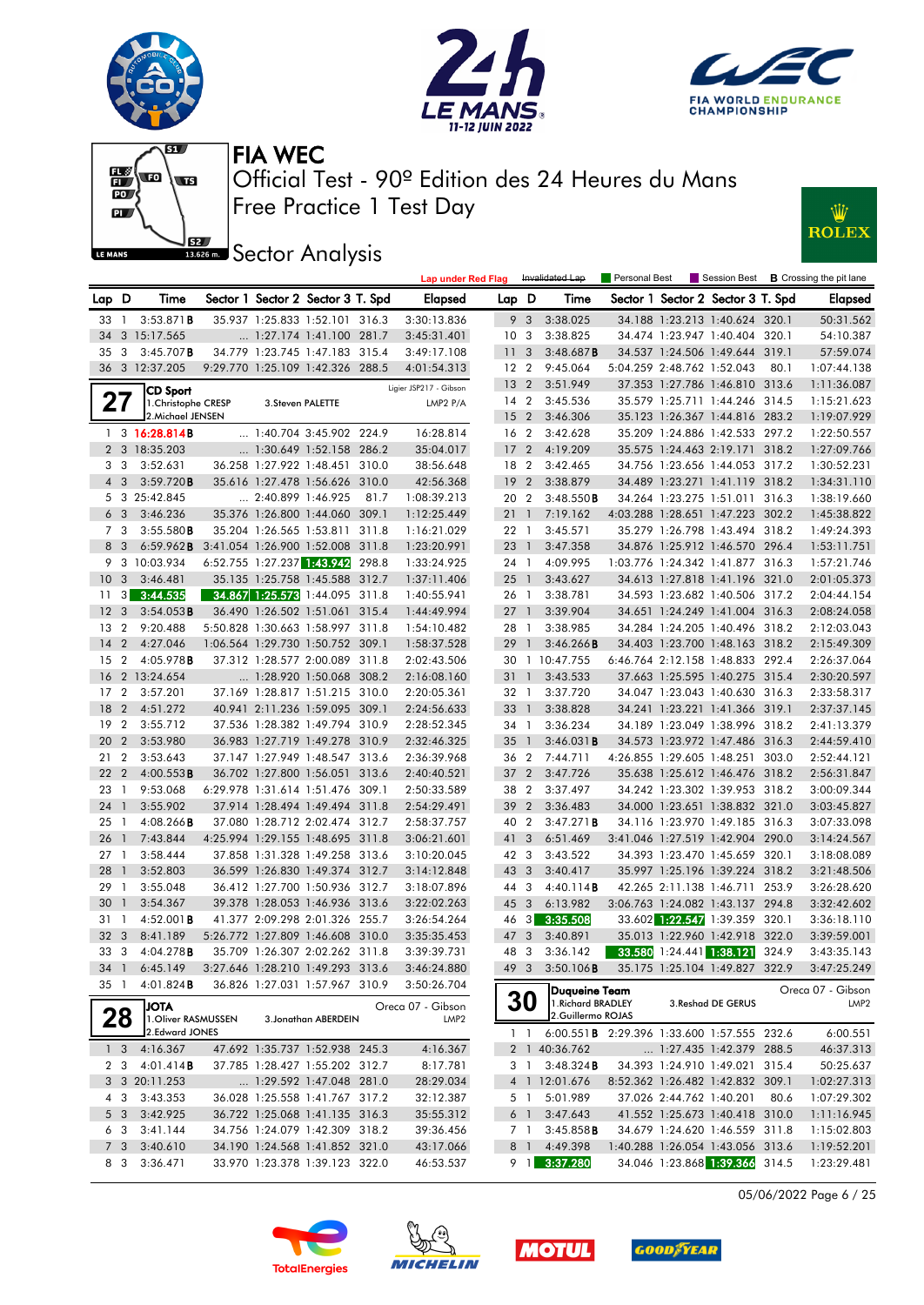# FIA WEC

## Official Test - 90º Edition des 24 Heures du Mans

### Free Practice 1 Test Day

### Sector Analysis

Lap under Red Flag | Invalidated Lap | Personal Best | Session Best | **B** Crossing the pit lane

| Lap | D | Time | Sector 1 | Sector 2 | Sector 3 | T. Spd | Elapsed |
|---|---|---|---|---|---|---|---|
| 33 | 1 | 3:53.871**B** | 35.937 | 1:25.833 | 1:52.101 | 316.3 | 3:30:13.836 |
| 34 | 3 | 15:17.565 | ... | 1:27.174 | 1:41.100 | 281.7 | 3:45:31.401 |
| 35 | 3 | 3:45.707**B** | 34.779 | 1:23.745 | 1:47.183 | 315.4 | 3:49:17.108 |
| 36 | 3 | 12:37.205 | 9:29.770 | 1:25.109 | 1:42.326 | 288.5 | 4:01:54.313 |

**27** CD Sport — Ligier JSP217 - Gibson — LMP2 P/A
1.Christophe CRESP, 2.Michael JENSEN, 3.Steven PALETTE

| Lap | D | Time | Sector 1 | Sector 2 | Sector 3 | T. Spd | Elapsed |
|---|---|---|---|---|---|---|---|
| 1 | 3 | 16:28.814**B** | ... | 1:40.704 | 3:45.902 | 224.9 | 16:28.814 |
| 2 | 3 | 18:35.203 | ... | 1:30.649 | 1:52.158 | 286.2 | 35:04.017 |
| 3 | 3 | 3:52.631 | 36.258 | 1:27.922 | 1:48.451 | 310.0 | 38:56.648 |
| 4 | 3 | 3:59.720**B** | 35.616 | 1:27.478 | 1:56.626 | 310.0 | 42:56.368 |
| 5 | 3 | 25:42.845 | ... | 2:40.899 | 1:46.925 | 81.7 | 1:08:39.213 |
| 6 | 3 | 3:46.236 | 35.376 | 1:26.800 | 1:44.060 | 309.1 | 1:12:25.449 |
| 7 | 3 | 3:55.580**B** | 35.204 | 1:26.565 | 1:53.811 | 311.8 | 1:16:21.029 |
| 8 | 3 | 6:59.962**B** | 3:41.054 | 1:26.900 | 1:52.008 | 311.8 | 1:23:20.991 |
| 9 | 3 | 10:03.934 | 6:52.755 | 1:27.237 | 1:43.942 | 298.8 | 1:33:24.925 |
| 10 | 3 | 3:46.481 | 35.135 | 1:25.758 | 1:45.588 | 312.7 | 1:37:11.406 |
| 11 | 3 | 3:44.535 | 34.867 | 1:25.573 | 1:44.095 | 311.8 | 1:40:55.941 |
| 12 | 3 | 3:54.053**B** | 36.490 | 1:26.502 | 1:51.061 | 315.4 | 1:44:49.994 |
| 13 | 2 | 9:20.488 | 5:50.828 | 1:30.663 | 1:58.997 | 311.8 | 1:54:10.482 |
| 14 | 2 | 4:27.046 | 1:06.564 | 1:29.730 | 1:50.752 | 309.1 | 1:58:37.528 |
| 15 | 2 | 4:05.978**B** | 37.312 | 1:28.577 | 2:00.089 | 311.8 | 2:02:43.506 |
| 16 | 2 | 13:24.654 | ... | 1:28.920 | 1:50.068 | 308.2 | 2:16:08.160 |
| 17 | 2 | 3:57.201 | 37.169 | 1:28.817 | 1:51.215 | 310.0 | 2:20:05.361 |
| 18 | 2 | 4:51.272 | 40.941 | 2:11.236 | 1:59.095 | 309.1 | 2:24:56.633 |
| 19 | 2 | 3:55.712 | 37.536 | 1:28.382 | 1:49.794 | 310.9 | 2:28:52.345 |
| 20 | 2 | 3:53.980 | 36.983 | 1:27.719 | 1:49.278 | 310.9 | 2:32:46.325 |
| 21 | 2 | 3:53.643 | 37.147 | 1:27.949 | 1:48.547 | 313.6 | 2:36:39.968 |
| 22 | 2 | 4:00.553**B** | 36.702 | 1:27.800 | 1:56.051 | 313.6 | 2:40:40.521 |
| 23 | 1 | 9:53.068 | 6:29.978 | 1:31.614 | 1:51.476 | 309.1 | 2:50:33.589 |
| 24 | 1 | 3:55.902 | 37.914 | 1:28.494 | 1:49.494 | 311.8 | 2:54:29.491 |
| 25 | 1 | 4:08.266**B** | 37.080 | 1:28.712 | 2:02.474 | 312.7 | 2:58:37.757 |
| 26 | 1 | 7:43.844 | 4:25.994 | 1:29.155 | 1:48.695 | 311.8 | 3:06:21.601 |
| 27 | 1 | 3:58.444 | 37.858 | 1:31.328 | 1:49.258 | 313.6 | 3:10:20.045 |
| 28 | 1 | 3:52.803 | 36.599 | 1:26.830 | 1:49.374 | 312.7 | 3:14:12.848 |
| 29 | 1 | 3:55.048 | 36.412 | 1:27.700 | 1:50.936 | 312.7 | 3:18:07.896 |
| 30 | 1 | 3:54.367 | 39.378 | 1:28.053 | 1:46.936 | 313.6 | 3:22:02.263 |
| 31 | 1 | 4:52.001**B** | 41.377 | 2:09.298 | 2:01.326 | 255.7 | 3:26:54.264 |
| 32 | 3 | 8:41.189 | 5:26.772 | 1:27.809 | 1:46.608 | 310.0 | 3:35:35.453 |
| 33 | 3 | 4:04.278**B** | 35.709 | 1:26.307 | 2:02.262 | 311.8 | 3:39:39.731 |
| 34 | 1 | 6:45.149 | 3:27.646 | 1:28.210 | 1:49.293 | 313.6 | 3:46:24.880 |
| 35 | 1 | 4:01.824**B** | 36.826 | 1:27.031 | 1:57.967 | 310.9 | 3:50:26.704 |

**28** JOTA — Oreca 07 - Gibson — LMP2
1.Oliver RASMUSSEN, 2.Edward JONES, 3.Jonathan ABERDEIN

| Lap | D | Time | Sector 1 | Sector 2 | Sector 3 | T. Spd | Elapsed |
|---|---|---|---|---|---|---|---|
| 1 | 3 | 4:16.367 | 47.692 | 1:35.737 | 1:52.938 | 245.3 | 4:16.367 |
| 2 | 3 | 4:01.414**B** | 37.785 | 1:28.427 | 1:55.202 | 312.7 | 8:17.781 |
| 3 | 3 | 20:11.253 | ... | 1:29.592 | 1:47.048 | 281.0 | 28:29.034 |
| 4 | 3 | 3:43.353 | 36.028 | 1:25.558 | 1:41.767 | 317.2 | 32:12.387 |
| 5 | 3 | 3:42.925 | 36.722 | 1:25.068 | 1:41.135 | 316.3 | 35:55.312 |
| 6 | 3 | 3:41.144 | 34.756 | 1:24.079 | 1:42.309 | 318.2 | 39:36.456 |
| 7 | 3 | 3:40.610 | 34.190 | 1:24.568 | 1:41.852 | 321.0 | 43:17.066 |
| 8 | 3 | 3:36.471 | 33.970 | 1:23.378 | 1:39.123 | 322.0 | 46:53.537 |
| 9 | 3 | 3:38.025 | 34.188 | 1:23.213 | 1:40.624 | 320.1 | 50:31.562 |
| 10 | 3 | 3:38.825 | 34.474 | 1:23.947 | 1:40.404 | 320.1 | 54:10.387 |
| 11 | 3 | 3:48.687**B** | 34.537 | 1:24.506 | 1:49.644 | 319.1 | 57:59.074 |
| 12 | 2 | 9:45.064 | 5:04.259 | 2:48.762 | 1:52.043 | 80.1 | 1:07:44.138 |
| 13 | 2 | 3:51.949 | 37.353 | 1:27.786 | 1:46.810 | 313.6 | 1:11:36.087 |
| 14 | 2 | 3:45.536 | 35.579 | 1:25.711 | 1:44.246 | 314.5 | 1:15:21.623 |
| 15 | 2 | 3:46.306 | 35.123 | 1:26.367 | 1:44.816 | 283.2 | 1:19:07.929 |
| 16 | 2 | 3:42.628 | 35.209 | 1:24.886 | 1:42.533 | 297.2 | 1:22:50.557 |
| 17 | 2 | 4:19.209 | 35.575 | 1:24.463 | 2:19.171 | 318.2 | 1:27:09.766 |
| 18 | 2 | 3:42.465 | 34.756 | 1:23.656 | 1:44.053 | 317.2 | 1:30:52.231 |
| 19 | 2 | 3:38.879 | 34.489 | 1:23.271 | 1:41.119 | 318.2 | 1:34:31.110 |
| 20 | 2 | 3:48.550**B** | 34.264 | 1:23.275 | 1:51.011 | 316.3 | 1:38:19.660 |
| 21 | 1 | 7:19.162 | 4:03.288 | 1:28.651 | 1:47.223 | 302.2 | 1:45:38.822 |
| 22 | 1 | 3:45.571 | 35.279 | 1:26.798 | 1:43.494 | 318.2 | 1:49:24.393 |
| 23 | 1 | 3:47.358 | 34.876 | 1:25.912 | 1:46.570 | 296.4 | 1:53:11.751 |
| 24 | 1 | 4:09.995 | 1:03.776 | 1:24.342 | 1:41.877 | 316.3 | 1:57:21.746 |
| 25 | 1 | 3:43.627 | 34.613 | 1:27.818 | 1:41.196 | 321.0 | 2:01:05.373 |
| 26 | 1 | 3:38.781 | 34.593 | 1:23.682 | 1:40.506 | 317.2 | 2:04:44.154 |
| 27 | 1 | 3:39.904 | 34.651 | 1:24.249 | 1:41.004 | 316.3 | 2:08:24.058 |
| 28 | 1 | 3:38.985 | 34.284 | 1:24.205 | 1:40.496 | 318.2 | 2:12:03.043 |
| 29 | 1 | 3:46.266**B** | 34.403 | 1:23.700 | 1:48.163 | 318.2 | 2:15:49.309 |
| 30 | 1 | 10:47.755 | 6:46.764 | 2:12.158 | 1:48.833 | 292.4 | 2:26:37.064 |
| 31 | 1 | 3:43.533 | 37.663 | 1:25.595 | 1:40.275 | 315.4 | 2:30:20.597 |
| 32 | 1 | 3:37.720 | 34.047 | 1:23.043 | 1:40.630 | 316.3 | 2:33:58.317 |
| 33 | 1 | 3:38.828 | 34.241 | 1:23.221 | 1:41.366 | 319.1 | 2:37:37.145 |
| 34 | 1 | 3:36.234 | 34.189 | 1:23.049 | 1:38.996 | 318.2 | 2:41:13.379 |
| 35 | 1 | 3:46.031**B** | 34.573 | 1:23.972 | 1:47.486 | 316.3 | 2:44:59.410 |
| 36 | 2 | 7:44.711 | 4:26.855 | 1:29.605 | 1:48.251 | 303.0 | 2:52:44.121 |
| 37 | 2 | 3:47.726 | 35.638 | 1:25.612 | 1:46.476 | 318.2 | 2:56:31.847 |
| 38 | 2 | 3:37.497 | 34.242 | 1:23.302 | 1:39.953 | 318.2 | 3:00:09.344 |
| 39 | 2 | 3:36.483 | 34.000 | 1:23.651 | 1:38.832 | 321.0 | 3:03:45.827 |
| 40 | 2 | 3:47.271**B** | 34.116 | 1:23.970 | 1:49.185 | 316.3 | 3:07:33.098 |
| 41 | 3 | 6:51.469 | 3:41.046 | 1:27.519 | 1:42.904 | 290.0 | 3:14:24.567 |
| 42 | 3 | 3:43.522 | 34.393 | 1:23.470 | 1:45.659 | 320.1 | 3:18:08.089 |
| 43 | 3 | 3:40.417 | 35.997 | 1:25.196 | 1:39.224 | 318.2 | 3:21:48.506 |
| 44 | 3 | 4:40.114**B** | 42.265 | 2:11.138 | 1:46.711 | 253.9 | 3:26:28.620 |
| 45 | 3 | 6:13.982 | 3:06.763 | 1:24.082 | 1:43.137 | 294.8 | 3:32:42.602 |
| 46 | 3 | 3:35.508 | 33.602 | 1:22.547 | 1:39.359 | 320.1 | 3:36:18.110 |
| 47 | 3 | 3:40.891 | 35.013 | 1:22.960 | 1:42.918 | 322.0 | 3:39:59.001 |
| 48 | 3 | 3:36.142 | 33.580 | 1:24.441 | 1:38.121 | 324.9 | 3:43:35.143 |
| 49 | 3 | 3:50.106**B** | 35.175 | 1:25.104 | 1:49.827 | 322.9 | 3:47:25.249 |

**30** Duqueine Team — Oreca 07 - Gibson — LMP2
1.Richard BRADLEY, 2.Guillermo ROJAS, 3.Reshad DE GERUS

| Lap | D | Time | Sector 1 | Sector 2 | Sector 3 | T. Spd | Elapsed |
|---|---|---|---|---|---|---|---|
| 1 | 1 | 6:00.551**B** | 2:29.396 | 1:33.600 | 1:57.555 | 232.6 | 6:00.551 |
| 2 | 1 | 40:36.762 | ... | 1:27.435 | 1:42.379 | 288.5 | 46:37.313 |
| 3 | 1 | 3:48.324**B** | 34.393 | 1:24.910 | 1:49.021 | 315.4 | 50:25.637 |
| 4 | 1 | 12:01.676 | 8:52.362 | 1:26.482 | 1:42.832 | 309.1 | 1:02:27.313 |
| 5 | 1 | 5:01.989 | 37.026 | 2:44.762 | 1:40.201 | 80.6 | 1:07:29.302 |
| 6 | 1 | 3:47.643 | 41.552 | 1:25.673 | 1:40.418 | 310.0 | 1:11:16.945 |
| 7 | 1 | 3:45.858**B** | 34.679 | 1:24.620 | 1:46.559 | 311.8 | 1:15:02.803 |
| 8 | 1 | 4:49.398 | 1:40.288 | 1:26.054 | 1:43.056 | 313.6 | 1:19:52.201 |
| 9 | 1 | 3:37.280 | 34.046 | 1:23.868 | 1:39.366 | 314.5 | 1:23:29.481 |

05/06/2022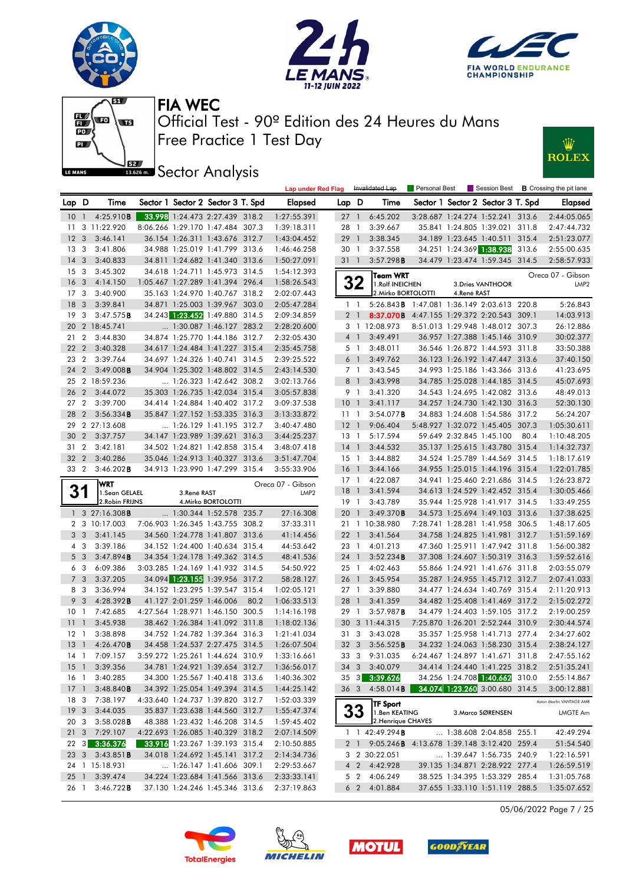# FIA WEC

Official Test - 90º Edition des 24 Heures du Mans

Free Practice 1 Test Day

## Sector Analysis

Lap under Red Flag | Invalidated Lap | Personal Best | Session Best | B Crossing the pit lane

| Lap | D | Time | Sector 1 | Sector 2 | Sector 3 | T. Spd | Elapsed |
|---|---|---|---|---|---|---|---|
| 10 | 1 | 4:25.910B | 33.998 | 1:24.473 | 2:27.439 | 318.2 | 1:27:55.391 |
| 11 | 3 | 11:22.920 | 8:06.266 | 1:29.170 | 1:47.484 | 307.3 | 1:39:18.311 |
| 12 | 3 | 3:46.141 | 36.154 | 1:26.311 | 1:43.676 | 312.7 | 1:43:04.452 |
| 13 | 3 | 3:41.806 | 34.988 | 1:25.019 | 1:41.799 | 313.6 | 1:46:46.258 |
| 14 | 3 | 3:40.833 | 34.811 | 1:24.682 | 1:41.340 | 313.6 | 1:50:27.091 |
| 15 | 3 | 3:45.302 | 34.618 | 1:24.711 | 1:45.973 | 314.5 | 1:54:12.393 |
| 16 | 3 | 4:14.150 | 1:05.467 | 1:27.289 | 1:41.394 | 296.4 | 1:58:26.543 |
| 17 | 3 | 3:40.900 | 35.163 | 1:24.970 | 1:40.767 | 318.2 | 2:02:07.443 |
| 18 | 3 | 3:39.841 | 34.871 | 1:25.003 | 1:39.967 | 303.0 | 2:05:47.284 |
| 19 | 3 | 3:47.575B | 34.243 | 1:23.452 | 1:49.880 | 314.5 | 2:09:34.859 |
| 20 | 2 | 18:45.741 | ... | 1:30.087 | 1:46.127 | 283.2 | 2:28:20.600 |
| 21 | 2 | 3:44.830 | 34.874 | 1:25.770 | 1:44.186 | 312.7 | 2:32:05.430 |
| 22 | 2 | 3:40.328 | 34.617 | 1:24.484 | 1:41.227 | 315.4 | 2:35:45.758 |
| 23 | 2 | 3:39.764 | 34.697 | 1:24.326 | 1:40.741 | 314.5 | 2:39:25.522 |
| 24 | 2 | 3:49.008B | 34.904 | 1:25.302 | 1:48.802 | 314.5 | 2:43:14.530 |
| 25 | 2 | 18:59.236 | ... | 1:26.323 | 1:42.642 | 308.2 | 3:02:13.766 |
| 26 | 2 | 3:44.072 | 35.303 | 1:26.735 | 1:42.034 | 315.4 | 3:05:57.838 |
| 27 | 2 | 3:39.700 | 34.414 | 1:24.884 | 1:40.402 | 317.2 | 3:09:37.538 |
| 28 | 2 | 3:56.334B | 35.847 | 1:27.152 | 1:53.335 | 316.3 | 3:13:33.872 |
| 29 | 2 | 27:13.608 | ... | 1:26.129 | 1:41.195 | 312.7 | 3:40:47.480 |
| 30 | 2 | 3:37.757 | 34.147 | 1:23.989 | 1:39.621 | 316.3 | 3:44:25.237 |
| 31 | 2 | 3:42.181 | 34.502 | 1:24.821 | 1:42.858 | 315.4 | 3:48:07.418 |
| 32 | 2 | 3:40.286 | 35.046 | 1:24.913 | 1:40.327 | 313.6 | 3:51:47.704 |
| 33 | 2 | 3:46.202B | 34.913 | 1:23.990 | 1:47.299 | 315.4 | 3:55:33.906 |

**31 — WRT** — Oreca 07 - Gibson — LMP2
1.Sean GELAEL, 2.Robin FRIJNS, 3.René RAST, 4.Mirko BORTOLOTTI

| Lap | D | Time | Sector 1 | Sector 2 | Sector 3 | T. Spd | Elapsed |
|---|---|---|---|---|---|---|---|
| 1 | 3 | 27:16.308B | ... | 1:30.344 | 1:52.578 | 235.7 | 27:16.308 |
| 2 | 3 | 10:17.003 | 7:06.903 | 1:26.345 | 1:43.755 | 308.2 | 37:33.311 |
| 3 | 3 | 3:41.145 | 34.560 | 1:24.778 | 1:41.807 | 313.6 | 41:14.456 |
| 4 | 3 | 3:39.186 | 34.152 | 1:24.400 | 1:40.634 | 315.4 | 44:53.642 |
| 5 | 3 | 3:47.894B | 34.354 | 1:24.178 | 1:49.362 | 314.5 | 48:41.536 |
| 6 | 3 | 6:09.386 | 3:03.285 | 1:24.169 | 1:41.932 | 314.5 | 54:50.922 |
| 7 | 3 | 3:37.205 | 34.094 | 1:23.155 | 1:39.956 | 317.2 | 58:28.127 |
| 8 | 3 | 3:36.994 | 34.152 | 1:23.295 | 1:39.547 | 315.4 | 1:02:05.121 |
| 9 | 3 | 4:28.392B | 41.127 | 2:01.259 | 1:46.006 | 80.2 | 1:06:33.513 |
| 10 | 1 | 7:42.685 | 4:27.564 | 1:28.971 | 1:46.150 | 300.5 | 1:14:16.198 |
| 11 | 1 | 3:45.938 | 38.462 | 1:26.384 | 1:41.092 | 311.8 | 1:18:02.136 |
| 12 | 1 | 3:38.898 | 34.752 | 1:24.782 | 1:39.364 | 316.3 | 1:21:41.034 |
| 13 | 1 | 4:26.470B | 34.458 | 1:24.537 | 2:27.475 | 314.5 | 1:26:07.504 |
| 14 | 1 | 7:09.157 | 3:59.272 | 1:25.261 | 1:44.624 | 310.9 | 1:33:16.661 |
| 15 | 1 | 3:39.356 | 34.781 | 1:24.921 | 1:39.654 | 312.7 | 1:36:56.017 |
| 16 | 1 | 3:40.285 | 34.300 | 1:25.567 | 1:40.418 | 313.6 | 1:40:36.302 |
| 17 | 1 | 3:48.840B | 34.392 | 1:25.054 | 1:49.394 | 314.5 | 1:44:25.142 |
| 18 | 3 | 7:38.197 | 4:33.640 | 1:24.737 | 1:39.820 | 312.7 | 1:52:03.339 |
| 19 | 3 | 3:44.035 | 35.837 | 1:23.638 | 1:44.560 | 312.7 | 1:55:47.374 |
| 20 | 3 | 3:58.028B | 48.388 | 1:23.432 | 1:46.208 | 314.5 | 1:59:45.402 |
| 21 | 3 | 7:29.107 | 4:22.693 | 1:26.085 | 1:40.329 | 318.2 | 2:07:14.509 |
| 22 | 3 | 3:36.376 | 33.916 | 1:23.267 | 1:39.193 | 315.4 | 2:10:50.885 |
| 23 | 3 | 3:43.851B | 34.018 | 1:24.692 | 1:45.141 | 317.2 | 2:14:34.736 |
| 24 | 1 | 15:18.931 | ... | 1:26.147 | 1:41.609 | 309.1 | 2:29:53.667 |
| 25 | 1 | 3:39.474 | 34.224 | 1:23.684 | 1:41.566 | 313.6 | 2:33:33.141 |
| 26 | 1 | 3:46.722B | 37.130 | 1:24.246 | 1:45.346 | 313.6 | 2:37:19.863 |
| 27 | 1 | 6:45.202 | 3:28.687 | 1:24.274 | 1:52.241 | 313.6 | 2:44:05.065 |
| 28 | 1 | 3:39.667 | 35.841 | 1:24.805 | 1:39.021 | 311.8 | 2:47:44.732 |
| 29 | 1 | 3:38.345 | 34.189 | 1:23.645 | 1:40.511 | 315.4 | 2:51:23.077 |
| 30 | 1 | 3:37.558 | 34.251 | 1:24.369 | 1:38.938 | 313.6 | 2:55:00.635 |
| 31 | 1 | 3:57.298B | 34.479 | 1:23.474 | 1:59.345 | 314.5 | 2:58:57.933 |

**32 — Team WRT** — Oreca 07 - Gibson — LMP2
1.Rolf INEICHEN, 2.Mirko BORTOLOTTI, 3.Dries VANTHOOR, 4.René RAST

| Lap | D | Time | Sector 1 | Sector 2 | Sector 3 | T. Spd | Elapsed |
|---|---|---|---|---|---|---|---|
| 1 | 1 | 5:26.843B | 1:47.081 | 1:36.149 | 2:03.613 | 220.8 | 5:26.843 |
| 2 | 1 | 8:37.070B | 4:47.155 | 1:29.372 | 2:20.543 | 309.1 | 14:03.913 |
| 3 | 1 | 12:08.973 | 8:51.013 | 1:29.948 | 1:48.012 | 307.3 | 26:12.886 |
| 4 | 1 | 3:49.491 | 36.957 | 1:27.388 | 1:45.146 | 310.9 | 30:02.377 |
| 5 | 1 | 3:48.011 | 36.546 | 1:26.872 | 1:44.593 | 311.8 | 33:50.388 |
| 6 | 1 | 3:49.762 | 36.123 | 1:26.192 | 1:47.447 | 313.6 | 37:40.150 |
| 7 | 1 | 3:43.545 | 34.993 | 1:25.186 | 1:43.366 | 313.6 | 41:23.695 |
| 8 | 1 | 3:43.998 | 34.785 | 1:25.028 | 1:44.185 | 314.5 | 45:07.693 |
| 9 | 1 | 3:41.320 | 34.543 | 1:24.695 | 1:42.082 | 313.6 | 48:49.013 |
| 10 | 1 | 3:41.117 | 34.257 | 1:24.730 | 1:42.130 | 316.3 | 52:30.130 |
| 11 | 1 | 3:54.077B | 34.883 | 1:24.608 | 1:54.586 | 317.2 | 56:24.207 |
| 12 | 1 | 9:06.404 | 5:48.927 | 1:32.072 | 1:45.405 | 307.3 | 1:05:30.611 |
| 13 | 1 | 5:17.594 | 59.649 | 2:32.845 | 1:45.100 | 80.4 | 1:10:48.205 |
| 14 | 1 | 3:44.532 | 35.137 | 1:25.615 | 1:43.780 | 315.4 | 1:14:32.737 |
| 15 | 1 | 3:44.882 | 34.524 | 1:25.789 | 1:44.569 | 314.5 | 1:18:17.619 |
| 16 | 1 | 3:44.166 | 34.955 | 1:25.015 | 1:44.196 | 315.4 | 1:22:01.785 |
| 17 | 1 | 4:22.087 | 34.941 | 1:25.460 | 2:21.686 | 314.5 | 1:26:23.872 |
| 18 | 1 | 3:41.594 | 34.613 | 1:24.529 | 1:42.452 | 315.4 | 1:30:05.466 |
| 19 | 1 | 3:43.789 | 35.944 | 1:25.928 | 1:41.917 | 314.5 | 1:33:49.255 |
| 20 | 1 | 3:49.370B | 34.573 | 1:25.694 | 1:49.103 | 313.6 | 1:37:38.625 |
| 21 | 1 | 10:38.980 | 7:28.741 | 1:28.281 | 1:41.958 | 306.5 | 1:48:17.605 |
| 22 | 1 | 3:41.564 | 34.758 | 1:24.825 | 1:41.981 | 312.7 | 1:51:59.169 |
| 23 | 1 | 4:01.213 | 47.360 | 1:25.911 | 1:47.942 | 311.8 | 1:56:00.382 |
| 24 | 1 | 3:52.234B | 37.308 | 1:24.607 | 1:50.319 | 316.3 | 1:59:52.616 |
| 25 | 1 | 4:02.463 | 55.866 | 1:24.921 | 1:41.676 | 311.8 | 2:03:55.079 |
| 26 | 1 | 3:45.954 | 35.287 | 1:24.955 | 1:45.712 | 312.7 | 2:07:41.033 |
| 27 | 1 | 3:39.880 | 34.477 | 1:24.634 | 1:40.769 | 315.4 | 2:11:20.913 |
| 28 | 1 | 3:41.359 | 34.482 | 1:25.408 | 1:41.469 | 317.2 | 2:15:02.272 |
| 29 | 1 | 3:57.987B | 34.479 | 1:24.403 | 1:59.105 | 317.2 | 2:19:00.259 |
| 30 | 3 | 11:44.315 | 7:25.870 | 1:26.201 | 2:52.244 | 310.9 | 2:30:44.574 |
| 31 | 3 | 3:43.028 | 35.357 | 1:25.958 | 1:41.713 | 277.4 | 2:34:27.602 |
| 32 | 3 | 3:56.525B | 34.232 | 1:24.063 | 1:58.230 | 315.4 | 2:38:24.127 |
| 33 | 3 | 9:31.035 | 6:24.467 | 1:24.897 | 1:41.671 | 311.8 | 2:47:55.162 |
| 34 | 3 | 3:40.079 | 34.414 | 1:24.440 | 1:41.225 | 318.2 | 2:51:35.241 |
| 35 | 3 | 3:39.626 | 34.256 | 1:24.708 | 1:40.662 | 310.0 | 2:55:14.867 |
| 36 | 3 | 4:58.014B | 34.074 | 1:23.260 | 3:00.680 | 314.5 | 3:00:12.881 |

**33 — TF Sport** — Aston Martin VANTAGE AMR — LMGTE Am
1.Ben KEATING, 2.Henrique CHAVES, 3.Marco SØRENSEN

| Lap | D | Time | Sector 1 | Sector 2 | Sector 3 | T. Spd | Elapsed |
|---|---|---|---|---|---|---|---|
| 1 | 1 | 42:49.294B | ... | 1:38.608 | 2:04.858 | 255.1 | 42:49.294 |
| 2 | 1 | 9:05.246B | 4:13.678 | 1:39.148 | 3:12.420 | 259.4 | 51:54.540 |
| 3 | 2 | 30:22.051 | ... | 1:39.647 | 1:56.735 | 240.9 | 1:22:16.591 |
| 4 | 2 | 4:42.928 | 39.135 | 1:34.871 | 2:28.992 | 277.4 | 1:26:59.519 |
| 5 | 2 | 4:06.249 | 38.525 | 1:34.395 | 1:53.329 | 285.4 | 1:31:05.768 |
| 6 | 2 | 4:01.884 | 37.655 | 1:33.110 | 1:51.119 | 288.5 | 1:35:07.652 |

05/06/2022 Page 7 / 25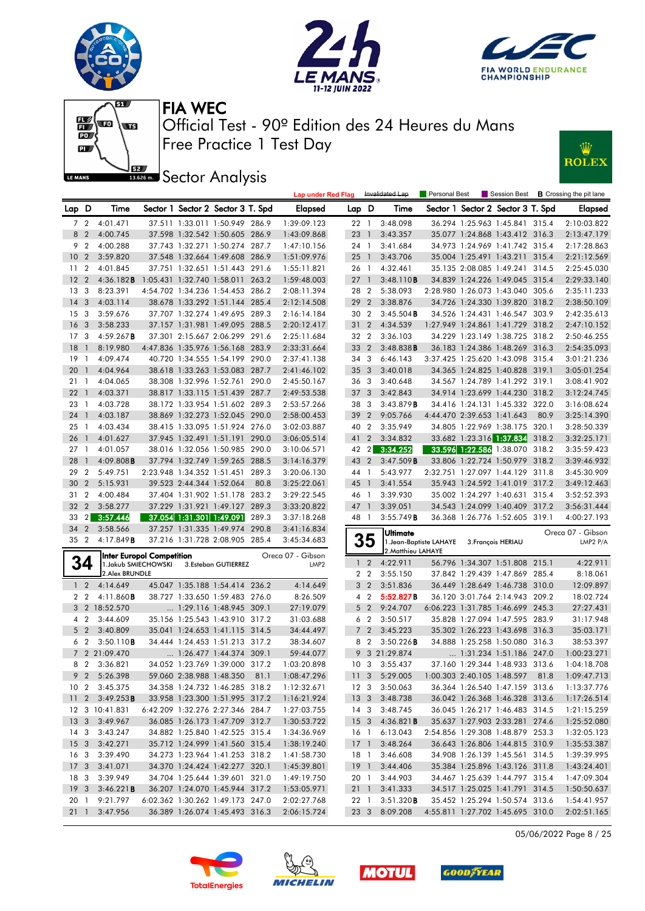# FIA WEC

## Official Test - 90º Edition des 24 Heures du Mans

## Free Practice 1 Test Day

## Sector Analysis

Lap under Red Flag | Invalidated Lap | Personal Best | Session Best | B Crossing the pit lane

| Lap | D | Time | Sector 1 | Sector 2 | Sector 3 | T. Spd | Elapsed |
|---|---|---|---|---|---|---|---|
| 7 | 2 | 4:01.471 | 37.511 | 1:33.011 | 1:50.949 | 286.9 | 1:39:09.123 |
| 8 | 2 | 4:00.745 | 37.598 | 1:32.542 | 1:50.605 | 286.9 | 1:43:09.868 |
| 9 | 2 | 4:00.288 | 37.743 | 1:32.271 | 1:50.274 | 287.7 | 1:47:10.156 |
| 10 | 2 | 3:59.820 | 37.548 | 1:32.664 | 1:49.608 | 286.9 | 1:51:09.976 |
| 11 | 2 | 4:01.845 | 37.751 | 1:32.651 | 1:51.443 | 291.6 | 1:55:11.821 |
| 12 | 2 | 4:36.182B | 1:05.431 | 1:32.740 | 1:58.011 | 263.2 | 1:59:48.003 |
| 13 | 3 | 8:23.391 | 4:54.702 | 1:34.236 | 1:54.453 | 286.2 | 2:08:11.394 |
| 14 | 3 | 4:03.114 | 38.678 | 1:33.292 | 1:51.144 | 285.4 | 2:12:14.508 |
| 15 | 3 | 3:59.676 | 37.707 | 1:32.274 | 1:49.695 | 289.3 | 2:16:14.184 |
| 16 | 3 | 3:58.233 | 37.157 | 1:31.981 | 1:49.095 | 288.5 | 2:20:12.417 |
| 17 | 3 | 4:59.267B | 37.301 | 2:15.667 | 2:06.299 | 291.6 | 2:25:11.684 |
| 18 | 1 | 8:19.980 | 4:47.836 | 1:35.976 | 1:56.168 | 283.9 | 2:33:31.664 |
| 19 | 1 | 4:09.474 | 40.720 | 1:34.555 | 1:54.199 | 290.0 | 2:37:41.138 |
| 20 | 1 | 4:04.964 | 38.618 | 1:33.263 | 1:53.083 | 287.7 | 2:41:46.102 |
| 21 | 1 | 4:04.065 | 38.308 | 1:32.996 | 1:52.761 | 290.0 | 2:45:50.167 |
| 22 | 1 | 4:03.371 | 38.817 | 1:33.115 | 1:51.439 | 287.7 | 2:49:53.538 |
| 23 | 1 | 4:03.728 | 38.172 | 1:33.954 | 1:51.602 | 289.3 | 2:53:57.266 |
| 24 | 1 | 4:03.187 | 38.869 | 1:32.273 | 1:52.045 | 290.0 | 2:58:00.453 |
| 25 | 1 | 4:03.434 | 38.415 | 1:33.095 | 1:51.924 | 276.0 | 3:02:03.887 |
| 26 | 1 | 4:01.627 | 37.945 | 1:32.491 | 1:51.191 | 290.0 | 3:06:05.514 |
| 27 | 1 | 4:01.057 | 38.016 | 1:32.056 | 1:50.985 | 290.0 | 3:10:06.571 |
| 28 | 1 | 4:09.808B | 37.794 | 1:32.749 | 1:59.265 | 288.5 | 3:14:16.379 |
| 29 | 2 | 5:49.751 | 2:23.948 | 1:34.352 | 1:51.451 | 289.3 | 3:20:06.130 |
| 30 | 2 | 5:15.931 | 39.523 | 2:44.344 | 1:52.064 | 80.8 | 3:25:22.061 |
| 31 | 2 | 4:00.484 | 37.404 | 1:31.902 | 1:51.178 | 283.2 | 3:29:22.545 |
| 32 | 2 | 3:58.277 | 37.229 | 1:31.921 | 1:49.127 | 289.3 | 3:33:20.822 |
| 33 | 2 | 3:57.446 | 37.054 | 1:31.301 | 1:49.091 | 289.3 | 3:37:18.268 |
| 34 | 2 | 3:58.566 | 37.257 | 1:31.335 | 1:49.974 | 290.8 | 3:41:16.834 |
| 35 | 2 | 4:17.849B | 37.216 | 1:31.728 | 2:08.905 | 285.4 | 3:45:34.683 |

### 34 — Inter Europol Competition — Oreca 07 - Gibson — LMP2

1.Jakub SMIECHOWSKI, 2.Alex BRUNDLE, 3.Esteban GUTIERREZ

| Lap | D | Time | Sector 1 | Sector 2 | Sector 3 | T. Spd | Elapsed |
|---|---|---|---|---|---|---|---|
| 1 | 2 | 4:14.649 | 45.047 | 1:35.188 | 1:54.414 | 236.2 | 4:14.649 |
| 2 | 2 | 4:11.860B | 38.727 | 1:33.650 | 1:59.483 | 276.0 | 8:26.509 |
| 3 | 2 | 18:52.570 | ... | 1:29.116 | 1:48.945 | 309.1 | 27:19.079 |
| 4 | 2 | 3:44.609 | 35.156 | 1:25.543 | 1:43.910 | 317.2 | 31:03.688 |
| 5 | 2 | 3:40.809 | 35.041 | 1:24.653 | 1:41.115 | 314.5 | 34:44.497 |
| 6 | 2 | 3:50.110B | 34.444 | 1:24.453 | 1:51.213 | 317.2 | 38:34.607 |
| 7 | 2 | 21:09.470 | ... | 1:26.477 | 1:44.374 | 309.1 | 59:44.077 |
| 8 | 2 | 3:36.821 | 34.052 | 1:23.769 | 1:39.000 | 317.2 | 1:03:20.898 |
| 9 | 2 | 5:26.398 | 59.060 | 2:38.988 | 1:48.350 | 81.1 | 1:08:47.296 |
| 10 | 2 | 3:45.375 | 34.358 | 1:24.732 | 1:46.285 | 318.2 | 1:12:32.671 |
| 11 | 2 | 3:49.253B | 33.958 | 1:23.300 | 1:51.995 | 317.2 | 1:16:21.924 |
| 12 | 3 | 10:41.831 | 6:42.209 | 1:32.276 | 2:27.346 | 284.7 | 1:27:03.755 |
| 13 | 3 | 3:49.967 | 36.085 | 1:26.173 | 1:47.709 | 312.7 | 1:30:53.722 |
| 14 | 3 | 3:43.247 | 34.882 | 1:25.840 | 1:42.525 | 315.4 | 1:34:36.969 |
| 15 | 3 | 3:42.271 | 35.712 | 1:24.999 | 1:41.560 | 315.4 | 1:38:19.240 |
| 16 | 3 | 3:39.490 | 34.273 | 1:23.964 | 1:41.253 | 318.2 | 1:41:58.730 |
| 17 | 3 | 3:41.071 | 34.370 | 1:24.424 | 1:42.277 | 320.1 | 1:45:39.801 |
| 18 | 3 | 3:39.949 | 34.704 | 1:25.644 | 1:39.601 | 321.0 | 1:49:19.750 |
| 19 | 3 | 3:46.221B | 36.207 | 1:24.070 | 1:45.944 | 317.2 | 1:53:05.971 |
| 20 | 1 | 9:21.797 | 6:02.362 | 1:30.262 | 1:49.173 | 247.0 | 2:02:27.768 |
| 21 | 1 | 3:47.956 | 36.389 | 1:26.074 | 1:45.493 | 316.3 | 2:06:15.724 |
| 22 | 1 | 3:48.098 | 36.294 | 1:25.963 | 1:45.841 | 315.4 | 2:10:03.822 |
| 23 | 1 | 3:43.357 | 35.077 | 1:24.868 | 1:43.412 | 316.3 | 2:13:47.179 |
| 24 | 1 | 3:41.684 | 34.973 | 1:24.969 | 1:41.742 | 315.4 | 2:17:28.863 |
| 25 | 1 | 3:43.706 | 35.004 | 1:25.491 | 1:43.211 | 315.4 | 2:21:12.569 |
| 26 | 1 | 4:32.461 | 35.135 | 2:08.085 | 1:49.241 | 314.5 | 2:25:45.030 |
| 27 | 1 | 3:48.110B | 34.839 | 1:24.226 | 1:49.045 | 315.4 | 2:29:33.140 |
| 28 | 2 | 5:38.093 | 2:28.980 | 1:26.073 | 1:43.040 | 305.6 | 2:35:11.233 |
| 29 | 2 | 3:38.876 | 34.726 | 1:24.330 | 1:39.820 | 318.2 | 2:38:50.109 |
| 30 | 2 | 3:45.504B | 34.526 | 1:24.431 | 1:46.547 | 303.9 | 2:42:35.613 |
| 31 | 2 | 4:34.539 | 1:27.949 | 1:24.861 | 1:41.729 | 318.2 | 2:47:10.152 |
| 32 | 2 | 3:36.103 | 34.229 | 1:23.149 | 1:38.725 | 318.2 | 2:50:46.255 |
| 33 | 2 | 3:48.838B | 36.183 | 1:24.386 | 1:48.269 | 316.3 | 2:54:35.093 |
| 34 | 3 | 6:46.143 | 3:37.425 | 1:25.620 | 1:43.098 | 315.4 | 3:01:21.236 |
| 35 | 3 | 3:40.018 | 34.365 | 1:24.825 | 1:40.828 | 319.1 | 3:05:01.254 |
| 36 | 3 | 3:40.648 | 34.567 | 1:24.789 | 1:41.292 | 319.1 | 3:08:41.902 |
| 37 | 3 | 3:42.843 | 34.914 | 1:23.699 | 1:44.230 | 318.2 | 3:12:24.745 |
| 38 | 3 | 3:43.879B | 34.416 | 1:24.131 | 1:45.332 | 322.0 | 3:16:08.624 |
| 39 | 2 | 9:05.766 | 4:44.470 | 2:39.653 | 1:41.643 | 80.9 | 3:25:14.390 |
| 40 | 2 | 3:35.949 | 34.805 | 1:22.969 | 1:38.175 | 320.1 | 3:28:50.339 |
| 41 | 2 | 3:34.832 | 33.682 | 1:23.316 | 1:37.834 | 318.2 | 3:32:25.171 |
| 42 | 2 | 3:34.252 | 33.596 | 1:22.586 | 1:38.070 | 318.2 | 3:35:59.423 |
| 43 | 2 | 3:47.509B | 33.806 | 1:22.724 | 1:50.979 | 318.2 | 3:39:46.932 |
| 44 | 1 | 5:43.977 | 2:32.751 | 1:27.097 | 1:44.129 | 311.8 | 3:45:30.909 |
| 45 | 1 | 3:41.554 | 35.943 | 1:24.592 | 1:41.019 | 317.2 | 3:49:12.463 |
| 46 | 1 | 3:39.930 | 35.002 | 1:24.297 | 1:40.631 | 315.4 | 3:52:52.393 |
| 47 | 1 | 3:39.051 | 34.543 | 1:24.099 | 1:40.409 | 317.2 | 3:56:31.444 |
| 48 | 1 | 3:55.749B | 36.368 | 1:26.776 | 1:52.605 | 319.1 | 4:00:27.193 |

### 35 — Ultimate — Oreca 07 - Gibson — LMP2 P/A

1.Jean-Baptiste LAHAYE, 2.Matthieu LAHAYE, 3.François HERIAU

| Lap | D | Time | Sector 1 | Sector 2 | Sector 3 | T. Spd | Elapsed |
|---|---|---|---|---|---|---|---|
| 1 | 2 | 4:22.911 | 56.796 | 1:34.307 | 1:51.808 | 215.1 | 4:22.911 |
| 2 | 2 | 3:55.150 | 37.842 | 1:29.439 | 1:47.869 | 285.4 | 8:18.061 |
| 3 | 2 | 3:51.836 | 36.449 | 1:28.649 | 1:46.738 | 310.0 | 12:09.897 |
| 4 | 2 | 5:52.827B | 36.120 | 3:01.764 | 2:14.943 | 209.2 | 18:02.724 |
| 5 | 2 | 9:24.707 | 6:06.223 | 1:31.785 | 1:46.699 | 245.3 | 27:27.431 |
| 6 | 2 | 3:50.517 | 35.828 | 1:27.094 | 1:47.595 | 283.9 | 31:17.948 |
| 7 | 2 | 3:45.223 | 35.302 | 1:26.223 | 1:43.698 | 316.3 | 35:03.171 |
| 8 | 2 | 3:50.226B | 34.888 | 1:25.258 | 1:50.080 | 316.3 | 38:53.397 |
| 9 | 3 | 21:29.874 | ... | 1:31.234 | 1:51.186 | 247.0 | 1:00:23.271 |
| 10 | 3 | 3:55.437 | 37.160 | 1:29.344 | 1:48.933 | 313.6 | 1:04:18.708 |
| 11 | 3 | 5:29.005 | 1:00.303 | 2:40.105 | 1:48.597 | 81.8 | 1:09:47.713 |
| 12 | 3 | 3:50.063 | 36.364 | 1:26.540 | 1:47.159 | 313.6 | 1:13:37.776 |
| 13 | 3 | 3:48.738 | 36.042 | 1:26.368 | 1:46.328 | 313.6 | 1:17:26.514 |
| 14 | 3 | 3:48.745 | 36.045 | 1:26.217 | 1:46.483 | 314.5 | 1:21:15.259 |
| 15 | 3 | 4:36.821B | 35.637 | 1:27.903 | 2:33.281 | 274.6 | 1:25:52.080 |
| 16 | 1 | 6:13.043 | 2:54.856 | 1:29.308 | 1:48.879 | 253.3 | 1:32:05.123 |
| 17 | 1 | 3:48.264 | 36.643 | 1:26.806 | 1:44.815 | 310.9 | 1:35:53.387 |
| 18 | 1 | 3:46.608 | 34.908 | 1:26.139 | 1:45.561 | 314.5 | 1:39:39.995 |
| 19 | 1 | 3:44.406 | 35.384 | 1:25.896 | 1:43.126 | 311.8 | 1:43:24.401 |
| 20 | 1 | 3:44.903 | 34.467 | 1:25.639 | 1:44.797 | 315.4 | 1:47:09.304 |
| 21 | 1 | 3:41.333 | 34.517 | 1:25.025 | 1:41.791 | 314.5 | 1:50:50.637 |
| 22 | 1 | 3:51.320B | 35.452 | 1:25.294 | 1:50.574 | 313.6 | 1:54:41.957 |
| 23 | 3 | 8:09.208 | 4:55.811 | 1:27.702 | 1:45.695 | 310.0 | 2:02:51.165 |

05/06/2022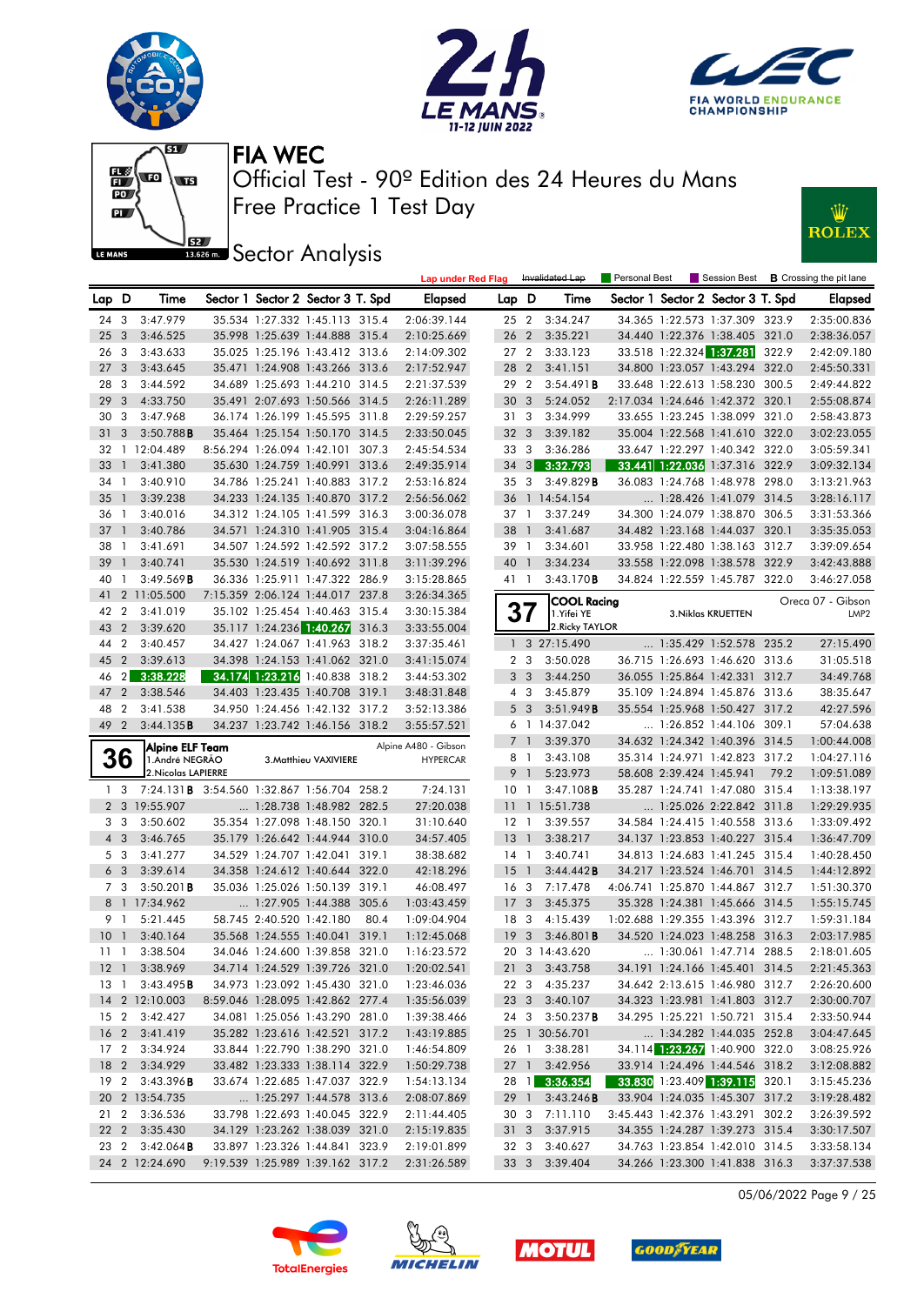# FIA WEC

Official Test - 90º Edition des 24 Heures du Mans

Free Practice 1 Test Day

## Sector Analysis

Lap under Red Flag | Invalidated Lap | Personal Best | Session Best | **B** Crossing the pit lane

| Lap | D | Time | Sector 1 | Sector 2 | Sector 3 | T. Spd | Elapsed |
|---|---|---|---|---|---|---|---|
| 24 | 3 | 3:47.979 | 35.534 | 1:27.332 | 1:45.113 | 315.4 | 2:06:39.144 |
| 25 | 3 | 3:46.525 | 35.998 | 1:25.639 | 1:44.888 | 315.4 | 2:10:25.669 |
| 26 | 3 | 3:43.633 | 35.025 | 1:25.196 | 1:43.412 | 313.6 | 2:14:09.302 |
| 27 | 3 | 3:43.645 | 35.471 | 1:24.908 | 1:43.266 | 313.6 | 2:17:52.947 |
| 28 | 3 | 3:44.592 | 34.689 | 1:25.693 | 1:44.210 | 314.5 | 2:21:37.539 |
| 29 | 3 | 4:33.750 | 35.491 | 2:07.693 | 1:50.566 | 314.5 | 2:26:11.289 |
| 30 | 3 | 3:47.968 | 36.174 | 1:26.199 | 1:45.595 | 311.8 | 2:29:59.257 |
| 31 | 3 | 3:50.788 **B** | 35.464 | 1:25.154 | 1:50.170 | 314.5 | 2:33:50.045 |
| 32 | 1 | 12:04.489 | 8:56.294 | 1:26.094 | 1:42.101 | 307.3 | 2:45:54.534 |
| 33 | 1 | 3:41.380 | 35.630 | 1:24.759 | 1:40.991 | 313.6 | 2:49:35.914 |
| 34 | 1 | 3:40.910 | 34.786 | 1:25.241 | 1:40.883 | 317.2 | 2:53:16.824 |
| 35 | 1 | 3:39.238 | 34.233 | 1:24.135 | 1:40.870 | 317.2 | 2:56:56.062 |
| 36 | 1 | 3:40.016 | 34.312 | 1:24.105 | 1:41.599 | 316.3 | 3:00:36.078 |
| 37 | 1 | 3:40.786 | 34.571 | 1:24.310 | 1:41.905 | 315.4 | 3:04:16.864 |
| 38 | 1 | 3:41.691 | 34.507 | 1:24.592 | 1:42.592 | 317.2 | 3:07:58.555 |
| 39 | 1 | 3:40.741 | 35.530 | 1:24.519 | 1:40.692 | 311.8 | 3:11:39.296 |
| 40 | 1 | 3:49.569 **B** | 36.336 | 1:25.911 | 1:47.322 | 286.9 | 3:15:28.865 |
| 41 | 2 | 11:05.500 | 7:15.359 | 2:06.124 | 1:44.017 | 237.8 | 3:26:34.365 |
| 42 | 2 | 3:41.019 | 35.102 | 1:25.454 | 1:40.463 | 315.4 | 3:30:15.384 |
| 43 | 2 | 3:39.620 | 35.117 | 1:24.236 | 1:40.267 | 316.3 | 3:33:55.004 |
| 44 | 2 | 3:40.457 | 34.427 | 1:24.067 | 1:41.963 | 318.2 | 3:37:35.461 |
| 45 | 2 | 3:39.613 | 34.398 | 1:24.153 | 1:41.062 | 321.0 | 3:41:15.074 |
| 46 | 2 | 3:38.228 | 34.174 | 1:23.216 | 1:40.838 | 318.2 | 3:44:53.302 |
| 47 | 2 | 3:38.546 | 34.403 | 1:23.435 | 1:40.708 | 319.1 | 3:48:31.848 |
| 48 | 2 | 3:41.538 | 34.950 | 1:24.456 | 1:42.132 | 317.2 | 3:52:13.386 |
| 49 | 2 | 3:44.135 **B** | 34.237 | 1:23.742 | 1:46.156 | 318.2 | 3:55:57.521 |

**36** Alpine ELF Team — Alpine A480 - Gibson — HYPERCAR
1.André NEGRÃO, 2.Nicolas LAPIERRE, 3.Matthieu VAXIVIERE

| Lap | D | Time | Sector 1 | Sector 2 | Sector 3 | T. Spd | Elapsed |
|---|---|---|---|---|---|---|---|
| 1 | 3 | 7:24.131 **B** | 3:54.560 | 1:32.867 | 1:56.704 | 258.2 | 7:24.131 |
| 2 | 3 | 19:55.907 | ... | 1:28.738 | 1:48.982 | 282.5 | 27:20.038 |
| 3 | 3 | 3:50.602 | 35.354 | 1:27.098 | 1:48.150 | 320.1 | 31:10.640 |
| 4 | 3 | 3:46.765 | 35.179 | 1:26.642 | 1:44.944 | 310.0 | 34:57.405 |
| 5 | 3 | 3:41.277 | 34.529 | 1:24.707 | 1:42.041 | 319.1 | 38:38.682 |
| 6 | 3 | 3:39.614 | 34.358 | 1:24.612 | 1:40.644 | 322.0 | 42:18.296 |
| 7 | 3 | 3:50.201 **B** | 35.036 | 1:25.026 | 1:50.139 | 319.1 | 46:08.497 |
| 8 | 1 | 17:34.962 | ... | 1:27.905 | 1:44.388 | 305.6 | 1:03:43.459 |
| 9 | 1 | 5:21.445 | 58.745 | 2:40.520 | 1:42.180 | 80.4 | 1:09:04.904 |
| 10 | 1 | 3:40.164 | 35.568 | 1:24.555 | 1:40.041 | 319.1 | 1:12:45.068 |
| 11 | 1 | 3:38.504 | 34.046 | 1:24.600 | 1:39.858 | 321.0 | 1:16:23.572 |
| 12 | 1 | 3:38.969 | 34.714 | 1:24.529 | 1:39.726 | 321.0 | 1:20:02.541 |
| 13 | 1 | 3:43.495 **B** | 34.973 | 1:23.092 | 1:45.430 | 321.0 | 1:23:46.036 |
| 14 | 2 | 12:10.003 | 8:59.046 | 1:28.095 | 1:42.862 | 277.4 | 1:35:56.039 |
| 15 | 2 | 3:42.427 | 34.081 | 1:25.056 | 1:43.290 | 281.0 | 1:39:38.466 |
| 16 | 2 | 3:41.419 | 35.282 | 1:23.616 | 1:42.521 | 317.2 | 1:43:19.885 |
| 17 | 2 | 3:34.924 | 33.844 | 1:22.790 | 1:38.290 | 321.0 | 1:46:54.809 |
| 18 | 2 | 3:34.929 | 33.482 | 1:23.333 | 1:38.114 | 322.9 | 1:50:29.738 |
| 19 | 2 | 3:43.396 **B** | 33.674 | 1:22.685 | 1:47.037 | 322.9 | 1:54:13.134 |
| 20 | 2 | 13:54.735 | ... | 1:25.297 | 1:44.578 | 313.6 | 2:08:07.869 |
| 21 | 2 | 3:36.536 | 33.798 | 1:22.693 | 1:40.045 | 322.9 | 2:11:44.405 |
| 22 | 2 | 3:35.430 | 34.129 | 1:23.262 | 1:38.039 | 321.0 | 2:15:19.835 |
| 23 | 2 | 3:42.064 **B** | 33.897 | 1:23.326 | 1:44.841 | 323.9 | 2:19:01.899 |
| 24 | 2 | 12:24.690 | 9:19.539 | 1:25.989 | 1:39.162 | 317.2 | 2:31:26.589 |
| 25 | 2 | 3:34.247 | 34.365 | 1:22.573 | 1:37.309 | 323.9 | 2:35:00.836 |
| 26 | 2 | 3:35.221 | 34.440 | 1:22.376 | 1:38.405 | 321.0 | 2:38:36.057 |
| 27 | 2 | 3:33.123 | 33.518 | 1:22.324 | 1:37.281 | 322.9 | 2:42:09.180 |
| 28 | 2 | 3:41.151 | 34.800 | 1:23.057 | 1:43.294 | 322.0 | 2:45:50.331 |
| 29 | 2 | 3:54.491 **B** | 33.648 | 1:22.613 | 1:58.230 | 300.5 | 2:49:44.822 |
| 30 | 3 | 5:24.052 | 2:17.034 | 1:24.646 | 1:42.372 | 320.1 | 2:55:08.874 |
| 31 | 3 | 3:34.999 | 33.655 | 1:23.245 | 1:38.099 | 321.0 | 2:58:43.873 |
| 32 | 3 | 3:39.182 | 35.004 | 1:22.568 | 1:41.610 | 322.0 | 3:02:23.055 |
| 33 | 3 | 3:36.286 | 33.647 | 1:22.297 | 1:40.342 | 322.0 | 3:05:59.341 |
| 34 | 3 | 3:32.793 | 33.441 | 1:22.036 | 1:37.316 | 322.9 | 3:09:32.134 |
| 35 | 3 | 3:49.829 **B** | 36.083 | 1:24.768 | 1:48.978 | 298.0 | 3:13:21.963 |
| 36 | 1 | 14:54.154 | ... | 1:28.426 | 1:41.079 | 314.5 | 3:28:16.117 |
| 37 | 1 | 3:37.249 | 34.300 | 1:24.079 | 1:38.870 | 306.5 | 3:31:53.366 |
| 38 | 1 | 3:41.687 | 34.482 | 1:23.168 | 1:44.037 | 320.1 | 3:35:35.053 |
| 39 | 1 | 3:34.601 | 33.958 | 1:22.480 | 1:38.163 | 312.7 | 3:39:09.654 |
| 40 | 1 | 3:34.234 | 33.558 | 1:22.098 | 1:38.578 | 322.9 | 3:42:43.888 |
| 41 | 1 | 3:43.170 **B** | 34.824 | 1:22.559 | 1:45.787 | 322.0 | 3:46:27.058 |

**37** COOL Racing — Oreca 07 - Gibson — LMP2
1.Yifei YE, 2.Ricky TAYLOR, 3.Niklas KRUETTEN

| Lap | D | Time | Sector 1 | Sector 2 | Sector 3 | T. Spd | Elapsed |
|---|---|---|---|---|---|---|---|
| 1 | 3 | 27:15.490 | ... | 1:35.429 | 1:52.578 | 235.2 | 27:15.490 |
| 2 | 3 | 3:50.028 | 36.715 | 1:26.693 | 1:46.620 | 313.6 | 31:05.518 |
| 3 | 3 | 3:44.250 | 36.055 | 1:25.864 | 1:42.331 | 312.7 | 34:49.768 |
| 4 | 3 | 3:45.879 | 35.109 | 1:24.894 | 1:45.876 | 313.6 | 38:35.647 |
| 5 | 3 | 3:51.949 **B** | 35.554 | 1:25.968 | 1:50.427 | 317.2 | 42:27.596 |
| 6 | 1 | 14:37.042 | ... | 1:26.852 | 1:44.106 | 309.1 | 57:04.638 |
| 7 | 1 | 3:39.370 | 34.632 | 1:24.342 | 1:40.396 | 314.5 | 1:00:44.008 |
| 8 | 1 | 3:43.108 | 35.314 | 1:24.971 | 1:42.823 | 317.2 | 1:04:27.116 |
| 9 | 1 | 5:23.973 | 58.608 | 2:39.424 | 1:45.941 | 79.2 | 1:09:51.089 |
| 10 | 1 | 3:47.108 **B** | 35.287 | 1:24.741 | 1:47.080 | 315.4 | 1:13:38.197 |
| 11 | 1 | 15:51.738 | ... | 1:25.026 | 2:22.842 | 311.8 | 1:29:29.935 |
| 12 | 1 | 3:39.557 | 34.584 | 1:24.415 | 1:40.558 | 313.6 | 1:33:09.492 |
| 13 | 1 | 3:38.217 | 34.137 | 1:23.853 | 1:40.227 | 315.4 | 1:36:47.709 |
| 14 | 1 | 3:40.741 | 34.813 | 1:24.683 | 1:41.245 | 315.4 | 1:40:28.450 |
| 15 | 1 | 3:44.442 **B** | 34.217 | 1:23.524 | 1:46.701 | 314.5 | 1:44:12.892 |
| 16 | 3 | 7:17.478 | 4:06.741 | 1:25.870 | 1:44.867 | 312.7 | 1:51:30.370 |
| 17 | 3 | 3:45.375 | 35.328 | 1:24.381 | 1:45.666 | 314.5 | 1:55:15.745 |
| 18 | 3 | 4:15.439 | 1:02.688 | 1:29.355 | 1:43.396 | 312.7 | 1:59:31.184 |
| 19 | 3 | 3:46.801 **B** | 34.520 | 1:24.023 | 1:48.258 | 316.3 | 2:03:17.985 |
| 20 | 3 | 14:43.620 | ... | 1:30.061 | 1:47.714 | 288.5 | 2:18:01.605 |
| 21 | 3 | 3:43.758 | 34.191 | 1:24.166 | 1:45.401 | 314.5 | 2:21:45.363 |
| 22 | 3 | 4:35.237 | 34.642 | 2:13.615 | 1:46.980 | 312.7 | 2:26:20.600 |
| 23 | 3 | 3:40.107 | 34.323 | 1:23.981 | 1:41.803 | 312.7 | 2:30:00.707 |
| 24 | 3 | 3:50.237 **B** | 34.295 | 1:25.221 | 1:50.721 | 315.4 | 2:33:50.944 |
| 25 | 1 | 30:56.701 | ... | 1:34.282 | 1:44.035 | 252.8 | 3:04:47.645 |
| 26 | 1 | 3:38.281 | 34.114 | 1:23.267 | 1:40.900 | 322.0 | 3:08:25.926 |
| 27 | 1 | 3:42.956 | 33.914 | 1:24.496 | 1:44.546 | 318.2 | 3:12:08.882 |
| 28 | 1 | 3:36.354 | 33.830 | 1:23.409 | 1:39.115 | 320.1 | 3:15:45.236 |
| 29 | 1 | 3:43.246 **B** | 33.904 | 1:24.035 | 1:45.307 | 317.2 | 3:19:28.482 |
| 30 | 3 | 7:11.110 | 3:45.443 | 1:42.376 | 1:43.291 | 302.2 | 3:26:39.592 |
| 31 | 3 | 3:37.915 | 34.355 | 1:24.287 | 1:39.273 | 315.4 | 3:30:17.507 |
| 32 | 3 | 3:40.627 | 34.763 | 1:23.854 | 1:42.010 | 314.5 | 3:33:58.134 |
| 33 | 3 | 3:39.404 | 34.266 | 1:23.300 | 1:41.838 | 316.3 | 3:37:37.538 |

05/06/2022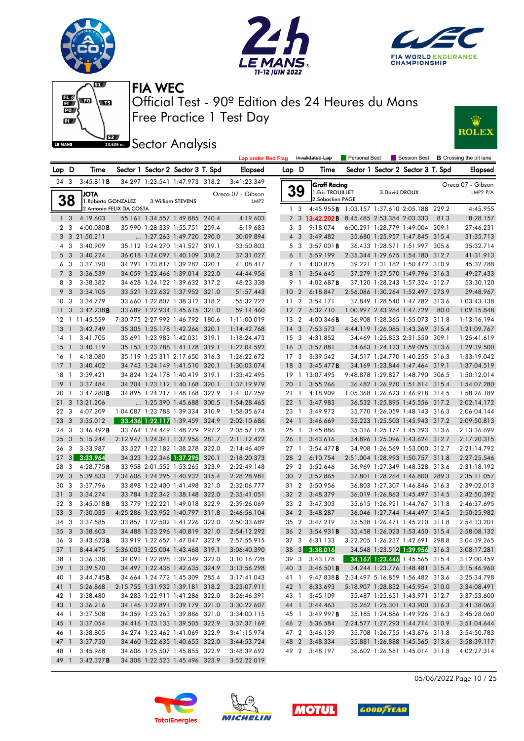# FIA WEC

## Official Test - 90º Edition des 24 Heures du Mans

## Free Practice 1 Test Day

## Sector Analysis

Lap under Red Flag | Invalidated Lap | Personal Best | Session Best | B Crossing the pit lane

| Lap | D | Time | Sector 1 | Sector 2 | Sector 3 | T. Spd | Elapsed |
|---|---|---|---|---|---|---|---|
| 34 | 3 | 3:45.811B | 34.297 | 1:23.541 | 1:47.973 | 318.2 | 3:41:23.349 |

**38** JOTA — Oreca 07 - Gibson — LMP2
1.Roberto GONZALEZ, 2.Antonio FELIX DA COSTA, 3.William STEVENS

| Lap | D | Time | Sector 1 | Sector 2 | Sector 3 | T. Spd | Elapsed |
|---|---|---|---|---|---|---|---|
| 1 | 3 | 4:19.603 | 55.161 | 1:34.557 | 1:49.885 | 240.4 | 4:19.603 |
| 2 | 3 | 4:00.080B | 35.990 | 1:28.339 | 1:55.751 | 259.4 | 8:19.683 |
| 3 | 3 | 21:50.211 | ... | 1:27.263 | 1:49.720 | 290.0 | 30:09.894 |
| 4 | 3 | 3:40.909 | 35.112 | 1:24.270 | 1:41.527 | 319.1 | 33:50.803 |
| 5 | 3 | 3:40.224 | 36.018 | 1:24.097 | 1:40.109 | 318.2 | 37:31.027 |
| 6 | 3 | 3:37.390 | 34.291 | 1:23.817 | 1:39.282 | 320.1 | 41:08.417 |
| 7 | 3 | 3:36.539 | 34.059 | 1:23.466 | 1:39.014 | 322.0 | 44:44.956 |
| 8 | 3 | 3:38.382 | 34.628 | 1:24.122 | 1:39.632 | 317.2 | 48:23.338 |
| 9 | 3 | 3:34.105 | 33.521 | 1:22.632 | 1:37.952 | 321.0 | 51:57.443 |
| 10 | 3 | 3:34.779 | 33.660 | 1:22.807 | 1:38.312 | 318.2 | 55:32.222 |
| 11 | 3 | 3:42.238B | 33.689 | 1:22.934 | 1:45.615 | 321.0 | 59:14.460 |
| 12 | 1 | 11:45.559 | 7:30.775 | 2:27.992 | 1:46.792 | 180.6 | 1:11:00.019 |
| 13 | 1 | 3:42.749 | 35.305 | 1:25.178 | 1:42.266 | 320.1 | 1:14:42.768 |
| 14 | 1 | 3:41.705 | 35.691 | 1:23.983 | 1:42.031 | 319.1 | 1:18:24.473 |
| 15 | 1 | 3:40.119 | 35.153 | 1:23.788 | 1:41.178 | 319.1 | 1:22:04.592 |
| 16 | 1 | 4:18.080 | 35.119 | 1:25.311 | 2:17.650 | 316.3 | 1:26:22.672 |
| 17 | 1 | 3:40.402 | 34.743 | 1:24.149 | 1:41.510 | 320.1 | 1:30:03.074 |
| 18 | 1 | 3:39.421 | 34.824 | 1:24.178 | 1:40.419 | 319.1 | 1:33:42.495 |
| 19 | 1 | 3:37.484 | 34.204 | 1:23.112 | 1:40.168 | 320.1 | 1:37:19.979 |
| 20 | 1 | 3:47.280B | 34.895 | 1:24.217 | 1:48.168 | 322.9 | 1:41:07.259 |
| 21 | 3 | 13:21.206 | ... | 1:25.390 | 1:45.688 | 300.5 | 1:54:28.465 |
| 22 | 3 | 4:07.209 | 1:04.087 | 1:23.788 | 1:39.334 | 310.9 | 1:58:35.674 |
| 23 | 3 | 3:35.012 | 33.436 | 1:22.117 | 1:39.459 | 324.9 | 2:02:10.686 |
| 24 | 3 | 3:46.492B | 33.764 | 1:24.449 | 1:48.279 | 297.2 | 2:05:57.178 |
| 25 | 3 | 5:15.244 | 2:12.947 | 1:24.341 | 1:37.956 | 281.7 | 2:11:12.422 |
| 26 | 3 | 3:33.987 | 33.527 | 1:22.182 | 1:38.278 | 322.0 | 2:14:46.409 |
| 27 | 3 | 3:33.964 | 34.323 | 1:22.346 | 1:37.295 | 320.1 | 2:18:20.373 |
| 28 | 3 | 4:28.775B | 33.958 | 2:01.552 | 1:53.265 | 323.9 | 2:22:49.148 |
| 29 | 3 | 5:39.833 | 2:34.606 | 1:24.295 | 1:40.932 | 315.4 | 2:28:28.981 |
| 30 | 3 | 3:37.796 | 33.898 | 1:22.400 | 1:41.498 | 321.0 | 2:32:06.777 |
| 31 | 3 | 3:34.274 | 33.784 | 1:22.342 | 1:38.148 | 322.0 | 2:35:41.051 |
| 32 | 3 | 3:45.018B | 33.779 | 1:22.221 | 1:49.018 | 322.9 | 2:39:26.069 |
| 33 | 3 | 7:30.035 | 4:25.286 | 1:23.952 | 1:40.797 | 311.8 | 2:46:56.104 |
| 34 | 3 | 3:37.585 | 33.857 | 1:22.502 | 1:41.226 | 322.0 | 2:50:33.689 |
| 35 | 3 | 3:38.603 | 34.488 | 1:23.296 | 1:40.819 | 321.0 | 2:54:12.292 |
| 36 | 3 | 3:43.623B | 33.919 | 1:22.657 | 1:47.047 | 322.9 | 2:57:55.915 |
| 37 | 1 | 8:44.475 | 5:36.003 | 1:25.004 | 1:43.468 | 319.1 | 3:06:40.390 |
| 38 | 1 | 3:36.338 | 34.091 | 1:22.898 | 1:39.349 | 322.0 | 3:10:16.728 |
| 39 | 1 | 3:39.570 | 34.497 | 1:22.438 | 1:42.635 | 324.9 | 3:13:56.298 |
| 40 | 1 | 3:44.745B | 34.664 | 1:24.772 | 1:45.309 | 285.4 | 3:17:41.043 |
| 41 | 1 | 5:26.868 | 2:15.755 | 1:31.932 | 1:39.181 | 318.2 | 3:23:07.911 |
| 42 | 1 | 3:38.480 | 34.283 | 1:22.911 | 1:41.286 | 322.0 | 3:26:46.391 |
| 43 | 1 | 3:36.216 | 34.146 | 1:22.891 | 1:39.179 | 321.0 | 3:30:22.607 |
| 44 | 1 | 3:37.508 | 34.359 | 1:23.263 | 1:39.886 | 321.0 | 3:34:00.115 |
| 45 | 1 | 3:37.054 | 34.416 | 1:23.133 | 1:39.505 | 322.9 | 3:37:37.169 |
| 46 | 1 | 3:38.805 | 34.274 | 1:23.462 | 1:41.069 | 322.9 | 3:41:15.974 |
| 47 | 1 | 3:37.750 | 34.460 | 1:22.635 | 1:40.655 | 322.0 | 3:44:53.724 |
| 48 | 1 | 3:45.968 | 34.606 | 1:25.507 | 1:45.855 | 322.9 | 3:48:39.692 |
| 49 | 1 | 3:42.327B | 34.308 | 1:22.523 | 1:45.496 | 323.9 | 3:52:22.019 |

**39** Graff Racing — Oreca 07 - Gibson — LMP2 P/A
1.Eric TROUILLET, 2.Sébastien PAGE, 3.David DROUX

| Lap | D | Time | Sector 1 | Sector 2 | Sector 3 | T. Spd | Elapsed |
|---|---|---|---|---|---|---|---|
| 1 | 3 | 4:45.955B | 1:03.157 | 1:37.610 | 2:05.188 | 229.2 | 4:45.955 |
| 2 | 3 | 13:42.202B | 8:45.485 | 2:53.384 | 2:03.333 | 81.3 | 18:28.157 |
| 3 | 3 | 9:18.074 | 6:00.291 | 1:28.779 | 1:49.004 | 309.1 | 27:46.231 |
| 4 | 3 | 3:49.482 | 35.680 | 1:25.957 | 1:47.845 | 315.4 | 31:35.713 |
| 5 | 3 | 3:57.001B | 36.433 | 1:28.571 | 1:51.997 | 305.6 | 35:32.714 |
| 6 | 1 | 5:59.199 | 2:35.344 | 1:29.675 | 1:54.180 | 312.7 | 41:31.913 |
| 7 | 1 | 4:00.875 | 39.221 | 1:31.182 | 1:50.472 | 310.9 | 45:32.788 |
| 8 | 1 | 3:54.645 | 37.279 | 1:27.570 | 1:49.796 | 316.3 | 49:27.433 |
| 9 | 1 | 4:02.687B | 37.120 | 1:28.243 | 1:57.324 | 312.7 | 53:30.120 |
| 10 | 2 | 6:18.847 | 2:56.086 | 1:30.264 | 1:52.497 | 273.9 | 59:48.967 |
| 11 | 2 | 3:54.171 | 37.849 | 1:28.540 | 1:47.782 | 313.6 | 1:03:43.138 |
| 12 | 2 | 5:32.710 | 1:00.997 | 2:43.984 | 1:47.729 | 80.0 | 1:09:15.848 |
| 13 | 2 | 4:00.346B | 36.908 | 1:28.365 | 1:55.073 | 311.8 | 1:13:16.194 |
| 14 | 3 | 7:53.573 | 4:44.119 | 1:26.085 | 1:43.369 | 315.4 | 1:21:09.767 |
| 15 | 3 | 4:31.852 | 34.469 | 1:25.833 | 2:31.550 | 309.1 | 1:25:41.619 |
| 16 | 3 | 3:57.881 | 34.663 | 1:24.123 | 1:59.095 | 313.6 | 1:29:39.500 |
| 17 | 3 | 3:39.542 | 34.517 | 1:24.770 | 1:40.255 | 316.3 | 1:33:19.042 |
| 18 | 3 | 3:45.477B | 34.169 | 1:23.844 | 1:47.464 | 319.1 | 1:37:04.519 |
| 19 | 1 | 13:07.495 | 9:48.878 | 1:29.827 | 1:48.790 | 306.5 | 1:50:12.014 |
| 20 | 1 | 3:55.266 | 36.482 | 1:26.970 | 1:51.814 | 315.4 | 1:54:07.280 |
| 21 | 1 | 4:18.909 | 1:05.368 | 1:26.623 | 1:46.918 | 314.5 | 1:58:26.189 |
| 22 | 1 | 3:47.983 | 36.532 | 1:25.895 | 1:45.556 | 317.2 | 2:02:14.172 |
| 23 | 1 | 3:49.972 | 35.770 | 1:26.059 | 1:48.143 | 316.3 | 2:06:04.144 |
| 24 | 1 | 3:46.669 | 35.223 | 1:25.503 | 1:45.943 | 317.2 | 2:09:50.813 |
| 25 | 1 | 3:45.886 | 35.316 | 1:25.177 | 1:45.393 | 313.6 | 2:13:36.699 |
| 26 | 1 | 3:43.616 | 34.896 | 1:25.096 | 1:43.624 | 312.7 | 2:17:20.315 |
| 27 | 1 | 3:54.477B | 34.908 | 1:26.569 | 1:53.000 | 312.7 | 2:21:14.792 |
| 28 | 2 | 6:10.754 | 2:51.004 | 1:28.993 | 1:50.757 | 311.8 | 2:27:25.546 |
| 29 | 2 | 3:52.646 | 36.969 | 1:27.349 | 1:48.328 | 313.6 | 2:31:18.192 |
| 30 | 2 | 3:52.865 | 37.801 | 1:28.264 | 1:46.800 | 289.3 | 2:35:11.057 |
| 31 | 2 | 3:50.956 | 36.803 | 1:27.307 | 1:46.846 | 316.3 | 2:39:02.013 |
| 32 | 2 | 3:48.379 | 36.019 | 1:26.863 | 1:45.497 | 314.5 | 2:42:50.392 |
| 33 | 2 | 3:47.303 | 35.615 | 1:26.921 | 1:44.767 | 311.8 | 2:46:37.695 |
| 34 | 2 | 3:48.287 | 36.046 | 1:27.744 | 1:44.497 | 314.5 | 2:50:25.982 |
| 35 | 2 | 3:47.219 | 35.538 | 1:26.471 | 1:45.210 | 311.8 | 2:54:13.201 |
| 36 | 2 | 3:54.931B | 35.458 | 1:26.023 | 1:53.450 | 315.4 | 2:58:08.132 |
| 37 | 3 | 6:31.133 | 3:22.205 | 1:26.237 | 1:42.691 | 298.8 | 3:04:39.265 |
| 38 | 3 | 3:38.016 | 34.548 | 1:23.512 | 1:39.956 | 316.3 | 3:08:17.281 |
| 39 | 3 | 3:43.178 | 34.167 | 1:23.446 | 1:45.565 | 315.4 | 3:12:00.459 |
| 40 | 3 | 3:46.501B | 34.244 | 1:23.776 | 1:48.481 | 315.4 | 3:15:46.960 |
| 41 | 1 | 9:47.838B | 2:34.497 | 5:16.859 | 1:56.482 | 313.6 | 3:25:34.798 |
| 42 | 1 | 8:33.693 | 5:18.907 | 1:28.832 | 1:45.954 | 310.0 | 3:34:08.491 |
| 43 | 1 | 3:45.109 | 35.487 | 1:25.651 | 1:43.971 | 312.7 | 3:37:53.600 |
| 44 | 1 | 3:44.463 | 35.262 | 1:25.301 | 1:43.900 | 316.3 | 3:41:38.063 |
| 45 | 1 | 3:49.997B | 35.185 | 1:24.886 | 1:49.926 | 316.3 | 3:45:28.060 |
| 46 | 2 | 5:36.584 | 2:24.577 | 1:27.293 | 1:44.714 | 310.9 | 3:51:04.644 |
| 47 | 2 | 3:46.139 | 35.708 | 1:26.755 | 1:43.676 | 311.8 | 3:54:50.783 |
| 48 | 2 | 3:48.334 | 35.881 | 1:26.888 | 1:45.565 | 313.6 | 3:58:39.117 |
| 49 | 2 | 3:48.197 | 36.602 | 1:26.581 | 1:45.014 | 311.8 | 4:02:27.314 |

05/06/2022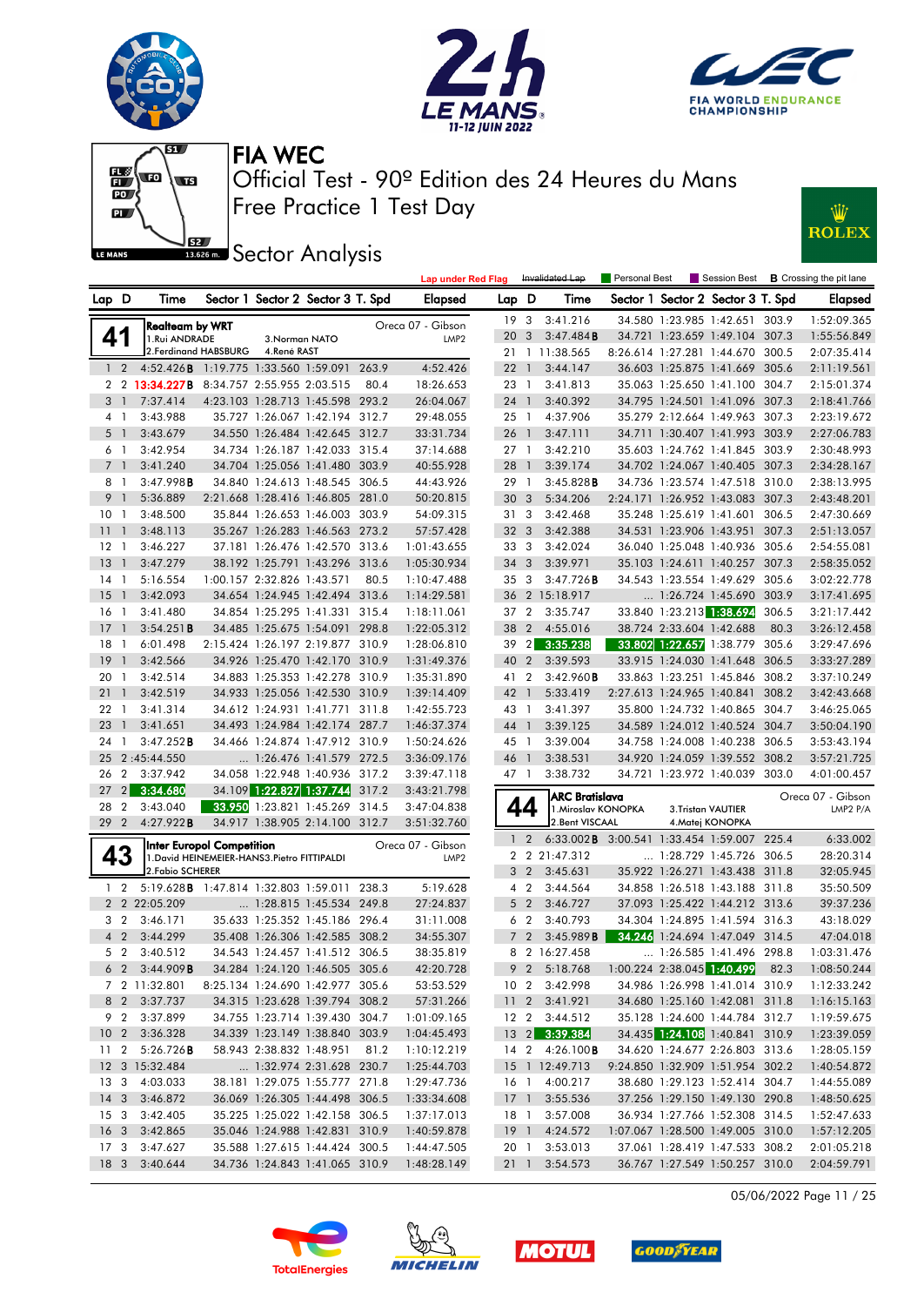# FIA WEC

## Official Test - 90º Edition des 24 Heures du Mans

## Free Practice 1 Test Day

## Sector Analysis

Lap under Red Flag | Invalidated Lap | Personal Best | Session Best | B Crossing the pit lane

### 41 Realteam by WRT — Oreca 07 - Gibson LMP2

1.Rui ANDRADE, 2.Ferdinand HABSBURG, 3.Norman NATO, 4.René RAST

| Lap | D | Time | Sector 1 | Sector 2 | Sector 3 | T. Spd | Elapsed |
|---|---|---|---|---|---|---|---|
| 1 | 2 | 4:52.426B | 1:19.775 | 1:33.560 | 1:59.091 | 263.9 | 4:52.426 |
| 2 | 2 | 13:34.227B | 8:34.757 | 2:55.955 | 2:03.515 | 80.4 | 18:26.653 |
| 3 | 1 | 7:37.414 | 4:23.103 | 1:28.713 | 1:45.598 | 293.2 | 26:04.067 |
| 4 | 1 | 3:43.988 | 35.727 | 1:26.067 | 1:42.194 | 312.7 | 29:48.055 |
| 5 | 1 | 3:43.679 | 34.550 | 1:26.484 | 1:42.645 | 312.7 | 33:31.734 |
| 6 | 1 | 3:42.954 | 34.734 | 1:26.187 | 1:42.033 | 315.4 | 37:14.688 |
| 7 | 1 | 3:41.240 | 34.704 | 1:25.056 | 1:41.480 | 303.9 | 40:55.928 |
| 8 | 1 | 3:47.998B | 34.840 | 1:24.613 | 1:48.545 | 306.5 | 44:43.926 |
| 9 | 1 | 5:36.889 | 2:21.668 | 1:28.416 | 1:46.805 | 281.0 | 50:20.815 |
| 10 | 1 | 3:48.500 | 35.844 | 1:26.653 | 1:46.003 | 303.9 | 54:09.315 |
| 11 | 1 | 3:48.113 | 35.267 | 1:26.283 | 1:46.563 | 273.2 | 57:57.428 |
| 12 | 1 | 3:46.227 | 37.181 | 1:26.476 | 1:42.570 | 313.6 | 1:01:43.655 |
| 13 | 1 | 3:47.279 | 38.192 | 1:25.791 | 1:43.296 | 313.6 | 1:05:30.934 |
| 14 | 1 | 5:16.554 | 1:00.157 | 2:32.826 | 1:43.571 | 80.5 | 1:10:47.488 |
| 15 | 1 | 3:42.093 | 34.654 | 1:24.945 | 1:42.494 | 313.6 | 1:14:29.581 |
| 16 | 1 | 3:41.480 | 34.854 | 1:25.295 | 1:41.331 | 315.4 | 1:18:11.061 |
| 17 | 1 | 3:54.251B | 34.485 | 1:25.675 | 1:54.091 | 298.8 | 1:22:05.312 |
| 18 | 1 | 6:01.498 | 2:15.424 | 1:26.197 | 2:19.877 | 310.9 | 1:28:06.810 |
| 19 | 1 | 3:42.566 | 34.926 | 1:25.470 | 1:42.170 | 310.9 | 1:31:49.376 |
| 20 | 1 | 3:42.514 | 34.883 | 1:25.353 | 1:42.278 | 310.9 | 1:35:31.890 |
| 21 | 1 | 3:42.519 | 34.933 | 1:25.056 | 1:42.530 | 310.9 | 1:39:14.409 |
| 22 | 1 | 3:41.314 | 34.612 | 1:24.931 | 1:41.771 | 311.8 | 1:42:55.723 |
| 23 | 1 | 3:41.651 | 34.493 | 1:24.984 | 1:42.174 | 287.7 | 1:46:37.374 |
| 24 | 1 | 3:47.252B | 34.466 | 1:24.874 | 1:47.912 | 310.9 | 1:50:24.626 |
| 25 | 2 | 1:45:44.550 | ... | 1:26.476 | 1:41.579 | 272.5 | 3:36:09.176 |
| 26 | 2 | 3:37.942 | 34.058 | 1:22.948 | 1:40.936 | 317.2 | 3:39:47.118 |
| 27 | 2 | 3:34.680 | 34.109 | 1:22.827 | 1:37.744 | 317.2 | 3:43:21.798 |
| 28 | 2 | 3:43.040 | 33.950 | 1:23.821 | 1:45.269 | 314.5 | 3:47:04.838 |
| 29 | 2 | 4:27.922B | 34.917 | 1:38.905 | 2:14.100 | 312.7 | 3:51:32.760 |

### 43 Inter Europol Competition — Oreca 07 - Gibson LMP2

1.David HEINEMEIER-HANSS, 2.Fabio SCHERER, 3.Pietro FITTIPALDI

| Lap | D | Time | Sector 1 | Sector 2 | Sector 3 | T. Spd | Elapsed |
|---|---|---|---|---|---|---|---|
| 1 | 2 | 5:19.628B | 1:47.814 | 1:32.803 | 1:59.011 | 238.3 | 5:19.628 |
| 2 | 2 | 22:05.209 | ... | 1:28.815 | 1:45.534 | 249.8 | 27:24.837 |
| 3 | 2 | 3:46.171 | 35.633 | 1:25.352 | 1:45.186 | 296.4 | 31:11.008 |
| 4 | 2 | 3:44.299 | 35.408 | 1:26.306 | 1:42.585 | 308.2 | 34:55.307 |
| 5 | 2 | 3:40.512 | 34.543 | 1:24.457 | 1:41.512 | 306.5 | 38:35.819 |
| 6 | 2 | 3:44.909B | 34.284 | 1:24.120 | 1:46.505 | 305.6 | 42:20.728 |
| 7 | 2 | 11:32.801 | 8:25.134 | 1:24.690 | 1:42.977 | 305.6 | 53:53.529 |
| 8 | 2 | 3:37.737 | 34.315 | 1:23.628 | 1:39.794 | 308.2 | 57:31.266 |
| 9 | 2 | 3:37.899 | 34.755 | 1:23.713 | 1:39.430 | 304.7 | 1:01:09.165 |
| 10 | 2 | 3:36.328 | 34.339 | 1:23.149 | 1:38.840 | 303.9 | 1:04:45.493 |
| 11 | 2 | 5:26.726B | 58.943 | 2:38.832 | 1:48.951 | 81.2 | 1:10:12.219 |
| 12 | 3 | 15:32.484 | ... | 1:32.974 | 2:31.628 | 230.7 | 1:25:44.703 |
| 13 | 3 | 4:03.033 | 38.181 | 1:29.075 | 1:55.777 | 271.8 | 1:29:47.736 |
| 14 | 3 | 3:46.872 | 36.069 | 1:26.305 | 1:44.498 | 306.5 | 1:33:34.608 |
| 15 | 3 | 3:42.405 | 35.225 | 1:25.022 | 1:42.158 | 306.5 | 1:37:17.013 |
| 16 | 3 | 3:42.865 | 35.046 | 1:24.988 | 1:42.831 | 310.9 | 1:40:59.878 |
| 17 | 3 | 3:47.627 | 35.588 | 1:27.615 | 1:44.424 | 300.5 | 1:44:47.505 |
| 18 | 3 | 3:40.644 | 34.736 | 1:24.843 | 1:41.065 | 310.9 | 1:48:28.149 |
| 19 | 3 | 3:41.216 | 34.580 | 1:23.985 | 1:42.651 | 303.9 | 1:52:09.365 |
| 20 | 3 | 3:47.484B | 34.721 | 1:23.659 | 1:49.104 | 307.3 | 1:55:56.849 |
| 21 | 1 | 11:38.565 | 8:26.614 | 1:27.281 | 1:44.670 | 300.5 | 2:07:35.414 |
| 22 | 1 | 3:44.147 | 36.603 | 1:25.875 | 1:41.669 | 305.6 | 2:11:19.561 |
| 23 | 1 | 3:41.813 | 35.063 | 1:25.650 | 1:41.100 | 304.7 | 2:15:01.374 |
| 24 | 1 | 3:40.392 | 34.795 | 1:24.501 | 1:41.096 | 307.3 | 2:18:41.766 |
| 25 | 1 | 4:37.906 | 35.279 | 2:12.664 | 1:49.963 | 307.3 | 2:23:19.672 |
| 26 | 1 | 3:47.111 | 34.711 | 1:30.407 | 1:41.993 | 303.9 | 2:27:06.783 |
| 27 | 1 | 3:42.210 | 35.603 | 1:24.762 | 1:41.845 | 303.9 | 2:30:48.993 |
| 28 | 1 | 3:39.174 | 34.702 | 1:24.067 | 1:40.405 | 307.3 | 2:34:28.167 |
| 29 | 1 | 3:45.828B | 34.736 | 1:23.574 | 1:47.518 | 310.0 | 2:38:13.995 |
| 30 | 3 | 5:34.206 | 2:24.171 | 1:26.952 | 1:43.083 | 307.3 | 2:43:48.201 |
| 31 | 3 | 3:42.468 | 35.248 | 1:25.619 | 1:41.601 | 306.5 | 2:47:30.669 |
| 32 | 3 | 3:42.388 | 34.531 | 1:23.906 | 1:43.951 | 307.3 | 2:51:13.057 |
| 33 | 3 | 3:42.024 | 36.040 | 1:25.048 | 1:40.936 | 305.6 | 2:54:55.081 |
| 34 | 3 | 3:39.971 | 35.103 | 1:24.611 | 1:40.257 | 307.3 | 2:58:35.052 |
| 35 | 3 | 3:47.726B | 34.543 | 1:23.554 | 1:49.629 | 305.6 | 3:02:22.778 |
| 36 | 2 | 15:18.917 | ... | 1:26.724 | 1:45.690 | 303.9 | 3:17:41.695 |
| 37 | 2 | 3:35.747 | 33.840 | 1:23.213 | 1:38.694 | 306.5 | 3:21:17.442 |
| 38 | 2 | 4:55.016 | 38.724 | 2:33.604 | 1:42.688 | 80.3 | 3:26:12.458 |
| 39 | 2 | 3:35.238 | 33.802 | 1:22.657 | 1:38.779 | 305.6 | 3:29:47.696 |
| 40 | 2 | 3:39.593 | 33.915 | 1:24.030 | 1:41.648 | 306.5 | 3:33:27.289 |
| 41 | 2 | 3:42.960B | 33.863 | 1:23.251 | 1:45.846 | 308.2 | 3:37:10.249 |
| 42 | 1 | 5:33.419 | 2:27.613 | 1:24.965 | 1:40.841 | 308.2 | 3:42:43.668 |
| 43 | 1 | 3:41.397 | 35.800 | 1:24.732 | 1:40.865 | 304.7 | 3:46:25.065 |
| 44 | 1 | 3:39.125 | 34.589 | 1:24.012 | 1:40.524 | 304.7 | 3:50:04.190 |
| 45 | 1 | 3:39.004 | 34.758 | 1:24.008 | 1:40.238 | 306.5 | 3:53:43.194 |
| 46 | 1 | 3:38.531 | 34.920 | 1:24.059 | 1:39.552 | 308.2 | 3:57:21.725 |
| 47 | 1 | 3:38.732 | 34.721 | 1:23.972 | 1:40.039 | 303.0 | 4:01:00.457 |

### 44 ARC Bratislava — Oreca 07 - Gibson LMP2 P/A

1.Miroslav KONOPKA, 2.Bent VISCAAL, 3.Tristan VAUTIER, 4.Matej KONOPKA

| Lap | D | Time | Sector 1 | Sector 2 | Sector 3 | T. Spd | Elapsed |
|---|---|---|---|---|---|---|---|
| 1 | 2 | 6:33.002B | 3:00.541 | 1:33.454 | 1:59.007 | 225.4 | 6:33.002 |
| 2 | 2 | 21:47.312 | ... | 1:28.729 | 1:45.726 | 306.5 | 28:20.314 |
| 3 | 2 | 3:45.631 | 35.922 | 1:26.271 | 1:43.438 | 311.8 | 32:05.945 |
| 4 | 2 | 3:44.564 | 34.858 | 1:26.518 | 1:43.188 | 311.8 | 35:50.509 |
| 5 | 2 | 3:46.727 | 37.093 | 1:25.422 | 1:44.212 | 313.6 | 39:37.236 |
| 6 | 2 | 3:40.793 | 34.304 | 1:24.895 | 1:41.594 | 316.3 | 43:18.029 |
| 7 | 2 | 3:45.989B | 34.246 | 1:24.694 | 1:47.049 | 314.5 | 47:04.018 |
| 8 | 2 | 16:27.458 | ... | 1:26.585 | 1:41.496 | 298.8 | 1:03:31.476 |
| 9 | 2 | 5:18.768 | 1:00.224 | 2:38.045 | 1:40.499 | 82.3 | 1:08:50.244 |
| 10 | 2 | 3:42.998 | 34.986 | 1:26.998 | 1:41.014 | 310.9 | 1:12:33.242 |
| 11 | 2 | 3:41.921 | 34.680 | 1:25.160 | 1:42.081 | 311.8 | 1:16:15.163 |
| 12 | 2 | 3:44.512 | 35.128 | 1:24.600 | 1:44.784 | 312.7 | 1:19:59.675 |
| 13 | 2 | 3:39.384 | 34.435 | 1:24.108 | 1:40.841 | 310.9 | 1:23:39.059 |
| 14 | 2 | 4:26.100B | 34.620 | 1:24.677 | 2:26.803 | 313.6 | 1:28:05.159 |
| 15 | 1 | 12:49.713 | 9:24.850 | 1:32.909 | 1:51.954 | 302.2 | 1:40:54.872 |
| 16 | 1 | 4:00.217 | 38.680 | 1:29.123 | 1:52.414 | 304.7 | 1:44:55.089 |
| 17 | 1 | 3:55.536 | 37.256 | 1:29.150 | 1:49.130 | 290.8 | 1:48:50.625 |
| 18 | 1 | 3:57.008 | 36.934 | 1:27.766 | 1:52.308 | 314.5 | 1:52:47.633 |
| 19 | 1 | 4:24.572 | 1:07.067 | 1:28.500 | 1:49.005 | 310.0 | 1:57:12.205 |
| 20 | 1 | 3:53.013 | 37.061 | 1:28.419 | 1:47.533 | 308.2 | 2:01:05.218 |
| 21 | 1 | 3:54.573 | 36.767 | 1:27.549 | 1:50.257 | 310.0 | 2:04:59.791 |

05/06/2022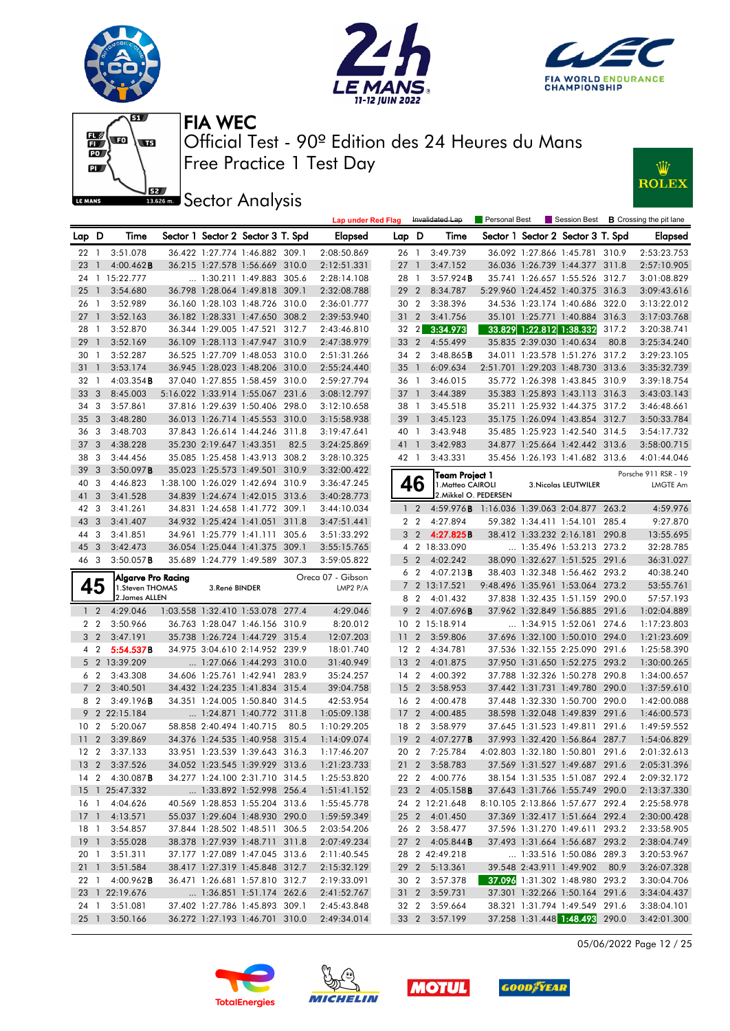# FIA WEC

Official Test - 90º Edition des 24 Heures du Mans
Free Practice 1 Test Day

## Sector Analysis

Lap under Red Flag | Invalidated Lap | Personal Best | Session Best | **B** Crossing the pit lane

| Lap | D | Time | Sector 1 | Sector 2 | Sector 3 | T. Spd | Elapsed |
|---|---|---|---|---|---|---|---|
| 22 | 1 | 3:51.078 | 36.422 | 1:27.774 | 1:46.882 | 309.1 | 2:08:50.869 |
| 23 | 1 | 4:00.462**B** | 36.215 | 1:27.578 | 1:56.669 | 310.0 | 2:12:51.331 |
| 24 | 1 | 15:22.777 | ... | 1:30.211 | 1:49.883 | 305.6 | 2:28:14.108 |
| 25 | 1 | 3:54.680 | 36.798 | 1:28.064 | 1:49.818 | 309.1 | 2:32:08.788 |
| 26 | 1 | 3:52.989 | 36.160 | 1:28.103 | 1:48.726 | 310.0 | 2:36:01.777 |
| 27 | 1 | 3:52.163 | 36.182 | 1:28.331 | 1:47.650 | 308.2 | 2:39:53.940 |
| 28 | 1 | 3:52.870 | 36.344 | 1:29.005 | 1:47.521 | 312.7 | 2:43:46.810 |
| 29 | 1 | 3:52.169 | 36.109 | 1:28.113 | 1:47.947 | 310.9 | 2:47:38.979 |
| 30 | 1 | 3:52.287 | 36.525 | 1:27.709 | 1:48.053 | 310.0 | 2:51:31.266 |
| 31 | 1 | 3:53.174 | 36.945 | 1:28.023 | 1:48.206 | 310.0 | 2:55:24.440 |
| 32 | 1 | 4:03.354**B** | 37.040 | 1:27.855 | 1:58.459 | 310.0 | 2:59:27.794 |
| 33 | 3 | 8:45.003 | 5:16.022 | 1:33.914 | 1:55.067 | 231.6 | 3:08:12.797 |
| 34 | 3 | 3:57.861 | 37.816 | 1:29.639 | 1:50.406 | 298.0 | 3:12:10.658 |
| 35 | 3 | 3:48.280 | 36.013 | 1:26.714 | 1:45.553 | 310.0 | 3:15:58.938 |
| 36 | 3 | 3:48.703 | 37.843 | 1:26.614 | 1:44.246 | 311.8 | 3:19:47.641 |
| 37 | 3 | 4:38.228 | 35.230 | 2:19.647 | 1:43.351 | 82.5 | 3:24:25.869 |
| 38 | 3 | 3:44.456 | 35.085 | 1:25.458 | 1:43.913 | 308.2 | 3:28:10.325 |
| 39 | 3 | 3:50.097**B** | 35.023 | 1:25.573 | 1:49.501 | 310.9 | 3:32:00.422 |
| 40 | 3 | 4:46.823 | 1:38.100 | 1:26.029 | 1:42.694 | 310.9 | 3:36:47.245 |
| 41 | 3 | 3:41.528 | 34.839 | 1:24.674 | 1:42.015 | 313.6 | 3:40:28.773 |
| 42 | 3 | 3:41.261 | 34.831 | 1:24.658 | 1:41.772 | 309.1 | 3:44:10.034 |
| 43 | 3 | 3:41.407 | 34.932 | 1:25.424 | 1:41.051 | 311.8 | 3:47:51.441 |
| 44 | 3 | 3:41.851 | 34.961 | 1:25.779 | 1:41.111 | 305.6 | 3:51:33.292 |
| 45 | 3 | 3:42.473 | 36.054 | 1:25.044 | 1:41.375 | 309.1 | 3:55:15.765 |
| 46 | 3 | 3:50.057**B** | 35.689 | 1:24.779 | 1:49.589 | 307.3 | 3:59:05.822 |

**45** Algarve Pro Racing — Oreca 07 - Gibson — LMP2 P/A
1.Steven THOMAS, 2.James ALLEN, 3.René BINDER

| Lap | D | Time | Sector 1 | Sector 2 | Sector 3 | T. Spd | Elapsed |
|---|---|---|---|---|---|---|---|
| 1 | 2 | 4:29.046 | 1:03.558 | 1:32.410 | 1:53.078 | 277.4 | 4:29.046 |
| 2 | 2 | 3:50.966 | 36.763 | 1:28.047 | 1:46.156 | 310.9 | 8:20.012 |
| 3 | 2 | 3:47.191 | 35.738 | 1:26.724 | 1:44.729 | 315.4 | 12:07.203 |
| 4 | 2 | 5:54.537**B** | 34.975 | 3:04.610 | 2:14.952 | 239.9 | 18:01.740 |
| 5 | 2 | 13:39.209 | ... | 1:27.066 | 1:44.293 | 310.0 | 31:40.949 |
| 6 | 2 | 3:43.308 | 34.606 | 1:25.761 | 1:42.941 | 283.9 | 35:24.257 |
| 7 | 2 | 3:40.501 | 34.432 | 1:24.235 | 1:41.834 | 315.4 | 39:04.758 |
| 8 | 2 | 3:49.196**B** | 34.351 | 1:24.005 | 1:50.840 | 314.5 | 42:53.954 |
| 9 | 2 | 22:15.184 | ... | 1:24.871 | 1:40.772 | 311.8 | 1:05:09.138 |
| 10 | 2 | 5:20.067 | 58.858 | 2:40.494 | 1:40.715 | 80.5 | 1:10:29.205 |
| 11 | 2 | 3:39.869 | 34.376 | 1:24.535 | 1:40.958 | 315.4 | 1:14:09.074 |
| 12 | 2 | 3:37.133 | 33.951 | 1:23.539 | 1:39.643 | 316.3 | 1:17:46.207 |
| 13 | 2 | 3:37.526 | 34.052 | 1:23.545 | 1:39.929 | 313.6 | 1:21:23.733 |
| 14 | 2 | 4:30.087**B** | 34.277 | 1:24.100 | 2:31.710 | 314.5 | 1:25:53.820 |
| 15 | 1 | 25:47.332 | ... | 1:33.892 | 1:52.998 | 256.4 | 1:51:41.152 |
| 16 | 1 | 4:04.626 | 40.569 | 1:28.853 | 1:55.204 | 313.6 | 1:55:45.778 |
| 17 | 1 | 4:13.571 | 55.037 | 1:29.604 | 1:48.930 | 290.0 | 1:59:59.349 |
| 18 | 1 | 3:54.857 | 37.844 | 1:28.502 | 1:48.511 | 306.5 | 2:03:54.206 |
| 19 | 1 | 3:55.028 | 38.378 | 1:27.939 | 1:48.711 | 311.8 | 2:07:49.234 |
| 20 | 1 | 3:51.311 | 37.177 | 1:27.089 | 1:47.045 | 313.6 | 2:11:40.545 |
| 21 | 1 | 3:51.584 | 38.417 | 1:27.319 | 1:45.848 | 312.7 | 2:15:32.129 |
| 22 | 1 | 4:00.962**B** | 36.471 | 1:26.681 | 1:57.810 | 312.7 | 2:19:33.091 |
| 23 | 1 | 22:19.676 | ... | 1:36.851 | 1:51.174 | 262.6 | 2:41:52.767 |
| 24 | 1 | 3:51.081 | 37.402 | 1:27.786 | 1:45.893 | 309.1 | 2:45:43.848 |
| 25 | 1 | 3:50.166 | 36.272 | 1:27.193 | 1:46.701 | 310.0 | 2:49:34.014 |
| 26 | 1 | 3:49.739 | 36.092 | 1:27.866 | 1:45.781 | 310.9 | 2:53:23.753 |
| 27 | 1 | 3:47.152 | 36.036 | 1:26.739 | 1:44.377 | 311.8 | 2:57:10.905 |
| 28 | 1 | 3:57.924**B** | 35.741 | 1:26.657 | 1:55.526 | 312.7 | 3:01:08.829 |
| 29 | 2 | 8:34.787 | 5:29.960 | 1:24.452 | 1:40.375 | 316.3 | 3:09:43.616 |
| 30 | 2 | 3:38.396 | 34.536 | 1:23.174 | 1:40.686 | 322.0 | 3:13:22.012 |
| 31 | 2 | 3:41.756 | 35.101 | 1:25.771 | 1:40.884 | 316.3 | 3:17:03.768 |
| 32 | 2 | 3:34.973 | 33.829 | 1:22.812 | 1:38.332 | 317.2 | 3:20:38.741 |
| 33 | 2 | 4:55.499 | 35.835 | 2:39.030 | 1:40.634 | 80.8 | 3:25:34.240 |
| 34 | 2 | 3:48.865**B** | 34.011 | 1:23.578 | 1:51.276 | 317.2 | 3:29:23.105 |
| 35 | 1 | 6:09.634 | 2:51.701 | 1:29.203 | 1:48.730 | 313.6 | 3:35:32.739 |
| 36 | 1 | 3:46.015 | 35.772 | 1:26.398 | 1:43.845 | 310.9 | 3:39:18.754 |
| 37 | 1 | 3:44.389 | 35.383 | 1:25.893 | 1:43.113 | 316.3 | 3:43:03.143 |
| 38 | 1 | 3:45.518 | 35.211 | 1:25.932 | 1:44.375 | 317.2 | 3:46:48.661 |
| 39 | 1 | 3:45.123 | 35.175 | 1:26.094 | 1:43.854 | 312.7 | 3:50:33.784 |
| 40 | 1 | 3:43.948 | 35.485 | 1:25.923 | 1:42.540 | 314.5 | 3:54:17.732 |
| 41 | 1 | 3:42.983 | 34.877 | 1:25.664 | 1:42.442 | 313.6 | 3:58:00.715 |
| 42 | 1 | 3:43.331 | 35.456 | 1:26.193 | 1:41.682 | 313.6 | 4:01:44.046 |

**46** Team Project 1 — Porsche 911 RSR - 19 — LMGTE Am
1.Matteo CAIROLI, 2.Mikkel O. PEDERSEN, 3.Nicolas LEUTWILER

| Lap | D | Time | Sector 1 | Sector 2 | Sector 3 | T. Spd | Elapsed |
|---|---|---|---|---|---|---|---|
| 1 | 2 | 4:59.976**B** | 1:16.036 | 1:39.063 | 2:04.877 | 263.2 | 4:59.976 |
| 2 | 2 | 4:27.894 | 59.382 | 1:34.411 | 1:54.101 | 285.4 | 9:27.870 |
| 3 | 2 | 4:27.825**B** | 38.412 | 1:33.232 | 2:16.181 | 290.8 | 13:55.695 |
| 4 | 2 | 18:33.090 | ... | 1:35.496 | 1:53.213 | 273.2 | 32:28.785 |
| 5 | 2 | 4:02.242 | 38.090 | 1:32.627 | 1:51.525 | 291.6 | 36:31.027 |
| 6 | 2 | 4:07.213**B** | 38.403 | 1:32.348 | 1:56.462 | 293.2 | 40:38.240 |
| 7 | 2 | 13:17.521 | 9:48.496 | 1:35.961 | 1:53.064 | 273.2 | 53:55.761 |
| 8 | 2 | 4:01.432 | 37.838 | 1:32.435 | 1:51.159 | 290.0 | 57:57.193 |
| 9 | 2 | 4:07.696**B** | 37.962 | 1:32.849 | 1:56.885 | 291.6 | 1:02:04.889 |
| 10 | 2 | 15:18.914 | ... | 1:34.915 | 1:52.061 | 274.6 | 1:17:23.803 |
| 11 | 2 | 3:59.806 | 37.696 | 1:32.100 | 1:50.010 | 294.0 | 1:21:23.609 |
| 12 | 2 | 4:34.781 | 37.536 | 1:32.155 | 2:25.090 | 291.6 | 1:25:58.390 |
| 13 | 2 | 4:01.875 | 37.950 | 1:31.650 | 1:52.275 | 293.2 | 1:30:00.265 |
| 14 | 2 | 4:00.392 | 37.788 | 1:32.326 | 1:50.278 | 290.8 | 1:34:00.657 |
| 15 | 2 | 3:58.953 | 37.442 | 1:31.731 | 1:49.780 | 290.0 | 1:37:59.610 |
| 16 | 2 | 4:00.478 | 37.448 | 1:32.330 | 1:50.700 | 290.0 | 1:42:00.088 |
| 17 | 2 | 4:00.485 | 38.598 | 1:32.048 | 1:49.839 | 291.6 | 1:46:00.573 |
| 18 | 2 | 3:58.979 | 37.645 | 1:31.523 | 1:49.811 | 291.6 | 1:49:59.552 |
| 19 | 2 | 4:07.277**B** | 37.993 | 1:32.420 | 1:56.864 | 287.7 | 1:54:06.829 |
| 20 | 2 | 7:25.784 | 4:02.803 | 1:32.180 | 1:50.801 | 291.6 | 2:01:32.613 |
| 21 | 2 | 3:58.783 | 37.569 | 1:31.527 | 1:49.687 | 291.6 | 2:05:31.396 |
| 22 | 2 | 4:00.776 | 38.154 | 1:31.535 | 1:51.087 | 292.4 | 2:09:32.172 |
| 23 | 2 | 4:05.158**B** | 37.643 | 1:31.766 | 1:55.749 | 290.0 | 2:13:37.330 |
| 24 | 2 | 12:21.648 | 8:10.105 | 2:13.866 | 1:57.677 | 292.4 | 2:25:58.978 |
| 25 | 2 | 4:01.450 | 37.369 | 1:32.417 | 1:51.664 | 292.4 | 2:30:00.428 |
| 26 | 2 | 3:58.477 | 37.596 | 1:31.270 | 1:49.611 | 293.2 | 2:33:58.905 |
| 27 | 2 | 4:05.844**B** | 37.493 | 1:31.664 | 1:56.687 | 293.2 | 2:38:04.749 |
| 28 | 2 | 42:49.218 | ... | 1:33.516 | 1:50.086 | 289.3 | 3:20:53.967 |
| 29 | 2 | 5:13.361 | 39.548 | 2:43.911 | 1:49.902 | 80.9 | 3:26:07.328 |
| 30 | 2 | 3:57.378 | 37.096 | 1:31.302 | 1:48.980 | 293.2 | 3:30:04.706 |
| 31 | 2 | 3:59.731 | 37.301 | 1:32.266 | 1:50.164 | 291.6 | 3:34:04.437 |
| 32 | 2 | 3:59.664 | 38.321 | 1:31.794 | 1:49.549 | 291.6 | 3:38:04.101 |
| 33 | 2 | 3:57.199 | 37.258 | 1:31.448 | 1:48.493 | 290.0 | 3:42:01.300 |

05/06/2022 Page 12 / 25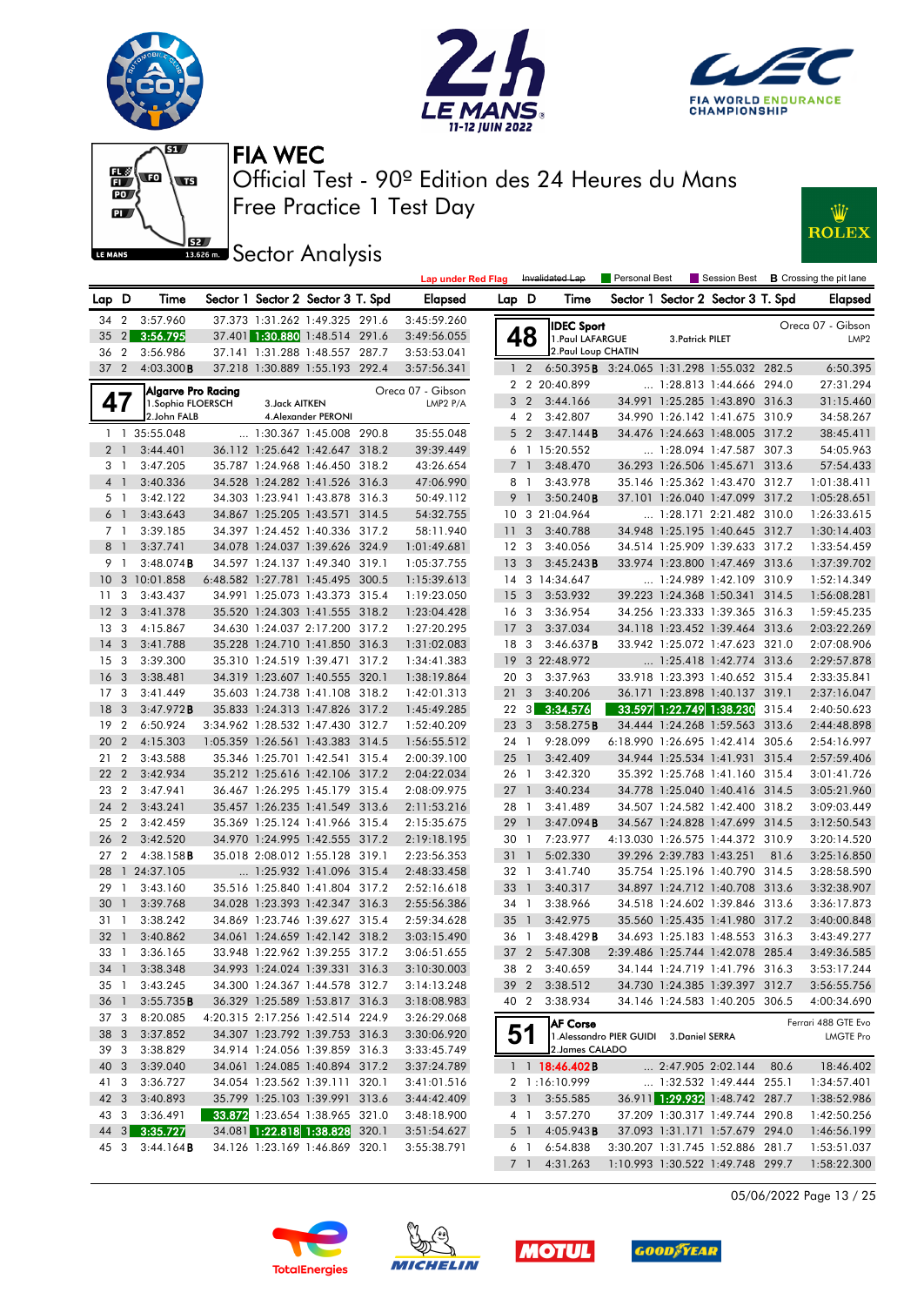# FIA WEC

Official Test - 90º Edition des 24 Heures du Mans

Free Practice 1 Test Day

## Sector Analysis

Lap under Red Flag | ~~Invalidated Lap~~ | Personal Best | Session Best | **B** Crossing the pit lane

| Lap | D | Time | Sector 1 | Sector 2 | Sector 3 | T. Spd | Elapsed |
|---|---|---|---|---|---|---|---|
| 34 | 2 | 3:57.960 | 37.373 | 1:31.262 | 1:49.325 | 291.6 | 3:45:59.260 |
| 35 | 2 | 3:56.795 | 37.401 | 1:30.880 | 1:48.514 | 291.6 | 3:49:56.055 |
| 36 | 2 | 3:56.986 | 37.141 | 1:31.288 | 1:48.557 | 287.7 | 3:53:53.041 |
| 37 | 2 | 4:03.300**B** | 37.218 | 1:30.889 | 1:55.193 | 292.4 | 3:57:56.341 |

### 47 — Algarve Pro Racing — Oreca 07 - Gibson — LMP2 P/A
1.Sophia FLOERSCH, 2.John FALB, 3.Jack AITKEN, 4.Alexander PERONI

| Lap | D | Time | Sector 1 | Sector 2 | Sector 3 | T. Spd | Elapsed |
|---|---|---|---|---|---|---|---|
| 1 | 1 | 35:55.048 | ... | 1:30.367 | 1:45.008 | 290.8 | 35:55.048 |
| 2 | 1 | 3:44.401 | 36.112 | 1:25.642 | 1:42.647 | 318.2 | 39:39.449 |
| 3 | 1 | 3:47.205 | 35.787 | 1:24.968 | 1:46.450 | 318.2 | 43:26.654 |
| 4 | 1 | 3:40.336 | 34.528 | 1:24.282 | 1:41.526 | 316.3 | 47:06.990 |
| 5 | 1 | 3:42.122 | 34.303 | 1:23.941 | 1:43.878 | 316.3 | 50:49.112 |
| 6 | 1 | 3:43.643 | 34.867 | 1:25.205 | 1:43.571 | 314.5 | 54:32.755 |
| 7 | 1 | 3:39.185 | 34.397 | 1:24.452 | 1:40.336 | 317.2 | 58:11.940 |
| 8 | 1 | 3:37.741 | 34.078 | 1:24.037 | 1:39.626 | 324.9 | 1:01:49.681 |
| 9 | 1 | 3:48.074**B** | 34.597 | 1:24.137 | 1:49.340 | 319.1 | 1:05:37.755 |
| 10 | 3 | 10:01.858 | 6:48.582 | 1:27.781 | 1:45.495 | 300.5 | 1:15:39.613 |
| 11 | 3 | 3:43.437 | 34.991 | 1:25.073 | 1:43.373 | 315.4 | 1:19:23.050 |
| 12 | 3 | 3:41.378 | 35.520 | 1:24.303 | 1:41.555 | 318.2 | 1:23:04.428 |
| 13 | 3 | 4:15.867 | 34.630 | 1:24.037 | 2:17.200 | 317.2 | 1:27:20.295 |
| 14 | 3 | 3:41.788 | 35.228 | 1:24.710 | 1:41.850 | 316.3 | 1:31:02.083 |
| 15 | 3 | 3:39.300 | 35.310 | 1:24.519 | 1:39.471 | 317.2 | 1:34:41.383 |
| 16 | 3 | 3:38.481 | 34.319 | 1:23.607 | 1:40.555 | 320.1 | 1:38:19.864 |
| 17 | 3 | 3:41.449 | 35.603 | 1:24.738 | 1:41.108 | 318.2 | 1:42:01.313 |
| 18 | 3 | 3:47.972**B** | 35.833 | 1:24.313 | 1:47.826 | 317.2 | 1:45:49.285 |
| 19 | 2 | 6:50.924 | 3:34.962 | 1:28.532 | 1:47.430 | 312.7 | 1:52:40.209 |
| 20 | 2 | 4:15.303 | 1:05.359 | 1:26.561 | 1:43.383 | 314.5 | 1:56:55.512 |
| 21 | 2 | 3:43.588 | 35.346 | 1:25.701 | 1:42.541 | 315.4 | 2:00:39.100 |
| 22 | 2 | 3:42.934 | 35.212 | 1:25.616 | 1:42.106 | 317.2 | 2:04:22.034 |
| 23 | 2 | 3:47.941 | 36.467 | 1:26.295 | 1:45.179 | 315.4 | 2:08:09.975 |
| 24 | 2 | 3:43.241 | 35.457 | 1:26.235 | 1:41.549 | 313.6 | 2:11:53.216 |
| 25 | 2 | 3:42.459 | 35.369 | 1:25.124 | 1:41.966 | 315.4 | 2:15:35.675 |
| 26 | 2 | 3:42.520 | 34.970 | 1:24.995 | 1:42.555 | 317.2 | 2:19:18.195 |
| 27 | 2 | 4:38.158**B** | 35.018 | 2:08.012 | 1:55.128 | 319.1 | 2:23:56.353 |
| 28 | 1 | 24:37.105 | ... | 1:25.932 | 1:41.096 | 315.4 | 2:48:33.458 |
| 29 | 1 | 3:43.160 | 35.516 | 1:25.840 | 1:41.804 | 317.2 | 2:52:16.618 |
| 30 | 1 | 3:39.768 | 34.028 | 1:23.393 | 1:42.347 | 316.3 | 2:55:56.386 |
| 31 | 1 | 3:38.242 | 34.869 | 1:23.746 | 1:39.627 | 315.4 | 2:59:34.628 |
| 32 | 1 | 3:40.862 | 34.061 | 1:24.659 | 1:42.142 | 318.2 | 3:03:15.490 |
| 33 | 1 | 3:36.165 | 33.948 | 1:22.962 | 1:39.255 | 317.2 | 3:06:51.655 |
| 34 | 1 | 3:38.348 | 34.993 | 1:24.024 | 1:39.331 | 316.3 | 3:10:30.003 |
| 35 | 1 | 3:43.245 | 34.300 | 1:24.367 | 1:44.578 | 312.7 | 3:14:13.248 |
| 36 | 1 | 3:55.735**B** | 36.329 | 1:25.589 | 1:53.817 | 316.3 | 3:18:08.983 |
| 37 | 3 | 8:20.085 | 4:20.315 | 2:17.256 | 1:42.514 | 224.9 | 3:26:29.068 |
| 38 | 3 | 3:37.852 | 34.307 | 1:23.792 | 1:39.753 | 316.3 | 3:30:06.920 |
| 39 | 3 | 3:38.829 | 34.914 | 1:24.056 | 1:39.859 | 316.3 | 3:33:45.749 |
| 40 | 3 | 3:39.040 | 34.061 | 1:24.085 | 1:40.894 | 317.2 | 3:37:24.789 |
| 41 | 3 | 3:36.727 | 34.054 | 1:23.562 | 1:39.111 | 320.1 | 3:41:01.516 |
| 42 | 3 | 3:40.893 | 35.799 | 1:25.103 | 1:39.991 | 313.6 | 3:44:42.409 |
| 43 | 3 | 3:36.491 | 33.872 | 1:23.654 | 1:38.965 | 321.0 | 3:48:18.900 |
| 44 | 3 | 3:35.727 | 34.081 | 1:22.818 | 1:38.828 | 320.1 | 3:51:54.627 |
| 45 | 3 | 3:44.164**B** | 34.126 | 1:23.169 | 1:46.869 | 320.1 | 3:55:38.791 |

### 48 — IDEC Sport — Oreca 07 - Gibson — LMP2
1.Paul LAFARGUE, 2.Paul Loup CHATIN, 3.Patrick PILET

| Lap | D | Time | Sector 1 | Sector 2 | Sector 3 | T. Spd | Elapsed |
|---|---|---|---|---|---|---|---|
| 1 | 2 | 6:50.395**B** | 3:24.065 | 1:31.298 | 1:55.032 | 282.5 | 6:50.395 |
| 2 | 2 | 20:40.899 | ... | 1:28.813 | 1:44.666 | 294.0 | 27:31.294 |
| 3 | 2 | 3:44.166 | 34.991 | 1:25.285 | 1:43.890 | 316.3 | 31:15.460 |
| 4 | 2 | 3:42.807 | 34.990 | 1:26.142 | 1:41.675 | 310.9 | 34:58.267 |
| 5 | 2 | 3:47.144**B** | 34.476 | 1:24.663 | 1:48.005 | 317.2 | 38:45.411 |
| 6 | 1 | 15:20.552 | ... | 1:28.094 | 1:47.587 | 307.3 | 54:05.963 |
| 7 | 1 | 3:48.470 | 36.293 | 1:26.506 | 1:45.671 | 313.6 | 57:54.433 |
| 8 | 1 | 3:43.978 | 35.146 | 1:25.362 | 1:43.470 | 312.7 | 1:01:38.411 |
| 9 | 1 | 3:50.240**B** | 37.101 | 1:26.040 | 1:47.099 | 317.2 | 1:05:28.651 |
| 10 | 3 | 21:04.964 | ... | 1:28.171 | 2:21.482 | 310.0 | 1:26:33.615 |
| 11 | 3 | 3:40.788 | 34.948 | 1:25.195 | 1:40.645 | 312.7 | 1:30:14.403 |
| 12 | 3 | 3:40.056 | 34.514 | 1:25.909 | 1:39.633 | 317.2 | 1:33:54.459 |
| 13 | 3 | 3:45.243**B** | 33.974 | 1:23.800 | 1:47.469 | 313.6 | 1:37:39.702 |
| 14 | 3 | 14:34.647 | ... | 1:24.989 | 1:42.109 | 310.9 | 1:52:14.349 |
| 15 | 3 | 3:53.932 | 39.223 | 1:24.368 | 1:50.341 | 314.5 | 1:56:08.281 |
| 16 | 3 | 3:36.954 | 34.256 | 1:23.333 | 1:39.365 | 316.3 | 1:59:45.235 |
| 17 | 3 | 3:37.034 | 34.118 | 1:23.452 | 1:39.464 | 313.6 | 2:03:22.269 |
| 18 | 3 | 3:46.637**B** | 33.942 | 1:25.072 | 1:47.623 | 321.0 | 2:07:08.906 |
| 19 | 3 | 22:48.972 | ... | 1:25.418 | 1:42.774 | 313.6 | 2:29:57.878 |
| 20 | 3 | 3:37.963 | 33.918 | 1:23.393 | 1:40.652 | 315.4 | 2:33:35.841 |
| 21 | 3 | 3:40.206 | 36.171 | 1:23.898 | 1:40.137 | 319.1 | 2:37:16.047 |
| 22 | 3 | 3:34.576 | 33.597 | 1:22.749 | 1:38.230 | 315.4 | 2:40:50.623 |
| 23 | 3 | 3:58.275**B** | 34.444 | 1:24.268 | 1:59.563 | 313.6 | 2:44:48.898 |
| 24 | 1 | 9:28.099 | 6:18.990 | 1:26.695 | 1:42.414 | 305.6 | 2:54:16.997 |
| 25 | 1 | 3:42.409 | 34.944 | 1:25.534 | 1:41.931 | 315.4 | 2:57:59.406 |
| 26 | 1 | 3:42.320 | 35.392 | 1:25.768 | 1:41.160 | 315.4 | 3:01:41.726 |
| 27 | 1 | 3:40.234 | 34.778 | 1:25.040 | 1:40.416 | 314.5 | 3:05:21.960 |
| 28 | 1 | 3:41.489 | 34.507 | 1:24.582 | 1:42.400 | 318.2 | 3:09:03.449 |
| 29 | 1 | 3:47.094**B** | 34.567 | 1:24.828 | 1:47.699 | 314.5 | 3:12:50.543 |
| 30 | 1 | 7:23.977 | 4:13.030 | 1:26.575 | 1:44.372 | 310.9 | 3:20:14.520 |
| 31 | 1 | 5:02.330 | 39.296 | 2:39.783 | 1:43.251 | 81.6 | 3:25:16.850 |
| 32 | 1 | 3:41.740 | 35.754 | 1:25.196 | 1:40.790 | 314.5 | 3:28:58.590 |
| 33 | 1 | 3:40.317 | 34.897 | 1:24.712 | 1:40.708 | 313.6 | 3:32:38.907 |
| 34 | 1 | 3:38.966 | 34.518 | 1:24.602 | 1:39.846 | 313.6 | 3:36:17.873 |
| 35 | 1 | 3:42.975 | 35.560 | 1:25.435 | 1:41.980 | 317.2 | 3:40:00.848 |
| 36 | 1 | 3:48.429**B** | 34.693 | 1:25.183 | 1:48.553 | 316.3 | 3:43:49.277 |
| 37 | 2 | 5:47.308 | 2:39.486 | 1:25.744 | 1:42.078 | 285.4 | 3:49:36.585 |
| 38 | 2 | 3:40.659 | 34.144 | 1:24.719 | 1:41.796 | 316.3 | 3:53:17.244 |
| 39 | 2 | 3:38.512 | 34.730 | 1:24.385 | 1:39.397 | 312.7 | 3:56:55.756 |
| 40 | 2 | 3:38.934 | 34.146 | 1:24.583 | 1:40.205 | 306.5 | 4:00:34.690 |

### 51 — AF Corse — Ferrari 488 GTE Evo — LMGTE Pro
1.Alessandro PIER GUIDI, 2.James CALADO, 3.Daniel SERRA

| Lap | D | Time | Sector 1 | Sector 2 | Sector 3 | T. Spd | Elapsed |
|---|---|---|---|---|---|---|---|
| 1 | 1 | 18:46.402**B** | ... | 2:47.905 | 2:02.144 | 80.6 | 18:46.402 |
| 2 | 1 | 1:16:10.999 | ... | 1:32.532 | 1:49.444 | 255.1 | 1:34:57.401 |
| 3 | 1 | 3:55.585 | 36.911 | 1:29.932 | 1:48.742 | 287.7 | 1:38:52.986 |
| 4 | 1 | 3:57.270 | 37.209 | 1:30.317 | 1:49.744 | 290.8 | 1:42:50.256 |
| 5 | 1 | 4:05.943**B** | 37.093 | 1:31.171 | 1:57.679 | 294.0 | 1:46:56.199 |
| 6 | 1 | 6:54.838 | 3:30.207 | 1:31.745 | 1:52.886 | 281.7 | 1:53:51.037 |
| 7 | 1 | 4:31.263 | 1:10.993 | 1:30.522 | 1:49.748 | 299.7 | 1:58:22.300 |

05/06/2022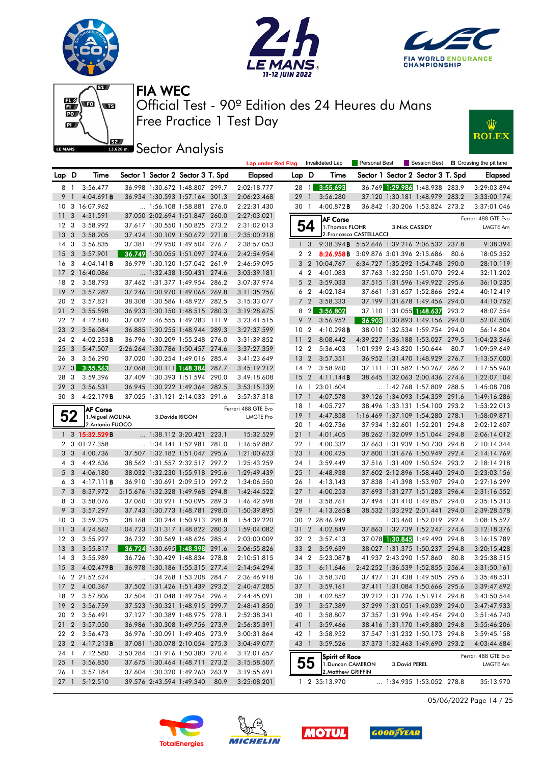# FIA WEC

## Official Test - 90º Edition des 24 Heures du Mans

## Free Practice 1 Test Day

## Sector Analysis

Lap under Red Flag | ~~Invalidated Lap~~ | Personal Best | Session Best | **B** Crossing the pit lane

| Lap | D | Time | Sector 1 | Sector 2 | Sector 3 | T. Spd | Elapsed |
|---|---|---|---|---|---|---|---|
| 8 | 1 | 3:56.477 | 36.998 | 1:30.672 | 1:48.807 | 299.7 | 2:02:18.777 |
| 9 | 1 | 4:04.691 **B** | 36.934 | 1:30.593 | 1:57.164 | 301.3 | 2:06:23.468 |
| 10 | 3 | 16:07.962 | ... | 1:56.108 | 1:58.881 | 276.0 | 2:22:31.430 |
| 11 | 3 | 4:31.591 | 37.050 | 2:02.694 | 1:51.847 | 260.0 | 2:27:03.021 |
| 12 | 3 | 3:58.992 | 37.617 | 1:30.550 | 1:50.825 | 273.2 | 2:31:02.013 |
| 13 | 3 | 3:58.205 | 37.424 | 1:30.109 | 1:50.672 | 271.8 | 2:35:00.218 |
| 14 | 3 | 3:56.835 | 37.381 | 1:29.950 | 1:49.504 | 276.7 | 2:38:57.053 |
| 15 | 3 | 3:57.901 | 36.749 | 1:30.055 | 1:51.097 | 274.6 | 2:42:54.954 |
| 16 | 3 | 4:04.141 **B** | 36.979 | 1:30.120 | 1:57.042 | 261.9 | 2:46:59.095 |
| 17 | 2 | 16:40.086 | ... | 1:32.438 | 1:50.431 | 274.6 | 3:03:39.181 |
| 18 | 2 | 3:58.793 | 37.462 | 1:31.377 | 1:49.954 | 286.2 | 3:07:37.974 |
| 19 | 2 | 3:57.282 | 37.246 | 1:30.970 | 1:49.066 | 269.8 | 3:11:35.256 |
| 20 | 2 | 3:57.821 | 38.308 | 1:30.586 | 1:48.927 | 282.5 | 3:15:33.077 |
| 21 | 2 | 3:55.598 | 36.933 | 1:30.150 | 1:48.515 | 280.3 | 3:19:28.675 |
| 22 | 2 | 4:12.840 | 37.002 | 1:46.555 | 1:49.283 | 111.9 | 3:23:41.515 |
| 23 | 2 | 3:56.084 | 36.885 | 1:30.255 | 1:48.944 | 289.3 | 3:27:37.599 |
| 24 | 2 | 4:02.253 **B** | 36.796 | 1:30.209 | 1:55.248 | 276.0 | 3:31:39.852 |
| 25 | 3 | 5:47.507 | 2:26.264 | 1:30.786 | 1:50.457 | 274.6 | 3:37:27.359 |
| 26 | 3 | 3:56.290 | 37.020 | 1:30.254 | 1:49.016 | 285.4 | 3:41:23.649 |
| 27 | 3 | 3:55.563 | 37.068 | 1:30.111 | 1:48.384 | 287.7 | 3:45:19.212 |
| 28 | 3 | 3:59.396 | 37.409 | 1:30.393 | 1:51.594 | 290.0 | 3:49:18.608 |
| 29 | 3 | 3:56.531 | 36.945 | 1:30.222 | 1:49.364 | 282.5 | 3:53:15.139 |
| 30 | 3 | 4:22.179 **B** | 37.025 | 1:31.121 | 2:14.033 | 291.6 | 3:57:37.318 |

**52** AF Corse — Ferrari 488 GTE Evo — LMGTE Pro
1. Miguel MOLINA, 2. Antonio FUOCO, 3. Davide RIGON

| Lap | D | Time | Sector 1 | Sector 2 | Sector 3 | T. Spd | Elapsed |
|---|---|---|---|---|---|---|---|
| 1 | 3 | 15:32.529 **B** | ... | 1:38.112 | 3:20.421 | 223.1 | 15:32.529 |
| 2 | 3 | 1:01:27.358 | ... | 1:34.141 | 1:52.981 | 281.0 | 1:16:59.887 |
| 3 | 3 | 4:00.736 | 37.507 | 1:32.182 | 1:51.047 | 295.6 | 1:21:00.623 |
| 4 | 3 | 4:42.636 | 38.562 | 1:31.557 | 2:32.517 | 297.2 | 1:25:43.259 |
| 5 | 3 | 4:06.180 | 38.032 | 1:32.230 | 1:55.918 | 295.6 | 1:29:49.439 |
| 6 | 3 | 4:17.111 **B** | 36.910 | 1:30.691 | 2:09.510 | 297.2 | 1:34:06.550 |
| 7 | 3 | 8:37.972 | 5:15.676 | 1:32.328 | 1:49.968 | 294.8 | 1:42:44.522 |
| 8 | 3 | 3:58.076 | 37.060 | 1:30.921 | 1:50.095 | 289.3 | 1:46:42.598 |
| 9 | 3 | 3:57.297 | 37.743 | 1:30.773 | 1:48.781 | 298.0 | 1:50:39.895 |
| 10 | 3 | 3:59.325 | 38.168 | 1:30.244 | 1:50.913 | 298.8 | 1:54:39.220 |
| 11 | 3 | 4:24.862 | 1:04.723 | 1:31.317 | 1:48.822 | 280.3 | 1:59:04.082 |
| 12 | 3 | 3:55.927 | 36.732 | 1:30.569 | 1:48.626 | 285.4 | 2:03:00.009 |
| 13 | 3 | 3:55.817 | 36.724 | 1:30.695 | 1:48.398 | 291.6 | 2:06:55.826 |
| 14 | 3 | 3:55.989 | 36.726 | 1:30.429 | 1:48.834 | 278.8 | 2:10:51.815 |
| 15 | 3 | 4:02.479 **B** | 36.978 | 1:30.186 | 1:55.315 | 277.4 | 2:14:54.294 |
| 16 | 2 | 21:52.624 | ... | 1:34.268 | 1:53.208 | 284.7 | 2:36:46.918 |
| 17 | 2 | 4:00.367 | 37.502 | 1:31.426 | 1:51.439 | 293.2 | 2:40:47.285 |
| 18 | 2 | 3:57.806 | 37.504 | 1:31.048 | 1:49.254 | 296.4 | 2:44:45.091 |
| 19 | 2 | 3:56.759 | 37.523 | 1:30.321 | 1:48.915 | 299.7 | 2:48:41.850 |
| 20 | 2 | 3:56.491 | 37.127 | 1:30.389 | 1:48.975 | 278.1 | 2:52:38.341 |
| 21 | 2 | 3:57.050 | 36.986 | 1:30.308 | 1:49.756 | 273.9 | 2:56:35.391 |
| 22 | 2 | 3:56.473 | 36.976 | 1:30.091 | 1:49.406 | 273.9 | 3:00:31.864 |
| 23 | 2 | 4:17.213 **B** | 37.081 | 1:30.078 | 2:10.054 | 275.3 | 3:04:49.077 |
| 24 | 1 | 7:12.580 | 3:50.284 | 1:31.916 | 1:50.380 | 270.4 | 3:12:01.657 |
| 25 | 1 | 3:56.850 | 37.675 | 1:30.464 | 1:48.711 | 273.2 | 3:15:58.507 |
| 26 | 1 | 3:57.184 | 37.604 | 1:30.320 | 1:49.260 | 263.9 | 3:19:55.691 |
| 27 | 1 | 5:12.510 | 39.576 | 2:43.594 | 1:49.340 | 80.9 | 3:25:08.201 |
| 28 | 1 | 3:55.693 | 36.769 | 1:29.986 | 1:48.938 | 283.9 | 3:29:03.894 |
| 29 | 1 | 3:56.280 | 37.120 | 1:30.181 | 1:48.979 | 283.2 | 3:33:00.174 |
| 30 | 1 | 4:00.872 **B** | 36.842 | 1:30.206 | 1:53.824 | 273.2 | 3:37:01.046 |

**54** AF Corse — Ferrari 488 GTE Evo — LMGTE Am
1. Thomas FLOHR, 2. Francesco CASTELLACCI, 3. Nick CASSIDY

| Lap | D | Time | Sector 1 | Sector 2 | Sector 3 | T. Spd | Elapsed |
|---|---|---|---|---|---|---|---|
| 1 | 3 | 9:38.394 **B** | 5:52.646 | 1:39.216 | 2:06.532 | 237.8 | 9:38.394 |
| 2 | 2 | 8:26.958 **B** | 3:09.876 | 3:01.396 | 2:15.686 | 80.6 | 18:05.352 |
| 3 | 2 | 10:04.767 | 6:34.727 | 1:35.292 | 1:54.748 | 290.0 | 28:10.119 |
| 4 | 2 | 4:01.083 | 37.763 | 1:32.250 | 1:51.070 | 292.4 | 32:11.202 |
| 5 | 2 | 3:59.033 | 37.515 | 1:31.596 | 1:49.922 | 295.6 | 36:10.235 |
| 6 | 2 | 4:02.184 | 37.661 | 1:31.657 | 1:52.866 | 292.4 | 40:12.419 |
| 7 | 2 | 3:58.333 | 37.199 | 1:31.678 | 1:49.456 | 294.0 | 44:10.752 |
| 8 | 2 | 3:56.802 | 37.110 | 1:31.055 | 1:48.637 | 293.2 | 48:07.554 |
| 9 | 2 | 3:56.952 | 36.903 | 1:30.893 | 1:49.156 | 294.0 | 52:04.506 |
| 10 | 2 | 4:10.298 **B** | 38.010 | 1:32.534 | 1:59.754 | 294.0 | 56:14.804 |
| 11 | 2 | 8:08.442 | 4:39.227 | 1:36.188 | 1:53.027 | 279.5 | 1:04:23.246 |
| 12 | 2 | 5:36.403 | 1:01.939 | 2:43.820 | 1:50.644 | 80.7 | 1:09:59.649 |
| 13 | 2 | 3:57.351 | 36.952 | 1:31.470 | 1:48.929 | 276.7 | 1:13:57.000 |
| 14 | 2 | 3:58.960 | 37.111 | 1:31.582 | 1:50.267 | 286.2 | 1:17:55.960 |
| 15 | 2 | 4:11.144 **B** | 38.645 | 1:32.063 | 2:00.436 | 274.6 | 1:22:07.104 |
| 16 | 1 | 23:01.604 | ... | 1:42.768 | 1:57.809 | 288.5 | 1:45:08.708 |
| 17 | 1 | 4:07.578 | 39.126 | 1:34.093 | 1:54.359 | 291.6 | 1:49:16.286 |
| 18 | 1 | 4:05.727 | 38.496 | 1:33.131 | 1:54.100 | 293.2 | 1:53:22.013 |
| 19 | 1 | 4:47.858 | 1:16.469 | 1:37.109 | 1:54.280 | 278.1 | 1:58:09.871 |
| 20 | 1 | 4:02.736 | 37.934 | 1:32.601 | 1:52.201 | 294.8 | 2:02:12.607 |
| 21 | 1 | 4:01.405 | 38.262 | 1:32.099 | 1:51.044 | 294.8 | 2:06:14.012 |
| 22 | 1 | 4:00.332 | 37.663 | 1:31.939 | 1:50.730 | 294.8 | 2:10:14.344 |
| 23 | 1 | 4:00.425 | 37.800 | 1:31.676 | 1:50.949 | 292.4 | 2:14:14.769 |
| 24 | 1 | 3:59.449 | 37.516 | 1:31.409 | 1:50.524 | 293.2 | 2:18:14.218 |
| 25 | 1 | 4:48.938 | 37.602 | 2:12.896 | 1:58.440 | 294.0 | 2:23:03.156 |
| 26 | 1 | 4:13.143 | 37.838 | 1:41.398 | 1:53.907 | 294.0 | 2:27:16.299 |
| 27 | 1 | 4:00.253 | 37.693 | 1:31.277 | 1:51.283 | 296.4 | 2:31:16.552 |
| 28 | 1 | 3:58.761 | 37.494 | 1:31.410 | 1:49.857 | 294.0 | 2:35:15.313 |
| 29 | 1 | 4:13.265 **B** | 38.532 | 1:33.292 | 2:01.441 | 294.0 | 2:39:28.578 |
| 30 | 2 | 28:46.949 | ... | 1:33.460 | 1:52.019 | 292.4 | 3:08:15.527 |
| 31 | 2 | 4:02.849 | 37.863 | 1:32.739 | 1:52.247 | 274.6 | 3:12:18.376 |
| 32 | 2 | 3:57.413 | 37.078 | 1:30.845 | 1:49.490 | 294.8 | 3:16:15.789 |
| 33 | 2 | 3:59.639 | 38.027 | 1:31.375 | 1:50.237 | 294.8 | 3:20:15.428 |
| 34 | 2 | 5:23.087 **B** | 41.977 | 2:43.290 | 1:57.860 | 80.8 | 3:25:38.515 |
| 35 | 1 | 6:11.646 | 2:42.252 | 1:36.539 | 1:52.855 | 256.4 | 3:31:50.161 |
| 36 | 1 | 3:58.370 | 37.427 | 1:31.438 | 1:49.505 | 295.6 | 3:35:48.531 |
| 37 | 1 | 3:59.161 | 37.411 | 1:31.084 | 1:50.666 | 295.6 | 3:39:47.692 |
| 38 | 1 | 4:02.852 | 39.212 | 1:31.726 | 1:51.914 | 294.8 | 3:43:50.544 |
| 39 | 1 | 3:57.389 | 37.299 | 1:31.051 | 1:49.039 | 294.0 | 3:47:47.933 |
| 40 | 1 | 3:58.807 | 37.357 | 1:31.996 | 1:49.454 | 294.0 | 3:51:46.740 |
| 41 | 1 | 3:59.466 | 38.416 | 1:31.170 | 1:49.880 | 294.8 | 3:55:46.206 |
| 42 | 1 | 3:58.952 | 37.547 | 1:31.232 | 1:50.173 | 294.8 | 3:59:45.158 |
| 43 | 1 | 3:59.526 | 37.373 | 1:32.463 | 1:49.690 | 293.2 | 4:03:44.684 |

**55** Spirit of Race — Ferrari 488 GTE Evo — LMGTE Am
1. Duncan CAMERON, 2. Matthew GRIFFIN, 3. David PEREL

| Lap | D | Time | Sector 1 | Sector 2 | Sector 3 | T. Spd | Elapsed |
|---|---|---|---|---|---|---|---|
| 1 | 2 | 35:13.970 | ... | 1:34.935 | 1:53.052 | 278.8 | 35:13.970 |

05/06/2022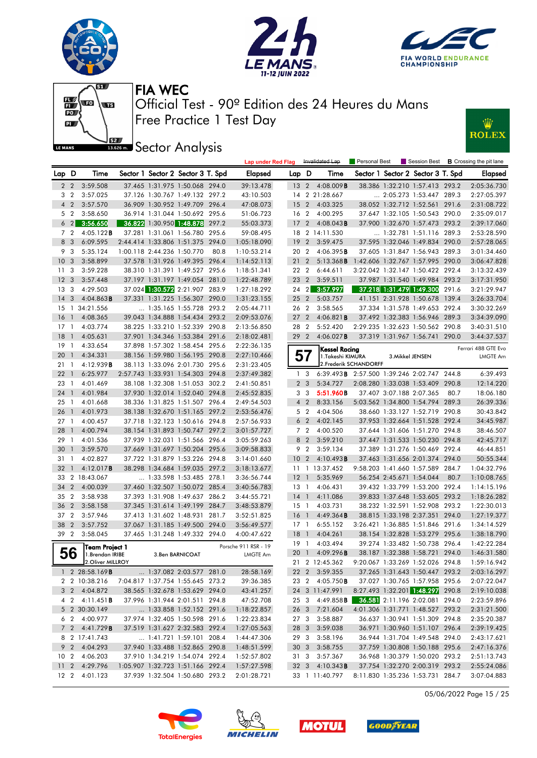# FIA WEC

Official Test - 90º Edition des 24 Heures du Mans

Free Practice 1 Test Day

## Sector Analysis

Lap under Red Flag | Invalidated Lap | Personal Best | Session Best | B Crossing the pit lane

| Lap | D | Time | Sector 1 | Sector 2 | Sector 3 | T. Spd | Elapsed |
|---|---|---|---|---|---|---|---|
| 2 | 2 | 3:59.508 | 37.465 | 1:31.975 | 1:50.068 | 294.0 | 39:13.478 |
| 3 | 2 | 3:57.025 | 37.126 | 1:30.767 | 1:49.132 | 297.2 | 43:10.503 |
| 4 | 2 | 3:57.570 | 36.909 | 1:30.952 | 1:49.709 | 296.4 | 47:08.073 |
| 5 | 2 | 3:58.650 | 36.914 | 1:31.044 | 1:50.692 | 295.6 | 51:06.723 |
| 6 | 2 | 3:56.650 | 36.822 | 1:30.950 | 1:48.878 | 297.2 | 55:03.373 |
| 7 | 2 | 4:05.122B | 37.281 | 1:31.061 | 1:56.780 | 295.6 | 59:08.495 |
| 8 | 3 | 6:09.595 | 2:44.414 | 1:33.806 | 1:51.375 | 294.0 | 1:05:18.090 |
| 9 | 3 | 5:35.124 | 1:00.118 | 2:44.236 | 1:50.770 | 80.8 | 1:10:53.214 |
| 10 | 3 | 3:58.899 | 37.578 | 1:31.926 | 1:49.395 | 296.4 | 1:14:52.113 |
| 11 | 3 | 3:59.228 | 38.310 | 1:31.391 | 1:49.527 | 295.6 | 1:18:51.341 |
| 12 | 3 | 3:57.448 | 37.197 | 1:31.197 | 1:49.054 | 281.0 | 1:22:48.789 |
| 13 | 3 | 4:29.503 | 37.024 | 1:30.572 | 2:21.907 | 283.9 | 1:27:18.292 |
| 14 | 3 | 4:04.863B | 37.331 | 1:31.225 | 1:56.307 | 290.0 | 1:31:23.155 |
| 15 | 1 | 34:21.556 | ... | 1:35.165 | 1:55.728 | 293.2 | 2:05:44.711 |
| 16 | 1 | 4:08.365 | 39.043 | 1:34.888 | 1:54.434 | 293.2 | 2:09:53.076 |
| 17 | 1 | 4:03.774 | 38.225 | 1:33.210 | 1:52.339 | 290.8 | 2:13:56.850 |
| 18 | 1 | 4:05.631 | 37.901 | 1:34.346 | 1:53.384 | 291.6 | 2:18:02.481 |
| 19 | 1 | 4:33.654 | 37.898 | 1:57.302 | 1:58.454 | 295.6 | 2:22:36.135 |
| 20 | 1 | 4:34.331 | 38.156 | 1:59.980 | 1:56.195 | 290.8 | 2:27:10.466 |
| 21 | 1 | 4:12.939B | 38.113 | 1:33.096 | 2:01.730 | 295.6 | 2:31:23.405 |
| 22 | 1 | 6:25.977 | 2:57.743 | 1:33.931 | 1:54.303 | 294.8 | 2:37:49.382 |
| 23 | 1 | 4:01.469 | 38.108 | 1:32.308 | 1:51.053 | 302.2 | 2:41:50.851 |
| 24 | 1 | 4:01.984 | 37.930 | 1:32.014 | 1:52.040 | 294.8 | 2:45:52.835 |
| 25 | 1 | 4:01.668 | 38.336 | 1:31.825 | 1:51.507 | 296.4 | 2:49:54.503 |
| 26 | 1 | 4:01.973 | 38.138 | 1:32.670 | 1:51.165 | 297.2 | 2:53:56.476 |
| 27 | 1 | 4:00.457 | 37.718 | 1:32.123 | 1:50.616 | 294.8 | 2:57:56.933 |
| 28 | 1 | 4:00.794 | 38.154 | 1:31.893 | 1:50.747 | 297.2 | 3:01:57.727 |
| 29 | 1 | 4:01.536 | 37.939 | 1:32.031 | 1:51.566 | 296.4 | 3:05:59.263 |
| 30 | 1 | 3:59.570 | 37.669 | 1:31.697 | 1:50.204 | 295.6 | 3:09:58.833 |
| 31 | 1 | 4:02.827 | 37.722 | 1:31.879 | 1:53.226 | 294.8 | 3:14:01.660 |
| 32 | 1 | 4:12.017B | 38.298 | 1:34.684 | 1:59.035 | 297.2 | 3:18:13.677 |
| 33 | 2 | 18:43.067 | ... | 1:33.598 | 1:53.485 | 278.1 | 3:36:56.744 |
| 34 | 2 | 4:00.039 | 37.460 | 1:32.507 | 1:50.072 | 285.4 | 3:40:56.783 |
| 35 | 2 | 3:58.938 | 37.393 | 1:31.908 | 1:49.637 | 286.2 | 3:44:55.721 |
| 36 | 2 | 3:58.158 | 37.345 | 1:31.614 | 1:49.199 | 284.7 | 3:48:53.879 |
| 37 | 2 | 3:57.946 | 37.413 | 1:31.602 | 1:48.931 | 281.7 | 3:52:51.825 |
| 38 | 2 | 3:57.752 | 37.067 | 1:31.185 | 1:49.500 | 294.0 | 3:56:49.577 |
| 39 | 2 | 3:58.045 | 37.465 | 1:31.248 | 1:49.332 | 294.0 | 4:00:47.622 |

### 56 Team Project 1 — Porsche 911 RSR - 19 — LMGTE Am
1.Brendan IRIBE, 2.Oliver MILLROY, 3.Ben BARNICOAT

| Lap | D | Time | Sector 1 | Sector 2 | Sector 3 | T. Spd | Elapsed |
|---|---|---|---|---|---|---|---|
| 1 | 2 | 28:58.169B | ... | 1:37.082 | 2:03.577 | 281.0 | 28:58.169 |
| 2 | 2 | 10:38.216 | 7:04.817 | 1:37.754 | 1:55.645 | 273.2 | 39:36.385 |
| 3 | 2 | 4:04.872 | 38.565 | 1:32.678 | 1:53.629 | 294.0 | 43:41.257 |
| 4 | 2 | 4:11.451B | 37.996 | 1:31.944 | 2:01.511 | 294.8 | 47:52.708 |
| 5 | 2 | 30:30.149 | ... | 1:33.858 | 1:52.152 | 291.6 | 1:18:22.857 |
| 6 | 2 | 4:00.977 | 37.974 | 1:32.405 | 1:50.598 | 291.6 | 1:22:23.834 |
| 7 | 2 | 4:41.729B | 37.519 | 1:31.627 | 2:32.583 | 292.4 | 1:27:05.563 |
| 8 | 2 | 17:41.743 | ... | 1:41.721 | 1:59.101 | 208.4 | 1:44:47.306 |
| 9 | 2 | 4:04.293 | 37.940 | 1:33.488 | 1:52.865 | 290.8 | 1:48:51.599 |
| 10 | 2 | 4:06.203 | 37.910 | 1:34.219 | 1:54.074 | 292.4 | 1:52:57.802 |
| 11 | 2 | 4:29.796 | 1:05.907 | 1:32.723 | 1:51.166 | 292.4 | 1:57:27.598 |
| 12 | 2 | 4:01.123 | 37.939 | 1:32.504 | 1:50.680 | 293.2 | 2:01:28.721 |
| 13 | 2 | 4:08.009B | 38.386 | 1:32.210 | 1:57.413 | 293.2 | 2:05:36.730 |
| 14 | 2 | 21:28.667 | ... | 2:05.273 | 1:53.447 | 289.3 | 2:27:05.397 |
| 15 | 2 | 4:03.325 | 38.052 | 1:32.712 | 1:52.561 | 291.6 | 2:31:08.722 |
| 16 | 2 | 4:00.295 | 37.647 | 1:32.105 | 1:50.543 | 290.0 | 2:35:09.017 |
| 17 | 2 | 4:08.043B | 37.900 | 1:32.670 | 1:57.473 | 293.2 | 2:39:17.060 |
| 18 | 2 | 14:11.530 | ... | 1:32.781 | 1:51.116 | 289.3 | 2:53:28.590 |
| 19 | 2 | 3:59.475 | 37.595 | 1:32.046 | 1:49.834 | 290.0 | 2:57:28.065 |
| 20 | 2 | 4:06.395B | 37.605 | 1:31.847 | 1:56.943 | 289.3 | 3:01:34.460 |
| 21 | 2 | 5:13.368B | 1:42.606 | 1:32.767 | 1:57.995 | 290.0 | 3:06:47.828 |
| 22 | 2 | 6:44.611 | 3:22.042 | 1:32.147 | 1:50.422 | 292.4 | 3:13:32.439 |
| 23 | 2 | 3:59.511 | 37.987 | 1:31.540 | 1:49.984 | 293.2 | 3:17:31.950 |
| 24 | 2 | 3:57.997 | 37.218 | 1:31.479 | 1:49.300 | 291.6 | 3:21:29.947 |
| 25 | 2 | 5:03.757 | 41.151 | 2:31.928 | 1:50.678 | 139.4 | 3:26:33.704 |
| 26 | 2 | 3:58.565 | 37.334 | 1:31.578 | 1:49.653 | 292.4 | 3:30:32.269 |
| 27 | 2 | 4:06.821B | 37.492 | 1:32.383 | 1:56.946 | 289.3 | 3:34:39.090 |
| 28 | 2 | 5:52.420 | 2:29.235 | 1:32.623 | 1:50.562 | 290.8 | 3:40:31.510 |
| 29 | 2 | 4:06.027B | 37.319 | 1:31.967 | 1:56.741 | 290.0 | 3:44:37.537 |

### 57 Kessel Racing — Ferrari 488 GTE Evo — LMGTE Am
1.Takeshi KIMURA, 2.Frederik SCHANDORFF, 3.Mikkel JENSEN

| Lap | D | Time | Sector 1 | Sector 2 | Sector 3 | T. Spd | Elapsed |
|---|---|---|---|---|---|---|---|
| 1 | 3 | 6:39.493B | 2:57.500 | 1:39.246 | 2:02.747 | 244.8 | 6:39.493 |
| 2 | 3 | 5:34.727 | 2:08.280 | 1:33.038 | 1:53.409 | 290.8 | 12:14.220 |
| 3 | 3 | 5:51.960B | 37.407 | 3:07.188 | 2:07.365 | 80.7 | 18:06.180 |
| 4 | 2 | 8:33.156 | 5:03.562 | 1:34.800 | 1:54.794 | 289.3 | 26:39.336 |
| 5 | 2 | 4:04.506 | 38.660 | 1:33.127 | 1:52.719 | 290.8 | 30:43.842 |
| 6 | 2 | 4:02.145 | 37.953 | 1:32.664 | 1:51.528 | 292.4 | 34:45.987 |
| 7 | 2 | 4:00.520 | 37.644 | 1:31.606 | 1:51.270 | 294.8 | 38:46.507 |
| 8 | 2 | 3:59.210 | 37.447 | 1:31.533 | 1:50.230 | 294.8 | 42:45.717 |
| 9 | 2 | 3:59.134 | 37.389 | 1:31.276 | 1:50.469 | 292.4 | 46:44.851 |
| 10 | 2 | 4:10.493B | 37.463 | 1:31.656 | 2:01.374 | 294.0 | 50:55.344 |
| 11 | 1 | 13:37.452 | 9:58.203 | 1:41.660 | 1:57.589 | 284.7 | 1:04:32.796 |
| 12 | 1 | 5:35.969 | 56.254 | 2:45.671 | 1:54.044 | 80.7 | 1:10:08.765 |
| 13 | 1 | 4:06.431 | 39.432 | 1:33.799 | 1:53.200 | 292.4 | 1:14:15.196 |
| 14 | 1 | 4:11.086 | 39.833 | 1:37.648 | 1:53.605 | 293.2 | 1:18:26.282 |
| 15 | 1 | 4:03.731 | 38.232 | 1:32.591 | 1:52.908 | 293.2 | 1:22:30.013 |
| 16 | 1 | 4:49.364B | 38.815 | 1:33.198 | 2:37.351 | 294.0 | 1:27:19.377 |
| 17 | 1 | 6:55.152 | 3:26.421 | 1:36.885 | 1:51.846 | 291.6 | 1:34:14.529 |
| 18 | 1 | 4:04.261 | 38.154 | 1:32.828 | 1:53.279 | 295.6 | 1:38:18.790 |
| 19 | 1 | 4:03.494 | 39.274 | 1:33.482 | 1:50.738 | 296.4 | 1:42:22.284 |
| 20 | 1 | 4:09.296B | 38.187 | 1:32.388 | 1:58.721 | 294.0 | 1:46:31.580 |
| 21 | 2 | 12:45.362 | 9:20.067 | 1:33.269 | 1:52.026 | 294.8 | 1:59:16.942 |
| 22 | 2 | 3:59.355 | 37.265 | 1:31.643 | 1:50.447 | 293.2 | 2:03:16.297 |
| 23 | 2 | 4:05.750B | 37.027 | 1:30.765 | 1:57.958 | 295.6 | 2:07:22.047 |
| 24 | 3 | 11:47.991 | 8:27.493 | 1:32.201 | 1:48.297 | 290.8 | 2:19:10.038 |
| 25 | 3 | 4:49.858B | 36.581 | 2:11.196 | 2:02.081 | 294.0 | 2:23:59.896 |
| 26 | 3 | 7:21.604 | 4:01.306 | 1:31.771 | 1:48.527 | 293.2 | 2:31:21.500 |
| 27 | 3 | 3:58.887 | 36.637 | 1:30.941 | 1:51.309 | 294.8 | 2:35:20.387 |
| 28 | 3 | 3:59.038 | 36.971 | 1:30.960 | 1:51.107 | 296.4 | 2:39:19.425 |
| 29 | 3 | 3:58.196 | 36.944 | 1:31.704 | 1:49.548 | 294.0 | 2:43:17.621 |
| 30 | 3 | 3:58.755 | 37.759 | 1:30.808 | 1:50.188 | 295.6 | 2:47:16.376 |
| 31 | 3 | 3:57.367 | 36.968 | 1:30.379 | 1:50.020 | 293.2 | 2:51:13.743 |
| 32 | 3 | 4:10.343B | 37.754 | 1:32.270 | 2:00.319 | 293.2 | 2:55:24.086 |
| 33 | 1 | 11:40.797 | 8:11.830 | 1:35.236 | 1:53.731 | 284.7 | 3:07:04.883 |

05/06/2022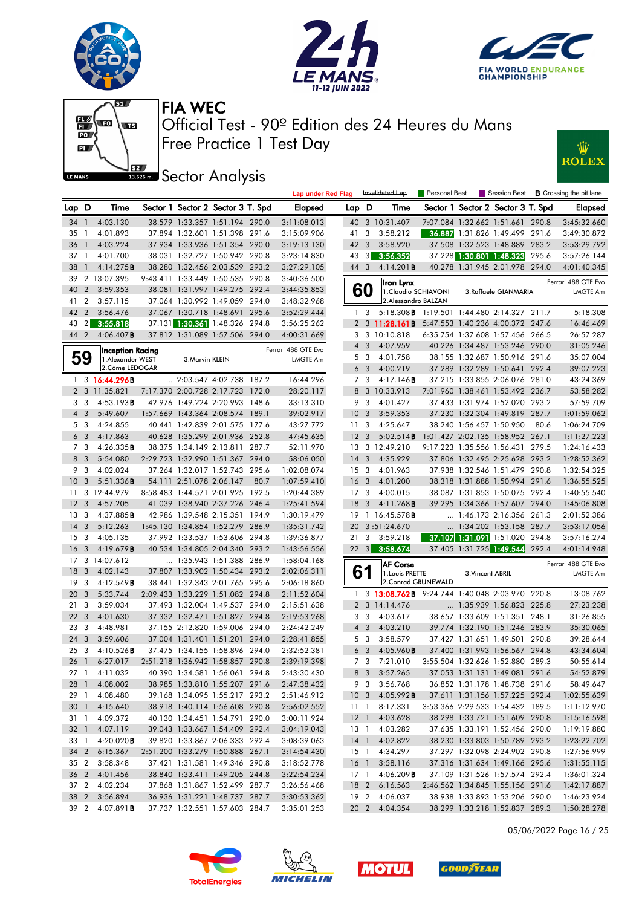# FIA WEC

## Official Test - 90º Edition des 24 Heures du Mans

## Free Practice 1 Test Day

## Sector Analysis

Lap under Red Flag | Invalidated Lap | Personal Best | Session Best | B Crossing the pit lane

| Lap | D | Time | Sector 1 | Sector 2 | Sector 3 | T. Spd | Elapsed |
|---|---|---|---|---|---|---|---|
| 34 | 1 | 4:03.130 | 38.579 | 1:33.357 | 1:51.194 | 290.0 | 3:11:08.013 |
| 35 | 1 | 4:01.893 | 37.894 | 1:32.601 | 1:51.398 | 291.6 | 3:15:09.906 |
| 36 | 1 | 4:03.224 | 37.934 | 1:33.936 | 1:51.354 | 290.0 | 3:19:13.130 |
| 37 | 1 | 4:01.700 | 38.031 | 1:32.727 | 1:50.942 | 290.8 | 3:23:14.830 |
| 38 | 1 | 4:14.275B | 38.280 | 1:32.456 | 2:03.539 | 293.2 | 3:27:29.105 |
| 39 | 2 | 13:07.395 | 9:43.411 | 1:33.449 | 1:50.535 | 290.8 | 3:40:36.500 |
| 40 | 2 | 3:59.353 | 38.081 | 1:31.997 | 1:49.275 | 292.4 | 3:44:35.853 |
| 41 | 2 | 3:57.115 | 37.064 | 1:30.992 | 1:49.059 | 294.0 | 3:48:32.968 |
| 42 | 2 | 3:56.476 | 37.067 | 1:30.718 | 1:48.691 | 295.6 | 3:52:29.444 |
| 43 | 2 | 3:55.818 | 37.131 | 1:30.361 | 1:48.326 | 294.8 | 3:56:25.262 |
| 44 | 2 | 4:06.407B | 37.812 | 1:31.089 | 1:57.506 | 294.0 | 4:00:31.669 |

### 59 — Inception Racing — Ferrari 488 GTE Evo — LMGTE Am
1.Alexander WEST, 2.Côme LEDOGAR, 3.Marvin KLEIN

| Lap | D | Time | Sector 1 | Sector 2 | Sector 3 | T. Spd | Elapsed |
|---|---|---|---|---|---|---|---|
| 1 | 3 | 16:44.296B | ... | 2:03.547 | 4:02.738 | 187.2 | 16:44.296 |
| 2 | 3 | 11:35.821 | 7:17.370 | 2:00.728 | 2:17.723 | 172.0 | 28:20.117 |
| 3 | 3 | 4:53.193B | 42.976 | 1:49.224 | 2:20.993 | 148.6 | 33:13.310 |
| 4 | 3 | 5:49.607 | 1:57.669 | 1:43.364 | 2:08.574 | 189.1 | 39:02.917 |
| 5 | 3 | 4:24.855 | 40.441 | 1:42.839 | 2:01.575 | 177.6 | 43:27.772 |
| 6 | 3 | 4:17.863 | 40.628 | 1:35.299 | 2:01.936 | 252.8 | 47:45.635 |
| 7 | 3 | 4:26.335B | 38.375 | 1:34.149 | 2:13.811 | 287.7 | 52:11.970 |
| 8 | 3 | 5:54.080 | 2:29.723 | 1:32.990 | 1:51.367 | 294.0 | 58:06.050 |
| 9 | 3 | 4:02.024 | 37.264 | 1:32.017 | 1:52.743 | 295.6 | 1:02:08.074 |
| 10 | 3 | 5:51.336B | 54.111 | 2:51.078 | 2:06.147 | 80.7 | 1:07:59.410 |
| 11 | 3 | 12:44.979 | 8:58.483 | 1:44.571 | 2:01.925 | 192.5 | 1:20:44.389 |
| 12 | 3 | 4:57.205 | 41.039 | 1:38.940 | 2:37.226 | 246.4 | 1:25:41.594 |
| 13 | 3 | 4:37.885B | 42.986 | 1:39.548 | 2:15.351 | 194.9 | 1:30:19.479 |
| 14 | 3 | 5:12.263 | 1:45.130 | 1:34.854 | 1:52.279 | 286.9 | 1:35:31.742 |
| 15 | 3 | 4:05.135 | 37.992 | 1:33.537 | 1:53.606 | 294.8 | 1:39:36.877 |
| 16 | 3 | 4:19.679B | 40.534 | 1:34.805 | 2:04.340 | 293.2 | 1:43:56.556 |
| 17 | 3 | 14:07.612 | ... | 1:35.943 | 1:51.388 | 286.9 | 1:58:04.168 |
| 18 | 3 | 4:02.143 | 37.807 | 1:33.902 | 1:50.434 | 293.2 | 2:02:06.311 |
| 19 | 3 | 4:12.549B | 38.441 | 1:32.343 | 2:01.765 | 295.6 | 2:06:18.860 |
| 20 | 3 | 5:33.744 | 2:09.433 | 1:33.229 | 1:51.082 | 294.8 | 2:11:52.604 |
| 21 | 3 | 3:59.034 | 37.493 | 1:32.004 | 1:49.537 | 294.0 | 2:15:51.638 |
| 22 | 3 | 4:01.630 | 37.332 | 1:32.471 | 1:51.827 | 294.8 | 2:19:53.268 |
| 23 | 3 | 4:48.981 | 37.155 | 2:12.820 | 1:59.006 | 294.0 | 2:24:42.249 |
| 24 | 3 | 3:59.606 | 37.004 | 1:31.401 | 1:51.201 | 294.0 | 2:28:41.855 |
| 25 | 3 | 4:10.526B | 37.475 | 1:34.155 | 1:58.896 | 294.0 | 2:32:52.381 |
| 26 | 1 | 6:27.017 | 2:51.218 | 1:36.942 | 1:58.857 | 290.8 | 2:39:19.398 |
| 27 | 1 | 4:11.032 | 40.390 | 1:34.581 | 1:56.061 | 294.8 | 2:43:30.430 |
| 28 | 1 | 4:08.002 | 38.985 | 1:33.810 | 1:55.207 | 291.6 | 2:47:38.432 |
| 29 | 1 | 4:08.480 | 39.168 | 1:34.095 | 1:55.217 | 293.2 | 2:51:46.912 |
| 30 | 1 | 4:15.640 | 38.918 | 1:40.114 | 1:56.608 | 290.8 | 2:56:02.552 |
| 31 | 1 | 4:09.372 | 40.130 | 1:34.451 | 1:54.791 | 290.0 | 3:00:11.924 |
| 32 | 1 | 4:07.119 | 39.043 | 1:33.667 | 1:54.409 | 292.4 | 3:04:19.043 |
| 33 | 1 | 4:20.020B | 39.820 | 1:33.867 | 2:06.333 | 292.4 | 3:08:39.063 |
| 34 | 2 | 6:15.367 | 2:51.200 | 1:33.279 | 1:50.888 | 267.1 | 3:14:54.430 |
| 35 | 2 | 3:58.348 | 37.421 | 1:31.581 | 1:49.346 | 290.8 | 3:18:52.778 |
| 36 | 2 | 4:01.456 | 38.840 | 1:33.411 | 1:49.205 | 244.8 | 3:22:54.234 |
| 37 | 2 | 4:02.234 | 37.868 | 1:31.867 | 1:52.499 | 287.7 | 3:26:56.468 |
| 38 | 2 | 3:56.894 | 36.936 | 1:31.221 | 1:48.737 | 287.7 | 3:30:53.362 |
| 39 | 2 | 4:07.891B | 37.737 | 1:32.551 | 1:57.603 | 284.7 | 3:35:01.253 |
| 40 | 3 | 10:31.407 | 7:07.084 | 1:32.662 | 1:51.661 | 290.8 | 3:45:32.660 |
| 41 | 3 | 3:58.212 | 36.887 | 1:31.826 | 1:49.499 | 291.6 | 3:49:30.872 |
| 42 | 3 | 3:58.920 | 37.508 | 1:32.523 | 1:48.889 | 283.2 | 3:53:29.792 |
| 43 | 3 | 3:56.352 | 37.228 | 1:30.801 | 1:48.323 | 295.6 | 3:57:26.144 |
| 44 | 3 | 4:14.201B | 40.278 | 1:31.945 | 2:01.978 | 294.0 | 4:01:40.345 |

### 60 — Iron Lynx — Ferrari 488 GTE Evo — LMGTE Am
1.Claudio SCHIAVONI, 2.Alessandro BALZAN, 3.Raffaele GIANMARIA

| Lap | D | Time | Sector 1 | Sector 2 | Sector 3 | T. Spd | Elapsed |
|---|---|---|---|---|---|---|---|
| 1 | 3 | 5:18.308B | 1:19.501 | 1:44.480 | 2:14.327 | 211.7 | 5:18.308 |
| 2 | 3 | 11:28.161B | 5:47.553 | 1:40.236 | 4:00.372 | 247.6 | 16:46.469 |
| 3 | 3 | 10:10.818 | 6:35.754 | 1:37.608 | 1:57.456 | 266.5 | 26:57.287 |
| 4 | 3 | 4:07.959 | 40.226 | 1:34.487 | 1:53.246 | 290.0 | 31:05.246 |
| 5 | 3 | 4:01.758 | 38.155 | 1:32.687 | 1:50.916 | 291.6 | 35:07.004 |
| 6 | 3 | 4:00.219 | 37.289 | 1:32.289 | 1:50.641 | 292.4 | 39:07.223 |
| 7 | 3 | 4:17.146B | 37.215 | 1:33.855 | 2:06.076 | 281.0 | 43:24.369 |
| 8 | 3 | 10:33.913 | 7:01.960 | 1:38.461 | 1:53.492 | 236.7 | 53:58.282 |
| 9 | 3 | 4:01.427 | 37.433 | 1:31.974 | 1:52.020 | 293.2 | 57:59.709 |
| 10 | 3 | 3:59.353 | 37.230 | 1:32.304 | 1:49.819 | 287.7 | 1:01:59.062 |
| 11 | 3 | 4:25.647 | 38.240 | 1:56.457 | 1:50.950 | 80.6 | 1:06:24.709 |
| 12 | 3 | 5:02.514B | 1:01.427 | 2:02.135 | 1:58.952 | 267.1 | 1:11:27.223 |
| 13 | 3 | 12:49.210 | 9:17.223 | 1:35.556 | 1:56.431 | 279.5 | 1:24:16.433 |
| 14 | 3 | 4:35.929 | 37.806 | 1:32.495 | 2:25.628 | 293.2 | 1:28:52.362 |
| 15 | 3 | 4:01.963 | 37.938 | 1:32.546 | 1:51.479 | 290.8 | 1:32:54.325 |
| 16 | 3 | 4:01.200 | 38.318 | 1:31.888 | 1:50.994 | 291.6 | 1:36:55.525 |
| 17 | 3 | 4:00.015 | 38.087 | 1:31.853 | 1:50.075 | 292.4 | 1:40:55.540 |
| 18 | 3 | 4:11.268B | 39.295 | 1:34.366 | 1:57.607 | 294.0 | 1:45:06.808 |
| 19 | 1 | 16:45.578B | ... | 1:46.173 | 2:16.356 | 261.3 | 2:01:52.386 |
| 20 | 3 | 51:24.670 | ... | 1:34.202 | 1:53.158 | 287.7 | 3:53:17.056 |
| 21 | 3 | 3:59.218 | 37.107 | 1:31.091 | 1:51.020 | 294.8 | 3:57:16.274 |
| 22 | 3 | 3:58.674 | 37.405 | 1:31.725 | 1:49.544 | 292.4 | 4:01:14.948 |

### 61 — AF Corse — Ferrari 488 GTE Evo — LMGTE Am
1.Louis PRETTE, 2.Conrad GRUNEWALD, 3.Vincent ABRIL

| Lap | D | Time | Sector 1 | Sector 2 | Sector 3 | T. Spd | Elapsed |
|---|---|---|---|---|---|---|---|
| 1 | 3 | 13:08.762B | 9:24.744 | 1:40.048 | 2:03.970 | 220.8 | 13:08.762 |
| 2 | 3 | 14:14.476 | ... | 1:35.939 | 1:56.823 | 225.8 | 27:23.238 |
| 3 | 3 | 4:03.617 | 38.657 | 1:33.609 | 1:51.351 | 248.1 | 31:26.855 |
| 4 | 3 | 4:03.210 | 39.774 | 1:32.190 | 1:51.246 | 283.9 | 35:30.065 |
| 5 | 3 | 3:58.579 | 37.427 | 1:31.651 | 1:49.501 | 290.8 | 39:28.644 |
| 6 | 3 | 4:05.960B | 37.400 | 1:31.993 | 1:56.567 | 294.8 | 43:34.604 |
| 7 | 3 | 7:21.010 | 3:55.504 | 1:32.626 | 1:52.880 | 289.3 | 50:55.614 |
| 8 | 3 | 3:57.265 | 37.053 | 1:31.131 | 1:49.081 | 291.6 | 54:52.879 |
| 9 | 3 | 3:56.768 | 36.852 | 1:31.178 | 1:48.738 | 291.6 | 58:49.647 |
| 10 | 3 | 4:05.992B | 37.611 | 1:31.156 | 1:57.225 | 292.4 | 1:02:55.639 |
| 11 | 1 | 8:17.331 | 3:53.366 | 2:29.533 | 1:54.432 | 189.5 | 1:11:12.970 |
| 12 | 1 | 4:03.628 | 38.298 | 1:33.721 | 1:51.609 | 290.8 | 1:15:16.598 |
| 13 | 1 | 4:03.282 | 37.635 | 1:33.191 | 1:52.456 | 290.0 | 1:19:19.880 |
| 14 | 1 | 4:02.822 | 38.230 | 1:33.803 | 1:50.789 | 293.2 | 1:23:22.702 |
| 15 | 1 | 4:34.297 | 37.297 | 1:32.098 | 2:24.902 | 290.8 | 1:27:56.999 |
| 16 | 1 | 3:58.116 | 37.316 | 1:31.634 | 1:49.166 | 295.6 | 1:31:55.115 |
| 17 | 1 | 4:06.209B | 37.109 | 1:31.526 | 1:57.574 | 292.4 | 1:36:01.324 |
| 18 | 2 | 6:16.563 | 2:46.562 | 1:34.845 | 1:55.156 | 291.6 | 1:42:17.887 |
| 19 | 2 | 4:06.037 | 38.938 | 1:33.893 | 1:53.206 | 290.0 | 1:46:23.924 |
| 20 | 2 | 4:04.354 | 38.299 | 1:33.218 | 1:52.837 | 289.3 | 1:50:28.278 |

05/06/2022 Page 16 / 25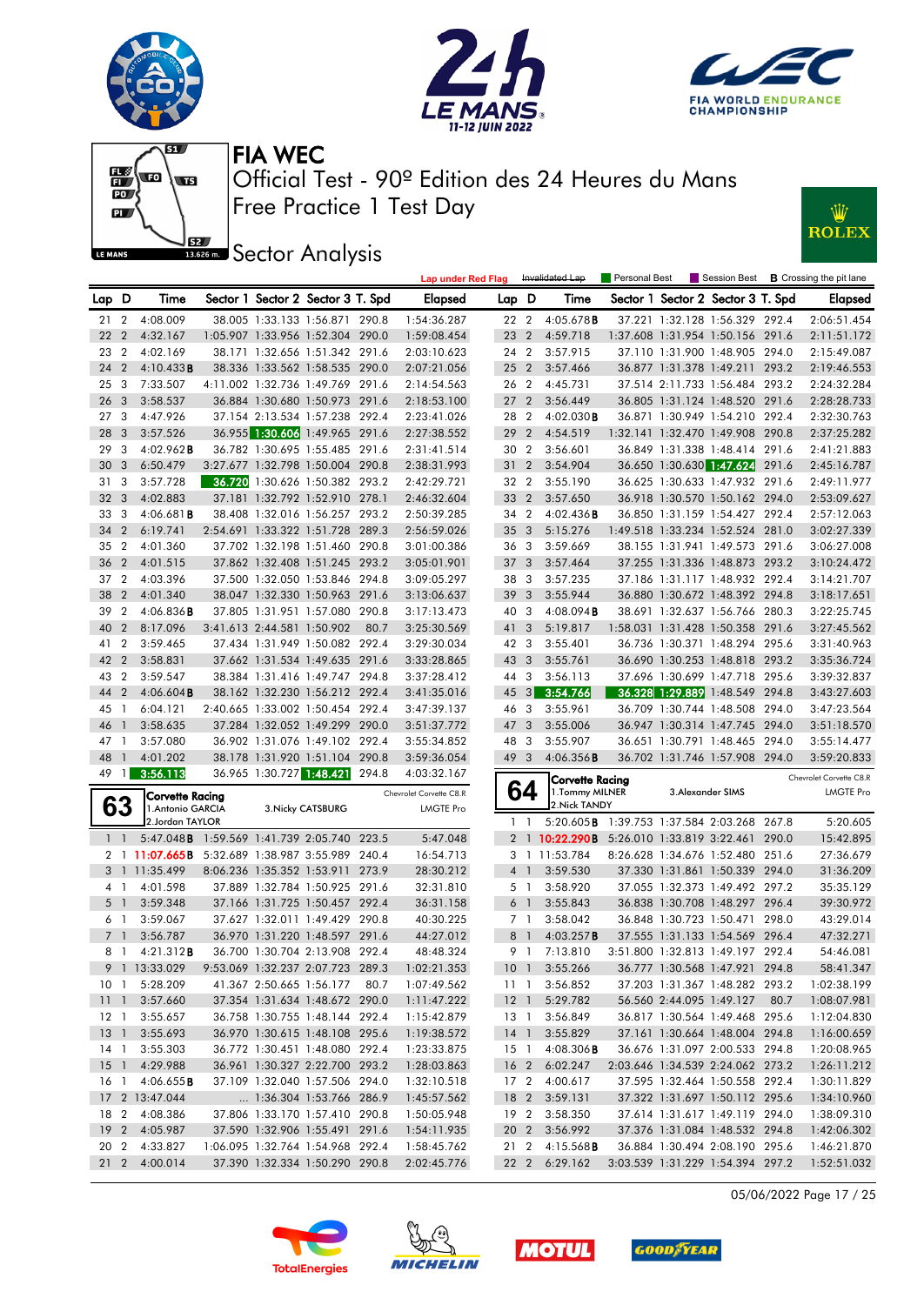# FIA WEC

## Official Test - 90º Edition des 24 Heures du Mans
## Free Practice 1 Test Day
## Sector Analysis

Lap under Red Flag | Invalidated Lap | Personal Best | Session Best | **B** Crossing the pit lane

| Lap | D | Time | Sector 1 | Sector 2 | Sector 3 | T. Spd | Elapsed |
|---|---|---|---|---|---|---|---|
| 21 | 2 | 4:08.009 | 38.005 | 1:33.133 | 1:56.871 | 290.8 | 1:54:36.287 |
| 22 | 2 | 4:32.167 | 1:05.907 | 1:33.956 | 1:52.304 | 290.0 | 1:59:08.454 |
| 23 | 2 | 4:02.169 | 38.171 | 1:32.656 | 1:51.342 | 291.6 | 2:03:10.623 |
| 24 | 2 | 4:10.433 **B** | 38.336 | 1:33.562 | 1:58.535 | 290.0 | 2:07:21.056 |
| 25 | 3 | 7:33.507 | 4:11.002 | 1:32.736 | 1:49.769 | 291.6 | 2:14:54.563 |
| 26 | 3 | 3:58.537 | 36.884 | 1:30.680 | 1:50.973 | 291.6 | 2:18:53.100 |
| 27 | 3 | 4:47.926 | 37.154 | 2:13.534 | 1:57.238 | 292.4 | 2:23:41.026 |
| 28 | 3 | 3:57.526 | 36.955 | 1:30.606 | 1:49.965 | 291.6 | 2:27:38.552 |
| 29 | 3 | 4:02.962 **B** | 36.782 | 1:30.695 | 1:55.485 | 291.6 | 2:31:41.514 |
| 30 | 3 | 6:50.479 | 3:27.677 | 1:32.798 | 1:50.004 | 290.8 | 2:38:31.993 |
| 31 | 3 | 3:57.728 | 36.720 | 1:30.626 | 1:50.382 | 293.2 | 2:42:29.721 |
| 32 | 3 | 4:02.883 | 37.181 | 1:32.792 | 1:52.910 | 278.1 | 2:46:32.604 |
| 33 | 3 | 4:06.681 **B** | 38.408 | 1:32.016 | 1:56.257 | 293.2 | 2:50:39.285 |
| 34 | 2 | 6:19.741 | 2:54.691 | 1:33.322 | 1:51.728 | 289.3 | 2:56:59.026 |
| 35 | 2 | 4:01.360 | 37.702 | 1:32.198 | 1:51.460 | 290.8 | 3:01:00.386 |
| 36 | 2 | 4:01.515 | 37.862 | 1:32.408 | 1:51.245 | 293.2 | 3:05:01.901 |
| 37 | 2 | 4:03.396 | 37.500 | 1:32.050 | 1:53.846 | 294.8 | 3:09:05.297 |
| 38 | 2 | 4:01.340 | 38.047 | 1:32.330 | 1:50.963 | 291.6 | 3:13:06.637 |
| 39 | 2 | 4:06.836 **B** | 37.805 | 1:31.951 | 1:57.080 | 290.8 | 3:17:13.473 |
| 40 | 2 | 8:17.096 | 3:41.613 | 2:44.581 | 1:50.902 | 80.7 | 3:25:30.569 |
| 41 | 2 | 3:59.465 | 37.434 | 1:31.949 | 1:50.082 | 292.4 | 3:29:30.034 |
| 42 | 2 | 3:58.831 | 37.662 | 1:31.534 | 1:49.635 | 291.6 | 3:33:28.865 |
| 43 | 2 | 3:59.547 | 38.384 | 1:31.416 | 1:49.747 | 294.8 | 3:37:28.412 |
| 44 | 2 | 4:06.604 **B** | 38.162 | 1:32.230 | 1:56.212 | 292.4 | 3:41:35.016 |
| 45 | 1 | 6:04.121 | 2:40.665 | 1:33.002 | 1:50.454 | 292.4 | 3:47:39.137 |
| 46 | 1 | 3:58.635 | 37.284 | 1:32.052 | 1:49.299 | 290.0 | 3:51:37.772 |
| 47 | 1 | 3:57.080 | 36.902 | 1:31.076 | 1:49.102 | 292.4 | 3:55:34.852 |
| 48 | 1 | 4:01.202 | 38.178 | 1:31.920 | 1:51.104 | 290.8 | 3:59:36.054 |
| 49 | 1 | 3:56.113 | 36.965 | 1:30.727 | 1:48.421 | 294.8 | 4:03:32.167 |

### 63 Corvette Racing — Chevrolet Corvette C8.R — LMGTE Pro
1.Antonio GARCIA, 2.Jordan TAYLOR, 3.Nicky CATSBURG

| Lap | D | Time | Sector 1 | Sector 2 | Sector 3 | T. Spd | Elapsed |
|---|---|---|---|---|---|---|---|
| 1 | 1 | 5:47.048 **B** | 1:59.569 | 1:41.739 | 2:05.740 | 223.5 | 5:47.048 |
| 2 | 1 | 11:07.665 **B** | 5:32.689 | 1:38.987 | 3:55.989 | 240.4 | 16:54.713 |
| 3 | 1 | 11:35.499 | 8:06.236 | 1:35.352 | 1:53.911 | 273.9 | 28:30.212 |
| 4 | 1 | 4:01.598 | 37.889 | 1:32.784 | 1:50.925 | 291.6 | 32:31.810 |
| 5 | 1 | 3:59.348 | 37.166 | 1:31.725 | 1:50.457 | 292.4 | 36:31.158 |
| 6 | 1 | 3:59.067 | 37.627 | 1:32.011 | 1:49.429 | 290.8 | 40:30.225 |
| 7 | 1 | 3:56.787 | 36.970 | 1:31.220 | 1:48.597 | 291.6 | 44:27.012 |
| 8 | 1 | 4:21.312 **B** | 36.700 | 1:30.704 | 2:13.908 | 292.4 | 48:48.324 |
| 9 | 1 | 13:33.029 | 9:53.069 | 1:32.237 | 2:07.723 | 289.3 | 1:02:21.353 |
| 10 | 1 | 5:28.209 | 41.367 | 2:50.665 | 1:56.177 | 80.7 | 1:07:49.562 |
| 11 | 1 | 3:57.660 | 37.354 | 1:31.634 | 1:48.672 | 290.0 | 1:11:47.222 |
| 12 | 1 | 3:55.657 | 36.758 | 1:30.755 | 1:48.144 | 292.4 | 1:15:42.879 |
| 13 | 1 | 3:55.693 | 36.970 | 1:30.615 | 1:48.108 | 295.6 | 1:19:38.572 |
| 14 | 1 | 3:55.303 | 36.772 | 1:30.451 | 1:48.080 | 292.4 | 1:23:33.875 |
| 15 | 1 | 4:29.988 | 36.961 | 1:30.327 | 2:22.700 | 293.2 | 1:28:03.863 |
| 16 | 1 | 4:06.655 **B** | 37.109 | 1:32.040 | 1:57.506 | 294.0 | 1:32:10.518 |
| 17 | 2 | 13:47.044 | ... | 1:36.304 | 1:53.766 | 286.9 | 1:45:57.562 |
| 18 | 2 | 4:08.386 | 37.806 | 1:33.170 | 1:57.410 | 290.8 | 1:50:05.948 |
| 19 | 2 | 4:05.987 | 37.590 | 1:32.906 | 1:55.491 | 291.6 | 1:54:11.935 |
| 20 | 2 | 4:33.827 | 1:06.095 | 1:32.764 | 1:54.968 | 292.4 | 1:58:45.762 |
| 21 | 2 | 4:00.014 | 37.390 | 1:32.334 | 1:50.290 | 290.8 | 2:02:45.776 |

| Lap | D | Time | Sector 1 | Sector 2 | Sector 3 | T. Spd | Elapsed |
|---|---|---|---|---|---|---|---|
| 22 | 2 | 4:05.678 **B** | 37.221 | 1:32.128 | 1:56.329 | 292.4 | 2:06:51.454 |
| 23 | 2 | 4:59.718 | 1:37.608 | 1:31.954 | 1:50.156 | 291.6 | 2:11:51.172 |
| 24 | 2 | 3:57.915 | 37.110 | 1:31.900 | 1:48.905 | 294.0 | 2:15:49.087 |
| 25 | 2 | 3:57.466 | 36.877 | 1:31.378 | 1:49.211 | 293.2 | 2:19:46.553 |
| 26 | 2 | 4:45.731 | 37.514 | 2:11.733 | 1:56.484 | 293.2 | 2:24:32.284 |
| 27 | 2 | 3:56.449 | 36.805 | 1:31.124 | 1:48.520 | 291.6 | 2:28:28.733 |
| 28 | 2 | 4:02.030 **B** | 36.871 | 1:30.949 | 1:54.210 | 292.4 | 2:32:30.763 |
| 29 | 2 | 4:54.519 | 1:32.141 | 1:32.470 | 1:49.908 | 290.8 | 2:37:25.282 |
| 30 | 2 | 3:56.601 | 36.849 | 1:31.338 | 1:48.414 | 291.6 | 2:41:21.883 |
| 31 | 2 | 3:54.904 | 36.650 | 1:30.630 | 1:47.624 | 291.6 | 2:45:16.787 |
| 32 | 3 | 3:55.190 | 36.625 | 1:30.633 | 1:47.932 | 291.6 | 2:49:11.977 |
| 33 | 2 | 3:57.650 | 36.918 | 1:30.570 | 1:50.162 | 294.0 | 2:53:09.627 |
| 34 | 2 | 4:02.436 **B** | 36.850 | 1:31.159 | 1:54.427 | 292.4 | 2:57:12.063 |
| 35 | 3 | 5:15.276 | 1:49.518 | 1:33.234 | 1:52.524 | 281.0 | 3:02:27.339 |
| 36 | 3 | 3:59.669 | 38.155 | 1:31.941 | 1:49.573 | 291.6 | 3:06:27.008 |
| 37 | 3 | 3:57.464 | 37.255 | 1:31.336 | 1:48.873 | 293.2 | 3:10:24.472 |
| 38 | 3 | 3:57.235 | 37.186 | 1:31.117 | 1:48.932 | 292.4 | 3:14:21.707 |
| 39 | 3 | 3:55.944 | 36.880 | 1:30.672 | 1:48.392 | 294.8 | 3:18:17.651 |
| 40 | 3 | 4:08.094 **B** | 38.691 | 1:32.637 | 1:56.766 | 280.3 | 3:22:25.745 |
| 41 | 3 | 5:19.817 | 1:58.031 | 1:31.428 | 1:50.358 | 291.6 | 3:27:45.562 |
| 42 | 3 | 3:55.401 | 36.736 | 1:30.371 | 1:48.294 | 295.6 | 3:31:40.963 |
| 43 | 3 | 3:55.761 | 36.690 | 1:30.253 | 1:48.818 | 293.2 | 3:35:36.724 |
| 44 | 3 | 3:56.113 | 37.696 | 1:30.699 | 1:47.718 | 295.6 | 3:39:32.837 |
| 45 | 3 | 3:54.766 | 36.328 | 1:29.889 | 1:48.549 | 294.8 | 3:43:27.603 |
| 46 | 3 | 3:55.961 | 36.709 | 1:30.744 | 1:48.508 | 294.0 | 3:47:23.564 |
| 47 | 3 | 3:55.006 | 36.947 | 1:30.314 | 1:47.745 | 294.0 | 3:51:18.570 |
| 48 | 3 | 3:55.907 | 36.651 | 1:30.791 | 1:48.465 | 294.0 | 3:55:14.477 |
| 49 | 3 | 4:06.356 **B** | 36.702 | 1:31.746 | 1:57.908 | 294.0 | 3:59:20.833 |

### 64 Corvette Racing — Chevrolet Corvette C8.R — LMGTE Pro
1.Tommy MILNER, 2.Nick TANDY, 3.Alexander SIMS

| Lap | D | Time | Sector 1 | Sector 2 | Sector 3 | T. Spd | Elapsed |
|---|---|---|---|---|---|---|---|
| 1 | 1 | 5:20.605 **B** | 1:39.753 | 1:37.584 | 2:03.268 | 267.8 | 5:20.605 |
| 2 | 1 | 10:22.290 **B** | 5:26.010 | 1:33.819 | 3:22.461 | 290.0 | 15:42.895 |
| 3 | 1 | 11:53.784 | 8:26.628 | 1:34.676 | 1:52.480 | 251.6 | 27:36.679 |
| 4 | 1 | 3:59.530 | 37.330 | 1:31.861 | 1:50.339 | 294.0 | 31:36.209 |
| 5 | 1 | 3:58.920 | 37.055 | 1:32.373 | 1:49.492 | 297.2 | 35:35.129 |
| 6 | 1 | 3:55.843 | 36.838 | 1:30.708 | 1:48.297 | 296.4 | 39:30.972 |
| 7 | 1 | 3:58.042 | 36.848 | 1:30.723 | 1:50.471 | 298.0 | 43:29.014 |
| 8 | 1 | 4:03.257 **B** | 37.555 | 1:31.133 | 1:54.569 | 296.4 | 47:32.271 |
| 9 | 1 | 7:13.810 | 3:51.800 | 1:32.813 | 1:49.197 | 292.4 | 54:46.081 |
| 10 | 1 | 3:55.266 | 36.777 | 1:30.568 | 1:47.921 | 294.8 | 58:41.347 |
| 11 | 1 | 3:56.852 | 37.203 | 1:31.367 | 1:48.282 | 293.2 | 1:02:38.199 |
| 12 | 1 | 5:29.782 | 56.560 | 2:44.095 | 1:49.127 | 80.7 | 1:08:07.981 |
| 13 | 1 | 3:56.849 | 36.817 | 1:30.564 | 1:49.468 | 295.6 | 1:12:04.830 |
| 14 | 1 | 3:55.829 | 37.161 | 1:30.664 | 1:48.004 | 294.8 | 1:16:00.659 |
| 15 | 1 | 4:08.306 **B** | 36.676 | 1:31.097 | 2:00.533 | 294.8 | 1:20:08.965 |
| 16 | 2 | 6:02.247 | 2:03.646 | 1:34.539 | 2:24.062 | 273.2 | 1:26:11.212 |
| 17 | 2 | 4:00.617 | 37.595 | 1:32.464 | 1:50.558 | 292.4 | 1:30:11.829 |
| 18 | 2 | 3:59.131 | 37.322 | 1:31.697 | 1:50.112 | 295.6 | 1:34:10.960 |
| 19 | 2 | 3:58.350 | 37.614 | 1:31.617 | 1:49.119 | 294.0 | 1:38:09.310 |
| 20 | 2 | 3:56.992 | 37.376 | 1:31.084 | 1:48.532 | 294.8 | 1:42:06.302 |
| 21 | 2 | 4:15.568 **B** | 36.884 | 1:30.494 | 2:08.190 | 295.6 | 1:46:21.870 |
| 22 | 2 | 6:29.162 | 3:03.539 | 1:31.229 | 1:54.394 | 297.2 | 1:52:51.032 |

05/06/2022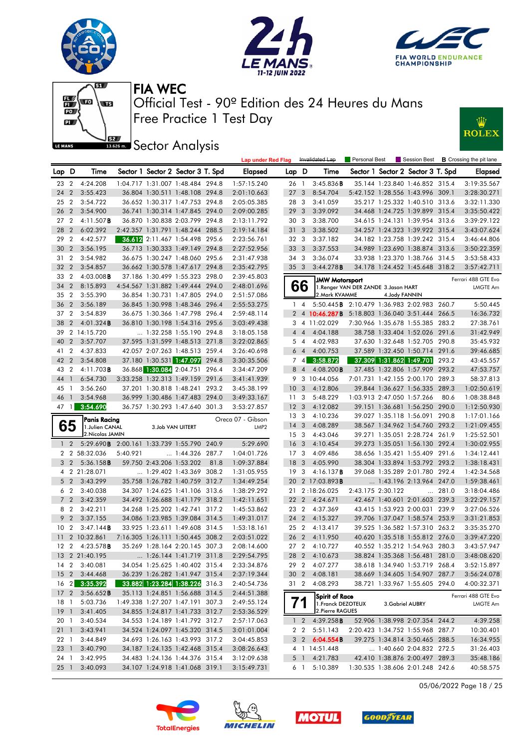# FIA WEC

## Official Test - 90º Edition des 24 Heures du Mans
## Free Practice 1 Test Day

### Sector Analysis

Lap under Red Flag | Invalidated Lap | Personal Best | Session Best | B Crossing the pit lane

| Lap | D | Time | Sector 1 | Sector 2 | Sector 3 | T. Spd | Elapsed |
|---|---|---|---|---|---|---|---|
| 23 | 2 | 4:24.208 | 1:04.717 | 1:31.007 | 1:48.484 | 294.8 | 1:57:15.240 |
| 24 | 2 | 3:55.423 | 36.804 | 1:30.511 | 1:48.108 | 294.8 | 2:01:10.663 |
| 25 | 2 | 3:54.722 | 36.652 | 1:30.317 | 1:47.753 | 294.8 | 2:05:05.385 |
| 26 | 2 | 3:54.900 | 36.741 | 1:30.314 | 1:47.845 | 294.0 | 2:09:00.285 |
| 27 | 2 | 4:11.507B | 36.870 | 1:30.838 | 2:03.799 | 294.8 | 2:13:11.792 |
| 28 | 2 | 6:02.392 | 2:42.357 | 1:31.791 | 1:48.244 | 288.5 | 2:19:14.184 |
| 29 | 2 | 4:42.577 | 36.612 | 2:11.467 | 1:54.498 | 295.6 | 2:23:56.761 |
| 30 | 2 | 3:56.195 | 36.713 | 1:30.333 | 1:49.149 | 294.8 | 2:27:52.956 |
| 31 | 2 | 3:54.982 | 36.675 | 1:30.247 | 1:48.060 | 295.6 | 2:31:47.938 |
| 32 | 2 | 3:54.857 | 36.662 | 1:30.578 | 1:47.617 | 294.8 | 2:35:42.795 |
| 33 | 2 | 4:03.008B | 37.186 | 1:30.499 | 1:55.323 | 298.0 | 2:39:45.803 |
| 34 | 2 | 8:15.893 | 4:54.567 | 1:31.882 | 1:49.444 | 294.0 | 2:48:01.696 |
| 35 | 2 | 3:55.390 | 36.854 | 1:30.731 | 1:47.805 | 294.0 | 2:51:57.086 |
| 36 | 2 | 3:56.189 | 36.845 | 1:30.998 | 1:48.346 | 296.4 | 2:55:53.275 |
| 37 | 2 | 3:54.839 | 36.675 | 1:30.366 | 1:47.798 | 296.4 | 2:59:48.114 |
| 38 | 2 | 4:01.324B | 36.810 | 1:30.198 | 1:54.316 | 295.6 | 3:03:49.438 |
| 39 | 2 | 14:15.720 | ... | 1:32.258 | 1:55.190 | 294.8 | 3:18:05.158 |
| 40 | 2 | 3:57.707 | 37.595 | 1:31.599 | 1:48.513 | 271.8 | 3:22:02.865 |
| 41 | 2 | 4:37.833 | 42.057 | 2:07.263 | 1:48.513 | 259.4 | 3:26:40.698 |
| 42 | 2 | 3:54.808 | 37.180 | 1:30.531 | 1:47.097 | 294.8 | 3:30:35.506 |
| 43 | 2 | 4:11.703B | 36.868 | 1:30.084 | 2:04.751 | 296.4 | 3:34:47.209 |
| 44 | 1 | 6:54.730 | 3:33.258 | 1:32.313 | 1:49.159 | 291.6 | 3:41:41.939 |
| 45 | 1 | 3:56.260 | 37.201 | 1:30.818 | 1:48.241 | 293.2 | 3:45:38.199 |
| 46 | 1 | 3:54.968 | 36.999 | 1:30.486 | 1:47.483 | 294.0 | 3:49:33.167 |
| 47 | 1 | 3:54.690 | 36.757 | 1:30.293 | 1:47.640 | 301.3 | 3:53:27.857 |

**65 Panis Racing** — Oreca 07 - Gibson, LMP2
1.Julien CANAL, 2.Nicolas JAMIN, 3.Job VAN UITERT

| Lap | D | Time | Sector 1 | Sector 2 | Sector 3 | T. Spd | Elapsed |
|---|---|---|---|---|---|---|---|
| 1 | 2 | 5:29.690B | 2:00.161 | 1:33.739 | 1:55.790 | 240.9 | 5:29.690 |
| 2 | 2 | 58:32.036 | 5:40.921 | ... | 1:44.326 | 287.7 | 1:04:01.726 |
| 3 | 2 | 5:36.158B | 59.750 | 2:43.206 | 1:53.202 | 81.8 | 1:09:37.884 |
| 4 | 2 | 21:28.071 | ... | 1:29.402 | 1:43.369 | 308.2 | 1:31:05.955 |
| 5 | 2 | 3:43.299 | 35.758 | 1:26.782 | 1:40.759 | 312.7 | 1:34:49.254 |
| 6 | 2 | 3:40.038 | 34.307 | 1:24.625 | 1:41.106 | 313.6 | 1:38:29.292 |
| 7 | 2 | 3:42.359 | 34.492 | 1:26.688 | 1:41.179 | 318.2 | 1:42:11.651 |
| 8 | 2 | 3:42.211 | 34.268 | 1:25.202 | 1:42.741 | 317.2 | 1:45:53.862 |
| 9 | 2 | 3:37.155 | 34.086 | 1:23.985 | 1:39.084 | 314.5 | 1:49:31.017 |
| 10 | 2 | 3:47.144B | 33.925 | 1:23.611 | 1:49.608 | 314.5 | 1:53:18.161 |
| 11 | 2 | 10:32.861 | 7:16.305 | 1:26.111 | 1:50.445 | 308.2 | 2:03:51.022 |
| 12 | 2 | 4:23.578B | 35.269 | 1:28.164 | 2:20.145 | 307.3 | 2:08:14.600 |
| 13 | 2 | 21:40.195 | ... | 1:26.144 | 1:41.719 | 311.8 | 2:29:54.795 |
| 14 | 2 | 3:40.081 | 34.054 | 1:25.625 | 1:40.402 | 315.4 | 2:33:34.876 |
| 15 | 2 | 3:44.468 | 36.239 | 1:26.282 | 1:41.947 | 315.4 | 2:37:19.344 |
| 16 | 2 | 3:35.392 | 33.882 | 1:23.284 | 1:38.226 | 316.3 | 2:40:54.736 |
| 17 | 2 | 3:56.652B | 35.113 | 1:24.851 | 1:56.688 | 314.5 | 2:44:51.388 |
| 18 | 1 | 5:03.736 | 1:49.338 | 1:27.207 | 1:47.191 | 307.3 | 2:49:55.124 |
| 19 | 1 | 3:41.405 | 34.855 | 1:24.817 | 1:41.733 | 312.7 | 2:53:36.529 |
| 20 | 1 | 3:40.534 | 34.553 | 1:24.189 | 1:41.792 | 312.7 | 2:57:17.063 |
| 21 | 1 | 3:43.941 | 34.524 | 1:24.097 | 1:45.320 | 315.4 | 3:01:01.004 |
| 22 | 1 | 3:44.849 | 34.693 | 1:26.163 | 1:43.993 | 317.2 | 3:04:45.853 |
| 23 | 1 | 3:40.790 | 34.187 | 1:24.135 | 1:42.468 | 315.4 | 3:08:26.643 |
| 24 | 1 | 3:42.995 | 34.483 | 1:24.136 | 1:44.376 | 315.4 | 3:12:09.638 |
| 25 | 1 | 3:40.093 | 34.107 | 1:24.918 | 1:41.068 | 319.1 | 3:15:49.731 |
| 26 | 1 | 3:45.836B | 35.144 | 1:23.840 | 1:46.852 | 315.4 | 3:19:35.567 |
| 27 | 3 | 8:54.704 | 5:42.152 | 1:28.556 | 1:43.996 | 309.1 | 3:28:30.271 |
| 28 | 3 | 3:41.059 | 35.217 | 1:25.332 | 1:40.510 | 313.6 | 3:32:11.330 |
| 29 | 3 | 3:39.092 | 34.468 | 1:24.725 | 1:39.899 | 315.4 | 3:35:50.422 |
| 30 | 3 | 3:38.700 | 34.615 | 1:24.131 | 1:39.954 | 313.6 | 3:39:29.122 |
| 31 | 3 | 3:38.502 | 34.257 | 1:24.323 | 1:39.922 | 315.4 | 3:43:07.624 |
| 32 | 3 | 3:37.182 | 34.182 | 1:23.758 | 1:39.242 | 315.4 | 3:46:44.806 |
| 33 | 3 | 3:37.553 | 34.989 | 1:23.690 | 1:38.874 | 313.6 | 3:50:22.359 |
| 34 | 3 | 3:36.074 | 33.938 | 1:23.370 | 1:38.766 | 314.5 | 3:53:58.433 |
| 35 | 3 | 3:44.278B | 34.178 | 1:24.452 | 1:45.648 | 318.2 | 3:57:42.711 |

**66 JMW Motorsport** — Ferrari 488 GTE Evo, LMGTE Am
1.Renger VAN DER ZANDE, 2.Mark KVAMME, 3.Jason HART, 4.Jody FANNIN

| Lap | D | Time | Sector 1 | Sector 2 | Sector 3 | T. Spd | Elapsed |
|---|---|---|---|---|---|---|---|
| 1 | 4 | 5:50.445B | 2:10.479 | 1:36.983 | 2:02.983 | 260.7 | 5:50.445 |
| 2 | 4 | 10:46.287B | 5:18.803 | 1:36.040 | 3:51.444 | 266.5 | 16:36.732 |
| 3 | 4 | 11:02.029 | 7:30.966 | 1:35.678 | 1:55.385 | 283.2 | 27:38.761 |
| 4 | 4 | 4:04.188 | 38.758 | 1:33.404 | 1:52.026 | 291.6 | 31:42.949 |
| 5 | 4 | 4:02.983 | 37.630 | 1:32.648 | 1:52.705 | 290.8 | 35:45.932 |
| 6 | 4 | 4:00.753 | 37.589 | 1:32.450 | 1:50.714 | 291.6 | 39:46.685 |
| 7 | 4 | 3:58.872 | 37.309 | 1:31.862 | 1:49.701 | 293.2 | 43:45.557 |
| 8 | 4 | 4:08.200B | 37.485 | 1:32.806 | 1:57.909 | 293.2 | 47:53.757 |
| 9 | 3 | 10:44.056 | 7:01.731 | 1:42.155 | 2:00.170 | 289.3 | 58:37.813 |
| 10 | 3 | 4:12.806 | 39.844 | 1:36.627 | 1:56.335 | 289.3 | 1:02:50.619 |
| 11 | 3 | 5:48.229 | 1:03.913 | 2:47.050 | 1:57.266 | 80.6 | 1:08:38.848 |
| 12 | 3 | 4:12.082 | 39.151 | 1:36.681 | 1:56.250 | 290.0 | 1:12:50.930 |
| 13 | 3 | 4:10.236 | 39.027 | 1:35.118 | 1:56.091 | 290.8 | 1:17:01.166 |
| 14 | 3 | 4:08.289 | 38.567 | 1:34.962 | 1:54.760 | 293.2 | 1:21:09.455 |
| 15 | 3 | 4:43.046 | 39.271 | 1:35.051 | 2:28.724 | 261.9 | 1:25:52.501 |
| 16 | 3 | 4:10.454 | 39.273 | 1:35.051 | 1:56.130 | 292.4 | 1:30:02.955 |
| 17 | 3 | 4:09.486 | 38.656 | 1:35.421 | 1:55.409 | 291.6 | 1:34:12.441 |
| 18 | 3 | 4:05.990 | 38.304 | 1:33.894 | 1:53.792 | 293.2 | 1:38:18.431 |
| 19 | 3 | 4:16.137B | 39.068 | 1:35.289 | 2:01.780 | 292.4 | 1:42:34.568 |
| 20 | 2 | 17:03.893B | ... | 1:43.196 | 2:13.964 | 247.0 | 1:59:38.461 |
| 21 | 2 | 1:18:26.025 | 2:43.175 | 2:30.122 | ... | 281.0 | 3:18:04.486 |
| 22 | 2 | 4:24.671 | 42.467 | 1:40.601 | 2:01.603 | 239.3 | 3:22:29.157 |
| 23 | 2 | 4:37.369 | 43.415 | 1:53.923 | 2:00.031 | 239.9 | 3:27:06.526 |
| 24 | 2 | 4:15.327 | 39.706 | 1:37.047 | 1:58.574 | 253.9 | 3:31:21.853 |
| 25 | 2 | 4:13.417 | 39.525 | 1:36.582 | 1:57.310 | 263.2 | 3:35:35.270 |
| 26 | 2 | 4:11.950 | 40.620 | 1:35.518 | 1:55.812 | 276.0 | 3:39:47.220 |
| 27 | 2 | 4:10.727 | 40.552 | 1:35.212 | 1:54.963 | 280.3 | 3:43:57.947 |
| 28 | 2 | 4:10.673 | 38.824 | 1:35.368 | 1:56.481 | 281.0 | 3:48:08.620 |
| 29 | 2 | 4:07.277 | 38.618 | 1:34.940 | 1:53.719 | 268.4 | 3:52:15.897 |
| 30 | 2 | 4:08.181 | 38.669 | 1:34.605 | 1:54.907 | 287.7 | 3:56:24.078 |
| 31 | 2 | 4:08.293 | 38.721 | 1:33.967 | 1:55.605 | 294.0 | 4:00:32.371 |

**71 Spirit of Race** — Ferrari 488 GTE Evo, LMGTE Am
1.Franck DEZOTEUX, 2.Pierre RAGUES, 3.Gabriel AUBRY

| Lap | D | Time | Sector 1 | Sector 2 | Sector 3 | T. Spd | Elapsed |
|---|---|---|---|---|---|---|---|
| 1 | 2 | 4:39.258B | 52.906 | 1:38.998 | 2:07.354 | 244.2 | 4:39.258 |
| 2 | 2 | 5:51.143 | 2:20.423 | 1:34.752 | 1:55.968 | 287.7 | 10:30.401 |
| 3 | 2 | 6:04.554B | 39.275 | 1:34.814 | 3:50.465 | 288.5 | 16:34.955 |
| 4 | 1 | 14:51.448 | ... | 1:40.660 | 2:04.832 | 272.5 | 31:26.403 |
| 5 | 1 | 4:21.783 | 42.410 | 1:38.876 | 2:00.497 | 289.3 | 35:48.186 |
| 6 | 1 | 5:10.389 | 1:30.535 | 1:38.606 | 2:01.248 | 242.6 | 40:58.575 |

05/06/2022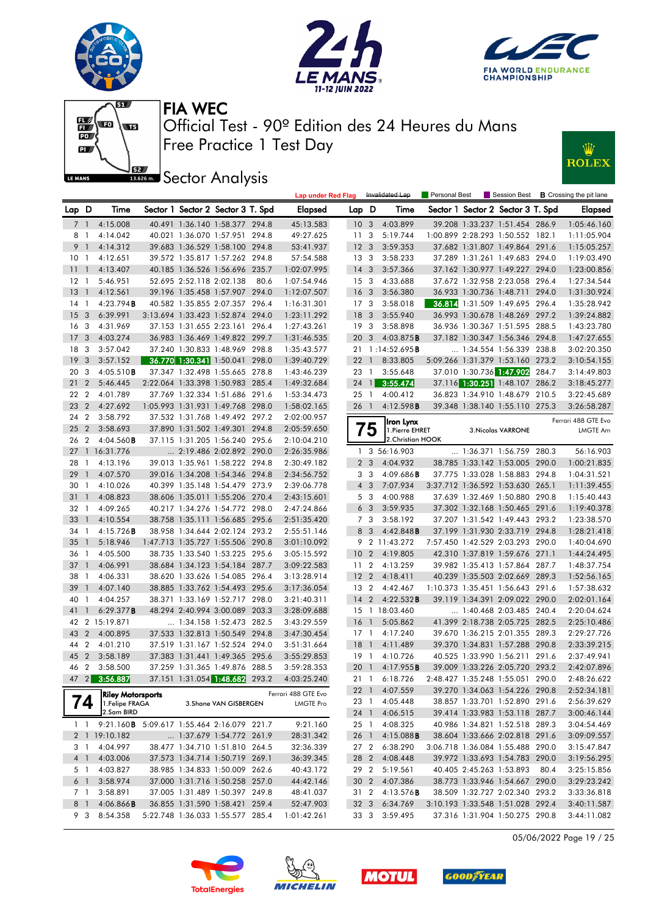# FIA WEC

## Official Test - 90º Edition des 24 Heures du Mans
## Free Practice 1 Test Day

## Sector Analysis

Lap under Red Flag | Invalidated Lap | Personal Best | Session Best | B Crossing the pit lane

| Lap | D | Time | Sector 1 | Sector 2 | Sector 3 | T. Spd | Elapsed |
|---|---|---|---|---|---|---|---|
| 7 | 1 | 4:15.008 | 40.491 | 1:36.140 | 1:58.377 | 294.8 | 45:13.583 |
| 8 | 1 | 4:14.042 | 40.021 | 1:36.070 | 1:57.951 | 294.8 | 49:27.625 |
| 9 | 1 | 4:14.312 | 39.683 | 1:36.529 | 1:58.100 | 294.8 | 53:41.937 |
| 10 | 1 | 4:12.651 | 39.572 | 1:35.817 | 1:57.262 | 294.8 | 57:54.588 |
| 11 | 1 | 4:13.407 | 40.185 | 1:36.526 | 1:56.696 | 235.7 | 1:02:07.995 |
| 12 | 1 | 5:46.951 | 52.695 | 2:52.118 | 2:02.138 | 80.6 | 1:07:54.946 |
| 13 | 1 | 4:12.561 | 39.196 | 1:35.458 | 1:57.907 | 294.0 | 1:12:07.507 |
| 14 | 1 | 4:23.794B | 40.582 | 1:35.855 | 2:07.357 | 296.4 | 1:16:31.301 |
| 15 | 3 | 6:39.991 | 3:13.694 | 1:33.423 | 1:52.874 | 294.0 | 1:23:11.292 |
| 16 | 3 | 4:31.969 | 37.153 | 1:31.655 | 2:23.161 | 296.4 | 1:27:43.261 |
| 17 | 3 | 4:03.274 | 36.983 | 1:36.469 | 1:49.822 | 299.7 | 1:31:46.535 |
| 18 | 3 | 3:57.042 | 37.240 | 1:30.833 | 1:48.969 | 298.8 | 1:35:43.577 |
| 19 | 3 | 3:57.152 | 36.770 | 1:30.341 | 1:50.041 | 298.0 | 1:39:40.729 |
| 20 | 3 | 4:05.510B | 37.347 | 1:32.498 | 1:55.665 | 278.8 | 1:43:46.239 |
| 21 | 2 | 5:46.445 | 2:22.064 | 1:33.398 | 1:50.983 | 285.4 | 1:49:32.684 |
| 22 | 2 | 4:01.789 | 37.769 | 1:32.334 | 1:51.686 | 291.6 | 1:53:34.473 |
| 23 | 2 | 4:27.692 | 1:05.993 | 1:31.931 | 1:49.768 | 298.0 | 1:58:02.165 |
| 24 | 2 | 3:58.792 | 37.532 | 1:31.768 | 1:49.492 | 297.2 | 2:02:00.957 |
| 25 | 2 | 3:58.693 | 37.890 | 1:31.502 | 1:49.301 | 294.8 | 2:05:59.650 |
| 26 | 2 | 4:04.560B | 37.115 | 1:31.205 | 1:56.240 | 295.6 | 2:10:04.210 |
| 27 | 1 | 16:31.776 | ... | 2:19.486 | 2:02.892 | 290.0 | 2:26:35.986 |
| 28 | 1 | 4:13.196 | 39.013 | 1:35.961 | 1:58.222 | 294.8 | 2:30:49.182 |
| 29 | 1 | 4:07.570 | 39.016 | 1:34.208 | 1:54.346 | 294.8 | 2:34:56.752 |
| 30 | 1 | 4:10.026 | 40.399 | 1:35.148 | 1:54.479 | 273.9 | 2:39:06.778 |
| 31 | 1 | 4:08.823 | 38.606 | 1:35.011 | 1:55.206 | 270.4 | 2:43:15.601 |
| 32 | 1 | 4:09.265 | 40.217 | 1:34.274 | 1:54.772 | 298.0 | 2:47:24.866 |
| 33 | 1 | 4:10.554 | 38.758 | 1:35.111 | 1:56.685 | 295.6 | 2:51:35.420 |
| 34 | 1 | 4:15.726B | 38.958 | 1:34.644 | 2:02.124 | 293.2 | 2:55:51.146 |
| 35 | 1 | 5:18.946 | 1:47.713 | 1:35.727 | 1:55.506 | 290.8 | 3:01:10.092 |
| 36 | 1 | 4:05.500 | 38.735 | 1:33.540 | 1:53.225 | 295.6 | 3:05:15.592 |
| 37 | 1 | 4:06.991 | 38.684 | 1:34.123 | 1:54.184 | 287.7 | 3:09:22.583 |
| 38 | 1 | 4:06.331 | 38.620 | 1:33.626 | 1:54.085 | 296.4 | 3:13:28.914 |
| 39 | 1 | 4:07.140 | 38.885 | 1:33.762 | 1:54.493 | 295.6 | 3:17:36.054 |
| 40 | 1 | 4:04.257 | 38.371 | 1:33.169 | 1:52.717 | 298.0 | 3:21:40.311 |
| 41 | 1 | 6:29.377B | 48.294 | 2:40.994 | 3:00.089 | 203.3 | 3:28:09.688 |
| 42 | 2 | 15:19.871 | ... | 1:34.158 | 1:52.473 | 282.5 | 3:43:29.559 |
| 43 | 2 | 4:00.895 | 37.533 | 1:32.813 | 1:50.549 | 294.8 | 3:47:30.454 |
| 44 | 2 | 4:01.210 | 37.519 | 1:31.167 | 1:52.524 | 294.0 | 3:51:31.664 |
| 45 | 2 | 3:58.189 | 37.383 | 1:31.441 | 1:49.365 | 295.6 | 3:55:29.853 |
| 46 | 2 | 3:58.500 | 37.259 | 1:31.365 | 1:49.876 | 288.5 | 3:59:28.353 |
| 47 | 2 | 3:56.887 | 37.151 | 1:31.054 | 1:48.682 | 293.2 | 4:03:25.240 |

**74** Riley Motorsports — Ferrari 488 GTE Evo — LMGTE Pro
1.Felipe FRAGA / 2.Sam BIRD / 3.Shane VAN GISBERGEN

| Lap | D | Time | Sector 1 | Sector 2 | Sector 3 | T. Spd | Elapsed |
|---|---|---|---|---|---|---|---|
| 1 | 1 | 9:21.160B | 5:09.617 | 1:55.464 | 2:16.079 | 221.7 | 9:21.160 |
| 2 | 1 | 19:10.182 | ... | 1:37.679 | 1:54.772 | 261.9 | 28:31.342 |
| 3 | 1 | 4:04.997 | 38.477 | 1:34.710 | 1:51.810 | 264.5 | 32:36.339 |
| 4 | 1 | 4:03.006 | 37.573 | 1:34.714 | 1:50.719 | 269.1 | 36:39.345 |
| 5 | 1 | 4:03.827 | 38.985 | 1:34.833 | 1:50.009 | 262.6 | 40:43.172 |
| 6 | 1 | 3:58.974 | 37.000 | 1:31.716 | 1:50.258 | 257.0 | 44:42.146 |
| 7 | 1 | 3:58.891 | 37.005 | 1:31.489 | 1:50.397 | 249.8 | 48:41.037 |
| 8 | 1 | 4:06.866B | 36.855 | 1:31.590 | 1:58.421 | 259.4 | 52:47.903 |
| 9 | 3 | 8:54.358 | 5:22.748 | 1:36.033 | 1:55.577 | 285.4 | 1:01:42.261 |
| 10 | 3 | 4:03.899 | 39.208 | 1:33.237 | 1:51.454 | 286.9 | 1:05:46.160 |
| 11 | 3 | 5:19.744 | 1:00.899 | 2:28.293 | 1:50.552 | 182.1 | 1:11:05.904 |
| 12 | 3 | 3:59.353 | 37.682 | 1:31.807 | 1:49.864 | 291.6 | 1:15:05.257 |
| 13 | 3 | 3:58.233 | 37.289 | 1:31.261 | 1:49.683 | 294.0 | 1:19:03.490 |
| 14 | 3 | 3:57.366 | 37.162 | 1:30.977 | 1:49.227 | 294.0 | 1:23:00.856 |
| 15 | 3 | 4:33.688 | 37.672 | 1:32.958 | 2:23.058 | 296.4 | 1:27:34.544 |
| 16 | 3 | 3:56.380 | 36.933 | 1:30.736 | 1:48.711 | 294.0 | 1:31:30.924 |
| 17 | 3 | 3:58.018 | 36.814 | 1:31.509 | 1:49.695 | 296.4 | 1:35:28.942 |
| 18 | 3 | 3:55.940 | 36.993 | 1:30.678 | 1:48.269 | 297.2 | 1:39:24.882 |
| 19 | 3 | 3:58.898 | 36.936 | 1:30.367 | 1:51.595 | 288.5 | 1:43:23.780 |
| 20 | 3 | 4:03.875B | 37.182 | 1:30.347 | 1:56.346 | 294.8 | 1:47:27.655 |
| 21 | 1 | 1:14:52.695B | ... | 1:34.554 | 1:56.339 | 238.8 | 3:02:20.350 |
| 22 | 1 | 8:33.805 | 5:09.266 | 1:31.379 | 1:53.160 | 273.2 | 3:10:54.155 |
| 23 | 1 | 3:55.648 | 37.010 | 1:30.736 | 1:47.902 | 284.7 | 3:14:49.803 |
| 24 | 1 | 3:55.474 | 37.116 | 1:30.251 | 1:48.107 | 286.2 | 3:18:45.277 |
| 25 | 1 | 4:00.412 | 36.823 | 1:34.910 | 1:48.679 | 210.5 | 3:22:45.689 |
| 26 | 1 | 4:12.598B | 39.348 | 1:38.140 | 1:55.110 | 275.3 | 3:26:58.287 |

**75** Iron Lynx — Ferrari 488 GTE Evo — LMGTE Am
1.Pierre EHRET / 2.Christian HOOK / 3.Nicolas VARRONE

| Lap | D | Time | Sector 1 | Sector 2 | Sector 3 | T. Spd | Elapsed |
|---|---|---|---|---|---|---|---|
| 1 | 3 | 56:16.903 | ... | 1:36.371 | 1:56.759 | 280.3 | 56:16.903 |
| 2 | 3 | 4:04.932 | 38.785 | 1:33.142 | 1:53.005 | 290.0 | 1:00:21.835 |
| 3 | 3 | 4:09.686B | 37.775 | 1:33.028 | 1:58.883 | 294.8 | 1:04:31.521 |
| 4 | 3 | 7:07.934 | 3:37.712 | 1:36.592 | 1:53.630 | 265.1 | 1:11:39.455 |
| 5 | 3 | 4:00.988 | 37.639 | 1:32.469 | 1:50.880 | 290.8 | 1:15:40.443 |
| 6 | 3 | 3:59.935 | 37.302 | 1:32.168 | 1:50.465 | 291.6 | 1:19:40.378 |
| 7 | 3 | 3:58.192 | 37.207 | 1:31.542 | 1:49.443 | 293.2 | 1:23:38.570 |
| 8 | 3 | 4:42.848B | 37.199 | 1:31.930 | 2:33.719 | 294.8 | 1:28:21.418 |
| 9 | 2 | 11:43.272 | 7:57.450 | 1:42.529 | 2:03.293 | 290.0 | 1:40:04.690 |
| 10 | 2 | 4:19.805 | 42.310 | 1:37.819 | 1:59.676 | 271.1 | 1:44:24.495 |
| 11 | 2 | 4:13.259 | 39.982 | 1:35.413 | 1:57.864 | 287.7 | 1:48:37.754 |
| 12 | 2 | 4:18.411 | 40.239 | 1:35.503 | 2:02.669 | 289.3 | 1:52:56.165 |
| 13 | 2 | 4:42.467 | 1:10.373 | 1:35.451 | 1:56.643 | 291.6 | 1:57:38.632 |
| 14 | 2 | 4:22.532B | 39.119 | 1:34.391 | 2:09.022 | 290.0 | 2:02:01.164 |
| 15 | 1 | 18:03.460 | ... | 1:40.468 | 2:03.485 | 240.4 | 2:20:04.624 |
| 16 | 1 | 5:05.862 | 41.399 | 2:18.738 | 2:05.725 | 282.5 | 2:25:10.486 |
| 17 | 1 | 4:17.240 | 39.670 | 1:36.215 | 2:01.355 | 289.3 | 2:29:27.726 |
| 18 | 1 | 4:11.489 | 39.370 | 1:34.831 | 1:57.288 | 290.8 | 2:33:39.215 |
| 19 | 1 | 4:10.726 | 40.525 | 1:33.990 | 1:56.211 | 291.6 | 2:37:49.941 |
| 20 | 1 | 4:17.955B | 39.009 | 1:33.226 | 2:05.720 | 293.2 | 2:42:07.896 |
| 21 | 1 | 6:18.726 | 2:48.427 | 1:35.248 | 1:55.051 | 290.0 | 2:48:26.622 |
| 22 | 1 | 4:07.559 | 39.270 | 1:34.063 | 1:54.226 | 290.8 | 2:52:34.181 |
| 23 | 1 | 4:05.448 | 38.857 | 1:33.701 | 1:52.890 | 291.6 | 2:56:39.629 |
| 24 | 1 | 4:06.515 | 39.414 | 1:33.983 | 1:53.118 | 287.7 | 3:00:46.144 |
| 25 | 1 | 4:08.325 | 40.986 | 1:34.821 | 1:52.518 | 289.3 | 3:04:54.469 |
| 26 | 1 | 4:15.088B | 38.604 | 1:33.666 | 2:02.818 | 291.6 | 3:09:09.557 |
| 27 | 2 | 6:38.290 | 3:06.718 | 1:36.084 | 1:55.488 | 290.0 | 3:15:47.847 |
| 28 | 2 | 4:08.448 | 39.972 | 1:33.693 | 1:54.783 | 290.0 | 3:19:56.295 |
| 29 | 2 | 5:19.561 | 40.405 | 2:45.263 | 1:53.893 | 80.4 | 3:25:15.856 |
| 30 | 2 | 4:07.386 | 38.773 | 1:33.946 | 1:54.667 | 290.0 | 3:29:23.242 |
| 31 | 2 | 4:13.576B | 38.509 | 1:32.727 | 2:02.340 | 293.2 | 3:33:36.818 |
| 32 | 3 | 6:34.769 | 3:10.193 | 1:33.548 | 1:51.028 | 292.4 | 3:40:11.587 |
| 33 | 3 | 3:59.495 | 37.316 | 1:31.904 | 1:50.275 | 290.8 | 3:44:11.082 |

05/06/2022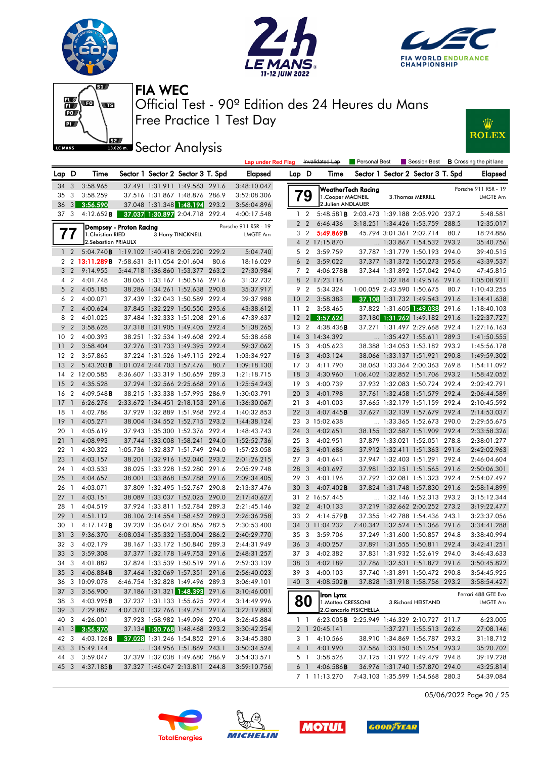# FIA WEC

## Official Test - 90º Edition des 24 Heures du Mans
## Free Practice 1 Test Day

## Sector Analysis

Lap under Red Flag | Invalidated Lap | Personal Best | Session Best | **B** Crossing the pit lane

| Lap | D | Time | Sector 1 | Sector 2 | Sector 3 | T. Spd | Elapsed |
|---|---|---|---|---|---|---|---|
| 34 | 3 | 3:58.965 | 37.491 | 1:31.911 | 1:49.563 | 291.6 | 3:48:10.047 |
| 35 | 3 | 3:58.259 | 37.516 | 1:31.867 | 1:48.876 | 286.9 | 3:52:08.306 |
| 36 | 3 | 3:56.590 | 37.048 | 1:31.348 | 1:48.194 | 293.2 | 3:56:04.896 |
| 37 | 3 | 4:12.652 **B** | 37.037 | 1:30.897 | 2:04.718 | 292.4 | 4:00:17.548 |

**77** Dempsey - Proton Racing — Porsche 911 RSR - 19 — LMGTE Am
1.Christian RIED, 2.Sebastian PRIAULX, 3.Harry TINCKNELL

| Lap | D | Time | Sector 1 | Sector 2 | Sector 3 | T. Spd | Elapsed |
|---|---|---|---|---|---|---|---|
| 1 | 2 | 5:04.740 **B** | 1:19.102 | 1:40.418 | 2:05.220 | 229.2 | 5:04.740 |
| 2 | 2 | 13:11.289 **B** | 7:58.631 | 3:11.054 | 2:01.604 | 80.6 | 18:16.029 |
| 3 | 2 | 9:14.955 | 5:44.718 | 1:36.860 | 1:53.377 | 263.2 | 27:30.984 |
| 4 | 2 | 4:01.748 | 38.065 | 1:33.167 | 1:50.516 | 291.6 | 31:32.732 |
| 5 | 2 | 4:05.185 | 38.286 | 1:34.261 | 1:52.638 | 290.8 | 35:37.917 |
| 6 | 2 | 4:00.071 | 37.439 | 1:32.043 | 1:50.589 | 292.4 | 39:37.988 |
| 7 | 2 | 4:00.624 | 37.845 | 1:32.229 | 1:50.550 | 295.6 | 43:38.612 |
| 8 | 2 | 4:01.025 | 37.484 | 1:32.333 | 1:51.208 | 291.6 | 47:39.637 |
| 9 | 2 | 3:58.628 | 37.318 | 1:31.905 | 1:49.405 | 292.4 | 51:38.265 |
| 10 | 2 | 4:00.393 | 38.251 | 1:32.534 | 1:49.608 | 292.4 | 55:38.658 |
| 11 | 2 | 3:58.404 | 37.276 | 1:31.733 | 1:49.395 | 292.4 | 59:37.062 |
| 12 | 2 | 3:57.865 | 37.224 | 1:31.526 | 1:49.115 | 292.4 | 1:03:34.927 |
| 13 | 2 | 5:43.203 **B** | 1:01.024 | 2:44.703 | 1:57.476 | 80.7 | 1:09:18.130 |
| 14 | 2 | 12:00.585 | 8:36.607 | 1:33.319 | 1:50.659 | 289.3 | 1:21:18.715 |
| 15 | 2 | 4:35.528 | 37.294 | 1:32.566 | 2:25.668 | 291.6 | 1:25:54.243 |
| 16 | 2 | 4:09.548 **B** | 38.215 | 1:33.338 | 1:57.995 | 286.9 | 1:30:03.791 |
| 17 | 1 | 6:26.276 | 2:33.672 | 1:34.451 | 2:18.153 | 291.6 | 1:36:30.067 |
| 18 | 1 | 4:02.786 | 37.929 | 1:32.889 | 1:51.968 | 292.4 | 1:40:32.853 |
| 19 | 1 | 4:05.271 | 38.004 | 1:34.552 | 1:52.715 | 293.2 | 1:44:38.124 |
| 20 | 1 | 4:05.619 | 37.943 | 1:35.300 | 1:52.376 | 292.4 | 1:48:43.743 |
| 21 | 1 | 4:08.993 | 37.744 | 1:33.008 | 1:58.241 | 294.0 | 1:52:52.736 |
| 22 | 1 | 4:30.322 | 1:05.736 | 1:32.837 | 1:51.749 | 294.0 | 1:57:23.058 |
| 23 | 1 | 4:03.157 | 38.201 | 1:32.916 | 1:52.040 | 293.2 | 2:01:26.215 |
| 24 | 1 | 4:03.533 | 38.025 | 1:33.228 | 1:52.280 | 291.6 | 2:05:29.748 |
| 25 | 1 | 4:04.657 | 38.001 | 1:33.868 | 1:52.788 | 291.6 | 2:09:34.405 |
| 26 | 1 | 4:03.071 | 37.809 | 1:32.495 | 1:52.767 | 290.8 | 2:13:37.476 |
| 27 | 1 | 4:03.151 | 38.089 | 1:33.037 | 1:52.025 | 290.0 | 2:17:40.627 |
| 28 | 1 | 4:04.519 | 37.924 | 1:33.811 | 1:52.784 | 289.3 | 2:21:45.146 |
| 29 | 1 | 4:51.112 | 38.106 | 2:14.554 | 1:58.452 | 289.3 | 2:26:36.258 |
| 30 | 1 | 4:17.142 **B** | 39.239 | 1:36.047 | 2:01.856 | 282.5 | 2:30:53.400 |
| 31 | 3 | 9:36.370 | 6:08.034 | 1:35.332 | 1:53.004 | 286.2 | 2:40:29.770 |
| 32 | 3 | 4:02.179 | 38.167 | 1:33.172 | 1:50.840 | 289.3 | 2:44:31.949 |
| 33 | 3 | 3:59.308 | 37.377 | 1:32.178 | 1:49.753 | 291.6 | 2:48:31.257 |
| 34 | 3 | 4:01.882 | 37.824 | 1:33.539 | 1:50.519 | 291.6 | 2:52:33.139 |
| 35 | 3 | 4:06.884 **B** | 37.464 | 1:32.069 | 1:57.351 | 291.6 | 2:56:40.023 |
| 36 | 3 | 10:09.078 | 6:46.754 | 1:32.828 | 1:49.496 | 289.3 | 3:06:49.101 |
| 37 | 3 | 3:56.900 | 37.186 | 1:31.321 | 1:48.393 | 291.6 | 3:10:46.001 |
| 38 | 3 | 4:03.995 **B** | 37.237 | 1:31.133 | 1:55.625 | 292.4 | 3:14:49.996 |
| 39 | 3 | 7:29.887 | 4:07.370 | 1:32.766 | 1:49.751 | 291.6 | 3:22:19.883 |
| 40 | 3 | 4:26.001 | 37.923 | 1:58.982 | 1:49.096 | 270.4 | 3:26:45.884 |
| 41 | 3 | 3:56.370 | 37.134 | 1:30.768 | 1:48.468 | 293.2 | 3:30:42.254 |
| 42 | 3 | 4:03.126 **B** | 37.028 | 1:31.246 | 1:54.852 | 291.6 | 3:34:45.380 |
| 43 | 3 | 15:49.144 | ... | 1:34.956 | 1:51.869 | 243.1 | 3:50:34.524 |
| 44 | 3 | 3:59.047 | 37.329 | 1:32.038 | 1:49.680 | 286.9 | 3:54:33.571 |
| 45 | 3 | 4:37.185 **B** | 37.327 | 1:46.047 | 2:13.811 | 244.8 | 3:59:10.756 |

**79** WeatherTech Racing — Porsche 911 RSR - 19 — LMGTE Am
1.Cooper MACNEIL, 2.Julien ANDLAUER, 3.Thomas MERRILL

| Lap | D | Time | Sector 1 | Sector 2 | Sector 3 | T. Spd | Elapsed |
|---|---|---|---|---|---|---|---|
| 1 | 2 | 5:48.581 **B** | 2:03.473 | 1:39.188 | 2:05.920 | 237.2 | 5:48.581 |
| 2 | 2 | 6:46.436 | 3:18.251 | 1:34.426 | 1:53.759 | 288.5 | 12:35.017 |
| 3 | 2 | 5:49.869 **B** | 45.794 | 3:01.361 | 2:02.714 | 80.7 | 18:24.886 |
| 4 | 2 | 17:15.870 | ... | 1:33.867 | 1:54.532 | 293.2 | 35:40.756 |
| 5 | 2 | 3:59.759 | 37.787 | 1:31.779 | 1:50.193 | 294.0 | 39:40.515 |
| 6 | 2 | 3:59.022 | 37.377 | 1:31.372 | 1:50.273 | 295.6 | 43:39.537 |
| 7 | 2 | 4:06.278 **B** | 37.344 | 1:31.892 | 1:57.042 | 294.0 | 47:45.815 |
| 8 | 2 | 17:23.116 | ... | 1:32.184 | 1:49.516 | 291.6 | 1:05:08.931 |
| 9 | 2 | 5:34.324 | 1:00.059 | 2:43.590 | 1:50.675 | 80.7 | 1:10:43.255 |
| 10 | 2 | 3:58.383 | 37.108 | 1:31.732 | 1:49.543 | 291.6 | 1:14:41.638 |
| 11 | 2 | 3:58.465 | 37.822 | 1:31.605 | 1:49.038 | 291.6 | 1:18:40.103 |
| 12 | 2 | 3:57.624 | 37.180 | 1:31.262 | 1:49.182 | 291.6 | 1:22:37.727 |
| 13 | 2 | 4:38.436 **B** | 37.271 | 1:31.497 | 2:29.668 | 292.4 | 1:27:16.163 |
| 14 | 3 | 14:34.392 | ... | 1:35.427 | 1:55.611 | 289.3 | 1:41:50.555 |
| 15 | 3 | 4:05.623 | 38.388 | 1:34.053 | 1:53.182 | 293.2 | 1:45:56.178 |
| 16 | 3 | 4:03.124 | 38.066 | 1:33.137 | 1:51.921 | 290.8 | 1:49:59.302 |
| 17 | 3 | 4:11.790 | 38.063 | 1:33.364 | 2:00.363 | 269.8 | 1:54:11.092 |
| 18 | 3 | 4:30.960 | 1:06.402 | 1:32.852 | 1:51.706 | 293.2 | 1:58:42.052 |
| 19 | 3 | 4:00.739 | 37.932 | 1:32.083 | 1:50.724 | 292.4 | 2:02:42.791 |
| 20 | 3 | 4:01.798 | 37.761 | 1:32.458 | 1:51.579 | 292.4 | 2:06:44.589 |
| 21 | 3 | 4:01.003 | 37.665 | 1:32.179 | 1:51.159 | 292.4 | 2:10:45.592 |
| 22 | 3 | 4:07.445 **B** | 37.627 | 1:32.139 | 1:57.679 | 292.4 | 2:14:53.037 |
| 23 | 3 | 15:02.638 | ... | 1:33.365 | 1:52.673 | 290.0 | 2:29:55.675 |
| 24 | 3 | 4:02.651 | 38.155 | 1:32.587 | 1:51.909 | 292.4 | 2:33:58.326 |
| 25 | 3 | 4:02.951 | 37.879 | 1:33.021 | 1:52.051 | 278.8 | 2:38:01.277 |
| 26 | 3 | 4:01.686 | 37.912 | 1:32.411 | 1:51.363 | 291.6 | 2:42:02.963 |
| 27 | 3 | 4:01.641 | 37.947 | 1:32.403 | 1:51.291 | 292.4 | 2:46:04.604 |
| 28 | 3 | 4:01.697 | 37.981 | 1:32.151 | 1:51.565 | 291.6 | 2:50:06.301 |
| 29 | 3 | 4:01.196 | 37.792 | 1:32.081 | 1:51.323 | 292.4 | 2:54:07.497 |
| 30 | 3 | 4:07.402 **B** | 37.824 | 1:31.748 | 1:57.830 | 291.6 | 2:58:14.899 |
| 31 | 2 | 16:57.445 | ... | 1:32.146 | 1:52.313 | 293.2 | 3:15:12.344 |
| 32 | 2 | 4:10.133 | 37.219 | 1:32.662 | 2:00.252 | 273.2 | 3:19:22.477 |
| 33 | 2 | 4:14.579 **B** | 37.355 | 1:42.788 | 1:54.436 | 243.1 | 3:23:37.056 |
| 34 | 3 | 11:04.232 | 7:40.342 | 1:32.524 | 1:51.366 | 291.6 | 3:34:41.288 |
| 35 | 3 | 3:59.706 | 37.249 | 1:31.600 | 1:50.857 | 294.8 | 3:38:40.994 |
| 36 | 3 | 4:00.257 | 37.891 | 1:31.555 | 1:50.811 | 292.4 | 3:42:41.251 |
| 37 | 3 | 4:02.382 | 37.831 | 1:31.932 | 1:52.619 | 294.0 | 3:46:43.633 |
| 38 | 3 | 4:02.189 | 37.786 | 1:32.531 | 1:51.872 | 291.6 | 3:50:45.822 |
| 39 | 3 | 4:00.103 | 37.740 | 1:31.891 | 1:50.472 | 290.8 | 3:54:45.925 |
| 40 | 3 | 4:08.502 **B** | 37.828 | 1:31.918 | 1:58.756 | 293.2 | 3:58:54.427 |

**80** Iron Lynx — Ferrari 488 GTE Evo — LMGTE Am
1.Matteo CRESSONI, 2.Giancarlo FISICHELLA, 3.Richard HEISTAND

| Lap | D | Time | Sector 1 | Sector 2 | Sector 3 | T. Spd | Elapsed |
|---|---|---|---|---|---|---|---|
| 1 | 1 | 6:23.005 **B** | 2:25.949 | 1:46.329 | 2:10.727 | 211.7 | 6:23.005 |
| 2 | 1 | 20:45.141 | ... | 1:37.271 | 1:55.513 | 262.6 | 27:08.146 |
| 3 | 1 | 4:10.566 | 38.910 | 1:34.869 | 1:56.787 | 293.2 | 31:18.712 |
| 4 | 1 | 4:01.990 | 37.586 | 1:33.150 | 1:51.254 | 293.2 | 35:20.702 |
| 5 | 1 | 3:58.526 | 37.125 | 1:31.922 | 1:49.479 | 294.8 | 39:19.228 |
| 6 | 1 | 4:06.586 **B** | 36.976 | 1:31.740 | 1:57.870 | 294.0 | 43:25.814 |
| 7 | 1 | 11:13.270 | 7:43.103 | 1:35.599 | 1:54.568 | 280.3 | 54:39.084 |

05/06/2022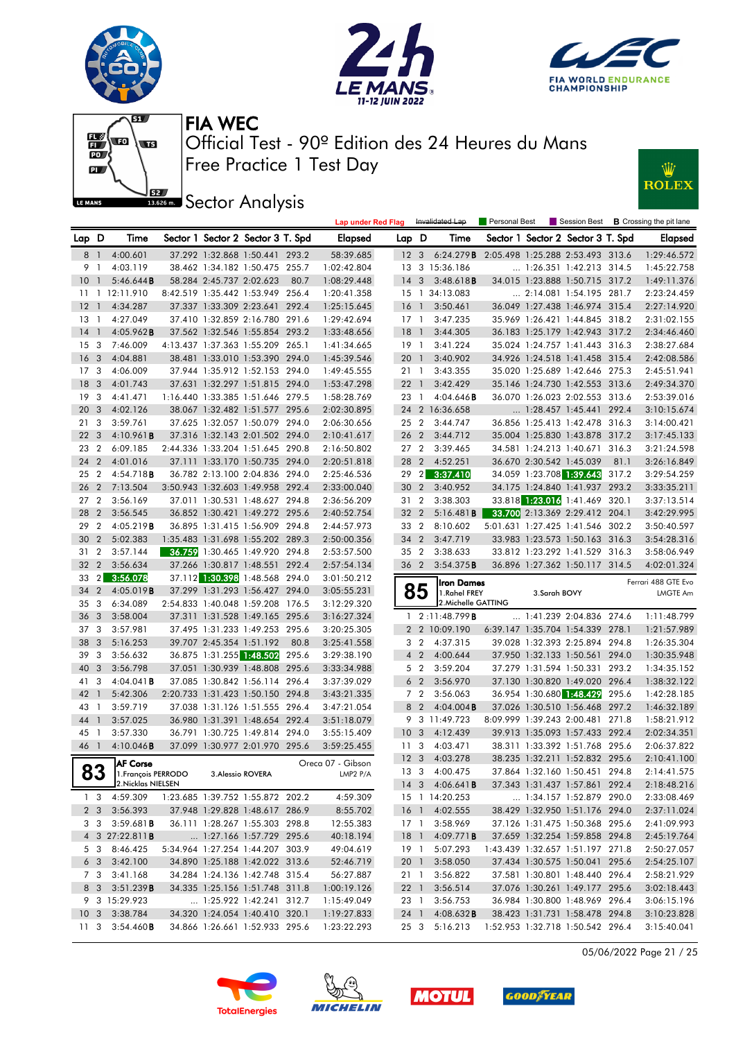# FIA WEC

## Official Test - 90º Edition des 24 Heures du Mans

## Free Practice 1 Test Day

## Sector Analysis

Lap under Red Flag | Invalidated Lap | Personal Best | Session Best | B Crossing the pit lane

| Lap | D | Time | Sector 1 | Sector 2 | Sector 3 | T. Spd | Elapsed |
|---|---|---|---|---|---|---|---|
| 8 | 1 | 4:00.601 | 37.292 | 1:32.868 | 1:50.441 | 293.2 | 58:39.685 |
| 9 | 1 | 4:03.119 | 38.462 | 1:34.182 | 1:50.475 | 255.7 | 1:02:42.804 |
| 10 | 1 | 5:46.644 B | 58.284 | 2:45.737 | 2:02.623 | 80.7 | 1:08:29.448 |
| 11 | 1 | 12:11.910 | 8:42.519 | 1:35.442 | 1:53.949 | 256.4 | 1:20:41.358 |
| 12 | 1 | 4:34.287 | 37.337 | 1:33.309 | 2:23.641 | 292.4 | 1:25:15.645 |
| 13 | 1 | 4:27.049 | 37.410 | 1:32.859 | 2:16.780 | 291.6 | 1:29:42.694 |
| 14 | 1 | 4:05.962 B | 37.562 | 1:32.546 | 1:55.854 | 293.2 | 1:33:48.656 |
| 15 | 3 | 7:46.009 | 4:13.437 | 1:37.363 | 1:55.209 | 265.1 | 1:41:34.665 |
| 16 | 3 | 4:04.881 | 38.481 | 1:33.010 | 1:53.390 | 294.0 | 1:45:39.546 |
| 17 | 3 | 4:06.009 | 37.944 | 1:35.912 | 1:52.153 | 294.0 | 1:49:45.555 |
| 18 | 3 | 4:01.743 | 37.631 | 1:32.297 | 1:51.815 | 294.0 | 1:53:47.298 |
| 19 | 3 | 4:41.471 | 1:16.440 | 1:33.385 | 1:51.646 | 279.5 | 1:58:28.769 |
| 20 | 3 | 4:02.126 | 38.067 | 1:32.482 | 1:51.577 | 295.6 | 2:02:30.895 |
| 21 | 3 | 3:59.761 | 37.625 | 1:32.057 | 1:50.079 | 294.0 | 2:06:30.656 |
| 22 | 3 | 4:10.961 B | 37.316 | 1:32.143 | 2:01.502 | 294.0 | 2:10:41.617 |
| 23 | 2 | 6:09.185 | 2:44.336 | 1:33.204 | 1:51.645 | 290.8 | 2:16:50.802 |
| 24 | 2 | 4:01.016 | 37.111 | 1:33.170 | 1:50.735 | 294.0 | 2:20:51.818 |
| 25 | 2 | 4:54.718 B | 36.782 | 2:13.100 | 2:04.836 | 294.0 | 2:25:46.536 |
| 26 | 2 | 7:13.504 | 3:50.943 | 1:32.603 | 1:49.958 | 292.4 | 2:33:00.040 |
| 27 | 2 | 3:56.169 | 37.011 | 1:30.531 | 1:48.627 | 294.8 | 2:36:56.209 |
| 28 | 2 | 3:56.545 | 36.852 | 1:30.421 | 1:49.272 | 295.6 | 2:40:52.754 |
| 29 | 2 | 4:05.219 B | 36.895 | 1:31.415 | 1:56.909 | 294.8 | 2:44:57.973 |
| 30 | 2 | 5:02.383 | 1:35.483 | 1:31.698 | 1:55.202 | 289.3 | 2:50:00.356 |
| 31 | 2 | 3:57.144 | 36.759 | 1:30.465 | 1:49.920 | 294.8 | 2:53:57.500 |
| 32 | 2 | 3:56.634 | 37.266 | 1:30.817 | 1:48.551 | 292.4 | 2:57:54.134 |
| 33 | 2 | 3:56.078 | 37.112 | 1:30.398 | 1:48.568 | 294.0 | 3:01:50.212 |
| 34 | 2 | 4:05.019 B | 37.299 | 1:31.293 | 1:56.427 | 294.0 | 3:05:55.231 |
| 35 | 3 | 6:34.089 | 2:54.833 | 1:40.048 | 1:59.208 | 176.5 | 3:12:29.320 |
| 36 | 3 | 3:58.004 | 37.311 | 1:31.528 | 1:49.165 | 295.6 | 3:16:27.324 |
| 37 | 3 | 3:57.981 | 37.495 | 1:31.233 | 1:49.253 | 295.6 | 3:20:25.305 |
| 38 | 3 | 5:16.253 | 39.707 | 2:45.354 | 1:51.192 | 80.8 | 3:25:41.558 |
| 39 | 3 | 3:56.632 | 36.875 | 1:31.255 | 1:48.502 | 295.6 | 3:29:38.190 |
| 40 | 3 | 3:56.798 | 37.051 | 1:30.939 | 1:48.808 | 295.6 | 3:33:34.988 |
| 41 | 3 | 4:04.041 B | 37.085 | 1:30.842 | 1:56.114 | 296.4 | 3:37:39.029 |
| 42 | 1 | 5:42.306 | 2:20.733 | 1:31.423 | 1:50.150 | 294.8 | 3:43:21.335 |
| 43 | 1 | 3:59.719 | 37.038 | 1:31.126 | 1:51.555 | 296.4 | 3:47:21.054 |
| 44 | 1 | 3:57.025 | 36.980 | 1:31.391 | 1:48.654 | 292.4 | 3:51:18.079 |
| 45 | 1 | 3:57.330 | 36.791 | 1:30.725 | 1:49.814 | 294.0 | 3:55:15.409 |
| 46 | 1 | 4:10.046 B | 37.099 | 1:30.977 | 2:01.970 | 295.6 | 3:59:25.455 |

**83** — AF Corse — Oreca 07 - Gibson — LMP2 P/A
1. François PERRODO, 2. Nicklas NIELSEN, 3. Alessio ROVERA

| Lap | D | Time | Sector 1 | Sector 2 | Sector 3 | T. Spd | Elapsed |
|---|---|---|---|---|---|---|---|
| 1 | 3 | 4:59.309 | 1:23.685 | 1:39.752 | 1:55.872 | 202.2 | 4:59.309 |
| 2 | 3 | 3:56.393 | 37.948 | 1:29.828 | 1:48.617 | 286.9 | 8:55.702 |
| 3 | 3 | 3:59.681 B | 36.111 | 1:28.267 | 1:55.303 | 298.8 | 12:55.383 |
| 4 | 3 | 27:22.811 B | ... | 1:27.166 | 1:57.729 | 295.6 | 40:18.194 |
| 5 | 3 | 8:46.425 | 5:34.964 | 1:27.254 | 1:44.207 | 303.9 | 49:04.619 |
| 6 | 3 | 3:42.100 | 34.890 | 1:25.188 | 1:42.022 | 313.6 | 52:46.719 |
| 7 | 3 | 3:41.168 | 34.284 | 1:24.136 | 1:42.748 | 315.4 | 56:27.887 |
| 8 | 3 | 3:51.239 B | 34.335 | 1:25.156 | 1:51.748 | 311.8 | 1:00:19.126 |
| 9 | 3 | 15:29.923 | ... | 1:25.922 | 1:42.241 | 312.7 | 1:15:49.049 |
| 10 | 3 | 3:38.784 | 34.320 | 1:24.054 | 1:40.410 | 320.1 | 1:19:27.833 |
| 11 | 3 | 3:54.460 B | 34.866 | 1:26.661 | 1:52.933 | 295.6 | 1:23:22.293 |
| 12 | 3 | 6:24.279 B | 2:05.498 | 1:25.288 | 2:53.493 | 313.6 | 1:29:46.572 |
| 13 | 3 | 15:36.186 | ... | 1:26.351 | 1:42.213 | 314.5 | 1:45:22.758 |
| 14 | 3 | 3:48.618 B | 34.015 | 1:23.888 | 1:50.715 | 317.2 | 1:49:11.376 |
| 15 | 1 | 34:13.083 | ... | 2:14.081 | 1:54.195 | 281.7 | 2:23:24.459 |
| 16 | 1 | 3:50.461 | 36.049 | 1:27.438 | 1:46.974 | 315.4 | 2:27:14.920 |
| 17 | 1 | 3:47.235 | 35.969 | 1:26.421 | 1:44.845 | 318.2 | 2:31:02.155 |
| 18 | 1 | 3:44.305 | 36.183 | 1:25.179 | 1:42.943 | 317.2 | 2:34:46.460 |
| 19 | 1 | 3:41.224 | 35.024 | 1:24.757 | 1:41.443 | 316.3 | 2:38:27.684 |
| 20 | 1 | 3:40.902 | 34.926 | 1:24.518 | 1:41.458 | 315.4 | 2:42:08.586 |
| 21 | 1 | 3:43.355 | 35.020 | 1:25.689 | 1:42.646 | 275.3 | 2:45:51.941 |
| 22 | 1 | 3:42.429 | 35.146 | 1:24.730 | 1:42.553 | 313.6 | 2:49:34.370 |
| 23 | 1 | 4:04.646 B | 36.070 | 1:26.023 | 2:02.553 | 313.6 | 2:53:39.016 |
| 24 | 2 | 16:36.658 | ... | 1:28.457 | 1:45.441 | 292.4 | 3:10:15.674 |
| 25 | 2 | 3:44.747 | 36.856 | 1:25.413 | 1:42.478 | 316.3 | 3:14:00.421 |
| 26 | 2 | 3:44.712 | 35.004 | 1:25.830 | 1:43.878 | 317.2 | 3:17:45.133 |
| 27 | 2 | 3:39.465 | 34.581 | 1:24.213 | 1:40.671 | 316.3 | 3:21:24.598 |
| 28 | 2 | 4:52.251 | 36.670 | 2:30.542 | 1:45.039 | 81.1 | 3:26:16.849 |
| 29 | 2 | 3:37.410 | 34.059 | 1:23.708 | 1:39.643 | 317.2 | 3:29:54.259 |
| 30 | 2 | 3:40.952 | 34.175 | 1:24.840 | 1:41.937 | 293.2 | 3:33:35.211 |
| 31 | 2 | 3:38.303 | 33.818 | 1:23.016 | 1:41.469 | 320.1 | 3:37:13.514 |
| 32 | 2 | 5:16.481 B | 33.700 | 2:13.369 | 2:29.412 | 204.1 | 3:42:29.995 |
| 33 | 2 | 8:10.602 | 5:01.631 | 1:27.425 | 1:41.546 | 302.2 | 3:50:40.597 |
| 34 | 2 | 3:47.719 | 33.983 | 1:23.573 | 1:50.163 | 316.3 | 3:54:28.316 |
| 35 | 2 | 3:38.633 | 33.812 | 1:23.292 | 1:41.529 | 316.3 | 3:58:06.949 |
| 36 | 2 | 3:54.375 B | 36.896 | 1:27.362 | 1:50.117 | 314.5 | 4:02:01.324 |

**85** — Iron Dames — Ferrari 488 GTE Evo — LMGTE Am
1. Rahel FREY, 2. Michelle GATTING, 3. Sarah BOVY

| Lap | D | Time | Sector 1 | Sector 2 | Sector 3 | T. Spd | Elapsed |
|---|---|---|---|---|---|---|---|
| 1 | 2 | 11:48.799 B | ... | 1:41.239 | 2:04.836 | 274.6 | 1:11:48.799 |
| 2 | 2 | 10:09.190 | 6:39.147 | 1:35.704 | 1:54.339 | 278.1 | 1:21:57.989 |
| 3 | 2 | 4:37.315 | 39.028 | 1:32.393 | 2:25.894 | 294.8 | 1:26:35.304 |
| 4 | 2 | 4:00.644 | 37.950 | 1:32.133 | 1:50.561 | 294.0 | 1:30:35.948 |
| 5 | 2 | 3:59.204 | 37.279 | 1:31.594 | 1:50.331 | 293.2 | 1:34:35.152 |
| 6 | 2 | 3:56.970 | 37.130 | 1:30.820 | 1:49.020 | 296.4 | 1:38:32.122 |
| 7 | 2 | 3:56.063 | 36.954 | 1:30.680 | 1:48.429 | 295.6 | 1:42:28.185 |
| 8 | 2 | 4:04.004 B | 37.026 | 1:30.510 | 1:56.468 | 297.2 | 1:46:32.189 |
| 9 | 3 | 11:49.723 | 8:09.999 | 1:39.243 | 2:00.481 | 271.8 | 1:58:21.912 |
| 10 | 3 | 4:12.439 | 39.913 | 1:35.093 | 1:57.433 | 292.4 | 2:02:34.351 |
| 11 | 3 | 4:03.471 | 38.311 | 1:33.392 | 1:51.768 | 295.6 | 2:06:37.822 |
| 12 | 3 | 4:03.278 | 38.235 | 1:32.211 | 1:52.832 | 295.6 | 2:10:41.100 |
| 13 | 3 | 4:00.475 | 37.864 | 1:32.160 | 1:50.451 | 294.8 | 2:14:41.575 |
| 14 | 3 | 4:06.641 B | 37.343 | 1:31.437 | 1:57.861 | 292.4 | 2:18:48.216 |
| 15 | 1 | 14:20.253 | ... | 1:34.157 | 1:52.879 | 290.0 | 2:33:08.469 |
| 16 | 1 | 4:02.555 | 38.429 | 1:32.950 | 1:51.176 | 294.0 | 2:37:11.024 |
| 17 | 1 | 3:58.969 | 37.126 | 1:31.475 | 1:50.368 | 295.6 | 2:41:09.993 |
| 18 | 1 | 4:09.771 B | 37.659 | 1:32.254 | 1:59.858 | 294.8 | 2:45:19.764 |
| 19 | 1 | 5:07.293 | 1:43.439 | 1:32.657 | 1:51.197 | 271.8 | 2:50:27.057 |
| 20 | 1 | 3:58.050 | 37.434 | 1:30.575 | 1:50.041 | 295.6 | 2:54:25.107 |
| 21 | 1 | 3:56.822 | 37.581 | 1:30.801 | 1:48.440 | 296.4 | 2:58:21.929 |
| 22 | 1 | 3:56.514 | 37.076 | 1:30.261 | 1:49.177 | 295.6 | 3:02:18.443 |
| 23 | 1 | 3:56.753 | 36.984 | 1:30.800 | 1:48.969 | 296.4 | 3:06:15.196 |
| 24 | 1 | 4:08.632 B | 38.423 | 1:31.731 | 1:58.478 | 294.8 | 3:10:23.828 |
| 25 | 3 | 5:16.213 | 1:52.953 | 1:32.718 | 1:50.542 | 296.4 | 3:15:40.041 |

05/06/2022 Page 21 / 25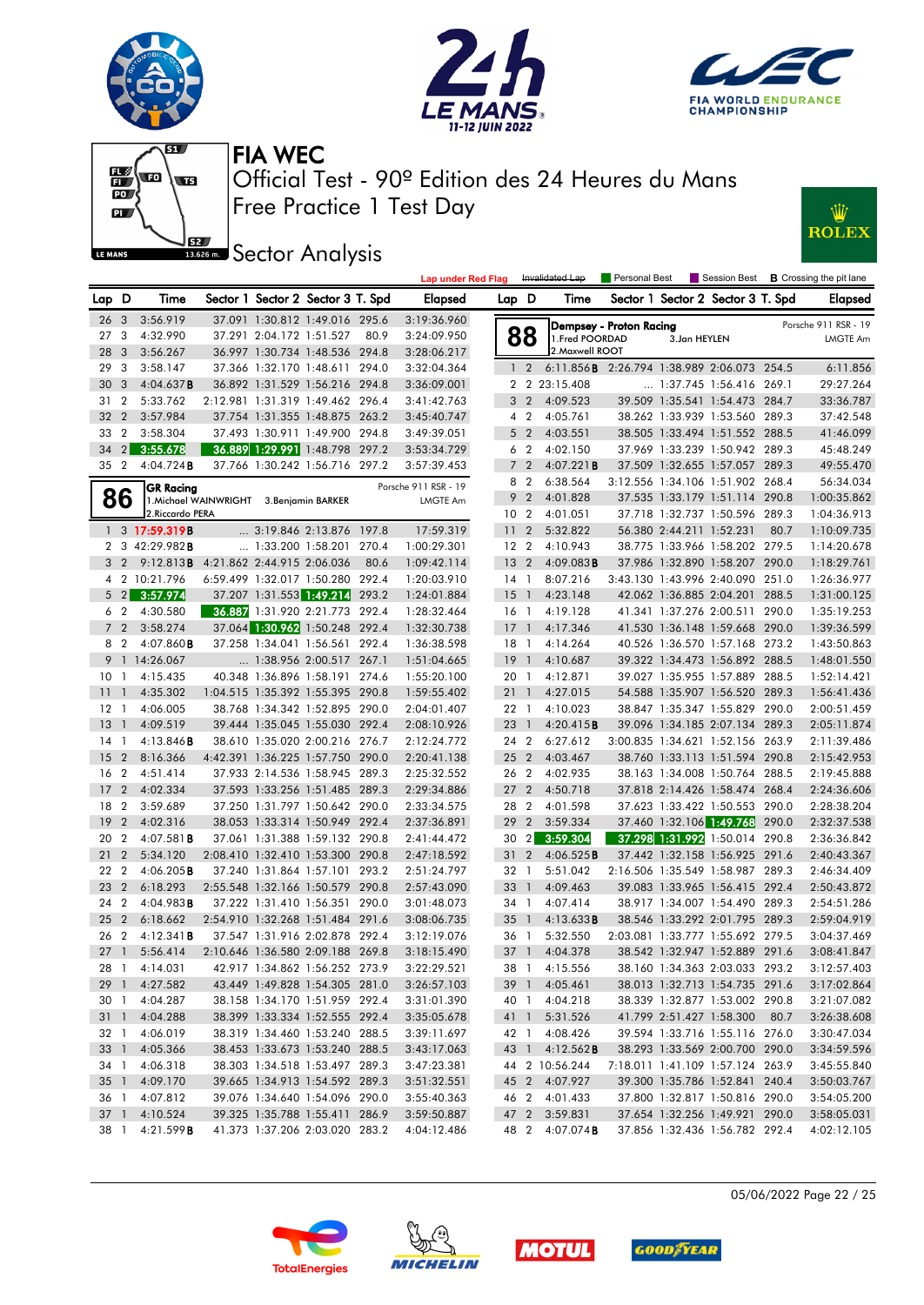# FIA WEC

## Official Test - 90º Edition des 24 Heures du Mans
## Free Practice 1 Test Day

### Sector Analysis

Lap under Red Flag | Invalidated Lap | Personal Best | Session Best | **B** Crossing the pit lane

| Lap | D | Time | Sector 1 | Sector 2 | Sector 3 | T. Spd | Elapsed |
|---|---|---|---|---|---|---|---|
| 26 | 3 | 3:56.919 | 37.091 | 1:30.812 | 1:49.016 | 295.6 | 3:19:36.960 |
| 27 | 3 | 4:32.990 | 37.291 | 2:04.172 | 1:51.527 | 80.9 | 3:24:09.950 |
| 28 | 3 | 3:56.267 | 36.997 | 1:30.734 | 1:48.536 | 294.8 | 3:28:06.217 |
| 29 | 3 | 3:58.147 | 37.366 | 1:32.170 | 1:48.611 | 294.0 | 3:32:04.364 |
| 30 | 3 | 4:04.637**B** | 36.892 | 1:31.529 | 1:56.216 | 294.8 | 3:36:09.001 |
| 31 | 2 | 5:33.762 | 2:12.981 | 1:31.319 | 1:49.462 | 296.4 | 3:41:42.763 |
| 32 | 2 | 3:57.984 | 37.754 | 1:31.355 | 1:48.875 | 263.2 | 3:45:40.747 |
| 33 | 2 | 3:58.304 | 37.493 | 1:30.911 | 1:49.900 | 294.8 | 3:49:39.051 |
| 34 | 2 | 3:55.678 | 36.889 | 1:29.991 | 1:48.798 | 297.2 | 3:53:34.729 |
| 35 | 2 | 4:04.724**B** | 37.766 | 1:30.247 | 1:56.716 | 297.2 | 3:57:39.453 |

**86 GR Racing** — Porsche 911 RSR - 19 — LMGTE Am
1.Michael WAINWRIGHT 2.Riccardo PERA 3.Benjamin BARKER

| Lap | D | Time | Sector 1 | Sector 2 | Sector 3 | T. Spd | Elapsed |
|---|---|---|---|---|---|---|---|
| 1 | 3 | 17:59.319**B** | ... | 3:19.846 | 2:13.876 | 197.8 | 17:59.319 |
| 2 | 3 | 42:29.982**B** | ... | 1:33.200 | 1:58.201 | 270.4 | 1:00:29.301 |
| 3 | 2 | 9:12.813**B** | 4:21.862 | 2:44.915 | 2:06.036 | 80.6 | 1:09:42.114 |
| 4 | 2 | 10:21.796 | 6:59.499 | 1:32.017 | 1:50.280 | 292.4 | 1:20:03.910 |
| 5 | 2 | 3:57.974 | 37.207 | 1:31.553 | 1:49.214 | 293.2 | 1:24:01.884 |
| 6 | 2 | 4:30.580 | 36.887 | 1:31.920 | 2:21.773 | 292.4 | 1:28:32.464 |
| 7 | 2 | 3:58.274 | 37.064 | 1:30.962 | 1:50.248 | 292.4 | 1:32:30.738 |
| 8 | 2 | 4:07.860**B** | 37.258 | 1:34.041 | 1:56.561 | 292.4 | 1:36:38.598 |
| 9 | 1 | 14:26.067 | ... | 1:38.956 | 2:00.517 | 267.1 | 1:51:04.665 |
| 10 | 1 | 4:15.435 | 40.348 | 1:36.896 | 1:58.191 | 274.6 | 1:55:20.100 |
| 11 | 1 | 4:35.302 | 1:04.515 | 1:35.392 | 1:55.395 | 290.8 | 1:59:55.402 |
| 12 | 1 | 4:06.005 | 38.768 | 1:34.342 | 1:52.895 | 290.0 | 2:04:01.407 |
| 13 | 1 | 4:09.519 | 39.444 | 1:35.045 | 1:55.030 | 292.4 | 2:08:10.926 |
| 14 | 1 | 4:13.846**B** | 38.610 | 1:35.020 | 2:00.216 | 276.7 | 2:12:24.772 |
| 15 | 2 | 8:16.366 | 4:42.391 | 1:36.225 | 1:57.750 | 290.0 | 2:20:41.138 |
| 16 | 2 | 4:51.414 | 37.933 | 2:14.536 | 1:58.945 | 289.3 | 2:25:32.552 |
| 17 | 2 | 4:02.334 | 37.593 | 1:33.256 | 1:51.485 | 289.3 | 2:29:34.886 |
| 18 | 2 | 3:59.689 | 37.250 | 1:31.797 | 1:50.642 | 290.0 | 2:33:34.575 |
| 19 | 2 | 4:02.316 | 38.053 | 1:33.314 | 1:50.949 | 292.4 | 2:37:36.891 |
| 20 | 2 | 4:07.581**B** | 37.061 | 1:31.388 | 1:59.132 | 290.8 | 2:41:44.472 |
| 21 | 2 | 5:34.120 | 2:08.410 | 1:32.410 | 1:53.300 | 290.8 | 2:47:18.592 |
| 22 | 2 | 4:06.205**B** | 37.240 | 1:31.864 | 1:57.101 | 293.2 | 2:51:24.797 |
| 23 | 2 | 6:18.293 | 2:55.548 | 1:32.166 | 1:50.579 | 290.8 | 2:57:43.090 |
| 24 | 2 | 4:04.983**B** | 37.222 | 1:31.410 | 1:56.351 | 290.0 | 3:01:48.073 |
| 25 | 2 | 6:18.662 | 2:54.910 | 1:32.268 | 1:51.484 | 291.6 | 3:08:06.735 |
| 26 | 2 | 4:12.341**B** | 37.547 | 1:31.916 | 2:02.878 | 292.4 | 3:12:19.076 |
| 27 | 1 | 5:56.414 | 2:10.646 | 1:36.580 | 2:09.188 | 269.8 | 3:18:15.490 |
| 28 | 1 | 4:14.031 | 42.917 | 1:34.862 | 1:56.252 | 273.9 | 3:22:29.521 |
| 29 | 1 | 4:27.582 | 43.449 | 1:49.828 | 1:54.305 | 281.0 | 3:26:57.103 |
| 30 | 1 | 4:04.287 | 38.158 | 1:34.170 | 1:51.959 | 292.4 | 3:31:01.390 |
| 31 | 1 | 4:04.288 | 38.399 | 1:33.334 | 1:52.555 | 292.4 | 3:35:05.678 |
| 32 | 1 | 4:06.019 | 38.319 | 1:34.460 | 1:53.240 | 288.5 | 3:39:11.697 |
| 33 | 1 | 4:05.366 | 38.453 | 1:33.673 | 1:53.240 | 288.5 | 3:43:17.063 |
| 34 | 1 | 4:06.318 | 38.303 | 1:34.518 | 1:53.497 | 289.3 | 3:47:23.381 |
| 35 | 1 | 4:09.170 | 39.665 | 1:34.913 | 1:54.592 | 289.3 | 3:51:32.551 |
| 36 | 1 | 4:07.812 | 39.076 | 1:34.640 | 1:54.096 | 290.0 | 3:55:40.363 |
| 37 | 1 | 4:10.524 | 39.325 | 1:35.788 | 1:55.411 | 286.9 | 3:59:50.887 |
| 38 | 1 | 4:21.599**B** | 41.373 | 1:37.206 | 2:03.020 | 283.2 | 4:04:12.486 |

**88 Dempsey - Proton Racing** — Porsche 911 RSR - 19 — LMGTE Am
1.Fred POORDAD 2.Maxwell ROOT 3.Jan HEYLEN

| Lap | D | Time | Sector 1 | Sector 2 | Sector 3 | T. Spd | Elapsed |
|---|---|---|---|---|---|---|---|
| 1 | 2 | 6:11.856**B** | 2:26.794 | 1:38.989 | 2:06.073 | 254.5 | 6:11.856 |
| 2 | 2 | 23:15.408 | ... | 1:37.745 | 1:56.416 | 269.1 | 29:27.264 |
| 3 | 2 | 4:09.523 | 39.509 | 1:35.541 | 1:54.473 | 284.7 | 33:36.787 |
| 4 | 2 | 4:05.761 | 38.262 | 1:33.939 | 1:53.560 | 289.3 | 37:42.548 |
| 5 | 2 | 4:03.551 | 38.505 | 1:33.494 | 1:51.552 | 288.5 | 41:46.099 |
| 6 | 2 | 4:02.150 | 37.969 | 1:33.239 | 1:50.942 | 289.3 | 45:48.249 |
| 7 | 2 | 4:07.221**B** | 37.509 | 1:32.655 | 1:57.057 | 289.3 | 49:55.470 |
| 8 | 2 | 6:38.564 | 3:12.556 | 1:34.106 | 1:51.902 | 268.4 | 56:34.034 |
| 9 | 2 | 4:01.828 | 37.535 | 1:33.179 | 1:51.114 | 290.8 | 1:00:35.862 |
| 10 | 2 | 4:01.051 | 37.718 | 1:32.737 | 1:50.596 | 289.3 | 1:04:36.913 |
| 11 | 2 | 5:32.822 | 56.380 | 2:44.211 | 1:52.231 | 80.7 | 1:10:09.735 |
| 12 | 2 | 4:10.943 | 38.775 | 1:33.966 | 1:58.202 | 279.5 | 1:14:20.678 |
| 13 | 2 | 4:09.083**B** | 37.986 | 1:32.890 | 1:58.207 | 290.0 | 1:18:29.761 |
| 14 | 1 | 8:07.216 | 3:43.130 | 1:43.996 | 2:40.090 | 251.0 | 1:26:36.977 |
| 15 | 1 | 4:23.148 | 42.062 | 1:36.885 | 2:04.201 | 288.5 | 1:31:00.125 |
| 16 | 1 | 4:19.128 | 41.341 | 1:37.276 | 2:00.511 | 290.0 | 1:35:19.253 |
| 17 | 1 | 4:17.346 | 41.530 | 1:36.148 | 1:59.668 | 290.0 | 1:39:36.599 |
| 18 | 1 | 4:14.264 | 40.526 | 1:36.570 | 1:57.168 | 273.2 | 1:43:50.863 |
| 19 | 1 | 4:10.687 | 39.322 | 1:34.473 | 1:56.892 | 288.5 | 1:48:01.550 |
| 20 | 1 | 4:12.871 | 39.027 | 1:35.955 | 1:57.889 | 288.5 | 1:52:14.421 |
| 21 | 1 | 4:27.015 | 54.588 | 1:35.907 | 1:56.520 | 289.3 | 1:56:41.436 |
| 22 | 1 | 4:10.023 | 38.847 | 1:35.347 | 1:55.829 | 290.0 | 2:00:51.459 |
| 23 | 1 | 4:20.415**B** | 39.096 | 1:34.185 | 2:07.134 | 289.3 | 2:05:11.874 |
| 24 | 2 | 6:27.612 | 3:00.835 | 1:34.621 | 1:52.156 | 263.9 | 2:11:39.486 |
| 25 | 2 | 4:03.467 | 38.760 | 1:33.113 | 1:51.594 | 290.8 | 2:15:42.953 |
| 26 | 2 | 4:02.935 | 38.163 | 1:34.008 | 1:50.764 | 288.5 | 2:19:45.888 |
| 27 | 2 | 4:50.718 | 37.818 | 2:14.426 | 1:58.474 | 268.4 | 2:24:36.606 |
| 28 | 2 | 4:01.598 | 37.623 | 1:33.422 | 1:50.553 | 290.0 | 2:28:38.204 |
| 29 | 2 | 3:59.334 | 37.460 | 1:32.106 | 1:49.768 | 290.0 | 2:32:37.538 |
| 30 | 2 | 3:59.304 | 37.298 | 1:31.992 | 1:50.014 | 290.8 | 2:36:36.842 |
| 31 | 2 | 4:06.525**B** | 37.442 | 1:32.158 | 1:56.925 | 291.6 | 2:40:43.367 |
| 32 | 1 | 5:51.042 | 2:16.506 | 1:35.549 | 1:58.987 | 289.3 | 2:46:34.409 |
| 33 | 1 | 4:09.463 | 39.083 | 1:33.965 | 1:56.415 | 292.4 | 2:50:43.872 |
| 34 | 1 | 4:07.414 | 38.917 | 1:34.007 | 1:54.490 | 289.3 | 2:54:51.286 |
| 35 | 1 | 4:13.633**B** | 38.546 | 1:33.292 | 2:01.795 | 289.3 | 2:59:04.919 |
| 36 | 1 | 5:32.550 | 2:03.081 | 1:33.777 | 1:55.692 | 279.5 | 3:04:37.469 |
| 37 | 1 | 4:04.378 | 38.542 | 1:32.947 | 1:52.889 | 291.6 | 3:08:41.847 |
| 38 | 1 | 4:15.556 | 38.160 | 1:34.363 | 2:03.033 | 293.2 | 3:12:57.403 |
| 39 | 1 | 4:05.461 | 38.013 | 1:32.713 | 1:54.735 | 291.6 | 3:17:02.864 |
| 40 | 1 | 4:04.218 | 38.339 | 1:32.877 | 1:53.002 | 290.8 | 3:21:07.082 |
| 41 | 1 | 5:31.526 | 41.799 | 2:51.427 | 1:58.300 | 80.7 | 3:26:38.608 |
| 42 | 1 | 4:08.426 | 39.594 | 1:33.716 | 1:55.116 | 276.0 | 3:30:47.034 |
| 43 | 1 | 4:12.562**B** | 38.293 | 1:33.569 | 2:00.700 | 290.0 | 3:34:59.596 |
| 44 | 2 | 10:56.244 | 7:18.011 | 1:41.109 | 1:57.124 | 263.9 | 3:45:55.840 |
| 45 | 2 | 4:07.927 | 39.300 | 1:35.786 | 1:52.841 | 240.4 | 3:50:03.767 |
| 46 | 2 | 4:01.433 | 37.800 | 1:32.817 | 1:50.816 | 290.0 | 3:54:05.200 |
| 47 | 2 | 3:59.831 | 37.654 | 1:32.256 | 1:49.921 | 290.0 | 3:58:05.031 |
| 48 | 2 | 4:07.074**B** | 37.856 | 1:32.436 | 1:56.782 | 292.4 | 4:02:12.105 |

05/06/2022 Page 22 / 25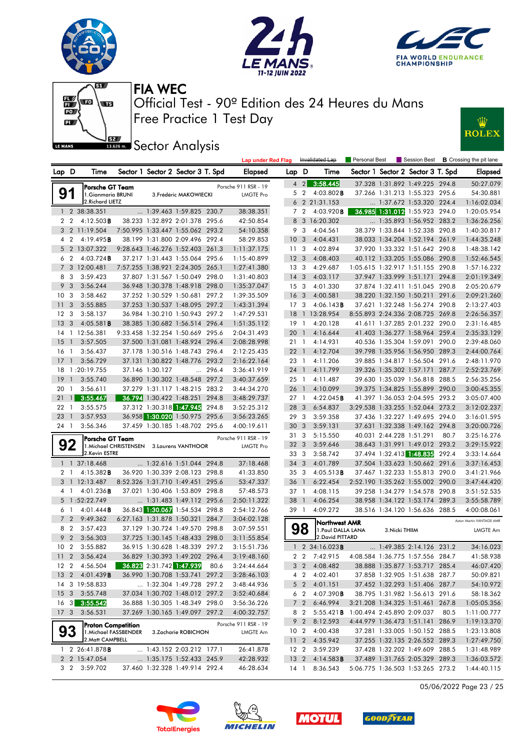# FIA WEC

## Official Test - 90º Edition des 24 Heures du Mans

## Free Practice 1 Test Day

## Sector Analysis

Lap under Red Flag | Invalidated Lap | Personal Best | Session Best | B Crossing the pit lane

### 91 Porsche GT Team — Porsche 911 RSR - 19 — LMGTE Pro

1.Gianmaria BRUNI, 2.Richard LIETZ, 3.Frédéric MAKOWIECKI

| Lap | D | Time | Sector 1 | Sector 2 | Sector 3 | T. Spd | Elapsed |
|---|---|---|---|---|---|---|---|
| 1 | 2 | 38:38.351 | ... | 1:39.463 | 1:59.825 | 230.7 | 38:38.351 |
| 2 | 2 | 4:12.503B | 38.233 | 1:32.892 | 2:01.378 | 295.6 | 42:50.854 |
| 3 | 2 | 11:19.504 | 7:50.995 | 1:33.447 | 1:55.062 | 293.2 | 54:10.358 |
| 4 | 2 | 4:19.495B | 38.199 | 1:31.800 | 2:09.496 | 292.4 | 58:29.853 |
| 5 | 2 | 13:07.322 | 9:28.643 | 1:46.276 | 1:52.403 | 261.3 | 1:11:37.175 |
| 6 | 2 | 4:03.724B | 37.217 | 1:31.443 | 1:55.064 | 295.6 | 1:15:40.899 |
| 7 | 3 | 12:00.481 | 7:57.255 | 1:38.921 | 2:24.305 | 265.1 | 1:27:41.380 |
| 8 | 3 | 3:59.423 | 37.807 | 1:31.567 | 1:50.049 | 298.0 | 1:31:40.803 |
| 9 | 3 | 3:56.244 | 36.948 | 1:30.378 | 1:48.918 | 298.0 | 1:35:37.047 |
| 10 | 3 | 3:58.462 | 37.252 | 1:30.529 | 1:50.681 | 297.2 | 1:39:35.509 |
| 11 | 3 | 3:55.885 | 37.253 | 1:30.537 | 1:48.095 | 297.2 | 1:43:31.394 |
| 12 | 3 | 3:58.137 | 36.984 | 1:30.210 | 1:50.943 | 297.2 | 1:47:29.531 |
| 13 | 3 | 4:05.581B | 38.385 | 1:30.682 | 1:56.514 | 296.4 | 1:51:35.112 |
| 14 | 1 | 12:56.381 | 9:33.458 | 1:32.254 | 1:50.669 | 295.6 | 2:04:31.493 |
| 15 | 1 | 3:57.505 | 37.500 | 1:31.081 | 1:48.924 | 296.4 | 2:08:28.998 |
| 16 | 1 | 3:56.437 | 37.178 | 1:30.516 | 1:48.743 | 296.4 | 2:12:25.435 |
| 17 | 1 | 3:56.729 | 37.131 | 1:30.822 | 1:48.776 | 293.2 | 2:16:22.164 |
| 18 | 1 | :20:19.755 | 37.146 | 1:30.127 | ... | 296.4 | 3:36:41.919 |
| 19 | 1 | 3:55.740 | 36.890 | 1:30.302 | 1:48.548 | 297.2 | 3:40:37.659 |
| 20 | 1 | 3:56.611 | 37.279 | 1:31.117 | 1:48.215 | 283.2 | 3:44:34.270 |
| 21 | 1 | 3:55.467 | 36.794 | 1:30.422 | 1:48.251 | 294.8 | 3:48:29.737 |
| 22 | 1 | 3:55.575 | 37.312 | 1:30.318 | 1:47.945 | 294.8 | 3:52:25.312 |
| 23 | 1 | 3:57.953 | 36.958 | 1:30.020 | 1:50.975 | 295.6 | 3:56:23.265 |
| 24 | 1 | 3:56.346 | 37.459 | 1:30.185 | 1:48.702 | 295.6 | 4:00:19.611 |

### 92 Porsche GT Team — Porsche 911 RSR - 19 — LMGTE Pro

1.Michael CHRISTENSEN, 2.Kevin ESTRE, 3.Laurens VANTHOOR

| Lap | D | Time | Sector 1 | Sector 2 | Sector 3 | T. Spd | Elapsed |
|---|---|---|---|---|---|---|---|
| 1 | 1 | 37:18.468 | ... | 1:32.616 | 1:51.044 | 294.8 | 37:18.468 |
| 2 | 1 | 4:15.382B | 36.920 | 1:30.339 | 2:08.123 | 298.8 | 41:33.850 |
| 3 | 1 | 12:13.487 | 8:52.326 | 1:31.710 | 1:49.451 | 295.6 | 53:47.337 |
| 4 | 1 | 4:01.236B | 37.021 | 1:30.406 | 1:53.809 | 298.8 | 57:48.573 |
| 5 | 1 | :52:22.749 | ... | 1:31.483 | 1:49.112 | 295.6 | 2:50:11.322 |
| 6 | 1 | 4:01.444B | 36.843 | 1:30.067 | 1:54.534 | 298.8 | 2:54:12.766 |
| 7 | 2 | 9:49.362 | 6:27.163 | 1:31.878 | 1:50.321 | 284.7 | 3:04:02.128 |
| 8 | 2 | 3:57.423 | 37.129 | 1:30.724 | 1:49.570 | 298.8 | 3:07:59.551 |
| 9 | 2 | 3:56.303 | 37.725 | 1:30.145 | 1:48.433 | 298.0 | 3:11:55.854 |
| 10 | 2 | 3:55.882 | 36.915 | 1:30.628 | 1:48.339 | 297.2 | 3:15:51.736 |
| 11 | 2 | 3:56.424 | 36.829 | 1:30.393 | 1:49.202 | 296.4 | 3:19:48.160 |
| 12 | 2 | 4:56.504 | 36.823 | 2:31.742 | 1:47.939 | 297.2 | 3:24:44.664 |
| 13 | 2 | 4:01.439B | 36.990 | 1:30.708 | 1:53.741 | 297.2 | 3:28:46.103 |
| 14 | 3 | 19:58.833 | ... | 1:32.304 | 1:49.728 | 297.2 | 3:48:44.936 |
| 15 | 3 | 3:55.748 | 37.034 | 1:30.702 | 1:48.012 | 297.2 | 3:52:40.684 |
| 16 | 3 | 3:55.542 | 36.888 | 1:30.305 | 1:48.349 | 298.0 | 3:56:36.226 |
| 17 | 3 | 3:56.531 | 37.269 | 1:30.165 | 1:49.097 | 297.2 | 4:00:32.757 |

### 93 Proton Competition — Porsche 911 RSR - 19 — LMGTE Am

1.Michael FASSBENDER, 2.Matt CAMPBELL, 3.Zacharie ROBICHON

| Lap | D | Time | Sector 1 | Sector 2 | Sector 3 | T. Spd | Elapsed |
|---|---|---|---|---|---|---|---|
| 1 | 2 | 26:41.878B | ... | 1:43.152 | 2:03.212 | 177.1 | 26:41.878 |
| 2 | 2 | 15:47.054 | ... | 1:35.175 | 1:52.433 | 245.9 | 42:28.932 |
| 3 | 2 | 3:59.702 | 37.460 | 1:32.328 | 1:49.914 | 292.4 | 46:28.634 |
| 4 | 2 | 3:58.445 | 37.328 | 1:31.892 | 1:49.225 | 294.8 | 50:27.079 |
| 5 | 2 | 4:03.802B | 37.266 | 1:31.213 | 1:55.323 | 295.6 | 54:30.881 |
| 6 | 2 | 21:31.153 | ... | 1:37.672 | 1:53.320 | 224.4 | 1:16:02.034 |
| 7 | 2 | 4:03.920B | 36.985 | 1:31.012 | 1:55.923 | 294.0 | 1:20:05.954 |
| 8 | 3 | 16:20.302 | ... | 1:35.893 | 1:56.952 | 283.2 | 1:36:26.256 |
| 9 | 3 | 4:04.561 | 38.379 | 1:33.844 | 1:52.338 | 290.8 | 1:40:30.817 |
| 10 | 3 | 4:04.431 | 38.033 | 1:34.204 | 1:52.194 | 261.9 | 1:44:35.248 |
| 11 | 3 | 4:02.894 | 37.920 | 1:33.332 | 1:51.642 | 290.8 | 1:48:38.142 |
| 12 | 3 | 4:08.403 | 40.112 | 1:33.205 | 1:55.086 | 290.8 | 1:52:46.545 |
| 13 | 3 | 4:29.687 | 1:05.615 | 1:32.917 | 1:51.155 | 290.8 | 1:57:16.232 |
| 14 | 3 | 4:03.117 | 37.947 | 1:33.999 | 1:51.171 | 294.8 | 2:01:19.349 |
| 15 | 3 | 4:01.330 | 37.874 | 1:32.411 | 1:51.045 | 290.8 | 2:05:20.679 |
| 16 | 3 | 4:00.581 | 38.220 | 1:32.150 | 1:50.211 | 291.6 | 2:09:21.260 |
| 17 | 3 | 4:06.143B | 37.621 | 1:32.248 | 1:56.274 | 290.8 | 2:13:27.403 |
| 18 | 1 | 13:28.954 | 8:55.893 | 2:24.336 | 2:08.725 | 269.8 | 2:26:56.357 |
| 19 | 1 | 4:20.128 | 41.611 | 1:37.285 | 2:01.232 | 290.0 | 2:31:16.485 |
| 20 | 1 | 4:16.644 | 41.403 | 1:36.277 | 1:58.964 | 259.4 | 2:35:33.129 |
| 21 | 1 | 4:14.931 | 40.536 | 1:35.304 | 1:59.091 | 290.0 | 2:39:48.060 |
| 22 | 1 | 4:12.704 | 39.798 | 1:35.956 | 1:56.950 | 289.3 | 2:44:00.764 |
| 23 | 1 | 4:11.206 | 39.885 | 1:34.817 | 1:56.504 | 291.6 | 2:48:11.970 |
| 24 | 1 | 4:11.799 | 39.326 | 1:35.302 | 1:57.171 | 287.7 | 2:52:23.769 |
| 25 | 1 | 4:11.487 | 39.630 | 1:35.039 | 1:56.818 | 288.5 | 2:56:35.256 |
| 26 | 1 | 4:10.099 | 39.375 | 1:34.825 | 1:55.899 | 290.0 | 3:00:45.355 |
| 27 | 1 | 4:22.045B | 41.397 | 1:36.053 | 2:04.595 | 293.2 | 3:05:07.400 |
| 28 | 3 | 6:54.837 | 3:29.538 | 1:33.255 | 1:52.044 | 273.2 | 3:12:02.237 |
| 29 | 3 | 3:59.358 | 37.436 | 1:32.227 | 1:49.695 | 294.0 | 3:16:01.595 |
| 30 | 3 | 3:59.131 | 37.631 | 1:32.338 | 1:49.162 | 294.8 | 3:20:00.726 |
| 31 | 3 | 5:15.550 | 40.031 | 2:44.228 | 1:51.291 | 80.7 | 3:25:16.276 |
| 32 | 3 | 3:59.646 | 38.643 | 1:31.991 | 1:49.012 | 293.2 | 3:29:15.922 |
| 33 | 3 | 3:58.742 | 37.494 | 1:32.413 | 1:48.835 | 292.4 | 3:33:14.664 |
| 34 | 3 | 4:01.789 | 37.504 | 1:33.623 | 1:50.662 | 291.6 | 3:37:16.453 |
| 35 | 3 | 4:05.513B | 37.467 | 1:32.233 | 1:55.813 | 290.0 | 3:41:21.966 |
| 36 | 1 | 6:22.454 | 2:52.190 | 1:35.262 | 1:55.002 | 290.0 | 3:47:44.420 |
| 37 | 1 | 4:08.115 | 39.258 | 1:34.279 | 1:54.578 | 290.8 | 3:51:52.535 |
| 38 | 1 | 4:06.254 | 38.958 | 1:34.122 | 1:53.174 | 289.3 | 3:55:58.789 |
| 39 | 1 | 4:09.272 | 38.516 | 1:34.120 | 1:56.636 | 288.5 | 4:00:08.061 |

### 98 Northwest AMR — Aston Martin VANTAGE AMR — LMGTE Am

1.Paul DALLA LANA, 2.David PITTARD, 3.Nicki THIIM

| Lap | D | Time | Sector 1 | Sector 2 | Sector 3 | T. Spd | Elapsed |
|---|---|---|---|---|---|---|---|
| 1 | 2 | 34:16.023B | ... | 1:49.385 | 2:14.126 | 231.2 | 34:16.023 |
| 2 | 2 | 7:42.915 | 4:08.584 | 1:36.775 | 1:57.556 | 284.7 | 41:58.938 |
| 3 | 2 | 4:08.482 | 38.888 | 1:35.877 | 1:53.717 | 285.4 | 46:07.420 |
| 4 | 2 | 4:02.401 | 37.858 | 1:32.905 | 1:51.638 | 287.7 | 50:09.821 |
| 5 | 2 | 4:01.151 | 37.452 | 1:32.293 | 1:51.406 | 287.7 | 54:10.972 |
| 6 | 2 | 4:07.390B | 38.795 | 1:31.982 | 1:56.613 | 291.6 | 58:18.362 |
| 7 | 2 | 6:46.994 | 3:21.208 | 1:34.325 | 1:51.461 | 267.8 | 1:05:05.356 |
| 8 | 2 | 5:55.421B | 1:00.494 | 2:45.890 | 2:09.037 | 80.5 | 1:11:00.777 |
| 9 | 2 | 8:12.593 | 4:44.979 | 1:36.473 | 1:51.141 | 286.9 | 1:19:13.370 |
| 10 | 2 | 4:00.438 | 37.281 | 1:33.005 | 1:50.152 | 288.5 | 1:23:13.808 |
| 11 | 2 | 4:35.942 | 37.255 | 1:32.135 | 2:26.552 | 289.3 | 1:27:49.750 |
| 12 | 2 | 3:59.239 | 37.428 | 1:32.202 | 1:49.609 | 288.5 | 1:31:48.989 |
| 13 | 2 | 4:14.583B | 37.489 | 1:31.765 | 2:05.329 | 289.3 | 1:36:03.572 |
| 14 | 1 | 8:36.543 | 5:06.775 | 1:36.503 | 1:53.265 | 273.2 | 1:44:40.115 |

05/06/2022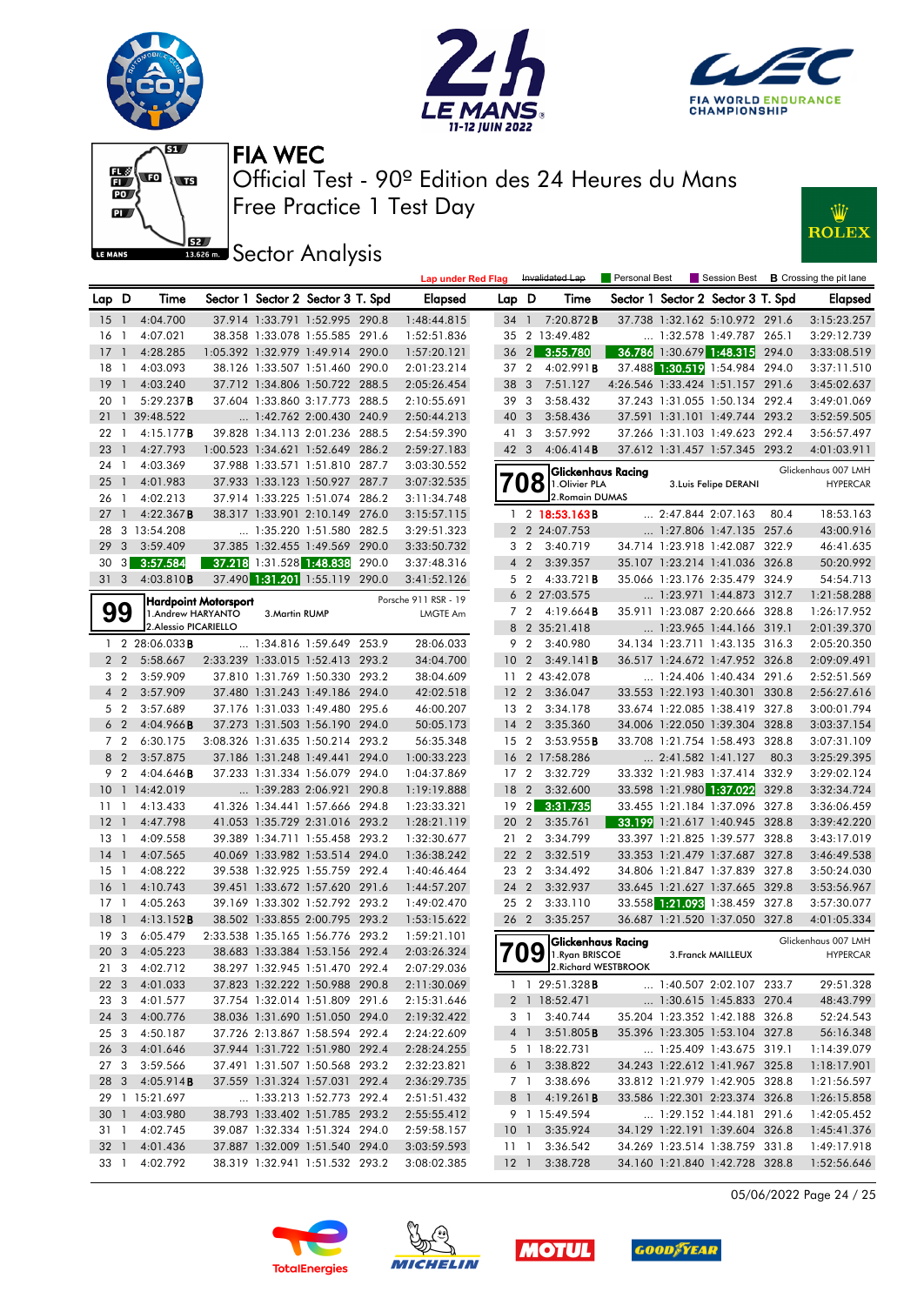# FIA WEC

## Official Test - 90º Edition des 24 Heures du Mans

## Free Practice 1 Test Day

## Sector Analysis

Lap under Red Flag | Invalidated Lap | Personal Best | Session Best | **B** Crossing the pit lane

| Lap | D | Time | Sector 1 | Sector 2 | Sector 3 | T. Spd | Elapsed |
|---|---|---|---|---|---|---|---|
| 15 | 1 | 4:04.700 | 37.914 | 1:33.791 | 1:52.995 | 290.8 | 1:48:44.815 |
| 16 | 1 | 4:07.021 | 38.358 | 1:33.078 | 1:55.585 | 291.6 | 1:52:51.836 |
| 17 | 1 | 4:28.285 | 1:05.392 | 1:32.979 | 1:49.914 | 290.0 | 1:57:20.121 |
| 18 | 1 | 4:03.093 | 38.126 | 1:33.507 | 1:51.460 | 290.0 | 2:01:23.214 |
| 19 | 1 | 4:03.240 | 37.712 | 1:34.806 | 1:50.722 | 288.5 | 2:05:26.454 |
| 20 | 1 | 5:29.237**B** | 37.604 | 1:33.860 | 3:17.773 | 288.5 | 2:10:55.691 |
| 21 | 1 | 39:48.522 | ... | 1:42.762 | 2:00.430 | 240.9 | 2:50:44.213 |
| 22 | 1 | 4:15.177**B** | 39.828 | 1:34.113 | 2:01.236 | 288.5 | 2:54:59.390 |
| 23 | 1 | 4:27.793 | 1:00.523 | 1:34.621 | 1:52.649 | 286.2 | 2:59:27.183 |
| 24 | 1 | 4:03.369 | 37.988 | 1:33.571 | 1:51.810 | 287.7 | 3:03:30.552 |
| 25 | 1 | 4:01.983 | 37.933 | 1:33.123 | 1:50.927 | 287.7 | 3:07:32.535 |
| 26 | 1 | 4:02.213 | 37.914 | 1:33.225 | 1:51.074 | 286.2 | 3:11:34.748 |
| 27 | 1 | 4:22.367**B** | 38.317 | 1:33.901 | 2:10.149 | 276.0 | 3:15:57.115 |
| 28 | 3 | 13:54.208 | ... | 1:35.220 | 1:51.580 | 282.5 | 3:29:51.323 |
| 29 | 3 | 3:59.409 | 37.385 | 1:32.455 | 1:49.569 | 290.0 | 3:33:50.732 |
| 30 | 3 | 3:57.584 | 37.218 | 1:31.528 | 1:48.838 | 290.0 | 3:37:48.316 |
| 31 | 3 | 4:03.810**B** | 37.490 | 1:31.201 | 1:55.119 | 290.0 | 3:41:52.126 |

**99** Hardpoint Motorsport — Porsche 911 RSR - 19 — LMGTE Am
1.Andrew HARYANTO / 2.Alessio PICARIELLO / 3.Martin RUMP

| Lap | D | Time | Sector 1 | Sector 2 | Sector 3 | T. Spd | Elapsed |
|---|---|---|---|---|---|---|---|
| 1 | 2 | 28:06.033**B** | ... | 1:34.816 | 1:59.649 | 253.9 | 28:06.033 |
| 2 | 2 | 5:58.667 | 2:33.239 | 1:33.015 | 1:52.413 | 293.2 | 34:04.700 |
| 3 | 2 | 3:59.909 | 37.810 | 1:31.769 | 1:50.330 | 293.2 | 38:04.609 |
| 4 | 2 | 3:57.909 | 37.480 | 1:31.243 | 1:49.186 | 294.0 | 42:02.518 |
| 5 | 2 | 3:57.689 | 37.176 | 1:31.033 | 1:49.480 | 295.6 | 46:00.207 |
| 6 | 2 | 4:04.966**B** | 37.273 | 1:31.503 | 1:56.190 | 294.0 | 50:05.173 |
| 7 | 2 | 6:30.175 | 3:08.326 | 1:31.635 | 1:50.214 | 293.2 | 56:35.348 |
| 8 | 2 | 3:57.875 | 37.186 | 1:31.248 | 1:49.441 | 294.0 | 1:00:33.223 |
| 9 | 2 | 4:04.646**B** | 37.233 | 1:31.334 | 1:56.079 | 294.0 | 1:04:37.869 |
| 10 | 1 | 14:42.019 | ... | 1:39.283 | 2:06.921 | 290.8 | 1:19:19.888 |
| 11 | 1 | 4:13.433 | 41.326 | 1:34.441 | 1:57.666 | 294.8 | 1:23:33.321 |
| 12 | 1 | 4:47.798 | 41.053 | 1:35.729 | 2:31.016 | 293.2 | 1:28:21.119 |
| 13 | 1 | 4:09.558 | 39.389 | 1:34.711 | 1:55.458 | 293.2 | 1:32:30.677 |
| 14 | 1 | 4:07.565 | 40.069 | 1:33.982 | 1:53.514 | 294.0 | 1:36:38.242 |
| 15 | 1 | 4:08.222 | 39.538 | 1:32.925 | 1:55.759 | 292.4 | 1:40:46.464 |
| 16 | 1 | 4:10.743 | 39.451 | 1:33.672 | 1:57.620 | 291.6 | 1:44:57.207 |
| 17 | 1 | 4:05.263 | 39.169 | 1:33.302 | 1:52.792 | 293.2 | 1:49:02.470 |
| 18 | 1 | 4:13.152**B** | 38.502 | 1:33.855 | 2:00.795 | 293.2 | 1:53:15.622 |
| 19 | 3 | 6:05.479 | 2:33.538 | 1:35.165 | 1:56.776 | 293.2 | 1:59:21.101 |
| 20 | 3 | 4:05.223 | 38.683 | 1:33.384 | 1:53.156 | 292.4 | 2:03:26.324 |
| 21 | 3 | 4:02.712 | 38.297 | 1:32.945 | 1:51.470 | 292.4 | 2:07:29.036 |
| 22 | 3 | 4:01.033 | 37.823 | 1:32.222 | 1:50.988 | 290.8 | 2:11:30.069 |
| 23 | 3 | 4:01.577 | 37.754 | 1:32.014 | 1:51.809 | 291.6 | 2:15:31.646 |
| 24 | 3 | 4:00.776 | 38.036 | 1:31.690 | 1:51.050 | 294.0 | 2:19:32.422 |
| 25 | 3 | 4:50.187 | 37.726 | 2:13.867 | 1:58.594 | 292.4 | 2:24:22.609 |
| 26 | 3 | 4:01.646 | 37.944 | 1:31.722 | 1:51.980 | 292.4 | 2:28:24.255 |
| 27 | 3 | 3:59.566 | 37.491 | 1:31.507 | 1:50.568 | 293.2 | 2:32:23.821 |
| 28 | 3 | 4:05.914**B** | 37.559 | 1:31.324 | 1:57.031 | 292.4 | 2:36:29.735 |
| 29 | 1 | 15:21.697 | ... | 1:33.213 | 1:52.773 | 292.4 | 2:51:51.432 |
| 30 | 1 | 4:03.980 | 38.793 | 1:33.402 | 1:51.785 | 293.2 | 2:55:55.412 |
| 31 | 1 | 4:02.745 | 39.087 | 1:32.334 | 1:51.324 | 294.0 | 2:59:58.157 |
| 32 | 1 | 4:01.436 | 37.887 | 1:32.009 | 1:51.540 | 294.0 | 3:03:59.593 |
| 33 | 1 | 4:02.792 | 38.319 | 1:32.941 | 1:51.532 | 293.2 | 3:08:02.385 |
| 34 | 1 | 7:20.872**B** | 37.738 | 1:32.162 | 5:10.972 | 291.6 | 3:15:23.257 |
| 35 | 2 | 13:49.482 | ... | 1:32.578 | 1:49.787 | 265.1 | 3:29:12.739 |
| 36 | 2 | 3:55.780 | 36.786 | 1:30.679 | 1:48.315 | 294.0 | 3:33:08.519 |
| 37 | 2 | 4:02.991**B** | 37.488 | 1:30.519 | 1:54.984 | 294.0 | 3:37:11.510 |
| 38 | 3 | 7:51.127 | 4:26.546 | 1:33.424 | 1:51.157 | 291.6 | 3:45:02.637 |
| 39 | 3 | 3:58.432 | 37.243 | 1:31.055 | 1:50.134 | 292.4 | 3:49:01.069 |
| 40 | 3 | 3:58.436 | 37.591 | 1:31.101 | 1:49.744 | 293.2 | 3:52:59.505 |
| 41 | 3 | 3:57.992 | 37.266 | 1:31.103 | 1:49.623 | 292.4 | 3:56:57.497 |
| 42 | 3 | 4:06.414**B** | 37.612 | 1:31.457 | 1:57.345 | 293.2 | 4:01:03.911 |

**708** Glickenhaus Racing — Glickenhaus 007 LMH — HYPERCAR
1.Olivier PLA / 2.Romain DUMAS / 3.Luis Felipe DERANI

| Lap | D | Time | Sector 1 | Sector 2 | Sector 3 | T. Spd | Elapsed |
|---|---|---|---|---|---|---|---|
| 1 | 2 | 18:53.163**B** | ... | 2:47.844 | 2:07.163 | 80.4 | 18:53.163 |
| 2 | 2 | 24:07.753 | ... | 1:27.806 | 1:47.135 | 257.6 | 43:00.916 |
| 3 | 2 | 3:40.719 | 34.714 | 1:23.918 | 1:42.087 | 322.9 | 46:41.635 |
| 4 | 2 | 3:39.357 | 35.107 | 1:23.214 | 1:41.036 | 326.8 | 50:20.992 |
| 5 | 2 | 4:33.721**B** | 35.066 | 1:23.176 | 2:35.479 | 324.9 | 54:54.713 |
| 6 | 2 | 27:03.575 | ... | 1:23.971 | 1:44.873 | 312.7 | 1:21:58.288 |
| 7 | 2 | 4:19.664**B** | 35.911 | 1:23.087 | 2:20.666 | 328.8 | 1:26:17.952 |
| 8 | 2 | 35:21.418 | ... | 1:23.965 | 1:44.166 | 319.1 | 2:01:39.370 |
| 9 | 2 | 3:40.980 | 34.134 | 1:23.711 | 1:43.135 | 316.3 | 2:05:20.350 |
| 10 | 2 | 3:49.141**B** | 36.517 | 1:24.672 | 1:47.952 | 326.8 | 2:09:09.491 |
| 11 | 2 | 43:42.078 | ... | 1:24.406 | 1:40.434 | 291.6 | 2:52:51.569 |
| 12 | 2 | 3:36.047 | 33.553 | 1:22.193 | 1:40.301 | 330.8 | 2:56:27.616 |
| 13 | 2 | 3:34.178 | 33.674 | 1:22.085 | 1:38.419 | 327.8 | 3:00:01.794 |
| 14 | 2 | 3:35.360 | 34.006 | 1:22.050 | 1:39.304 | 328.8 | 3:03:37.154 |
| 15 | 2 | 3:53.955**B** | 33.708 | 1:21.754 | 1:58.493 | 328.8 | 3:07:31.109 |
| 16 | 2 | 17:58.286 | ... | 2:41.582 | 1:41.127 | 80.3 | 3:25:29.395 |
| 17 | 2 | 3:32.729 | 33.332 | 1:21.983 | 1:37.414 | 332.9 | 3:29:02.124 |
| 18 | 2 | 3:32.600 | 33.598 | 1:21.980 | 1:37.022 | 329.8 | 3:32:34.724 |
| 19 | 2 | 3:31.735 | 33.455 | 1:21.184 | 1:37.096 | 327.8 | 3:36:06.459 |
| 20 | 2 | 3:35.761 | 33.199 | 1:21.617 | 1:40.945 | 328.8 | 3:39:42.220 |
| 21 | 2 | 3:34.799 | 33.397 | 1:21.825 | 1:39.577 | 328.8 | 3:43:17.019 |
| 22 | 2 | 3:32.519 | 33.353 | 1:21.479 | 1:37.687 | 327.8 | 3:46:49.538 |
| 23 | 2 | 3:34.492 | 34.806 | 1:21.847 | 1:37.839 | 327.8 | 3:50:24.030 |
| 24 | 2 | 3:32.937 | 33.645 | 1:21.627 | 1:37.665 | 329.8 | 3:53:56.967 |
| 25 | 2 | 3:33.110 | 33.558 | 1:21.093 | 1:38.459 | 327.8 | 3:57:30.077 |
| 26 | 2 | 3:35.257 | 36.687 | 1:21.520 | 1:37.050 | 327.8 | 4:01:05.334 |

**709** Glickenhaus Racing — Glickenhaus 007 LMH — HYPERCAR
1.Ryan BRISCOE / 2.Richard WESTBROOK / 3.Franck MAILLEUX

| Lap | D | Time | Sector 1 | Sector 2 | Sector 3 | T. Spd | Elapsed |
|---|---|---|---|---|---|---|---|
| 1 | 1 | 29:51.328**B** | ... | 1:40.507 | 2:02.107 | 233.7 | 29:51.328 |
| 2 | 1 | 18:52.471 | ... | 1:30.615 | 1:45.833 | 270.4 | 48:43.799 |
| 3 | 1 | 3:40.744 | 35.204 | 1:23.352 | 1:42.188 | 326.8 | 52:24.543 |
| 4 | 1 | 3:51.805**B** | 35.396 | 1:23.305 | 1:53.104 | 327.8 | 56:16.348 |
| 5 | 1 | 18:22.731 | ... | 1:25.409 | 1:43.675 | 319.1 | 1:14:39.079 |
| 6 | 1 | 3:38.822 | 34.243 | 1:22.612 | 1:41.967 | 325.8 | 1:18:17.901 |
| 7 | 1 | 3:38.696 | 33.812 | 1:21.979 | 1:42.905 | 328.8 | 1:21:56.597 |
| 8 | 1 | 4:19.261**B** | 33.586 | 1:22.301 | 2:23.374 | 326.8 | 1:26:15.858 |
| 9 | 1 | 15:49.594 | ... | 1:29.152 | 1:44.181 | 291.6 | 1:42:05.452 |
| 10 | 1 | 3:35.924 | 34.129 | 1:22.191 | 1:39.604 | 326.8 | 1:45:41.376 |
| 11 | 1 | 3:36.542 | 34.269 | 1:23.514 | 1:38.759 | 331.8 | 1:49:17.918 |
| 12 | 1 | 3:38.728 | 34.160 | 1:21.840 | 1:42.728 | 328.8 | 1:52:56.646 |

05/06/2022 Page 24 / 25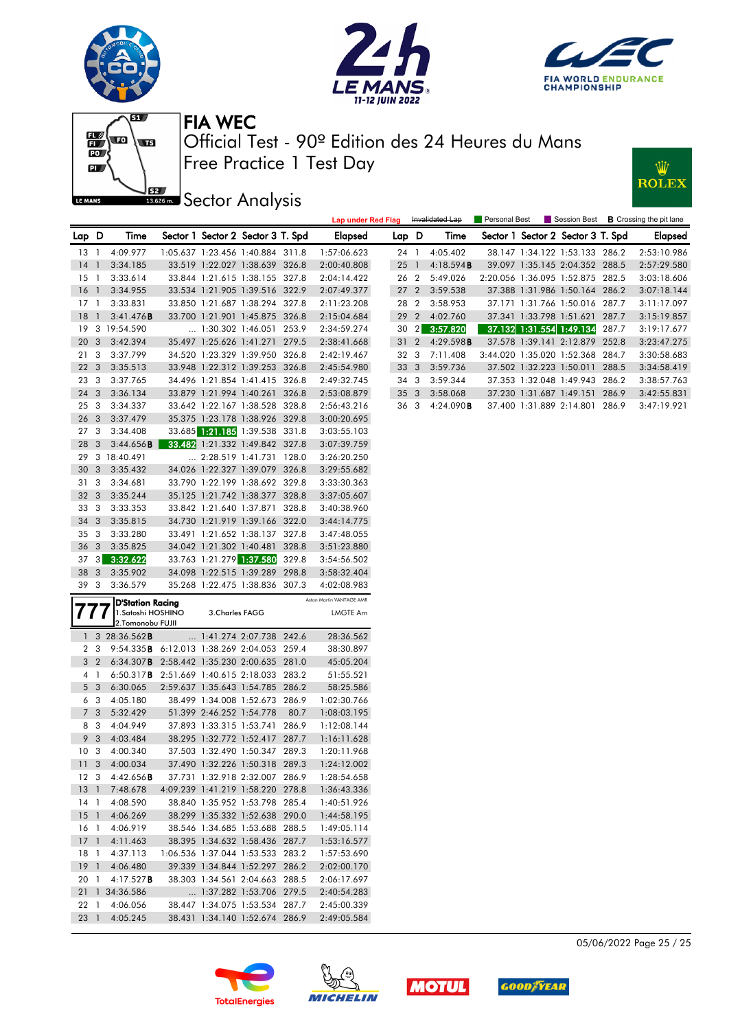# FIA WEC

## Official Test - 90º Edition des 24 Heures du Mans
## Free Practice 1 Test Day
## Sector Analysis

Lap under Red Flag | Invalidated Lap | Personal Best | Session Best | **B** Crossing the pit lane

| Lap | D | Time | Sector 1 | Sector 2 | Sector 3 | T. Spd | Elapsed |
|---|---|---|---|---|---|---|---|
| 13 | 1 | 4:09.977 | 1:05.637 | 1:23.456 | 1:40.884 | 311.8 | 1:57:06.623 |
| 14 | 1 | 3:34.185 | 33.519 | 1:22.027 | 1:38.639 | 326.8 | 2:00:40.808 |
| 15 | 1 | 3:33.614 | 33.844 | 1:21.615 | 1:38.155 | 327.8 | 2:04:14.422 |
| 16 | 1 | 3:34.955 | 33.534 | 1:21.905 | 1:39.516 | 322.9 | 2:07:49.377 |
| 17 | 1 | 3:33.831 | 33.850 | 1:21.687 | 1:38.294 | 327.8 | 2:11:23.208 |
| 18 | 1 | 3:41.476**B** | 33.700 | 1:21.901 | 1:45.875 | 326.8 | 2:15:04.684 |
| 19 | 3 | 19:54.590 | ... | 1:30.302 | 1:46.051 | 253.9 | 2:34:59.274 |
| 20 | 3 | 3:42.394 | 35.497 | 1:25.626 | 1:41.271 | 279.5 | 2:38:41.668 |
| 21 | 3 | 3:37.799 | 34.520 | 1:23.329 | 1:39.950 | 326.8 | 2:42:19.467 |
| 22 | 3 | 3:35.513 | 33.948 | 1:22.312 | 1:39.253 | 326.8 | 2:45:54.980 |
| 23 | 3 | 3:37.765 | 34.496 | 1:21.854 | 1:41.415 | 326.8 | 2:49:32.745 |
| 24 | 3 | 3:36.134 | 33.879 | 1:21.994 | 1:40.261 | 326.8 | 2:53:08.879 |
| 25 | 3 | 3:34.337 | 33.642 | 1:22.167 | 1:38.528 | 328.8 | 2:56:43.216 |
| 26 | 3 | 3:37.479 | 35.375 | 1:23.178 | 1:38.926 | 329.8 | 3:00:20.695 |
| 27 | 3 | 3:34.408 | 33.685 | 1:21.185 | 1:39.538 | 331.8 | 3:03:55.103 |
| 28 | 3 | 3:44.656**B** | 33.482 | 1:21.332 | 1:49.842 | 327.8 | 3:07:39.759 |
| 29 | 3 | 18:40.491 | ... | 2:28.519 | 1:41.731 | 128.0 | 3:26:20.250 |
| 30 | 3 | 3:35.432 | 34.026 | 1:22.327 | 1:39.079 | 326.8 | 3:29:55.682 |
| 31 | 3 | 3:34.681 | 33.790 | 1:22.199 | 1:38.692 | 329.8 | 3:33:30.363 |
| 32 | 3 | 3:35.244 | 35.125 | 1:21.742 | 1:38.377 | 328.8 | 3:37:05.607 |
| 33 | 3 | 3:33.353 | 33.842 | 1:21.640 | 1:37.871 | 328.8 | 3:40:38.960 |
| 34 | 3 | 3:35.815 | 34.730 | 1:21.919 | 1:39.166 | 322.0 | 3:44:14.775 |
| 35 | 3 | 3:33.280 | 33.491 | 1:21.652 | 1:38.137 | 327.8 | 3:47:48.055 |
| 36 | 3 | 3:35.825 | 34.042 | 1:21.302 | 1:40.481 | 328.8 | 3:51:23.880 |
| 37 | 3 | 3:32.622 | 33.763 | 1:21.279 | 1:37.580 | 329.8 | 3:54:56.502 |
| 38 | 3 | 3:35.902 | 34.098 | 1:22.515 | 1:39.289 | 298.8 | 3:58:32.404 |
| 39 | 3 | 3:36.579 | 35.268 | 1:22.475 | 1:38.836 | 307.3 | 4:02:08.983 |

**777** D'Station Racing — Aston Martin VANTAGE AMR — LMGTE Am
1.Satoshi HOSHINO
2.Tomonobu FUJII
3.Charles FAGG

| Lap | D | Time | Sector 1 | Sector 2 | Sector 3 | T. Spd | Elapsed |
|---|---|---|---|---|---|---|---|
| 1 | 3 | 28:36.562**B** | ... | 1:41.274 | 2:07.738 | 242.6 | 28:36.562 |
| 2 | 3 | 9:54.335**B** | 6:12.013 | 1:38.269 | 2:04.053 | 259.4 | 38:30.897 |
| 3 | 2 | 6:34.307**B** | 2:58.442 | 1:35.230 | 2:00.635 | 281.0 | 45:05.204 |
| 4 | 1 | 6:50.317**B** | 2:51.669 | 1:40.615 | 2:18.033 | 283.2 | 51:55.521 |
| 5 | 3 | 6:30.065 | 2:59.637 | 1:35.643 | 1:54.785 | 286.2 | 58:25.586 |
| 6 | 3 | 4:05.180 | 38.499 | 1:34.008 | 1:52.673 | 286.9 | 1:02:30.766 |
| 7 | 3 | 5:32.429 | 51.399 | 2:46.252 | 1:54.778 | 80.7 | 1:08:03.195 |
| 8 | 3 | 4:04.949 | 37.893 | 1:33.315 | 1:53.741 | 286.9 | 1:12:08.144 |
| 9 | 3 | 4:03.484 | 38.295 | 1:32.772 | 1:52.417 | 287.7 | 1:16:11.628 |
| 10 | 3 | 4:00.340 | 37.503 | 1:32.490 | 1:50.347 | 289.3 | 1:20:11.968 |
| 11 | 3 | 4:00.034 | 37.490 | 1:32.226 | 1:50.318 | 289.3 | 1:24:12.002 |
| 12 | 3 | 4:42.656**B** | 37.731 | 1:32.918 | 2:32.007 | 286.9 | 1:28:54.658 |
| 13 | 1 | 7:48.678 | 4:09.239 | 1:41.219 | 1:58.220 | 278.8 | 1:36:43.336 |
| 14 | 1 | 4:08.590 | 38.840 | 1:35.952 | 1:53.798 | 285.4 | 1:40:51.926 |
| 15 | 1 | 4:06.269 | 38.299 | 1:35.332 | 1:52.638 | 290.0 | 1:44:58.195 |
| 16 | 1 | 4:06.919 | 38.546 | 1:34.685 | 1:53.688 | 288.5 | 1:49:05.114 |
| 17 | 1 | 4:11.463 | 38.395 | 1:34.632 | 1:58.436 | 287.7 | 1:53:16.577 |
| 18 | 1 | 4:37.113 | 1:06.536 | 1:37.044 | 1:53.533 | 283.2 | 1:57:53.690 |
| 19 | 1 | 4:06.480 | 39.339 | 1:34.844 | 1:52.297 | 286.2 | 2:02:00.170 |
| 20 | 1 | 4:17.527**B** | 38.303 | 1:34.561 | 2:04.663 | 288.5 | 2:06:17.697 |
| 21 | 1 | 34:36.586 | ... | 1:37.282 | 1:53.706 | 279.5 | 2:40:54.283 |
| 22 | 1 | 4:06.056 | 38.447 | 1:34.075 | 1:53.534 | 287.7 | 2:45:00.339 |
| 23 | 1 | 4:05.245 | 38.431 | 1:34.140 | 1:52.674 | 286.9 | 2:49:05.584 |
| 24 | 1 | 4:05.402 | 38.147 | 1:34.122 | 1:53.133 | 286.2 | 2:53:10.986 |
| 25 | 1 | 4:18.594**B** | 39.097 | 1:35.145 | 2:04.352 | 288.5 | 2:57:29.580 |
| 26 | 2 | 5:49.026 | 2:20.056 | 1:36.095 | 1:52.875 | 282.5 | 3:03:18.606 |
| 27 | 2 | 3:59.538 | 37.388 | 1:31.986 | 1:50.164 | 286.2 | 3:07:18.144 |
| 28 | 2 | 3:58.953 | 37.171 | 1:31.766 | 1:50.016 | 287.7 | 3:11:17.097 |
| 29 | 2 | 4:02.760 | 37.341 | 1:33.798 | 1:51.621 | 287.7 | 3:15:19.857 |
| 30 | 2 | 3:57.820 | 37.132 | 1:31.554 | 1:49.134 | 287.7 | 3:19:17.677 |
| 31 | 2 | 4:29.598**B** | 37.578 | 1:39.141 | 2:12.879 | 252.8 | 3:23:47.275 |
| 32 | 3 | 7:11.408 | 3:44.020 | 1:35.020 | 1:52.368 | 284.7 | 3:30:58.683 |
| 33 | 3 | 3:59.736 | 37.502 | 1:32.223 | 1:50.011 | 288.5 | 3:34:58.419 |
| 34 | 3 | 3:59.344 | 37.353 | 1:32.048 | 1:49.943 | 286.2 | 3:38:57.763 |
| 35 | 3 | 3:58.068 | 37.230 | 1:31.687 | 1:49.151 | 286.9 | 3:42:55.831 |
| 36 | 3 | 4:24.090**B** | 37.400 | 1:31.889 | 2:14.801 | 286.9 | 3:47:19.921 |

05/06/2022